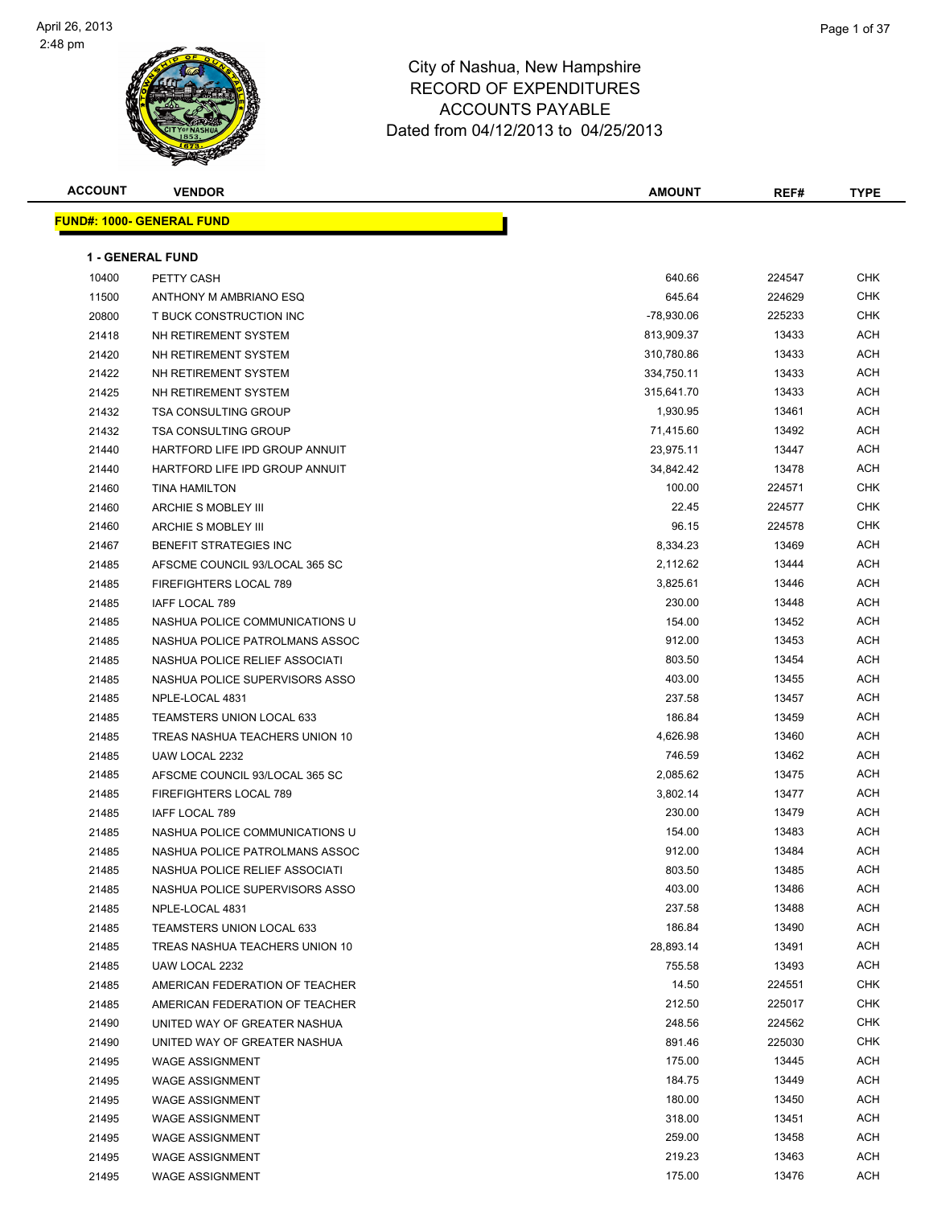# City of Nashua, New Hampshire
## RECORD OF EXPENDITURES
## ACCOUNTS PAYABLE
## Dated from 04/12/2013 to 04/25/2013

April 26, 2013
2:48 pm

| ACCOUNT | VENDOR | AMOUNT | REF# | TYPE |
|---|---|---|---|---|

**FUND#: 1000- GENERAL FUND**

**1 - GENERAL FUND**

| ACCOUNT | VENDOR | AMOUNT | REF# | TYPE |
|---|---|---|---|---|
| 10400 | PETTY CASH | 640.66 | 224547 | CHK |
| 11500 | ANTHONY M AMBRIANO ESQ | 645.64 | 224629 | CHK |
| 20800 | T BUCK CONSTRUCTION INC | -78,930.06 | 225233 | CHK |
| 21418 | NH RETIREMENT SYSTEM | 813,909.37 | 13433 | ACH |
| 21420 | NH RETIREMENT SYSTEM | 310,780.86 | 13433 | ACH |
| 21422 | NH RETIREMENT SYSTEM | 334,750.11 | 13433 | ACH |
| 21425 | NH RETIREMENT SYSTEM | 315,641.70 | 13433 | ACH |
| 21432 | TSA CONSULTING GROUP | 1,930.95 | 13461 | ACH |
| 21432 | TSA CONSULTING GROUP | 71,415.60 | 13492 | ACH |
| 21440 | HARTFORD LIFE IPD GROUP ANNUIT | 23,975.11 | 13447 | ACH |
| 21440 | HARTFORD LIFE IPD GROUP ANNUIT | 34,842.42 | 13478 | ACH |
| 21460 | TINA HAMILTON | 100.00 | 224571 | CHK |
| 21460 | ARCHIE S MOBLEY III | 22.45 | 224577 | CHK |
| 21460 | ARCHIE S MOBLEY III | 96.15 | 224578 | CHK |
| 21467 | BENEFIT STRATEGIES INC | 8,334.23 | 13469 | ACH |
| 21485 | AFSCME COUNCIL 93/LOCAL 365 SC | 2,112.62 | 13444 | ACH |
| 21485 | FIREFIGHTERS LOCAL 789 | 3,825.61 | 13446 | ACH |
| 21485 | IAFF LOCAL 789 | 230.00 | 13448 | ACH |
| 21485 | NASHUA POLICE COMMUNICATIONS U | 154.00 | 13452 | ACH |
| 21485 | NASHUA POLICE PATROLMANS ASSOC | 912.00 | 13453 | ACH |
| 21485 | NASHUA POLICE RELIEF ASSOCIATI | 803.50 | 13454 | ACH |
| 21485 | NASHUA POLICE SUPERVISORS ASSO | 403.00 | 13455 | ACH |
| 21485 | NPLE-LOCAL 4831 | 237.58 | 13457 | ACH |
| 21485 | TEAMSTERS UNION LOCAL 633 | 186.84 | 13459 | ACH |
| 21485 | TREAS NASHUA TEACHERS UNION 10 | 4,626.98 | 13460 | ACH |
| 21485 | UAW LOCAL 2232 | 746.59 | 13462 | ACH |
| 21485 | AFSCME COUNCIL 93/LOCAL 365 SC | 2,085.62 | 13475 | ACH |
| 21485 | FIREFIGHTERS LOCAL 789 | 3,802.14 | 13477 | ACH |
| 21485 | IAFF LOCAL 789 | 230.00 | 13479 | ACH |
| 21485 | NASHUA POLICE COMMUNICATIONS U | 154.00 | 13483 | ACH |
| 21485 | NASHUA POLICE PATROLMANS ASSOC | 912.00 | 13484 | ACH |
| 21485 | NASHUA POLICE RELIEF ASSOCIATI | 803.50 | 13485 | ACH |
| 21485 | NASHUA POLICE SUPERVISORS ASSO | 403.00 | 13486 | ACH |
| 21485 | NPLE-LOCAL 4831 | 237.58 | 13488 | ACH |
| 21485 | TEAMSTERS UNION LOCAL 633 | 186.84 | 13490 | ACH |
| 21485 | TREAS NASHUA TEACHERS UNION 10 | 28,893.14 | 13491 | ACH |
| 21485 | UAW LOCAL 2232 | 755.58 | 13493 | ACH |
| 21485 | AMERICAN FEDERATION OF TEACHER | 14.50 | 224551 | CHK |
| 21485 | AMERICAN FEDERATION OF TEACHER | 212.50 | 225017 | CHK |
| 21490 | UNITED WAY OF GREATER NASHUA | 248.56 | 224562 | CHK |
| 21490 | UNITED WAY OF GREATER NASHUA | 891.46 | 225030 | CHK |
| 21495 | WAGE ASSIGNMENT | 175.00 | 13445 | ACH |
| 21495 | WAGE ASSIGNMENT | 184.75 | 13449 | ACH |
| 21495 | WAGE ASSIGNMENT | 180.00 | 13450 | ACH |
| 21495 | WAGE ASSIGNMENT | 318.00 | 13451 | ACH |
| 21495 | WAGE ASSIGNMENT | 259.00 | 13458 | ACH |
| 21495 | WAGE ASSIGNMENT | 219.23 | 13463 | ACH |
| 21495 | WAGE ASSIGNMENT | 175.00 | 13476 | ACH |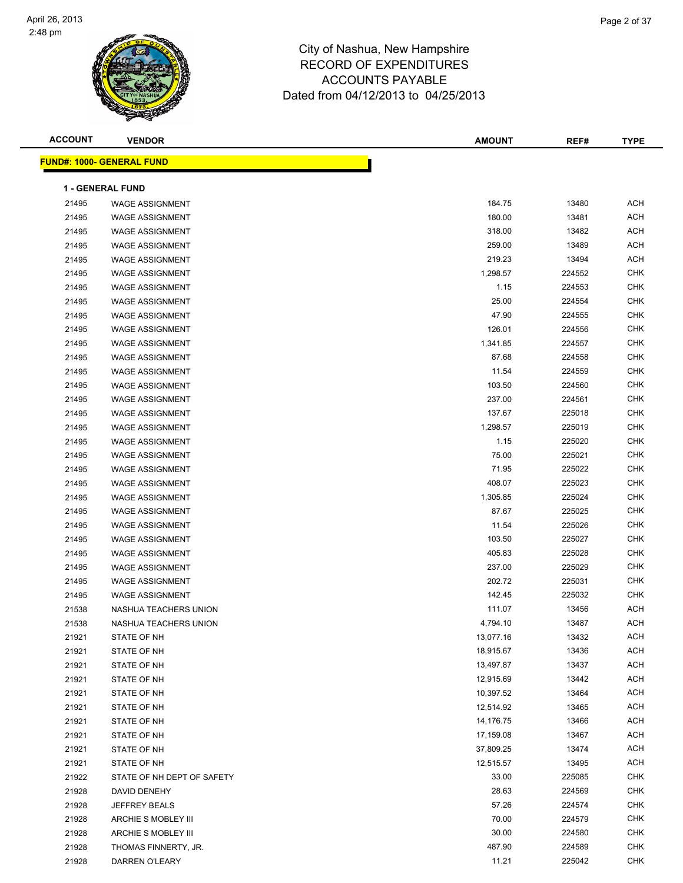# City of Nashua, New Hampshire
## RECORD OF EXPENDITURES
## ACCOUNTS PAYABLE
### Dated from 04/12/2013 to 04/25/2013

**FUND#: 1000- GENERAL FUND**

**1 - GENERAL FUND**

| ACCOUNT | VENDOR | AMOUNT | REF# | TYPE |
|---|---|---|---|---|
| 21495 | WAGE ASSIGNMENT | 184.75 | 13480 | ACH |
| 21495 | WAGE ASSIGNMENT | 180.00 | 13481 | ACH |
| 21495 | WAGE ASSIGNMENT | 318.00 | 13482 | ACH |
| 21495 | WAGE ASSIGNMENT | 259.00 | 13489 | ACH |
| 21495 | WAGE ASSIGNMENT | 219.23 | 13494 | ACH |
| 21495 | WAGE ASSIGNMENT | 1,298.57 | 224552 | CHK |
| 21495 | WAGE ASSIGNMENT | 1.15 | 224553 | CHK |
| 21495 | WAGE ASSIGNMENT | 25.00 | 224554 | CHK |
| 21495 | WAGE ASSIGNMENT | 47.90 | 224555 | CHK |
| 21495 | WAGE ASSIGNMENT | 126.01 | 224556 | CHK |
| 21495 | WAGE ASSIGNMENT | 1,341.85 | 224557 | CHK |
| 21495 | WAGE ASSIGNMENT | 87.68 | 224558 | CHK |
| 21495 | WAGE ASSIGNMENT | 11.54 | 224559 | CHK |
| 21495 | WAGE ASSIGNMENT | 103.50 | 224560 | CHK |
| 21495 | WAGE ASSIGNMENT | 237.00 | 224561 | CHK |
| 21495 | WAGE ASSIGNMENT | 137.67 | 225018 | CHK |
| 21495 | WAGE ASSIGNMENT | 1,298.57 | 225019 | CHK |
| 21495 | WAGE ASSIGNMENT | 1.15 | 225020 | CHK |
| 21495 | WAGE ASSIGNMENT | 75.00 | 225021 | CHK |
| 21495 | WAGE ASSIGNMENT | 71.95 | 225022 | CHK |
| 21495 | WAGE ASSIGNMENT | 408.07 | 225023 | CHK |
| 21495 | WAGE ASSIGNMENT | 1,305.85 | 225024 | CHK |
| 21495 | WAGE ASSIGNMENT | 87.67 | 225025 | CHK |
| 21495 | WAGE ASSIGNMENT | 11.54 | 225026 | CHK |
| 21495 | WAGE ASSIGNMENT | 103.50 | 225027 | CHK |
| 21495 | WAGE ASSIGNMENT | 405.83 | 225028 | CHK |
| 21495 | WAGE ASSIGNMENT | 237.00 | 225029 | CHK |
| 21495 | WAGE ASSIGNMENT | 202.72 | 225031 | CHK |
| 21495 | WAGE ASSIGNMENT | 142.45 | 225032 | CHK |
| 21538 | NASHUA TEACHERS UNION | 111.07 | 13456 | ACH |
| 21538 | NASHUA TEACHERS UNION | 4,794.10 | 13487 | ACH |
| 21921 | STATE OF NH | 13,077.16 | 13432 | ACH |
| 21921 | STATE OF NH | 18,915.67 | 13436 | ACH |
| 21921 | STATE OF NH | 13,497.87 | 13437 | ACH |
| 21921 | STATE OF NH | 12,915.69 | 13442 | ACH |
| 21921 | STATE OF NH | 10,397.52 | 13464 | ACH |
| 21921 | STATE OF NH | 12,514.92 | 13465 | ACH |
| 21921 | STATE OF NH | 14,176.75 | 13466 | ACH |
| 21921 | STATE OF NH | 17,159.08 | 13467 | ACH |
| 21921 | STATE OF NH | 37,809.25 | 13474 | ACH |
| 21921 | STATE OF NH | 12,515.57 | 13495 | ACH |
| 21922 | STATE OF NH DEPT OF SAFETY | 33.00 | 225085 | CHK |
| 21928 | DAVID DENEHY | 28.63 | 224569 | CHK |
| 21928 | JEFFREY BEALS | 57.26 | 224574 | CHK |
| 21928 | ARCHIE S MOBLEY III | 70.00 | 224579 | CHK |
| 21928 | ARCHIE S MOBLEY III | 30.00 | 224580 | CHK |
| 21928 | THOMAS FINNERTY, JR. | 487.90 | 224589 | CHK |
| 21928 | DARREN O'LEARY | 11.21 | 225042 | CHK |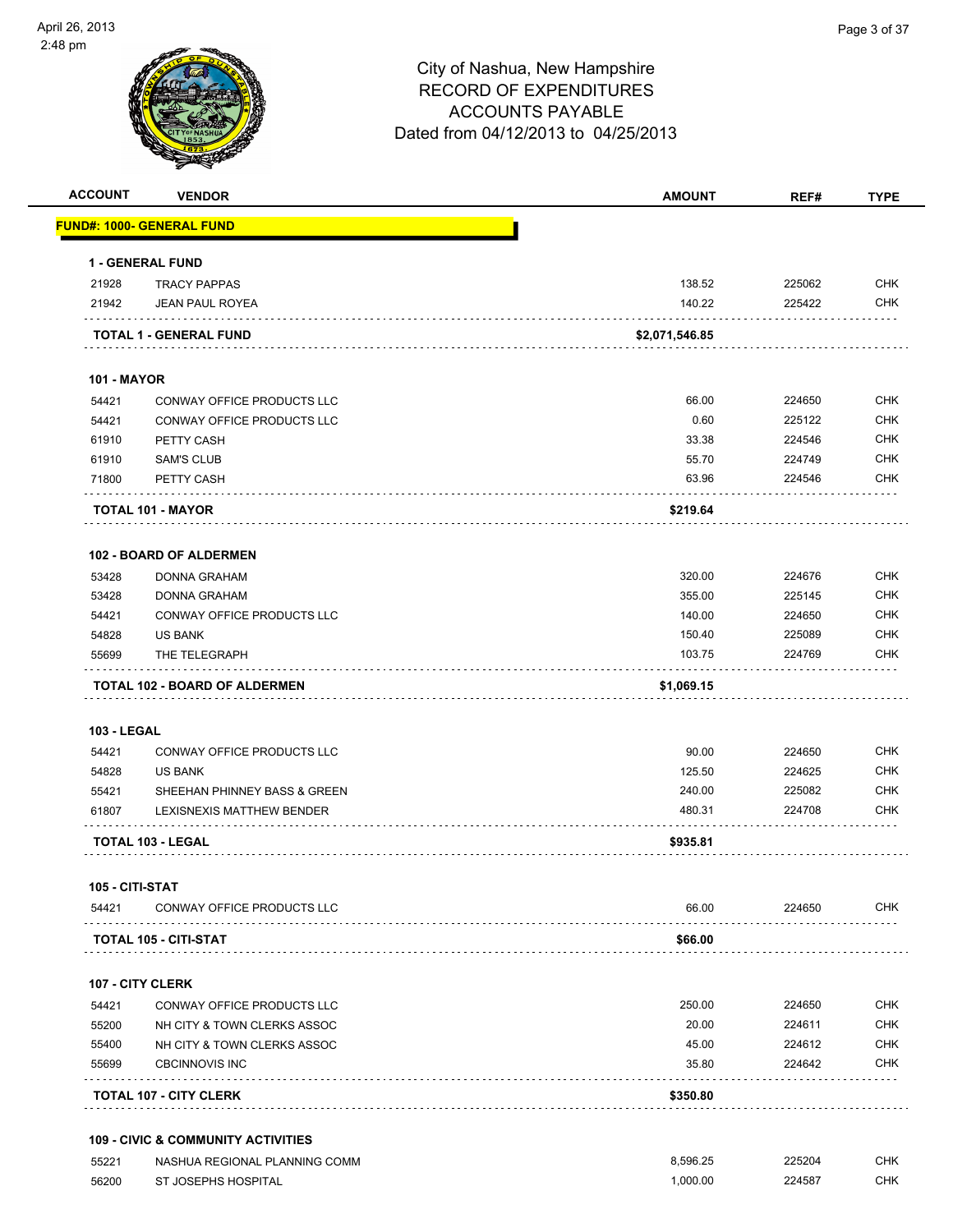City of Nashua, New Hampshire
RECORD OF EXPENDITURES
ACCOUNTS PAYABLE
Dated from 04/12/2013 to 04/25/2013

| ACCOUNT | VENDOR | AMOUNT | REF# | TYPE |
|---|---|---|---|---|
| **FUND#: 1000- GENERAL FUND** | | | | |
| **1 - GENERAL FUND** | | | | |
| 21928 | TRACY PAPPAS | 138.52 | 225062 | CHK |
| 21942 | JEAN PAUL ROYEA | 140.22 | 225422 | CHK |
| **TOTAL 1 - GENERAL FUND** | | **$2,071,546.85** | | |
| **101 - MAYOR** | | | | |
| 54421 | CONWAY OFFICE PRODUCTS LLC | 66.00 | 224650 | CHK |
| 54421 | CONWAY OFFICE PRODUCTS LLC | 0.60 | 225122 | CHK |
| 61910 | PETTY CASH | 33.38 | 224546 | CHK |
| 61910 | SAM'S CLUB | 55.70 | 224749 | CHK |
| 71800 | PETTY CASH | 63.96 | 224546 | CHK |
| **TOTAL 101 - MAYOR** | | **$219.64** | | |
| **102 - BOARD OF ALDERMEN** | | | | |
| 53428 | DONNA GRAHAM | 320.00 | 224676 | CHK |
| 53428 | DONNA GRAHAM | 355.00 | 225145 | CHK |
| 54421 | CONWAY OFFICE PRODUCTS LLC | 140.00 | 224650 | CHK |
| 54828 | US BANK | 150.40 | 225089 | CHK |
| 55699 | THE TELEGRAPH | 103.75 | 224769 | CHK |
| **TOTAL 102 - BOARD OF ALDERMEN** | | **$1,069.15** | | |
| **103 - LEGAL** | | | | |
| 54421 | CONWAY OFFICE PRODUCTS LLC | 90.00 | 224650 | CHK |
| 54828 | US BANK | 125.50 | 224625 | CHK |
| 55421 | SHEEHAN PHINNEY BASS & GREEN | 240.00 | 225082 | CHK |
| 61807 | LEXISNEXIS MATTHEW BENDER | 480.31 | 224708 | CHK |
| **TOTAL 103 - LEGAL** | | **$935.81** | | |
| **105 - CITI-STAT** | | | | |
| 54421 | CONWAY OFFICE PRODUCTS LLC | 66.00 | 224650 | CHK |
| **TOTAL 105 - CITI-STAT** | | **$66.00** | | |
| **107 - CITY CLERK** | | | | |
| 54421 | CONWAY OFFICE PRODUCTS LLC | 250.00 | 224650 | CHK |
| 55200 | NH CITY & TOWN CLERKS ASSOC | 20.00 | 224611 | CHK |
| 55400 | NH CITY & TOWN CLERKS ASSOC | 45.00 | 224612 | CHK |
| 55699 | CBCINNOVIS INC | 35.80 | 224642 | CHK |
| **TOTAL 107 - CITY CLERK** | | **$350.80** | | |
| **109 - CIVIC & COMMUNITY ACTIVITIES** | | | | |
| 55221 | NASHUA REGIONAL PLANNING COMM | 8,596.25 | 225204 | CHK |
| 56200 | ST JOSEPHS HOSPITAL | 1,000.00 | 224587 | CHK |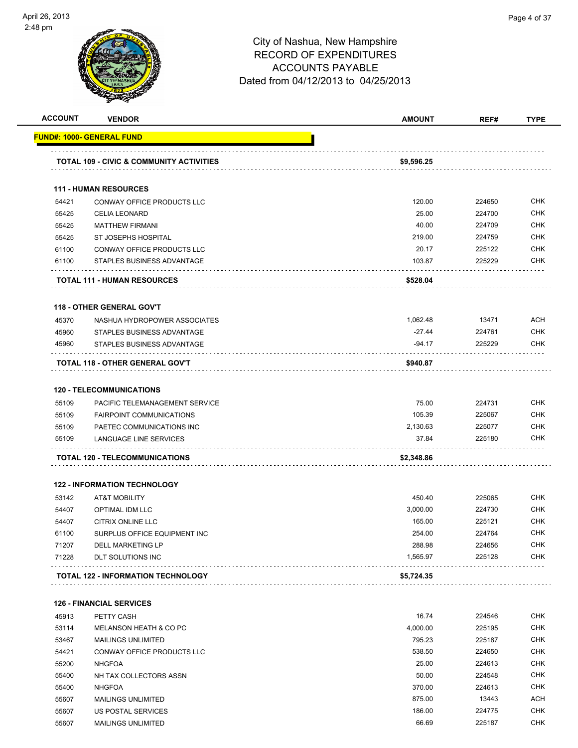City of Nashua, New Hampshire
RECORD OF EXPENDITURES
ACCOUNTS PAYABLE
Dated from 04/12/2013 to 04/25/2013

| ACCOUNT | VENDOR | AMOUNT | REF# | TYPE |
|---|---|---|---|---|
| **FUND#: 1000- GENERAL FUND** | | | | |
| | **TOTAL 109 - CIVIC & COMMUNITY ACTIVITIES** | **$9,596.25** | | |
| | **111 - HUMAN RESOURCES** | | | |
| 54421 | CONWAY OFFICE PRODUCTS LLC | 120.00 | 224650 | CHK |
| 55425 | CELIA LEONARD | 25.00 | 224700 | CHK |
| 55425 | MATTHEW FIRMANI | 40.00 | 224709 | CHK |
| 55425 | ST JOSEPHS HOSPITAL | 219.00 | 224759 | CHK |
| 61100 | CONWAY OFFICE PRODUCTS LLC | 20.17 | 225122 | CHK |
| 61100 | STAPLES BUSINESS ADVANTAGE | 103.87 | 225229 | CHK |
| | **TOTAL 111 - HUMAN RESOURCES** | **$528.04** | | |
| | **118 - OTHER GENERAL GOV'T** | | | |
| 45370 | NASHUA HYDROPOWER ASSOCIATES | 1,062.48 | 13471 | ACH |
| 45960 | STAPLES BUSINESS ADVANTAGE | -27.44 | 224761 | CHK |
| 45960 | STAPLES BUSINESS ADVANTAGE | -94.17 | 225229 | CHK |
| | **TOTAL 118 - OTHER GENERAL GOV'T** | **$940.87** | | |
| | **120 - TELECOMMUNICATIONS** | | | |
| 55109 | PACIFIC TELEMANAGEMENT SERVICE | 75.00 | 224731 | CHK |
| 55109 | FAIRPOINT COMMUNICATIONS | 105.39 | 225067 | CHK |
| 55109 | PAETEC COMMUNICATIONS INC | 2,130.63 | 225077 | CHK |
| 55109 | LANGUAGE LINE SERVICES | 37.84 | 225180 | CHK |
| | **TOTAL 120 - TELECOMMUNICATIONS** | **$2,348.86** | | |
| | **122 - INFORMATION TECHNOLOGY** | | | |
| 53142 | AT&T MOBILITY | 450.40 | 225065 | CHK |
| 54407 | OPTIMAL IDM LLC | 3,000.00 | 224730 | CHK |
| 54407 | CITRIX ONLINE LLC | 165.00 | 225121 | CHK |
| 61100 | SURPLUS OFFICE EQUIPMENT INC | 254.00 | 224764 | CHK |
| 71207 | DELL MARKETING LP | 288.98 | 224656 | CHK |
| 71228 | DLT SOLUTIONS INC | 1,565.97 | 225128 | CHK |
| | **TOTAL 122 - INFORMATION TECHNOLOGY** | **$5,724.35** | | |
| | **126 - FINANCIAL SERVICES** | | | |
| 45913 | PETTY CASH | 16.74 | 224546 | CHK |
| 53114 | MELANSON HEATH & CO PC | 4,000.00 | 225195 | CHK |
| 53467 | MAILINGS UNLIMITED | 795.23 | 225187 | CHK |
| 54421 | CONWAY OFFICE PRODUCTS LLC | 538.50 | 224650 | CHK |
| 55200 | NHGFOA | 25.00 | 224613 | CHK |
| 55400 | NH TAX COLLECTORS ASSN | 50.00 | 224548 | CHK |
| 55400 | NHGFOA | 370.00 | 224613 | CHK |
| 55607 | MAILINGS UNLIMITED | 875.00 | 13443 | ACH |
| 55607 | US POSTAL SERVICES | 186.00 | 224775 | CHK |
| 55607 | MAILINGS UNLIMITED | 66.69 | 225187 | CHK |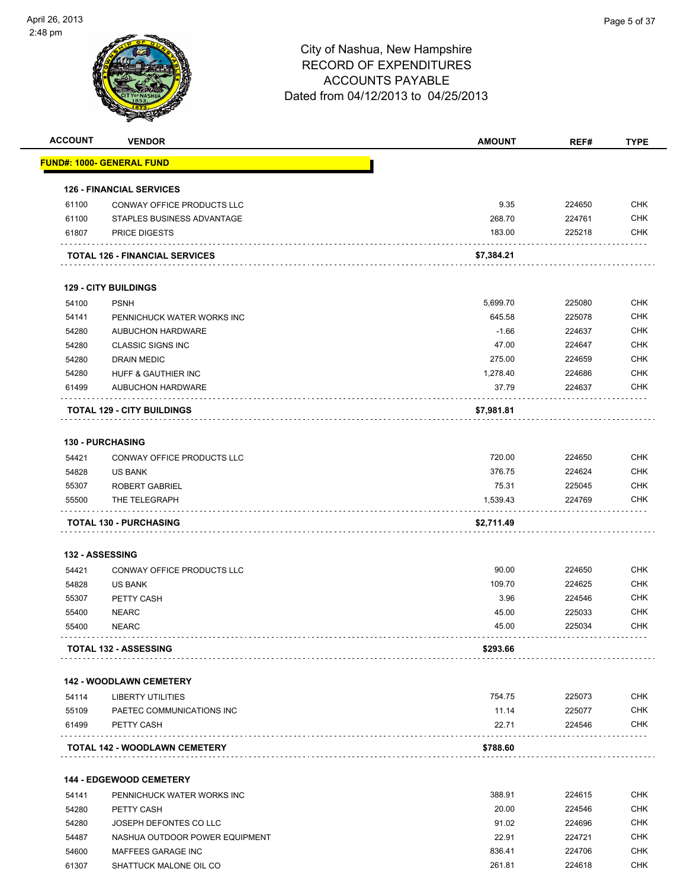# City of Nashua, New Hampshire
## RECORD OF EXPENDITURES
## ACCOUNTS PAYABLE
## Dated from 04/12/2013 to 04/25/2013

| ACCOUNT | VENDOR | AMOUNT | REF# | TYPE |
|---|---|---|---|---|
| **FUND#: 1000- GENERAL FUND** | | | | |
| **126 - FINANCIAL SERVICES** | | | | |
| 61100 | CONWAY OFFICE PRODUCTS LLC | 9.35 | 224650 | CHK |
| 61100 | STAPLES BUSINESS ADVANTAGE | 268.70 | 224761 | CHK |
| 61807 | PRICE DIGESTS | 183.00 | 225218 | CHK |
| | **TOTAL 126 - FINANCIAL SERVICES** | **$7,384.21** | | |
| **129 - CITY BUILDINGS** | | | | |
| 54100 | PSNH | 5,699.70 | 225080 | CHK |
| 54141 | PENNICHUCK WATER WORKS INC | 645.58 | 225078 | CHK |
| 54280 | AUBUCHON HARDWARE | -1.66 | 224637 | CHK |
| 54280 | CLASSIC SIGNS INC | 47.00 | 224647 | CHK |
| 54280 | DRAIN MEDIC | 275.00 | 224659 | CHK |
| 54280 | HUFF & GAUTHIER INC | 1,278.40 | 224686 | CHK |
| 61499 | AUBUCHON HARDWARE | 37.79 | 224637 | CHK |
| | **TOTAL 129 - CITY BUILDINGS** | **$7,981.81** | | |
| **130 - PURCHASING** | | | | |
| 54421 | CONWAY OFFICE PRODUCTS LLC | 720.00 | 224650 | CHK |
| 54828 | US BANK | 376.75 | 224624 | CHK |
| 55307 | ROBERT GABRIEL | 75.31 | 225045 | CHK |
| 55500 | THE TELEGRAPH | 1,539.43 | 224769 | CHK |
| | **TOTAL 130 - PURCHASING** | **$2,711.49** | | |
| **132 - ASSESSING** | | | | |
| 54421 | CONWAY OFFICE PRODUCTS LLC | 90.00 | 224650 | CHK |
| 54828 | US BANK | 109.70 | 224625 | CHK |
| 55307 | PETTY CASH | 3.96 | 224546 | CHK |
| 55400 | NEARC | 45.00 | 225033 | CHK |
| 55400 | NEARC | 45.00 | 225034 | CHK |
| | **TOTAL 132 - ASSESSING** | **$293.66** | | |
| **142 - WOODLAWN CEMETERY** | | | | |
| 54114 | LIBERTY UTILITIES | 754.75 | 225073 | CHK |
| 55109 | PAETEC COMMUNICATIONS INC | 11.14 | 225077 | CHK |
| 61499 | PETTY CASH | 22.71 | 224546 | CHK |
| | **TOTAL 142 - WOODLAWN CEMETERY** | **$788.60** | | |
| **144 - EDGEWOOD CEMETERY** | | | | |
| 54141 | PENNICHUCK WATER WORKS INC | 388.91 | 224615 | CHK |
| 54280 | PETTY CASH | 20.00 | 224546 | CHK |
| 54280 | JOSEPH DEFONTES CO LLC | 91.02 | 224696 | CHK |
| 54487 | NASHUA OUTDOOR POWER EQUIPMENT | 22.91 | 224721 | CHK |
| 54600 | MAFFEES GARAGE INC | 836.41 | 224706 | CHK |
| 61307 | SHATTUCK MALONE OIL CO | 261.81 | 224618 | CHK |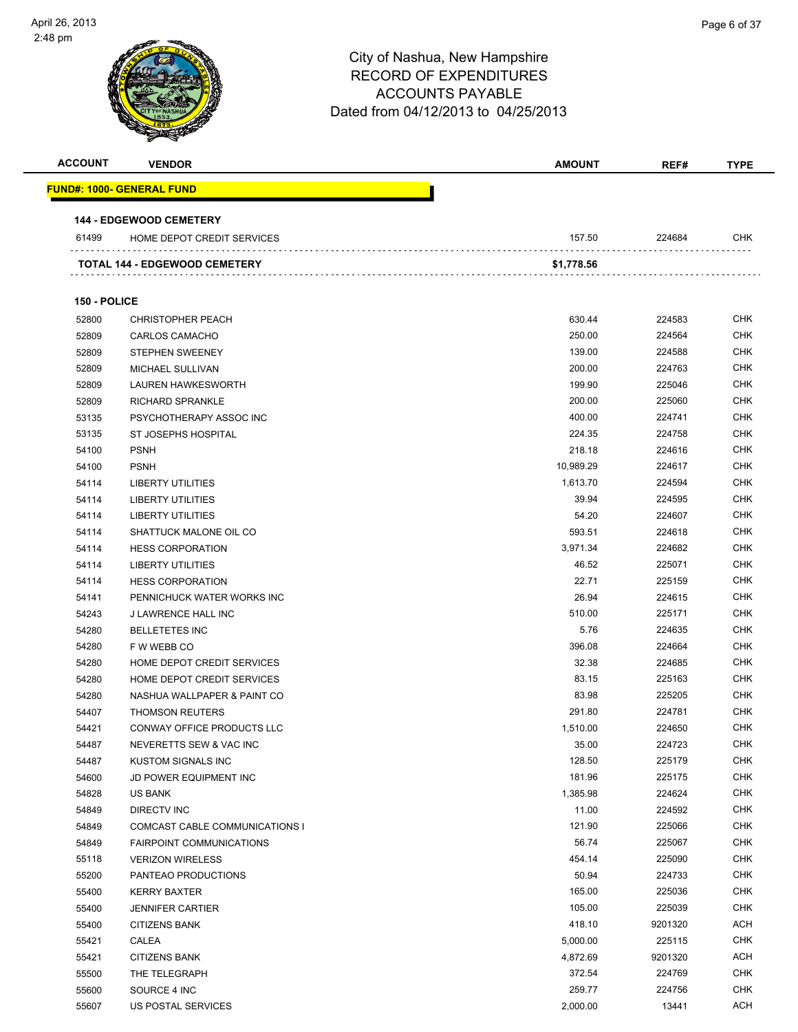City of Nashua, New Hampshire
RECORD OF EXPENDITURES
ACCOUNTS PAYABLE
Dated from 04/12/2013 to 04/25/2013

| ACCOUNT | VENDOR | AMOUNT | REF# | TYPE |
|---|---|---|---|---|
| **FUND#: 1000- GENERAL FUND** | | | | |
| **144 - EDGEWOOD CEMETERY** | | | | |
| 61499 | HOME DEPOT CREDIT SERVICES | 157.50 | 224684 | CHK |
| **TOTAL 144 - EDGEWOOD CEMETERY** | | **$1,778.56** | | |
| **150 - POLICE** | | | | |
| 52800 | CHRISTOPHER PEACH | 630.44 | 224583 | CHK |
| 52809 | CARLOS CAMACHO | 250.00 | 224564 | CHK |
| 52809 | STEPHEN SWEENEY | 139.00 | 224588 | CHK |
| 52809 | MICHAEL SULLIVAN | 200.00 | 224763 | CHK |
| 52809 | LAUREN HAWKESWORTH | 199.90 | 225046 | CHK |
| 52809 | RICHARD SPRANKLE | 200.00 | 225060 | CHK |
| 53135 | PSYCHOTHERAPY ASSOC INC | 400.00 | 224741 | CHK |
| 53135 | ST JOSEPHS HOSPITAL | 224.35 | 224758 | CHK |
| 54100 | PSNH | 218.18 | 224616 | CHK |
| 54100 | PSNH | 10,989.29 | 224617 | CHK |
| 54114 | LIBERTY UTILITIES | 1,613.70 | 224594 | CHK |
| 54114 | LIBERTY UTILITIES | 39.94 | 224595 | CHK |
| 54114 | LIBERTY UTILITIES | 54.20 | 224607 | CHK |
| 54114 | SHATTUCK MALONE OIL CO | 593.51 | 224618 | CHK |
| 54114 | HESS CORPORATION | 3,971.34 | 224682 | CHK |
| 54114 | LIBERTY UTILITIES | 46.52 | 225071 | CHK |
| 54114 | HESS CORPORATION | 22.71 | 225159 | CHK |
| 54141 | PENNICHUCK WATER WORKS INC | 26.94 | 224615 | CHK |
| 54243 | J LAWRENCE HALL INC | 510.00 | 225171 | CHK |
| 54280 | BELLETETES INC | 5.76 | 224635 | CHK |
| 54280 | F W WEBB CO | 396.08 | 224664 | CHK |
| 54280 | HOME DEPOT CREDIT SERVICES | 32.38 | 224685 | CHK |
| 54280 | HOME DEPOT CREDIT SERVICES | 83.15 | 225163 | CHK |
| 54280 | NASHUA WALLPAPER & PAINT CO | 83.98 | 225205 | CHK |
| 54407 | THOMSON REUTERS | 291.80 | 224781 | CHK |
| 54421 | CONWAY OFFICE PRODUCTS LLC | 1,510.00 | 224650 | CHK |
| 54487 | NEVERETTS SEW & VAC INC | 35.00 | 224723 | CHK |
| 54487 | KUSTOM SIGNALS INC | 128.50 | 225179 | CHK |
| 54600 | JD POWER EQUIPMENT INC | 181.96 | 225175 | CHK |
| 54828 | US BANK | 1,385.98 | 224624 | CHK |
| 54849 | DIRECTV INC | 11.00 | 224592 | CHK |
| 54849 | COMCAST CABLE COMMUNICATIONS I | 121.90 | 225066 | CHK |
| 54849 | FAIRPOINT COMMUNICATIONS | 56.74 | 225067 | CHK |
| 55118 | VERIZON WIRELESS | 454.14 | 225090 | CHK |
| 55200 | PANTEAO PRODUCTIONS | 50.94 | 224733 | CHK |
| 55400 | KERRY BAXTER | 165.00 | 225036 | CHK |
| 55400 | JENNIFER CARTIER | 105.00 | 225039 | CHK |
| 55400 | CITIZENS BANK | 418.10 | 9201320 | ACH |
| 55421 | CALEA | 5,000.00 | 225115 | CHK |
| 55421 | CITIZENS BANK | 4,872.69 | 9201320 | ACH |
| 55500 | THE TELEGRAPH | 372.54 | 224769 | CHK |
| 55600 | SOURCE 4 INC | 259.77 | 224756 | CHK |
| 55607 | US POSTAL SERVICES | 2,000.00 | 13441 | ACH |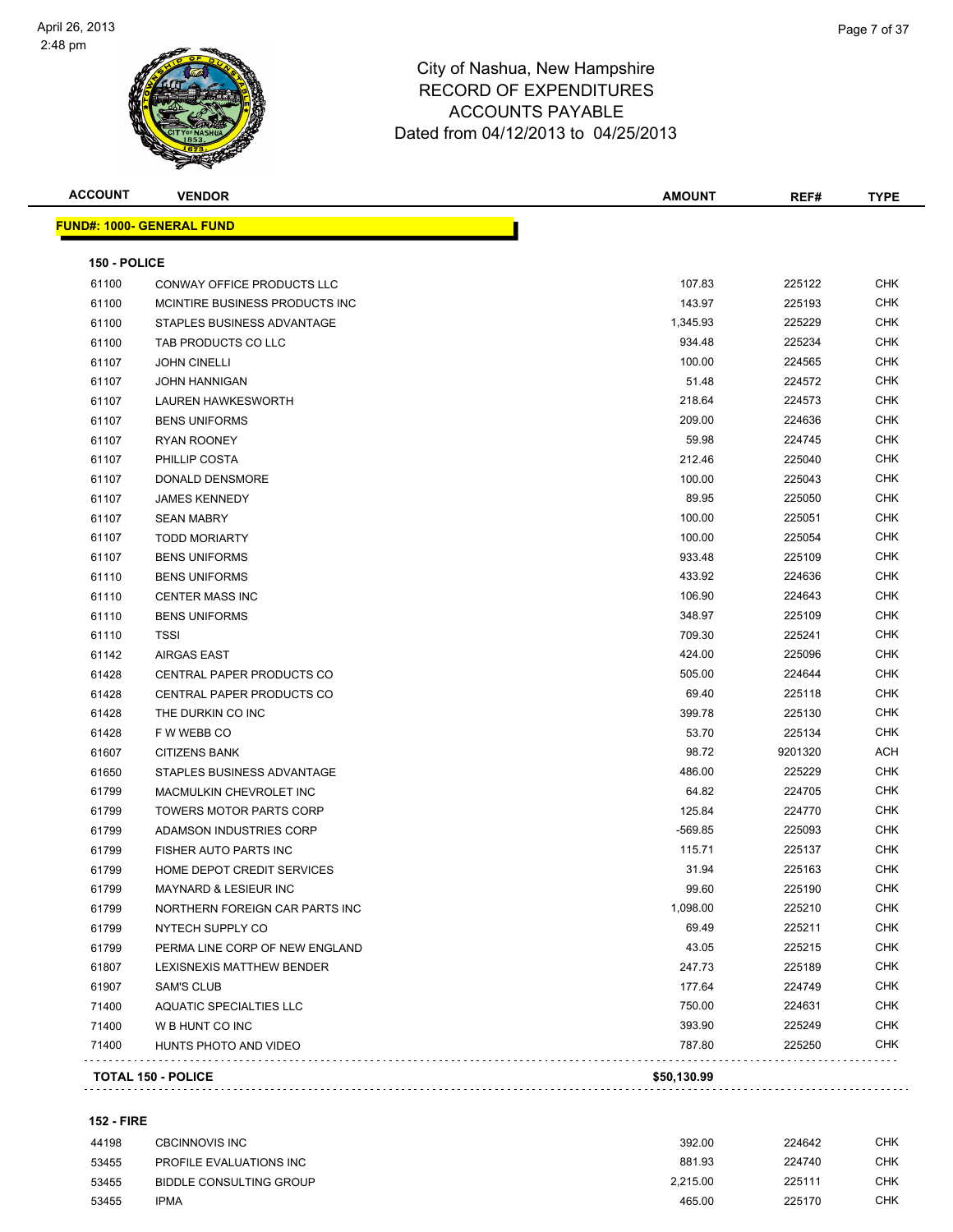City of Nashua, New Hampshire
RECORD OF EXPENDITURES
ACCOUNTS PAYABLE
Dated from 04/12/2013 to 04/25/2013

| ACCOUNT | VENDOR | AMOUNT | REF# | TYPE |
|---|---|---|---|---|
| **FUND#: 1000- GENERAL FUND** | | | | |
| **150 - POLICE** | | | | |
| 61100 | CONWAY OFFICE PRODUCTS LLC | 107.83 | 225122 | CHK |
| 61100 | MCINTIRE BUSINESS PRODUCTS INC | 143.97 | 225193 | CHK |
| 61100 | STAPLES BUSINESS ADVANTAGE | 1,345.93 | 225229 | CHK |
| 61100 | TAB PRODUCTS CO LLC | 934.48 | 225234 | CHK |
| 61107 | JOHN CINELLI | 100.00 | 224565 | CHK |
| 61107 | JOHN HANNIGAN | 51.48 | 224572 | CHK |
| 61107 | LAUREN HAWKESWORTH | 218.64 | 224573 | CHK |
| 61107 | BENS UNIFORMS | 209.00 | 224636 | CHK |
| 61107 | RYAN ROONEY | 59.98 | 224745 | CHK |
| 61107 | PHILLIP COSTA | 212.46 | 225040 | CHK |
| 61107 | DONALD DENSMORE | 100.00 | 225043 | CHK |
| 61107 | JAMES KENNEDY | 89.95 | 225050 | CHK |
| 61107 | SEAN MABRY | 100.00 | 225051 | CHK |
| 61107 | TODD MORIARTY | 100.00 | 225054 | CHK |
| 61107 | BENS UNIFORMS | 933.48 | 225109 | CHK |
| 61110 | BENS UNIFORMS | 433.92 | 224636 | CHK |
| 61110 | CENTER MASS INC | 106.90 | 224643 | CHK |
| 61110 | BENS UNIFORMS | 348.97 | 225109 | CHK |
| 61110 | TSSI | 709.30 | 225241 | CHK |
| 61142 | AIRGAS EAST | 424.00 | 225096 | CHK |
| 61428 | CENTRAL PAPER PRODUCTS CO | 505.00 | 224644 | CHK |
| 61428 | CENTRAL PAPER PRODUCTS CO | 69.40 | 225118 | CHK |
| 61428 | THE DURKIN CO INC | 399.78 | 225130 | CHK |
| 61428 | F W WEBB CO | 53.70 | 225134 | CHK |
| 61607 | CITIZENS BANK | 98.72 | 9201320 | ACH |
| 61650 | STAPLES BUSINESS ADVANTAGE | 486.00 | 225229 | CHK |
| 61799 | MACMULKIN CHEVROLET INC | 64.82 | 224705 | CHK |
| 61799 | TOWERS MOTOR PARTS CORP | 125.84 | 224770 | CHK |
| 61799 | ADAMSON INDUSTRIES CORP | -569.85 | 225093 | CHK |
| 61799 | FISHER AUTO PARTS INC | 115.71 | 225137 | CHK |
| 61799 | HOME DEPOT CREDIT SERVICES | 31.94 | 225163 | CHK |
| 61799 | MAYNARD & LESIEUR INC | 99.60 | 225190 | CHK |
| 61799 | NORTHERN FOREIGN CAR PARTS INC | 1,098.00 | 225210 | CHK |
| 61799 | NYTECH SUPPLY CO | 69.49 | 225211 | CHK |
| 61799 | PERMA LINE CORP OF NEW ENGLAND | 43.05 | 225215 | CHK |
| 61807 | LEXISNEXIS MATTHEW BENDER | 247.73 | 225189 | CHK |
| 61907 | SAM'S CLUB | 177.64 | 224749 | CHK |
| 71400 | AQUATIC SPECIALTIES LLC | 750.00 | 224631 | CHK |
| 71400 | W B HUNT CO INC | 393.90 | 225249 | CHK |
| 71400 | HUNTS PHOTO AND VIDEO | 787.80 | 225250 | CHK |
| **TOTAL 150 - POLICE** | | **$50,130.99** | | |
| **152 - FIRE** | | | | |
| 44198 | CBCINNOVIS INC | 392.00 | 224642 | CHK |
| 53455 | PROFILE EVALUATIONS INC | 881.93 | 224740 | CHK |
| 53455 | BIDDLE CONSULTING GROUP | 2,215.00 | 225111 | CHK |
| 53455 | IPMA | 465.00 | 225170 | CHK |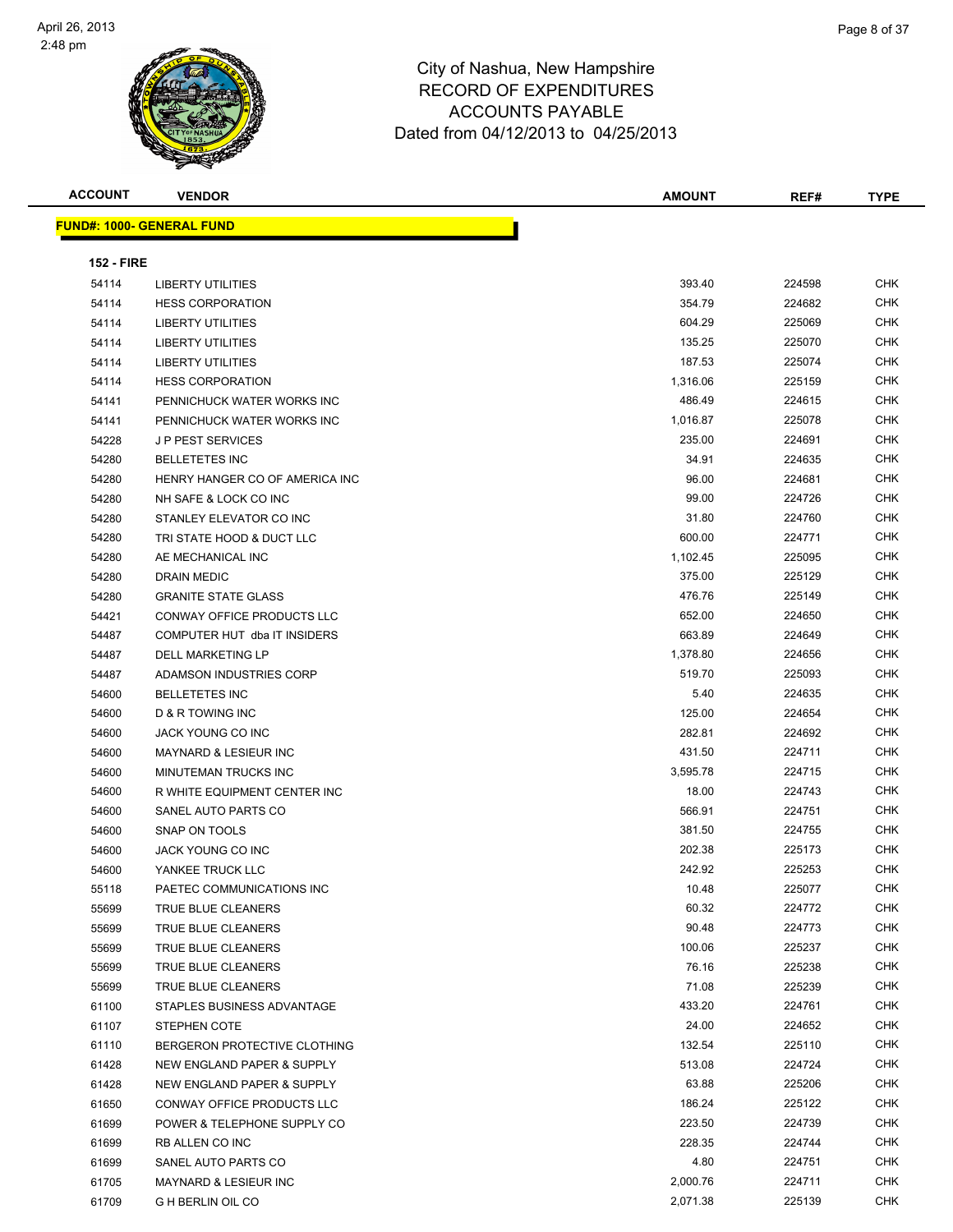City of Nashua, New Hampshire
RECORD OF EXPENDITURES
ACCOUNTS PAYABLE
Dated from 04/12/2013 to 04/25/2013

| ACCOUNT | VENDOR | AMOUNT | REF# | TYPE |
|---|---|---|---|---|

**FUND#: 1000- GENERAL FUND**

**152 - FIRE**

| ACCOUNT | VENDOR | AMOUNT | REF# | TYPE |
|---|---|---|---|---|
| 54114 | LIBERTY UTILITIES | 393.40 | 224598 | CHK |
| 54114 | HESS CORPORATION | 354.79 | 224682 | CHK |
| 54114 | LIBERTY UTILITIES | 604.29 | 225069 | CHK |
| 54114 | LIBERTY UTILITIES | 135.25 | 225070 | CHK |
| 54114 | LIBERTY UTILITIES | 187.53 | 225074 | CHK |
| 54114 | HESS CORPORATION | 1,316.06 | 225159 | CHK |
| 54141 | PENNICHUCK WATER WORKS INC | 486.49 | 224615 | CHK |
| 54141 | PENNICHUCK WATER WORKS INC | 1,016.87 | 225078 | CHK |
| 54228 | J P PEST SERVICES | 235.00 | 224691 | CHK |
| 54280 | BELLETETES INC | 34.91 | 224635 | CHK |
| 54280 | HENRY HANGER CO OF AMERICA INC | 96.00 | 224681 | CHK |
| 54280 | NH SAFE & LOCK CO INC | 99.00 | 224726 | CHK |
| 54280 | STANLEY ELEVATOR CO INC | 31.80 | 224760 | CHK |
| 54280 | TRI STATE HOOD & DUCT LLC | 600.00 | 224771 | CHK |
| 54280 | AE MECHANICAL INC | 1,102.45 | 225095 | CHK |
| 54280 | DRAIN MEDIC | 375.00 | 225129 | CHK |
| 54280 | GRANITE STATE GLASS | 476.76 | 225149 | CHK |
| 54421 | CONWAY OFFICE PRODUCTS LLC | 652.00 | 224650 | CHK |
| 54487 | COMPUTER HUT dba IT INSIDERS | 663.89 | 224649 | CHK |
| 54487 | DELL MARKETING LP | 1,378.80 | 224656 | CHK |
| 54487 | ADAMSON INDUSTRIES CORP | 519.70 | 225093 | CHK |
| 54600 | BELLETETES INC | 5.40 | 224635 | CHK |
| 54600 | D & R TOWING INC | 125.00 | 224654 | CHK |
| 54600 | JACK YOUNG CO INC | 282.81 | 224692 | CHK |
| 54600 | MAYNARD & LESIEUR INC | 431.50 | 224711 | CHK |
| 54600 | MINUTEMAN TRUCKS INC | 3,595.78 | 224715 | CHK |
| 54600 | R WHITE EQUIPMENT CENTER INC | 18.00 | 224743 | CHK |
| 54600 | SANEL AUTO PARTS CO | 566.91 | 224751 | CHK |
| 54600 | SNAP ON TOOLS | 381.50 | 224755 | CHK |
| 54600 | JACK YOUNG CO INC | 202.38 | 225173 | CHK |
| 54600 | YANKEE TRUCK LLC | 242.92 | 225253 | CHK |
| 55118 | PAETEC COMMUNICATIONS INC | 10.48 | 225077 | CHK |
| 55699 | TRUE BLUE CLEANERS | 60.32 | 224772 | CHK |
| 55699 | TRUE BLUE CLEANERS | 90.48 | 224773 | CHK |
| 55699 | TRUE BLUE CLEANERS | 100.06 | 225237 | CHK |
| 55699 | TRUE BLUE CLEANERS | 76.16 | 225238 | CHK |
| 55699 | TRUE BLUE CLEANERS | 71.08 | 225239 | CHK |
| 61100 | STAPLES BUSINESS ADVANTAGE | 433.20 | 224761 | CHK |
| 61107 | STEPHEN COTE | 24.00 | 224652 | CHK |
| 61110 | BERGERON PROTECTIVE CLOTHING | 132.54 | 225110 | CHK |
| 61428 | NEW ENGLAND PAPER & SUPPLY | 513.08 | 224724 | CHK |
| 61428 | NEW ENGLAND PAPER & SUPPLY | 63.88 | 225206 | CHK |
| 61650 | CONWAY OFFICE PRODUCTS LLC | 186.24 | 225122 | CHK |
| 61699 | POWER & TELEPHONE SUPPLY CO | 223.50 | 224739 | CHK |
| 61699 | RB ALLEN CO INC | 228.35 | 224744 | CHK |
| 61699 | SANEL AUTO PARTS CO | 4.80 | 224751 | CHK |
| 61705 | MAYNARD & LESIEUR INC | 2,000.76 | 224711 | CHK |
| 61709 | G H BERLIN OIL CO | 2,071.38 | 225139 | CHK |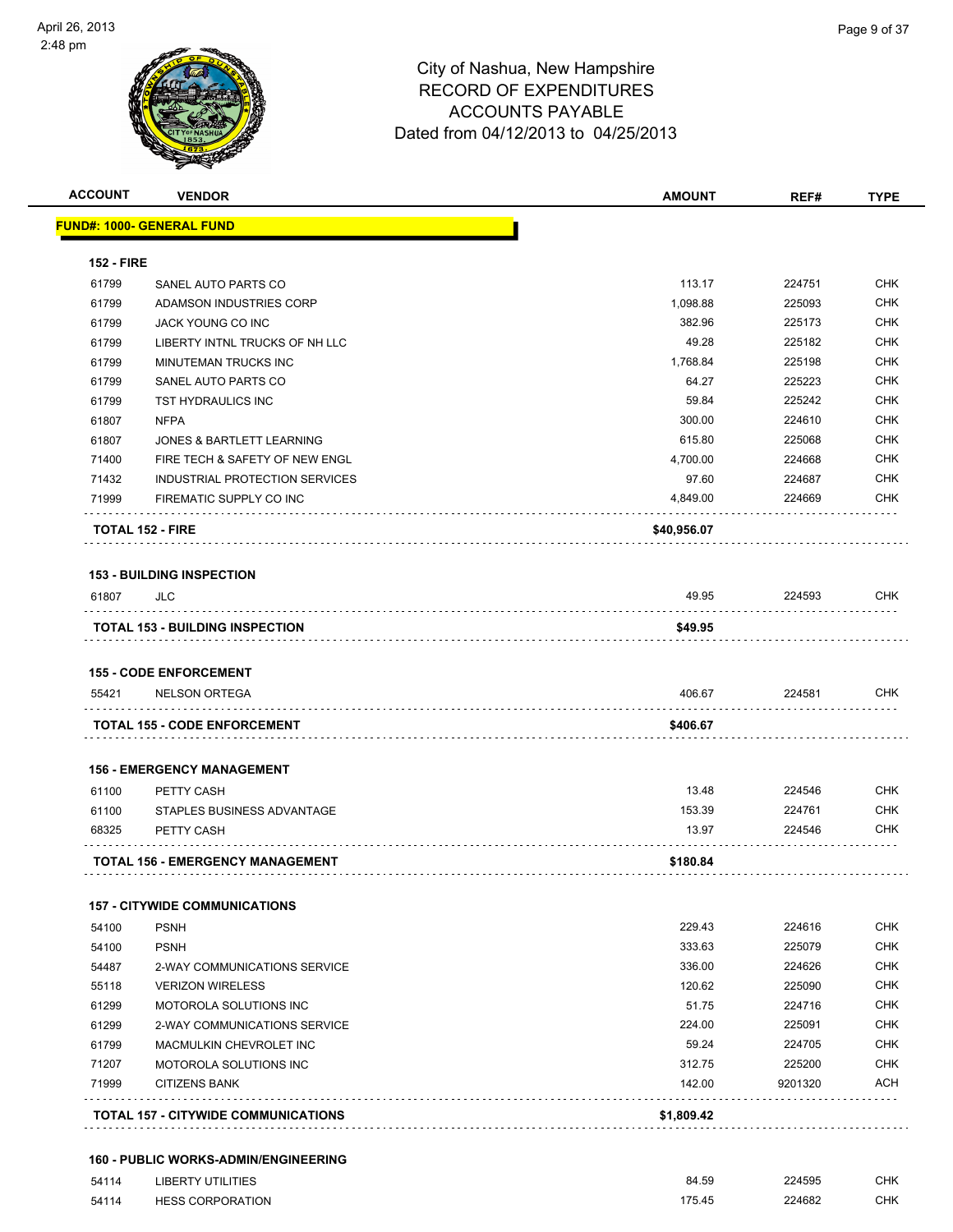City of Nashua, New Hampshire
RECORD OF EXPENDITURES
ACCOUNTS PAYABLE
Dated from 04/12/2013 to 04/25/2013

| ACCOUNT | VENDOR | AMOUNT | REF# | TYPE |
|---|---|---|---|---|
| **FUND#: 1000- GENERAL FUND** | | | | |
| **152 - FIRE** | | | | |
| 61799 | SANEL AUTO PARTS CO | 113.17 | 224751 | CHK |
| 61799 | ADAMSON INDUSTRIES CORP | 1,098.88 | 225093 | CHK |
| 61799 | JACK YOUNG CO INC | 382.96 | 225173 | CHK |
| 61799 | LIBERTY INTNL TRUCKS OF NH LLC | 49.28 | 225182 | CHK |
| 61799 | MINUTEMAN TRUCKS INC | 1,768.84 | 225198 | CHK |
| 61799 | SANEL AUTO PARTS CO | 64.27 | 225223 | CHK |
| 61799 | TST HYDRAULICS INC | 59.84 | 225242 | CHK |
| 61807 | NFPA | 300.00 | 224610 | CHK |
| 61807 | JONES & BARTLETT LEARNING | 615.80 | 225068 | CHK |
| 71400 | FIRE TECH & SAFETY OF NEW ENGL | 4,700.00 | 224668 | CHK |
| 71432 | INDUSTRIAL PROTECTION SERVICES | 97.60 | 224687 | CHK |
| 71999 | FIREMATIC SUPPLY CO INC | 4,849.00 | 224669 | CHK |
| **TOTAL 152 - FIRE** | | **$40,956.07** | | |
| **153 - BUILDING INSPECTION** | | | | |
| 61807 | JLC | 49.95 | 224593 | CHK |
| **TOTAL 153 - BUILDING INSPECTION** | | **$49.95** | | |
| **155 - CODE ENFORCEMENT** | | | | |
| 55421 | NELSON ORTEGA | 406.67 | 224581 | CHK |
| **TOTAL 155 - CODE ENFORCEMENT** | | **$406.67** | | |
| **156 - EMERGENCY MANAGEMENT** | | | | |
| 61100 | PETTY CASH | 13.48 | 224546 | CHK |
| 61100 | STAPLES BUSINESS ADVANTAGE | 153.39 | 224761 | CHK |
| 68325 | PETTY CASH | 13.97 | 224546 | CHK |
| **TOTAL 156 - EMERGENCY MANAGEMENT** | | **$180.84** | | |
| **157 - CITYWIDE COMMUNICATIONS** | | | | |
| 54100 | PSNH | 229.43 | 224616 | CHK |
| 54100 | PSNH | 333.63 | 225079 | CHK |
| 54487 | 2-WAY COMMUNICATIONS SERVICE | 336.00 | 224626 | CHK |
| 55118 | VERIZON WIRELESS | 120.62 | 225090 | CHK |
| 61299 | MOTOROLA SOLUTIONS INC | 51.75 | 224716 | CHK |
| 61299 | 2-WAY COMMUNICATIONS SERVICE | 224.00 | 225091 | CHK |
| 61799 | MACMULKIN CHEVROLET INC | 59.24 | 224705 | CHK |
| 71207 | MOTOROLA SOLUTIONS INC | 312.75 | 225200 | CHK |
| 71999 | CITIZENS BANK | 142.00 | 9201320 | ACH |
| **TOTAL 157 - CITYWIDE COMMUNICATIONS** | | **$1,809.42** | | |
| **160 - PUBLIC WORKS-ADMIN/ENGINEERING** | | | | |
| 54114 | LIBERTY UTILITIES | 84.59 | 224595 | CHK |
| 54114 | HESS CORPORATION | 175.45 | 224682 | CHK |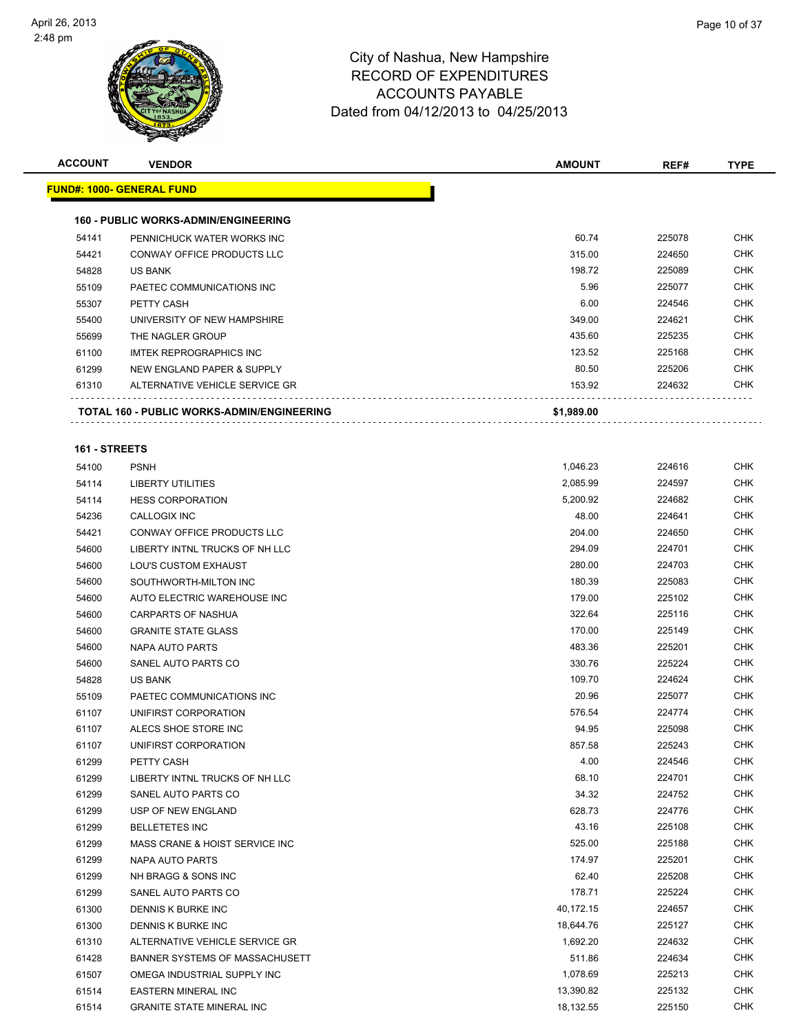# City of Nashua, New Hampshire
## RECORD OF EXPENDITURES
## ACCOUNTS PAYABLE
### Dated from 04/12/2013 to 04/25/2013

| ACCOUNT | VENDOR | AMOUNT | REF# | TYPE |
|---|---|---|---|---|
| **FUND#: 1000- GENERAL FUND** | | | | |
| **160 - PUBLIC WORKS-ADMIN/ENGINEERING** | | | | |
| 54141 | PENNICHUCK WATER WORKS INC | 60.74 | 225078 | CHK |
| 54421 | CONWAY OFFICE PRODUCTS LLC | 315.00 | 224650 | CHK |
| 54828 | US BANK | 198.72 | 225089 | CHK |
| 55109 | PAETEC COMMUNICATIONS INC | 5.96 | 225077 | CHK |
| 55307 | PETTY CASH | 6.00 | 224546 | CHK |
| 55400 | UNIVERSITY OF NEW HAMPSHIRE | 349.00 | 224621 | CHK |
| 55699 | THE NAGLER GROUP | 435.60 | 225235 | CHK |
| 61100 | IMTEK REPROGRAPHICS INC | 123.52 | 225168 | CHK |
| 61299 | NEW ENGLAND PAPER & SUPPLY | 80.50 | 225206 | CHK |
| 61310 | ALTERNATIVE VEHICLE SERVICE GR | 153.92 | 224632 | CHK |
| **TOTAL 160 - PUBLIC WORKS-ADMIN/ENGINEERING** | | **$1,989.00** | | |
| **161 - STREETS** | | | | |
| 54100 | PSNH | 1,046.23 | 224616 | CHK |
| 54114 | LIBERTY UTILITIES | 2,085.99 | 224597 | CHK |
| 54114 | HESS CORPORATION | 5,200.92 | 224682 | CHK |
| 54236 | CALLOGIX INC | 48.00 | 224641 | CHK |
| 54421 | CONWAY OFFICE PRODUCTS LLC | 204.00 | 224650 | CHK |
| 54600 | LIBERTY INTNL TRUCKS OF NH LLC | 294.09 | 224701 | CHK |
| 54600 | LOU'S CUSTOM EXHAUST | 280.00 | 224703 | CHK |
| 54600 | SOUTHWORTH-MILTON INC | 180.39 | 225083 | CHK |
| 54600 | AUTO ELECTRIC WAREHOUSE INC | 179.00 | 225102 | CHK |
| 54600 | CARPARTS OF NASHUA | 322.64 | 225116 | CHK |
| 54600 | GRANITE STATE GLASS | 170.00 | 225149 | CHK |
| 54600 | NAPA AUTO PARTS | 483.36 | 225201 | CHK |
| 54600 | SANEL AUTO PARTS CO | 330.76 | 225224 | CHK |
| 54828 | US BANK | 109.70 | 224624 | CHK |
| 55109 | PAETEC COMMUNICATIONS INC | 20.96 | 225077 | CHK |
| 61107 | UNIFIRST CORPORATION | 576.54 | 224774 | CHK |
| 61107 | ALECS SHOE STORE INC | 94.95 | 225098 | CHK |
| 61107 | UNIFIRST CORPORATION | 857.58 | 225243 | CHK |
| 61299 | PETTY CASH | 4.00 | 224546 | CHK |
| 61299 | LIBERTY INTNL TRUCKS OF NH LLC | 68.10 | 224701 | CHK |
| 61299 | SANEL AUTO PARTS CO | 34.32 | 224752 | CHK |
| 61299 | USP OF NEW ENGLAND | 628.73 | 224776 | CHK |
| 61299 | BELLETETES INC | 43.16 | 225108 | CHK |
| 61299 | MASS CRANE & HOIST SERVICE INC | 525.00 | 225188 | CHK |
| 61299 | NAPA AUTO PARTS | 174.97 | 225201 | CHK |
| 61299 | NH BRAGG & SONS INC | 62.40 | 225208 | CHK |
| 61299 | SANEL AUTO PARTS CO | 178.71 | 225224 | CHK |
| 61300 | DENNIS K BURKE INC | 40,172.15 | 224657 | CHK |
| 61300 | DENNIS K BURKE INC | 18,644.76 | 225127 | CHK |
| 61310 | ALTERNATIVE VEHICLE SERVICE GR | 1,692.20 | 224632 | CHK |
| 61428 | BANNER SYSTEMS OF MASSACHUSETT | 511.86 | 224634 | CHK |
| 61507 | OMEGA INDUSTRIAL SUPPLY INC | 1,078.69 | 225213 | CHK |
| 61514 | EASTERN MINERAL INC | 13,390.82 | 225132 | CHK |
| 61514 | GRANITE STATE MINERAL INC | 18,132.55 | 225150 | CHK |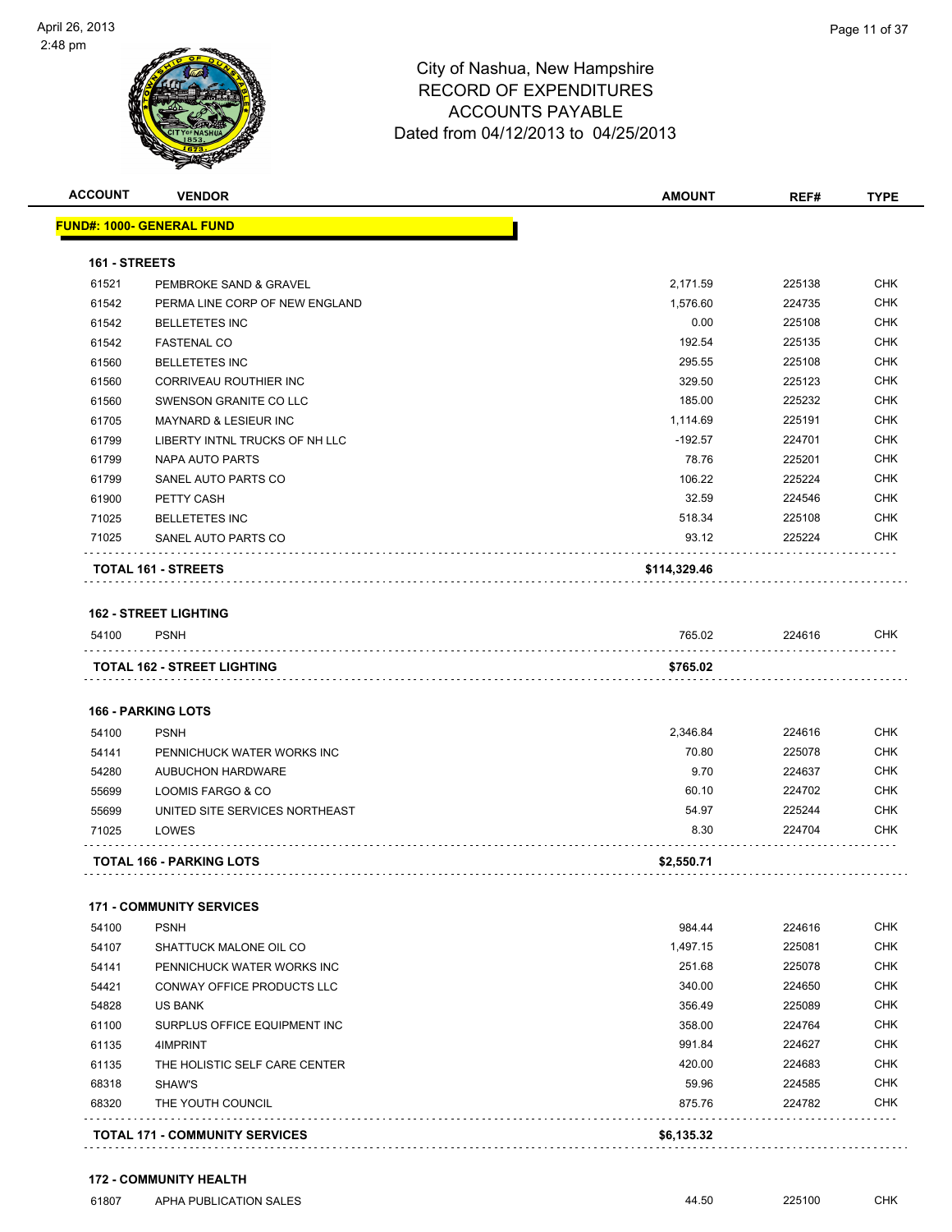City of Nashua, New Hampshire
RECORD OF EXPENDITURES
ACCOUNTS PAYABLE
Dated from 04/12/2013 to 04/25/2013

| ACCOUNT | VENDOR | AMOUNT | REF# | TYPE |
|---|---|---|---|---|
| **FUND#: 1000- GENERAL FUND** | | | | |
| **161 - STREETS** | | | | |
| 61521 | PEMBROKE SAND & GRAVEL | 2,171.59 | 225138 | CHK |
| 61542 | PERMA LINE CORP OF NEW ENGLAND | 1,576.60 | 224735 | CHK |
| 61542 | BELLETETES INC | 0.00 | 225108 | CHK |
| 61542 | FASTENAL CO | 192.54 | 225135 | CHK |
| 61560 | BELLETETES INC | 295.55 | 225108 | CHK |
| 61560 | CORRIVEAU ROUTHIER INC | 329.50 | 225123 | CHK |
| 61560 | SWENSON GRANITE CO LLC | 185.00 | 225232 | CHK |
| 61705 | MAYNARD & LESIEUR INC | 1,114.69 | 225191 | CHK |
| 61799 | LIBERTY INTNL TRUCKS OF NH LLC | -192.57 | 224701 | CHK |
| 61799 | NAPA AUTO PARTS | 78.76 | 225201 | CHK |
| 61799 | SANEL AUTO PARTS CO | 106.22 | 225224 | CHK |
| 61900 | PETTY CASH | 32.59 | 224546 | CHK |
| 71025 | BELLETETES INC | 518.34 | 225108 | CHK |
| 71025 | SANEL AUTO PARTS CO | 93.12 | 225224 | CHK |
| **TOTAL 161 - STREETS** | | **$114,329.46** | | |
| **162 - STREET LIGHTING** | | | | |
| 54100 | PSNH | 765.02 | 224616 | CHK |
| **TOTAL 162 - STREET LIGHTING** | | **$765.02** | | |
| **166 - PARKING LOTS** | | | | |
| 54100 | PSNH | 2,346.84 | 224616 | CHK |
| 54141 | PENNICHUCK WATER WORKS INC | 70.80 | 225078 | CHK |
| 54280 | AUBUCHON HARDWARE | 9.70 | 224637 | CHK |
| 55699 | LOOMIS FARGO & CO | 60.10 | 224702 | CHK |
| 55699 | UNITED SITE SERVICES NORTHEAST | 54.97 | 225244 | CHK |
| 71025 | LOWES | 8.30 | 224704 | CHK |
| **TOTAL 166 - PARKING LOTS** | | **$2,550.71** | | |
| **171 - COMMUNITY SERVICES** | | | | |
| 54100 | PSNH | 984.44 | 224616 | CHK |
| 54107 | SHATTUCK MALONE OIL CO | 1,497.15 | 225081 | CHK |
| 54141 | PENNICHUCK WATER WORKS INC | 251.68 | 225078 | CHK |
| 54421 | CONWAY OFFICE PRODUCTS LLC | 340.00 | 224650 | CHK |
| 54828 | US BANK | 356.49 | 225089 | CHK |
| 61100 | SURPLUS OFFICE EQUIPMENT INC | 358.00 | 224764 | CHK |
| 61135 | 4IMPRINT | 991.84 | 224627 | CHK |
| 61135 | THE HOLISTIC SELF CARE CENTER | 420.00 | 224683 | CHK |
| 68318 | SHAW'S | 59.96 | 224585 | CHK |
| 68320 | THE YOUTH COUNCIL | 875.76 | 224782 | CHK |
| **TOTAL 171 - COMMUNITY SERVICES** | | **$6,135.32** | | |
| **172 - COMMUNITY HEALTH** | | | | |
| 61807 | APHA PUBLICATION SALES | 44.50 | 225100 | CHK |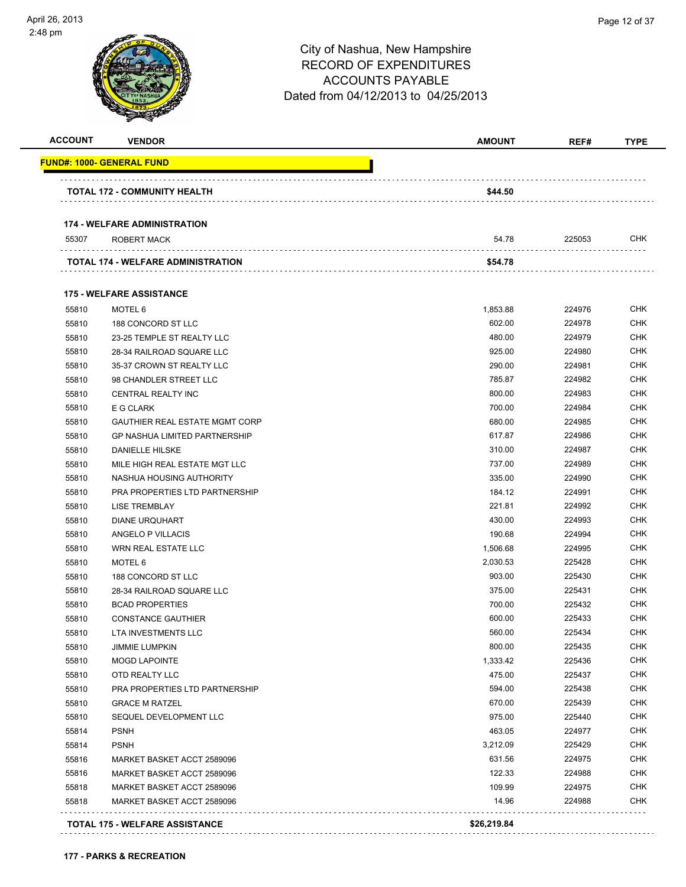# City of Nashua, New Hampshire
## RECORD OF EXPENDITURES
## ACCOUNTS PAYABLE
## Dated from 04/12/2013 to 04/25/2013

| ACCOUNT | VENDOR | AMOUNT | REF# | TYPE |
|---|---|---|---|---|
| **FUND#: 1000- GENERAL FUND** | | | | |
| | **TOTAL 172 - COMMUNITY HEALTH** | **$44.50** | | |
| | **174 - WELFARE ADMINISTRATION** | | | |
| 55307 | ROBERT MACK | 54.78 | 225053 | CHK |
| | **TOTAL 174 - WELFARE ADMINISTRATION** | **$54.78** | | |
| | **175 - WELFARE ASSISTANCE** | | | |
| 55810 | MOTEL 6 | 1,853.88 | 224976 | CHK |
| 55810 | 188 CONCORD ST LLC | 602.00 | 224978 | CHK |
| 55810 | 23-25 TEMPLE ST REALTY LLC | 480.00 | 224979 | CHK |
| 55810 | 28-34 RAILROAD SQUARE LLC | 925.00 | 224980 | CHK |
| 55810 | 35-37 CROWN ST REALTY LLC | 290.00 | 224981 | CHK |
| 55810 | 98 CHANDLER STREET LLC | 785.87 | 224982 | CHK |
| 55810 | CENTRAL REALTY INC | 800.00 | 224983 | CHK |
| 55810 | E G CLARK | 700.00 | 224984 | CHK |
| 55810 | GAUTHIER REAL ESTATE MGMT CORP | 680.00 | 224985 | CHK |
| 55810 | GP NASHUA LIMITED PARTNERSHIP | 617.87 | 224986 | CHK |
| 55810 | DANIELLE HILSKE | 310.00 | 224987 | CHK |
| 55810 | MILE HIGH REAL ESTATE MGT LLC | 737.00 | 224989 | CHK |
| 55810 | NASHUA HOUSING AUTHORITY | 335.00 | 224990 | CHK |
| 55810 | PRA PROPERTIES LTD PARTNERSHIP | 184.12 | 224991 | CHK |
| 55810 | LISE TREMBLAY | 221.81 | 224992 | CHK |
| 55810 | DIANE URQUHART | 430.00 | 224993 | CHK |
| 55810 | ANGELO P VILLACIS | 190.68 | 224994 | CHK |
| 55810 | WRN REAL ESTATE LLC | 1,506.68 | 224995 | CHK |
| 55810 | MOTEL 6 | 2,030.53 | 225428 | CHK |
| 55810 | 188 CONCORD ST LLC | 903.00 | 225430 | CHK |
| 55810 | 28-34 RAILROAD SQUARE LLC | 375.00 | 225431 | CHK |
| 55810 | BCAD PROPERTIES | 700.00 | 225432 | CHK |
| 55810 | CONSTANCE GAUTHIER | 600.00 | 225433 | CHK |
| 55810 | LTA INVESTMENTS LLC | 560.00 | 225434 | CHK |
| 55810 | JIMMIE LUMPKIN | 800.00 | 225435 | CHK |
| 55810 | MOGD LAPOINTE | 1,333.42 | 225436 | CHK |
| 55810 | OTD REALTY LLC | 475.00 | 225437 | CHK |
| 55810 | PRA PROPERTIES LTD PARTNERSHIP | 594.00 | 225438 | CHK |
| 55810 | GRACE M RATZEL | 670.00 | 225439 | CHK |
| 55810 | SEQUEL DEVELOPMENT LLC | 975.00 | 225440 | CHK |
| 55814 | PSNH | 463.05 | 224977 | CHK |
| 55814 | PSNH | 3,212.09 | 225429 | CHK |
| 55816 | MARKET BASKET ACCT 2589096 | 631.56 | 224975 | CHK |
| 55816 | MARKET BASKET ACCT 2589096 | 122.33 | 224988 | CHK |
| 55818 | MARKET BASKET ACCT 2589096 | 109.99 | 224975 | CHK |
| 55818 | MARKET BASKET ACCT 2589096 | 14.96 | 224988 | CHK |
| | **TOTAL 175 - WELFARE ASSISTANCE** | **$26,219.84** | | |

**177 - PARKS & RECREATION**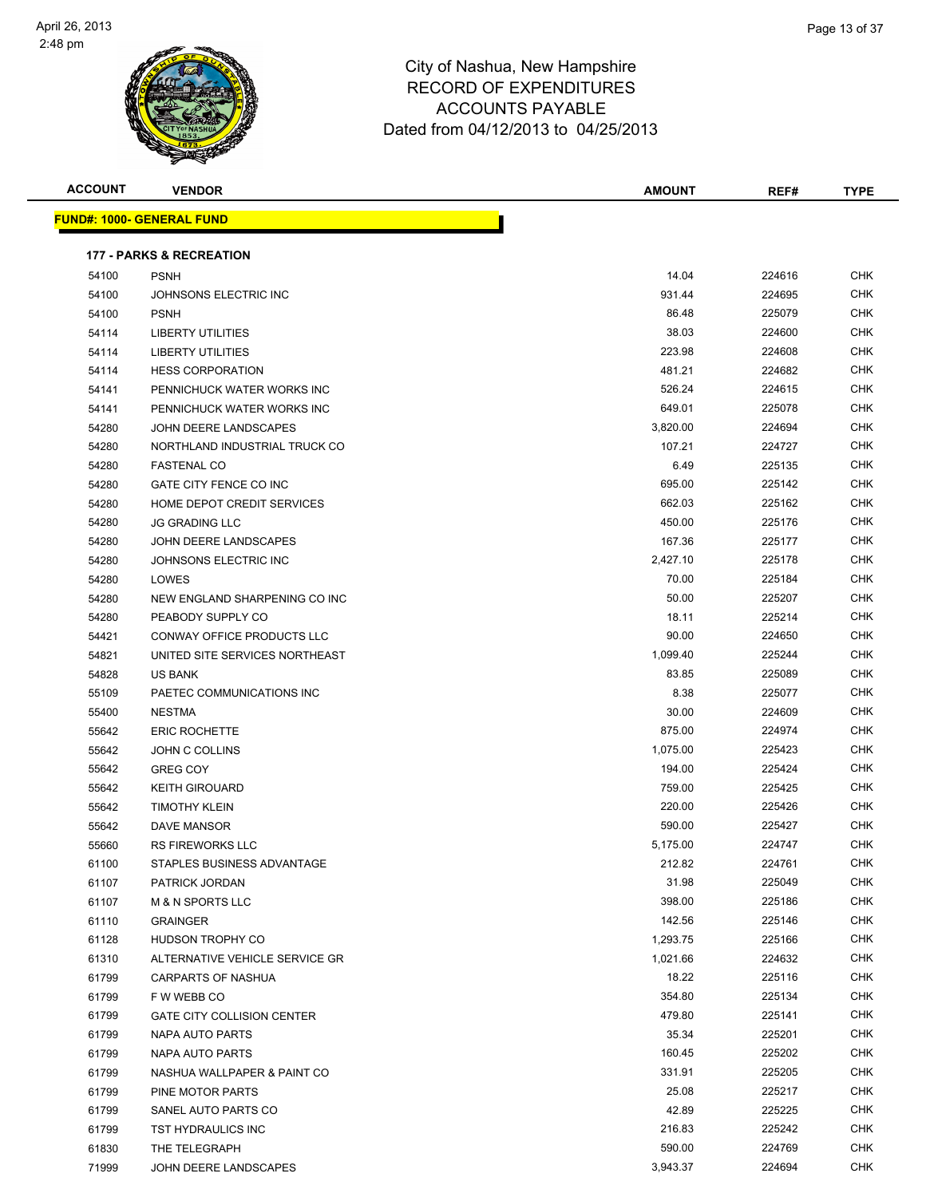# City of Nashua, New Hampshire
# RECORD OF EXPENDITURES
# ACCOUNTS PAYABLE
# Dated from 04/12/2013 to 04/25/2013

**FUND#: 1000- GENERAL FUND**

**177 - PARKS & RECREATION**

| ACCOUNT | VENDOR | AMOUNT | REF# | TYPE |
|---|---|---|---|---|
| 54100 | PSNH | 14.04 | 224616 | CHK |
| 54100 | JOHNSONS ELECTRIC INC | 931.44 | 224695 | CHK |
| 54100 | PSNH | 86.48 | 225079 | CHK |
| 54114 | LIBERTY UTILITIES | 38.03 | 224600 | CHK |
| 54114 | LIBERTY UTILITIES | 223.98 | 224608 | CHK |
| 54114 | HESS CORPORATION | 481.21 | 224682 | CHK |
| 54141 | PENNICHUCK WATER WORKS INC | 526.24 | 224615 | CHK |
| 54141 | PENNICHUCK WATER WORKS INC | 649.01 | 225078 | CHK |
| 54280 | JOHN DEERE LANDSCAPES | 3,820.00 | 224694 | CHK |
| 54280 | NORTHLAND INDUSTRIAL TRUCK CO | 107.21 | 224727 | CHK |
| 54280 | FASTENAL CO | 6.49 | 225135 | CHK |
| 54280 | GATE CITY FENCE CO INC | 695.00 | 225142 | CHK |
| 54280 | HOME DEPOT CREDIT SERVICES | 662.03 | 225162 | CHK |
| 54280 | JG GRADING LLC | 450.00 | 225176 | CHK |
| 54280 | JOHN DEERE LANDSCAPES | 167.36 | 225177 | CHK |
| 54280 | JOHNSONS ELECTRIC INC | 2,427.10 | 225178 | CHK |
| 54280 | LOWES | 70.00 | 225184 | CHK |
| 54280 | NEW ENGLAND SHARPENING CO INC | 50.00 | 225207 | CHK |
| 54280 | PEABODY SUPPLY CO | 18.11 | 225214 | CHK |
| 54421 | CONWAY OFFICE PRODUCTS LLC | 90.00 | 224650 | CHK |
| 54821 | UNITED SITE SERVICES NORTHEAST | 1,099.40 | 225244 | CHK |
| 54828 | US BANK | 83.85 | 225089 | CHK |
| 55109 | PAETEC COMMUNICATIONS INC | 8.38 | 225077 | CHK |
| 55400 | NESTMA | 30.00 | 224609 | CHK |
| 55642 | ERIC ROCHETTE | 875.00 | 224974 | CHK |
| 55642 | JOHN C COLLINS | 1,075.00 | 225423 | CHK |
| 55642 | GREG COY | 194.00 | 225424 | CHK |
| 55642 | KEITH GIROUARD | 759.00 | 225425 | CHK |
| 55642 | TIMOTHY KLEIN | 220.00 | 225426 | CHK |
| 55642 | DAVE MANSOR | 590.00 | 225427 | CHK |
| 55660 | RS FIREWORKS LLC | 5,175.00 | 224747 | CHK |
| 61100 | STAPLES BUSINESS ADVANTAGE | 212.82 | 224761 | CHK |
| 61107 | PATRICK JORDAN | 31.98 | 225049 | CHK |
| 61107 | M & N SPORTS LLC | 398.00 | 225186 | CHK |
| 61110 | GRAINGER | 142.56 | 225146 | CHK |
| 61128 | HUDSON TROPHY CO | 1,293.75 | 225166 | CHK |
| 61310 | ALTERNATIVE VEHICLE SERVICE GR | 1,021.66 | 224632 | CHK |
| 61799 | CARPARTS OF NASHUA | 18.22 | 225116 | CHK |
| 61799 | F W WEBB CO | 354.80 | 225134 | CHK |
| 61799 | GATE CITY COLLISION CENTER | 479.80 | 225141 | CHK |
| 61799 | NAPA AUTO PARTS | 35.34 | 225201 | CHK |
| 61799 | NAPA AUTO PARTS | 160.45 | 225202 | CHK |
| 61799 | NASHUA WALLPAPER & PAINT CO | 331.91 | 225205 | CHK |
| 61799 | PINE MOTOR PARTS | 25.08 | 225217 | CHK |
| 61799 | SANEL AUTO PARTS CO | 42.89 | 225225 | CHK |
| 61799 | TST HYDRAULICS INC | 216.83 | 225242 | CHK |
| 61830 | THE TELEGRAPH | 590.00 | 224769 | CHK |
| 71999 | JOHN DEERE LANDSCAPES | 3,943.37 | 224694 | CHK |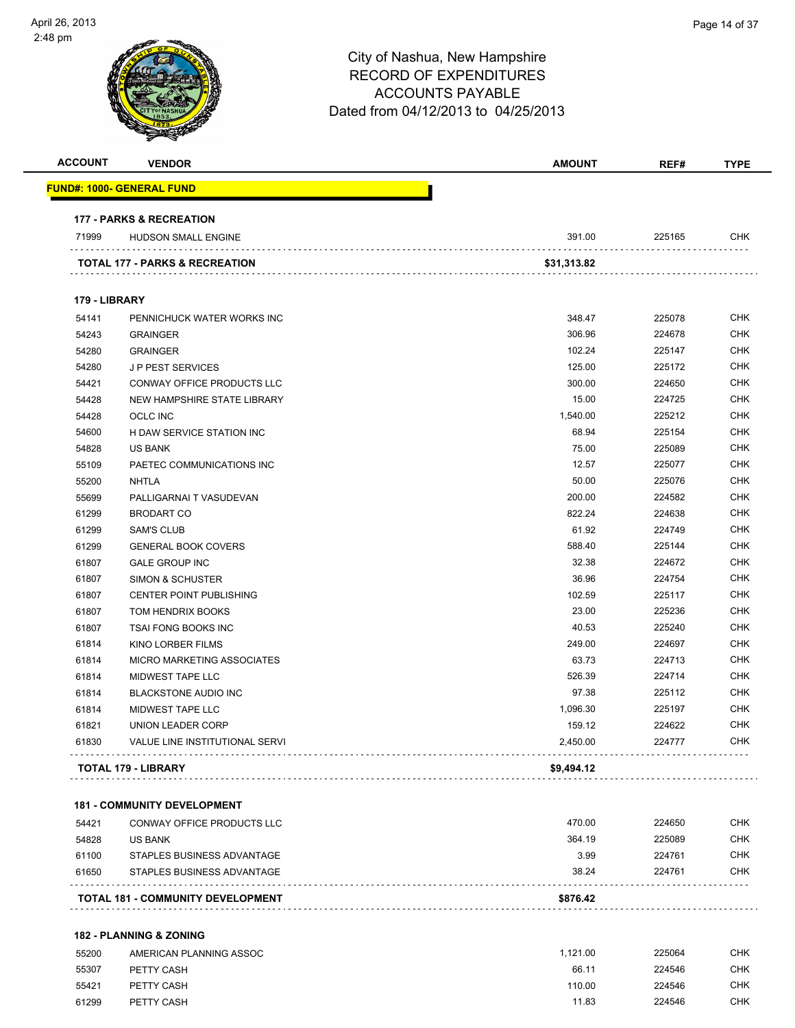City of Nashua, New Hampshire
RECORD OF EXPENDITURES
ACCOUNTS PAYABLE
Dated from 04/12/2013 to 04/25/2013

| ACCOUNT | VENDOR | AMOUNT | REF# | TYPE |
|---|---|---|---|---|
| **FUND#: 1000- GENERAL FUND** | | | | |
| **177 - PARKS & RECREATION** | | | | |
| 71999 | HUDSON SMALL ENGINE | 391.00 | 225165 | CHK |
| **TOTAL 177 - PARKS & RECREATION** | | **$31,313.82** | | |
| **179 - LIBRARY** | | | | |
| 54141 | PENNICHUCK WATER WORKS INC | 348.47 | 225078 | CHK |
| 54243 | GRAINGER | 306.96 | 224678 | CHK |
| 54280 | GRAINGER | 102.24 | 225147 | CHK |
| 54280 | J P PEST SERVICES | 125.00 | 225172 | CHK |
| 54421 | CONWAY OFFICE PRODUCTS LLC | 300.00 | 224650 | CHK |
| 54428 | NEW HAMPSHIRE STATE LIBRARY | 15.00 | 224725 | CHK |
| 54428 | OCLC INC | 1,540.00 | 225212 | CHK |
| 54600 | H DAW SERVICE STATION INC | 68.94 | 225154 | CHK |
| 54828 | US BANK | 75.00 | 225089 | CHK |
| 55109 | PAETEC COMMUNICATIONS INC | 12.57 | 225077 | CHK |
| 55200 | NHTLA | 50.00 | 225076 | CHK |
| 55699 | PALLIGARNAI T VASUDEVAN | 200.00 | 224582 | CHK |
| 61299 | BRODART CO | 822.24 | 224638 | CHK |
| 61299 | SAM'S CLUB | 61.92 | 224749 | CHK |
| 61299 | GENERAL BOOK COVERS | 588.40 | 225144 | CHK |
| 61807 | GALE GROUP INC | 32.38 | 224672 | CHK |
| 61807 | SIMON & SCHUSTER | 36.96 | 224754 | CHK |
| 61807 | CENTER POINT PUBLISHING | 102.59 | 225117 | CHK |
| 61807 | TOM HENDRIX BOOKS | 23.00 | 225236 | CHK |
| 61807 | TSAI FONG BOOKS INC | 40.53 | 225240 | CHK |
| 61814 | KINO LORBER FILMS | 249.00 | 224697 | CHK |
| 61814 | MICRO MARKETING ASSOCIATES | 63.73 | 224713 | CHK |
| 61814 | MIDWEST TAPE LLC | 526.39 | 224714 | CHK |
| 61814 | BLACKSTONE AUDIO INC | 97.38 | 225112 | CHK |
| 61814 | MIDWEST TAPE LLC | 1,096.30 | 225197 | CHK |
| 61821 | UNION LEADER CORP | 159.12 | 224622 | CHK |
| 61830 | VALUE LINE INSTITUTIONAL SERVI | 2,450.00 | 224777 | CHK |
| **TOTAL 179 - LIBRARY** | | **$9,494.12** | | |
| **181 - COMMUNITY DEVELOPMENT** | | | | |
| 54421 | CONWAY OFFICE PRODUCTS LLC | 470.00 | 224650 | CHK |
| 54828 | US BANK | 364.19 | 225089 | CHK |
| 61100 | STAPLES BUSINESS ADVANTAGE | 3.99 | 224761 | CHK |
| 61650 | STAPLES BUSINESS ADVANTAGE | 38.24 | 224761 | CHK |
| **TOTAL 181 - COMMUNITY DEVELOPMENT** | | **$876.42** | | |
| **182 - PLANNING & ZONING** | | | | |
| 55200 | AMERICAN PLANNING ASSOC | 1,121.00 | 225064 | CHK |
| 55307 | PETTY CASH | 66.11 | 224546 | CHK |
| 55421 | PETTY CASH | 110.00 | 224546 | CHK |
| 61299 | PETTY CASH | 11.83 | 224546 | CHK |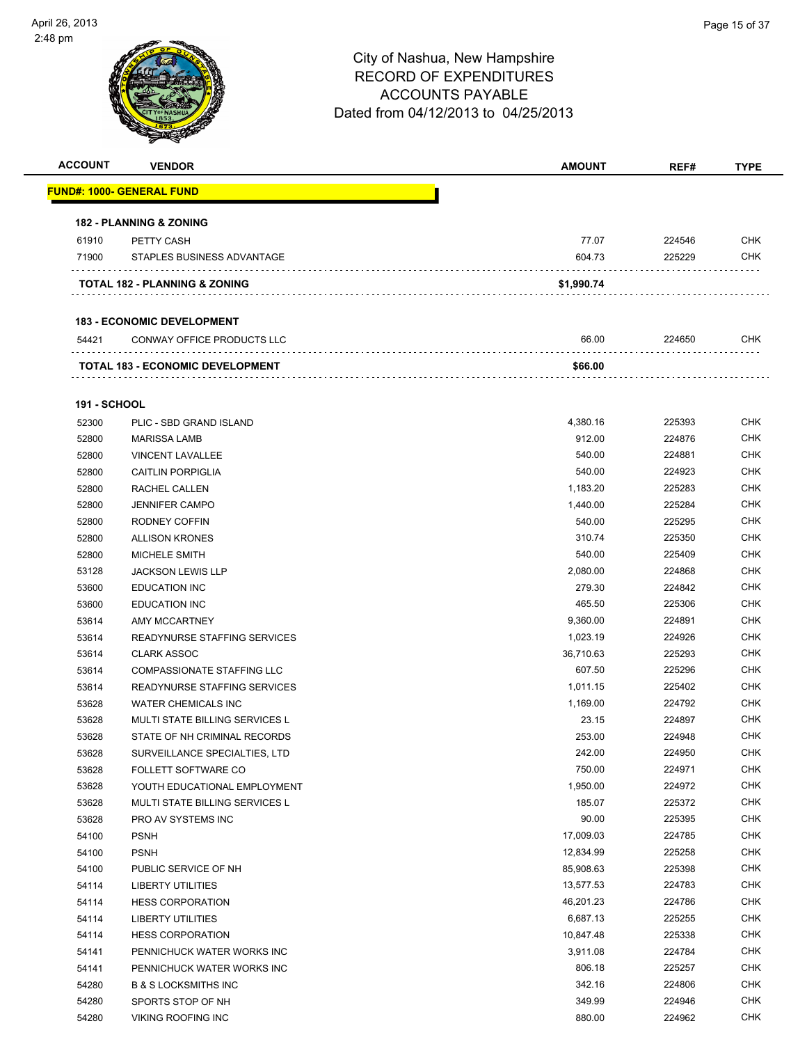City of Nashua, New Hampshire
RECORD OF EXPENDITURES
ACCOUNTS PAYABLE
Dated from 04/12/2013 to 04/25/2013

| ACCOUNT | VENDOR | AMOUNT | REF# | TYPE |
|---|---|---|---|---|
| **FUND#: 1000- GENERAL FUND** | | | | |
| **182 - PLANNING & ZONING** | | | | |
| 61910 | PETTY CASH | 77.07 | 224546 | CHK |
| 71900 | STAPLES BUSINESS ADVANTAGE | 604.73 | 225229 | CHK |
| **TOTAL 182 - PLANNING & ZONING** | | **$1,990.74** | | |
| **183 - ECONOMIC DEVELOPMENT** | | | | |
| 54421 | CONWAY OFFICE PRODUCTS LLC | 66.00 | 224650 | CHK |
| **TOTAL 183 - ECONOMIC DEVELOPMENT** | | **$66.00** | | |
| **191 - SCHOOL** | | | | |
| 52300 | PLIC - SBD GRAND ISLAND | 4,380.16 | 225393 | CHK |
| 52800 | MARISSA LAMB | 912.00 | 224876 | CHK |
| 52800 | VINCENT LAVALLEE | 540.00 | 224881 | CHK |
| 52800 | CAITLIN PORPIGLIA | 540.00 | 224923 | CHK |
| 52800 | RACHEL CALLEN | 1,183.20 | 225283 | CHK |
| 52800 | JENNIFER CAMPO | 1,440.00 | 225284 | CHK |
| 52800 | RODNEY COFFIN | 540.00 | 225295 | CHK |
| 52800 | ALLISON KRONES | 310.74 | 225350 | CHK |
| 52800 | MICHELE SMITH | 540.00 | 225409 | CHK |
| 53128 | JACKSON LEWIS LLP | 2,080.00 | 224868 | CHK |
| 53600 | EDUCATION INC | 279.30 | 224842 | CHK |
| 53600 | EDUCATION INC | 465.50 | 225306 | CHK |
| 53614 | AMY MCCARTNEY | 9,360.00 | 224891 | CHK |
| 53614 | READYNURSE STAFFING SERVICES | 1,023.19 | 224926 | CHK |
| 53614 | CLARK ASSOC | 36,710.63 | 225293 | CHK |
| 53614 | COMPASSIONATE STAFFING LLC | 607.50 | 225296 | CHK |
| 53614 | READYNURSE STAFFING SERVICES | 1,011.15 | 225402 | CHK |
| 53628 | WATER CHEMICALS INC | 1,169.00 | 224792 | CHK |
| 53628 | MULTI STATE BILLING SERVICES L | 23.15 | 224897 | CHK |
| 53628 | STATE OF NH CRIMINAL RECORDS | 253.00 | 224948 | CHK |
| 53628 | SURVEILLANCE SPECIALTIES, LTD | 242.00 | 224950 | CHK |
| 53628 | FOLLETT SOFTWARE CO | 750.00 | 224971 | CHK |
| 53628 | YOUTH EDUCATIONAL EMPLOYMENT | 1,950.00 | 224972 | CHK |
| 53628 | MULTI STATE BILLING SERVICES L | 185.07 | 225372 | CHK |
| 53628 | PRO AV SYSTEMS INC | 90.00 | 225395 | CHK |
| 54100 | PSNH | 17,009.03 | 224785 | CHK |
| 54100 | PSNH | 12,834.99 | 225258 | CHK |
| 54100 | PUBLIC SERVICE OF NH | 85,908.63 | 225398 | CHK |
| 54114 | LIBERTY UTILITIES | 13,577.53 | 224783 | CHK |
| 54114 | HESS CORPORATION | 46,201.23 | 224786 | CHK |
| 54114 | LIBERTY UTILITIES | 6,687.13 | 225255 | CHK |
| 54114 | HESS CORPORATION | 10,847.48 | 225338 | CHK |
| 54141 | PENNICHUCK WATER WORKS INC | 3,911.08 | 224784 | CHK |
| 54141 | PENNICHUCK WATER WORKS INC | 806.18 | 225257 | CHK |
| 54280 | B & S LOCKSMITHS INC | 342.16 | 224806 | CHK |
| 54280 | SPORTS STOP OF NH | 349.99 | 224946 | CHK |
| 54280 | VIKING ROOFING INC | 880.00 | 224962 | CHK |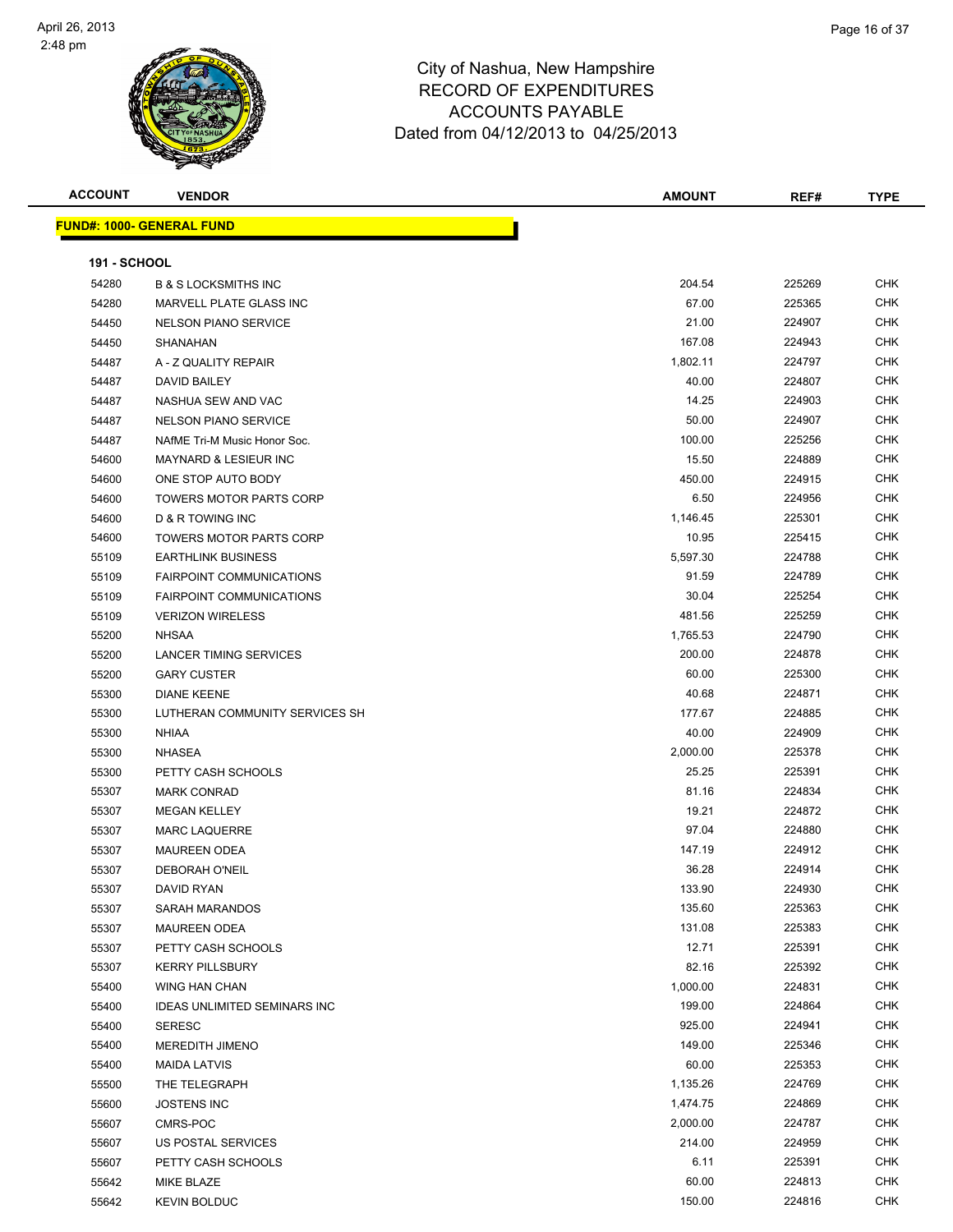# City of Nashua, New Hampshire
# RECORD OF EXPENDITURES
# ACCOUNTS PAYABLE
# Dated from 04/12/2013 to 04/25/2013

| ACCOUNT | VENDOR | AMOUNT | REF# | TYPE |
|---|---|---|---|---|

**FUND#: 1000- GENERAL FUND**

**191 - SCHOOL**

| ACCOUNT | VENDOR | AMOUNT | REF# | TYPE |
|---|---|---|---|---|
| 54280 | B & S LOCKSMITHS INC | 204.54 | 225269 | CHK |
| 54280 | MARVELL PLATE GLASS INC | 67.00 | 225365 | CHK |
| 54450 | NELSON PIANO SERVICE | 21.00 | 224907 | CHK |
| 54450 | SHANAHAN | 167.08 | 224943 | CHK |
| 54487 | A - Z QUALITY REPAIR | 1,802.11 | 224797 | CHK |
| 54487 | DAVID BAILEY | 40.00 | 224807 | CHK |
| 54487 | NASHUA SEW AND VAC | 14.25 | 224903 | CHK |
| 54487 | NELSON PIANO SERVICE | 50.00 | 224907 | CHK |
| 54487 | NAfME Tri-M Music Honor Soc. | 100.00 | 225256 | CHK |
| 54600 | MAYNARD & LESIEUR INC | 15.50 | 224889 | CHK |
| 54600 | ONE STOP AUTO BODY | 450.00 | 224915 | CHK |
| 54600 | TOWERS MOTOR PARTS CORP | 6.50 | 224956 | CHK |
| 54600 | D & R TOWING INC | 1,146.45 | 225301 | CHK |
| 54600 | TOWERS MOTOR PARTS CORP | 10.95 | 225415 | CHK |
| 55109 | EARTHLINK BUSINESS | 5,597.30 | 224788 | CHK |
| 55109 | FAIRPOINT COMMUNICATIONS | 91.59 | 224789 | CHK |
| 55109 | FAIRPOINT COMMUNICATIONS | 30.04 | 225254 | CHK |
| 55109 | VERIZON WIRELESS | 481.56 | 225259 | CHK |
| 55200 | NHSAA | 1,765.53 | 224790 | CHK |
| 55200 | LANCER TIMING SERVICES | 200.00 | 224878 | CHK |
| 55200 | GARY CUSTER | 60.00 | 225300 | CHK |
| 55300 | DIANE KEENE | 40.68 | 224871 | CHK |
| 55300 | LUTHERAN COMMUNITY SERVICES SH | 177.67 | 224885 | CHK |
| 55300 | NHIAA | 40.00 | 224909 | CHK |
| 55300 | NHASEA | 2,000.00 | 225378 | CHK |
| 55300 | PETTY CASH SCHOOLS | 25.25 | 225391 | CHK |
| 55307 | MARK CONRAD | 81.16 | 224834 | CHK |
| 55307 | MEGAN KELLEY | 19.21 | 224872 | CHK |
| 55307 | MARC LAQUERRE | 97.04 | 224880 | CHK |
| 55307 | MAUREEN ODEA | 147.19 | 224912 | CHK |
| 55307 | DEBORAH O'NEIL | 36.28 | 224914 | CHK |
| 55307 | DAVID RYAN | 133.90 | 224930 | CHK |
| 55307 | SARAH MARANDOS | 135.60 | 225363 | CHK |
| 55307 | MAUREEN ODEA | 131.08 | 225383 | CHK |
| 55307 | PETTY CASH SCHOOLS | 12.71 | 225391 | CHK |
| 55307 | KERRY PILLSBURY | 82.16 | 225392 | CHK |
| 55400 | WING HAN CHAN | 1,000.00 | 224831 | CHK |
| 55400 | IDEAS UNLIMITED SEMINARS INC | 199.00 | 224864 | CHK |
| 55400 | SERESC | 925.00 | 224941 | CHK |
| 55400 | MEREDITH JIMENO | 149.00 | 225346 | CHK |
| 55400 | MAIDA LATVIS | 60.00 | 225353 | CHK |
| 55500 | THE TELEGRAPH | 1,135.26 | 224769 | CHK |
| 55600 | JOSTENS INC | 1,474.75 | 224869 | CHK |
| 55607 | CMRS-POC | 2,000.00 | 224787 | CHK |
| 55607 | US POSTAL SERVICES | 214.00 | 224959 | CHK |
| 55607 | PETTY CASH SCHOOLS | 6.11 | 225391 | CHK |
| 55642 | MIKE BLAZE | 60.00 | 224813 | CHK |
| 55642 | KEVIN BOLDUC | 150.00 | 224816 | CHK |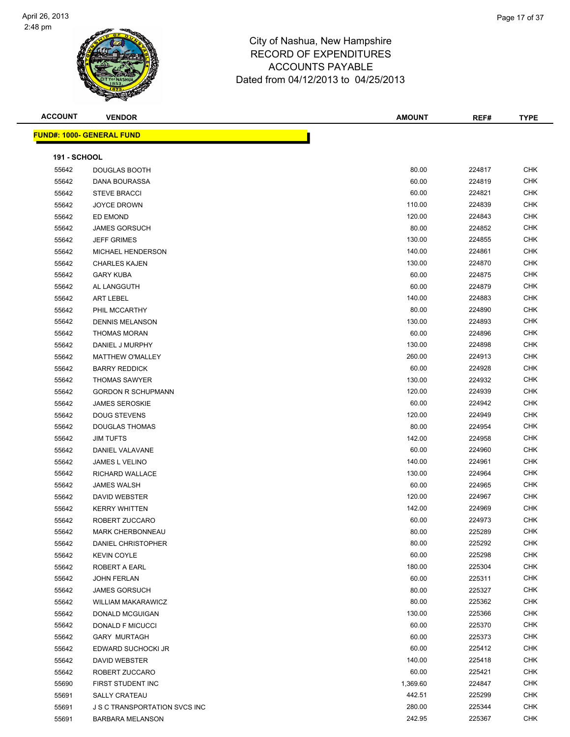# City of Nashua, New Hampshire
## RECORD OF EXPENDITURES
## ACCOUNTS PAYABLE
## Dated from 04/12/2013 to 04/25/2013

| ACCOUNT | VENDOR | AMOUNT | REF# | TYPE |
|---|---|---|---|---|
| **FUND#: 1000- GENERAL FUND** | | | | |
| **191 - SCHOOL** | | | | |
| 55642 | DOUGLAS BOOTH | 80.00 | 224817 | CHK |
| 55642 | DANA BOURASSA | 60.00 | 224819 | CHK |
| 55642 | STEVE BRACCI | 60.00 | 224821 | CHK |
| 55642 | JOYCE DROWN | 110.00 | 224839 | CHK |
| 55642 | ED EMOND | 120.00 | 224843 | CHK |
| 55642 | JAMES GORSUCH | 80.00 | 224852 | CHK |
| 55642 | JEFF GRIMES | 130.00 | 224855 | CHK |
| 55642 | MICHAEL HENDERSON | 140.00 | 224861 | CHK |
| 55642 | CHARLES KAJEN | 130.00 | 224870 | CHK |
| 55642 | GARY KUBA | 60.00 | 224875 | CHK |
| 55642 | AL LANGGUTH | 60.00 | 224879 | CHK |
| 55642 | ART LEBEL | 140.00 | 224883 | CHK |
| 55642 | PHIL MCCARTHY | 80.00 | 224890 | CHK |
| 55642 | DENNIS MELANSON | 130.00 | 224893 | CHK |
| 55642 | THOMAS MORAN | 60.00 | 224896 | CHK |
| 55642 | DANIEL J MURPHY | 130.00 | 224898 | CHK |
| 55642 | MATTHEW O'MALLEY | 260.00 | 224913 | CHK |
| 55642 | BARRY REDDICK | 60.00 | 224928 | CHK |
| 55642 | THOMAS SAWYER | 130.00 | 224932 | CHK |
| 55642 | GORDON R SCHUPMANN | 120.00 | 224939 | CHK |
| 55642 | JAMES SEROSKIE | 60.00 | 224942 | CHK |
| 55642 | DOUG STEVENS | 120.00 | 224949 | CHK |
| 55642 | DOUGLAS THOMAS | 80.00 | 224954 | CHK |
| 55642 | JIM TUFTS | 142.00 | 224958 | CHK |
| 55642 | DANIEL VALAVANE | 60.00 | 224960 | CHK |
| 55642 | JAMES L VELINO | 140.00 | 224961 | CHK |
| 55642 | RICHARD WALLACE | 130.00 | 224964 | CHK |
| 55642 | JAMES WALSH | 60.00 | 224965 | CHK |
| 55642 | DAVID WEBSTER | 120.00 | 224967 | CHK |
| 55642 | KERRY WHITTEN | 142.00 | 224969 | CHK |
| 55642 | ROBERT ZUCCARO | 60.00 | 224973 | CHK |
| 55642 | MARK CHERBONNEAU | 80.00 | 225289 | CHK |
| 55642 | DANIEL CHRISTOPHER | 80.00 | 225292 | CHK |
| 55642 | KEVIN COYLE | 60.00 | 225298 | CHK |
| 55642 | ROBERT A EARL | 180.00 | 225304 | CHK |
| 55642 | JOHN FERLAN | 60.00 | 225311 | CHK |
| 55642 | JAMES GORSUCH | 80.00 | 225327 | CHK |
| 55642 | WILLIAM MAKARAWICZ | 80.00 | 225362 | CHK |
| 55642 | DONALD MCGUIGAN | 130.00 | 225366 | CHK |
| 55642 | DONALD F MICUCCI | 60.00 | 225370 | CHK |
| 55642 | GARY MURTAGH | 60.00 | 225373 | CHK |
| 55642 | EDWARD SUCHOCKI JR | 60.00 | 225412 | CHK |
| 55642 | DAVID WEBSTER | 140.00 | 225418 | CHK |
| 55642 | ROBERT ZUCCARO | 60.00 | 225421 | CHK |
| 55690 | FIRST STUDENT INC | 1,369.60 | 224847 | CHK |
| 55691 | SALLY CRATEAU | 442.51 | 225299 | CHK |
| 55691 | J S C TRANSPORTATION SVCS INC | 280.00 | 225344 | CHK |
| 55691 | BARBARA MELANSON | 242.95 | 225367 | CHK |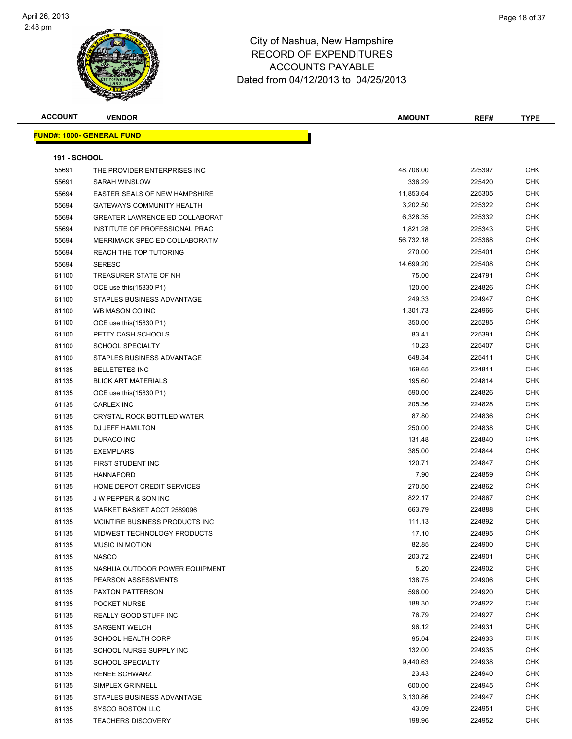# City of Nashua, New Hampshire
## RECORD OF EXPENDITURES
## ACCOUNTS PAYABLE
### Dated from 04/12/2013 to 04/25/2013

**FUND#: 1000- GENERAL FUND**

**191 - SCHOOL**

| ACCOUNT | VENDOR | AMOUNT | REF# | TYPE |
|---|---|---|---|---|
| 55691 | THE PROVIDER ENTERPRISES INC | 48,708.00 | 225397 | CHK |
| 55691 | SARAH WINSLOW | 336.29 | 225420 | CHK |
| 55694 | EASTER SEALS OF NEW HAMPSHIRE | 11,853.64 | 225305 | CHK |
| 55694 | GATEWAYS COMMUNITY HEALTH | 3,202.50 | 225322 | CHK |
| 55694 | GREATER LAWRENCE ED COLLABORAT | 6,328.35 | 225332 | CHK |
| 55694 | INSTITUTE OF PROFESSIONAL PRAC | 1,821.28 | 225343 | CHK |
| 55694 | MERRIMACK SPEC ED COLLABORATIV | 56,732.18 | 225368 | CHK |
| 55694 | REACH THE TOP TUTORING | 270.00 | 225401 | CHK |
| 55694 | SERESC | 14,699.20 | 225408 | CHK |
| 61100 | TREASURER STATE OF NH | 75.00 | 224791 | CHK |
| 61100 | OCE use this(15830 P1) | 120.00 | 224826 | CHK |
| 61100 | STAPLES BUSINESS ADVANTAGE | 249.33 | 224947 | CHK |
| 61100 | WB MASON CO INC | 1,301.73 | 224966 | CHK |
| 61100 | OCE use this(15830 P1) | 350.00 | 225285 | CHK |
| 61100 | PETTY CASH SCHOOLS | 83.41 | 225391 | CHK |
| 61100 | SCHOOL SPECIALTY | 10.23 | 225407 | CHK |
| 61100 | STAPLES BUSINESS ADVANTAGE | 648.34 | 225411 | CHK |
| 61135 | BELLETETES INC | 169.65 | 224811 | CHK |
| 61135 | BLICK ART MATERIALS | 195.60 | 224814 | CHK |
| 61135 | OCE use this(15830 P1) | 590.00 | 224826 | CHK |
| 61135 | CARLEX INC | 205.36 | 224828 | CHK |
| 61135 | CRYSTAL ROCK BOTTLED WATER | 87.80 | 224836 | CHK |
| 61135 | DJ JEFF HAMILTON | 250.00 | 224838 | CHK |
| 61135 | DURACO INC | 131.48 | 224840 | CHK |
| 61135 | EXEMPLARS | 385.00 | 224844 | CHK |
| 61135 | FIRST STUDENT INC | 120.71 | 224847 | CHK |
| 61135 | HANNAFORD | 7.90 | 224859 | CHK |
| 61135 | HOME DEPOT CREDIT SERVICES | 270.50 | 224862 | CHK |
| 61135 | J W PEPPER & SON INC | 822.17 | 224867 | CHK |
| 61135 | MARKET BASKET ACCT 2589096 | 663.79 | 224888 | CHK |
| 61135 | MCINTIRE BUSINESS PRODUCTS INC | 111.13 | 224892 | CHK |
| 61135 | MIDWEST TECHNOLOGY PRODUCTS | 17.10 | 224895 | CHK |
| 61135 | MUSIC IN MOTION | 82.85 | 224900 | CHK |
| 61135 | NASCO | 203.72 | 224901 | CHK |
| 61135 | NASHUA OUTDOOR POWER EQUIPMENT | 5.20 | 224902 | CHK |
| 61135 | PEARSON ASSESSMENTS | 138.75 | 224906 | CHK |
| 61135 | PAXTON PATTERSON | 596.00 | 224920 | CHK |
| 61135 | POCKET NURSE | 188.30 | 224922 | CHK |
| 61135 | REALLY GOOD STUFF INC | 76.79 | 224927 | CHK |
| 61135 | SARGENT WELCH | 96.12 | 224931 | CHK |
| 61135 | SCHOOL HEALTH CORP | 95.04 | 224933 | CHK |
| 61135 | SCHOOL NURSE SUPPLY INC | 132.00 | 224935 | CHK |
| 61135 | SCHOOL SPECIALTY | 9,440.63 | 224938 | CHK |
| 61135 | RENEE SCHWARZ | 23.43 | 224940 | CHK |
| 61135 | SIMPLEX GRINNELL | 600.00 | 224945 | CHK |
| 61135 | STAPLES BUSINESS ADVANTAGE | 3,130.86 | 224947 | CHK |
| 61135 | SYSCO BOSTON LLC | 43.09 | 224951 | CHK |
| 61135 | TEACHERS DISCOVERY | 198.96 | 224952 | CHK |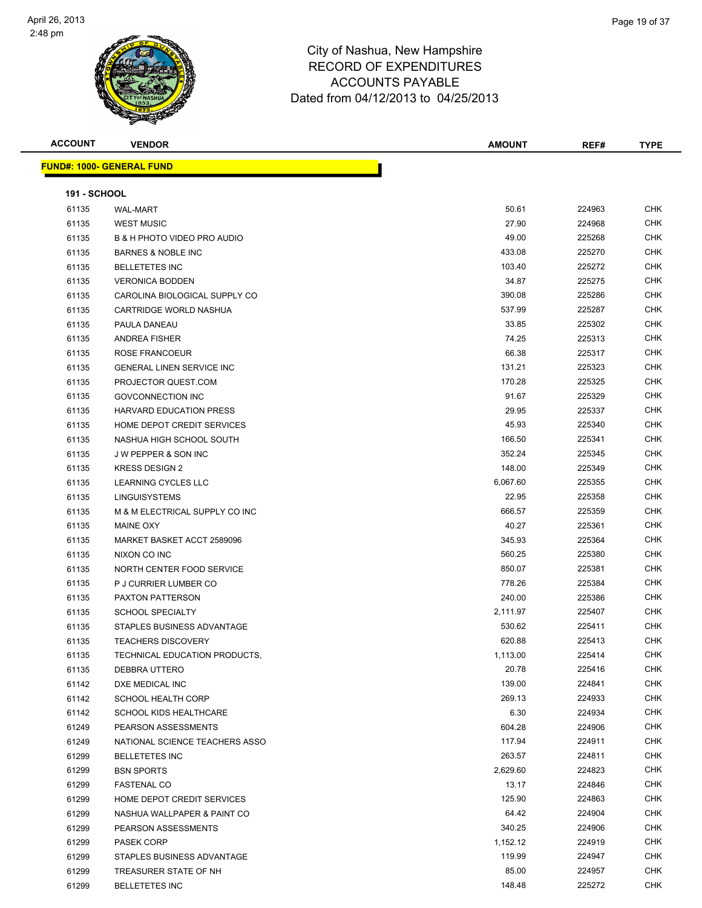# City of Nashua, New Hampshire
## RECORD OF EXPENDITURES
## ACCOUNTS PAYABLE
### Dated from 04/12/2013 to 04/25/2013

**FUND#: 1000- GENERAL FUND**

**191 - SCHOOL**

| ACCOUNT | VENDOR | AMOUNT | REF# | TYPE |
|---|---|---|---|---|
| 61135 | WAL-MART | 50.61 | 224963 | CHK |
| 61135 | WEST MUSIC | 27.90 | 224968 | CHK |
| 61135 | B & H PHOTO VIDEO PRO AUDIO | 49.00 | 225268 | CHK |
| 61135 | BARNES & NOBLE INC | 433.08 | 225270 | CHK |
| 61135 | BELLETETES INC | 103.40 | 225272 | CHK |
| 61135 | VERONICA BODDEN | 34.87 | 225275 | CHK |
| 61135 | CAROLINA BIOLOGICAL SUPPLY CO | 390.08 | 225286 | CHK |
| 61135 | CARTRIDGE WORLD NASHUA | 537.99 | 225287 | CHK |
| 61135 | PAULA DANEAU | 33.85 | 225302 | CHK |
| 61135 | ANDREA FISHER | 74.25 | 225313 | CHK |
| 61135 | ROSE FRANCOEUR | 66.38 | 225317 | CHK |
| 61135 | GENERAL LINEN SERVICE INC | 131.21 | 225323 | CHK |
| 61135 | PROJECTOR QUEST.COM | 170.28 | 225325 | CHK |
| 61135 | GOVCONNECTION INC | 91.67 | 225329 | CHK |
| 61135 | HARVARD EDUCATION PRESS | 29.95 | 225337 | CHK |
| 61135 | HOME DEPOT CREDIT SERVICES | 45.93 | 225340 | CHK |
| 61135 | NASHUA HIGH SCHOOL SOUTH | 166.50 | 225341 | CHK |
| 61135 | J W PEPPER & SON INC | 352.24 | 225345 | CHK |
| 61135 | KRESS DESIGN 2 | 148.00 | 225349 | CHK |
| 61135 | LEARNING CYCLES LLC | 6,067.60 | 225355 | CHK |
| 61135 | LINGUISYSTEMS | 22.95 | 225358 | CHK |
| 61135 | M & M ELECTRICAL SUPPLY CO INC | 666.57 | 225359 | CHK |
| 61135 | MAINE OXY | 40.27 | 225361 | CHK |
| 61135 | MARKET BASKET ACCT 2589096 | 345.93 | 225364 | CHK |
| 61135 | NIXON CO INC | 560.25 | 225380 | CHK |
| 61135 | NORTH CENTER FOOD SERVICE | 850.07 | 225381 | CHK |
| 61135 | P J CURRIER LUMBER CO | 778.26 | 225384 | CHK |
| 61135 | PAXTON PATTERSON | 240.00 | 225386 | CHK |
| 61135 | SCHOOL SPECIALTY | 2,111.97 | 225407 | CHK |
| 61135 | STAPLES BUSINESS ADVANTAGE | 530.62 | 225411 | CHK |
| 61135 | TEACHERS DISCOVERY | 620.88 | 225413 | CHK |
| 61135 | TECHNICAL EDUCATION PRODUCTS, | 1,113.00 | 225414 | CHK |
| 61135 | DEBBRA UTTERO | 20.78 | 225416 | CHK |
| 61142 | DXE MEDICAL INC | 139.00 | 224841 | CHK |
| 61142 | SCHOOL HEALTH CORP | 269.13 | 224933 | CHK |
| 61142 | SCHOOL KIDS HEALTHCARE | 6.30 | 224934 | CHK |
| 61249 | PEARSON ASSESSMENTS | 604.28 | 224906 | CHK |
| 61249 | NATIONAL SCIENCE TEACHERS ASSO | 117.94 | 224911 | CHK |
| 61299 | BELLETETES INC | 263.57 | 224811 | CHK |
| 61299 | BSN SPORTS | 2,629.60 | 224823 | CHK |
| 61299 | FASTENAL CO | 13.17 | 224846 | CHK |
| 61299 | HOME DEPOT CREDIT SERVICES | 125.90 | 224863 | CHK |
| 61299 | NASHUA WALLPAPER & PAINT CO | 64.42 | 224904 | CHK |
| 61299 | PEARSON ASSESSMENTS | 340.25 | 224906 | CHK |
| 61299 | PASEK CORP | 1,152.12 | 224919 | CHK |
| 61299 | STAPLES BUSINESS ADVANTAGE | 119.99 | 224947 | CHK |
| 61299 | TREASURER STATE OF NH | 85.00 | 224957 | CHK |
| 61299 | BELLETETES INC | 148.48 | 225272 | CHK |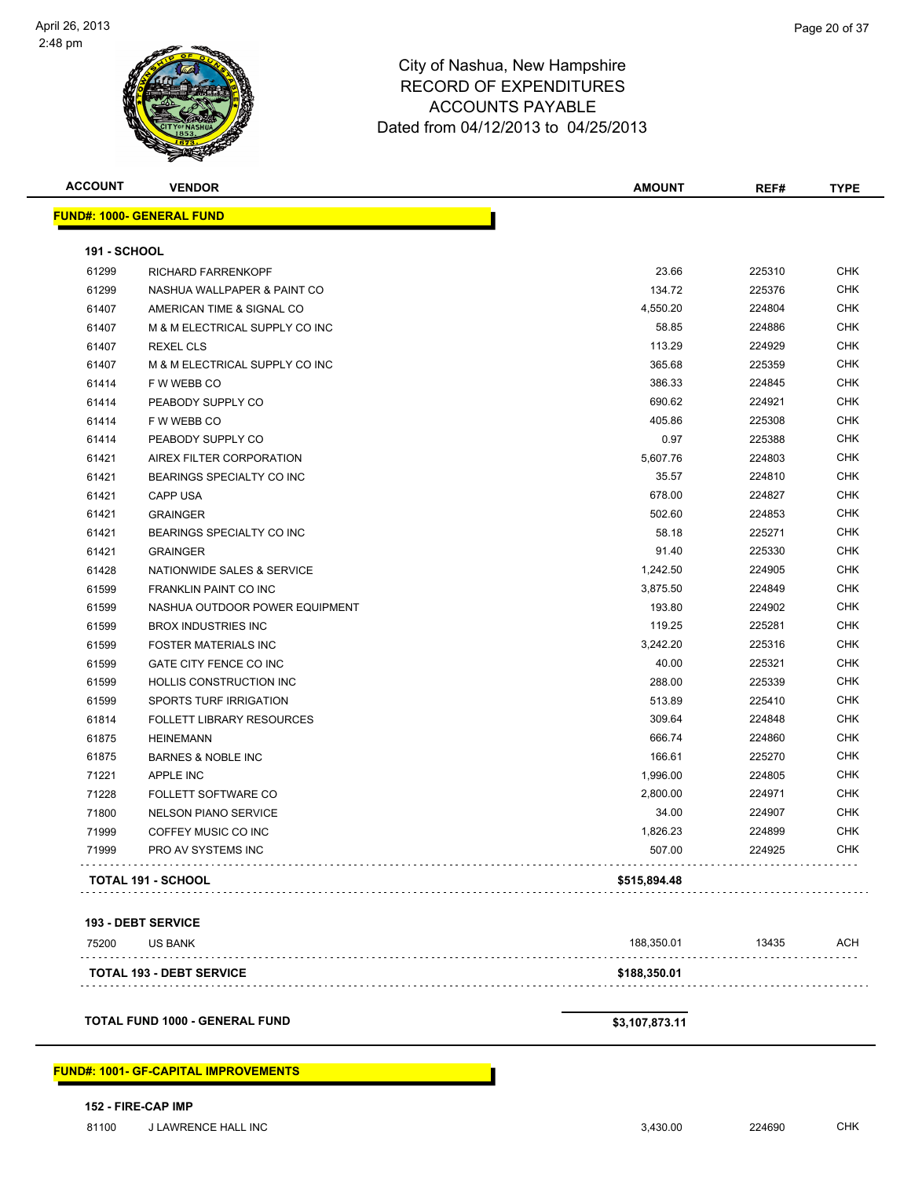# City of Nashua, New Hampshire
## RECORD OF EXPENDITURES
## ACCOUNTS PAYABLE
### Dated from 04/12/2013 to 04/25/2013

| ACCOUNT | VENDOR | AMOUNT | REF# | TYPE |
|---|---|---|---|---|
| **FUND#: 1000- GENERAL FUND** | | | | |
| **191 - SCHOOL** | | | | |
| 61299 | RICHARD FARRENKOPF | 23.66 | 225310 | CHK |
| 61299 | NASHUA WALLPAPER & PAINT CO | 134.72 | 225376 | CHK |
| 61407 | AMERICAN TIME & SIGNAL CO | 4,550.20 | 224804 | CHK |
| 61407 | M & M ELECTRICAL SUPPLY CO INC | 58.85 | 224886 | CHK |
| 61407 | REXEL CLS | 113.29 | 224929 | CHK |
| 61407 | M & M ELECTRICAL SUPPLY CO INC | 365.68 | 225359 | CHK |
| 61414 | F W WEBB CO | 386.33 | 224845 | CHK |
| 61414 | PEABODY SUPPLY CO | 690.62 | 224921 | CHK |
| 61414 | F W WEBB CO | 405.86 | 225308 | CHK |
| 61414 | PEABODY SUPPLY CO | 0.97 | 225388 | CHK |
| 61421 | AIREX FILTER CORPORATION | 5,607.76 | 224803 | CHK |
| 61421 | BEARINGS SPECIALTY CO INC | 35.57 | 224810 | CHK |
| 61421 | CAPP USA | 678.00 | 224827 | CHK |
| 61421 | GRAINGER | 502.60 | 224853 | CHK |
| 61421 | BEARINGS SPECIALTY CO INC | 58.18 | 225271 | CHK |
| 61421 | GRAINGER | 91.40 | 225330 | CHK |
| 61428 | NATIONWIDE SALES & SERVICE | 1,242.50 | 224905 | CHK |
| 61599 | FRANKLIN PAINT CO INC | 3,875.50 | 224849 | CHK |
| 61599 | NASHUA OUTDOOR POWER EQUIPMENT | 193.80 | 224902 | CHK |
| 61599 | BROX INDUSTRIES INC | 119.25 | 225281 | CHK |
| 61599 | FOSTER MATERIALS INC | 3,242.20 | 225316 | CHK |
| 61599 | GATE CITY FENCE CO INC | 40.00 | 225321 | CHK |
| 61599 | HOLLIS CONSTRUCTION INC | 288.00 | 225339 | CHK |
| 61599 | SPORTS TURF IRRIGATION | 513.89 | 225410 | CHK |
| 61814 | FOLLETT LIBRARY RESOURCES | 309.64 | 224848 | CHK |
| 61875 | HEINEMANN | 666.74 | 224860 | CHK |
| 61875 | BARNES & NOBLE INC | 166.61 | 225270 | CHK |
| 71221 | APPLE INC | 1,996.00 | 224805 | CHK |
| 71228 | FOLLETT SOFTWARE CO | 2,800.00 | 224971 | CHK |
| 71800 | NELSON PIANO SERVICE | 34.00 | 224907 | CHK |
| 71999 | COFFEY MUSIC CO INC | 1,826.23 | 224899 | CHK |
| 71999 | PRO AV SYSTEMS INC | 507.00 | 224925 | CHK |
| **TOTAL 191 - SCHOOL** | | **$515,894.48** | | |
| **193 - DEBT SERVICE** | | | | |
| 75200 | US BANK | 188,350.01 | 13435 | ACH |
| **TOTAL 193 - DEBT SERVICE** | | **$188,350.01** | | |
| **TOTAL FUND 1000 - GENERAL FUND** | | **$3,107,873.11** | | |
| **FUND#: 1001- GF-CAPITAL IMPROVEMENTS** | | | | |
| **152 - FIRE-CAP IMP** | | | | |
| 81100 | J LAWRENCE HALL INC | 3,430.00 | 224690 | CHK |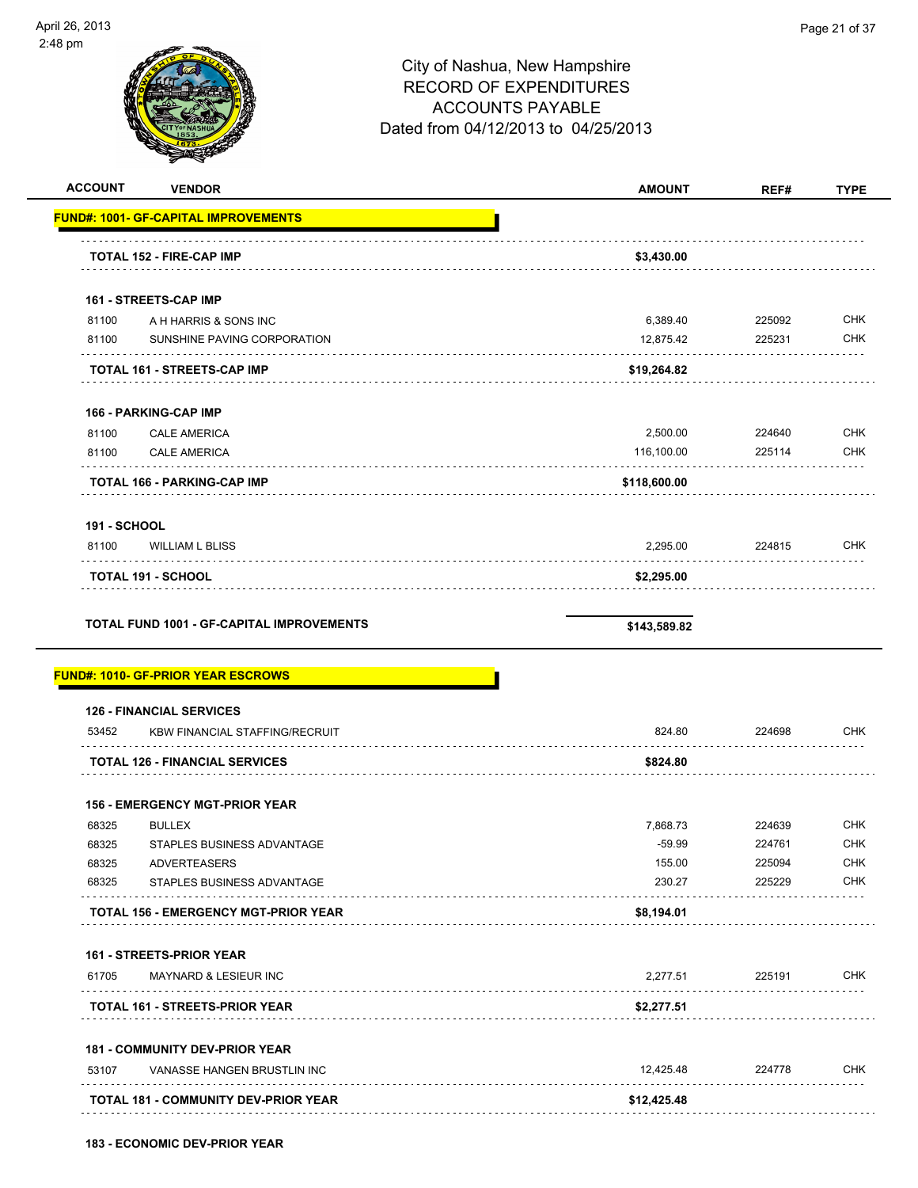City of Nashua, New Hampshire
RECORD OF EXPENDITURES
ACCOUNTS PAYABLE
Dated from 04/12/2013 to 04/25/2013

| ACCOUNT | VENDOR | AMOUNT | REF# | TYPE |
|---|---|---|---|---|
| **FUND#: 1001- GF-CAPITAL IMPROVEMENTS** | | | | |
| | **TOTAL 152 - FIRE-CAP IMP** | **$3,430.00** | | |
| **161 - STREETS-CAP IMP** | | | | |
| 81100 | A H HARRIS & SONS INC | 6,389.40 | 225092 | CHK |
| 81100 | SUNSHINE PAVING CORPORATION | 12,875.42 | 225231 | CHK |
| | **TOTAL 161 - STREETS-CAP IMP** | **$19,264.82** | | |
| **166 - PARKING-CAP IMP** | | | | |
| 81100 | CALE AMERICA | 2,500.00 | 224640 | CHK |
| 81100 | CALE AMERICA | 116,100.00 | 225114 | CHK |
| | **TOTAL 166 - PARKING-CAP IMP** | **$118,600.00** | | |
| **191 - SCHOOL** | | | | |
| 81100 | WILLIAM L BLISS | 2,295.00 | 224815 | CHK |
| | **TOTAL 191 - SCHOOL** | **$2,295.00** | | |
| **TOTAL FUND 1001 - GF-CAPITAL IMPROVEMENTS** | | **$143,589.82** | | |
| **FUND#: 1010- GF-PRIOR YEAR ESCROWS** | | | | |
| **126 - FINANCIAL SERVICES** | | | | |
| 53452 | KBW FINANCIAL STAFFING/RECRUIT | 824.80 | 224698 | CHK |
| | **TOTAL 126 - FINANCIAL SERVICES** | **$824.80** | | |
| **156 - EMERGENCY MGT-PRIOR YEAR** | | | | |
| 68325 | BULLEX | 7,868.73 | 224639 | CHK |
| 68325 | STAPLES BUSINESS ADVANTAGE | -59.99 | 224761 | CHK |
| 68325 | ADVERTEASERS | 155.00 | 225094 | CHK |
| 68325 | STAPLES BUSINESS ADVANTAGE | 230.27 | 225229 | CHK |
| | **TOTAL 156 - EMERGENCY MGT-PRIOR YEAR** | **$8,194.01** | | |
| **161 - STREETS-PRIOR YEAR** | | | | |
| 61705 | MAYNARD & LESIEUR INC | 2,277.51 | 225191 | CHK |
| | **TOTAL 161 - STREETS-PRIOR YEAR** | **$2,277.51** | | |
| **181 - COMMUNITY DEV-PRIOR YEAR** | | | | |
| 53107 | VANASSE HANGEN BRUSTLIN INC | 12,425.48 | 224778 | CHK |
| | **TOTAL 181 - COMMUNITY DEV-PRIOR YEAR** | **$12,425.48** | | |
| **183 - ECONOMIC DEV-PRIOR YEAR** | | | | |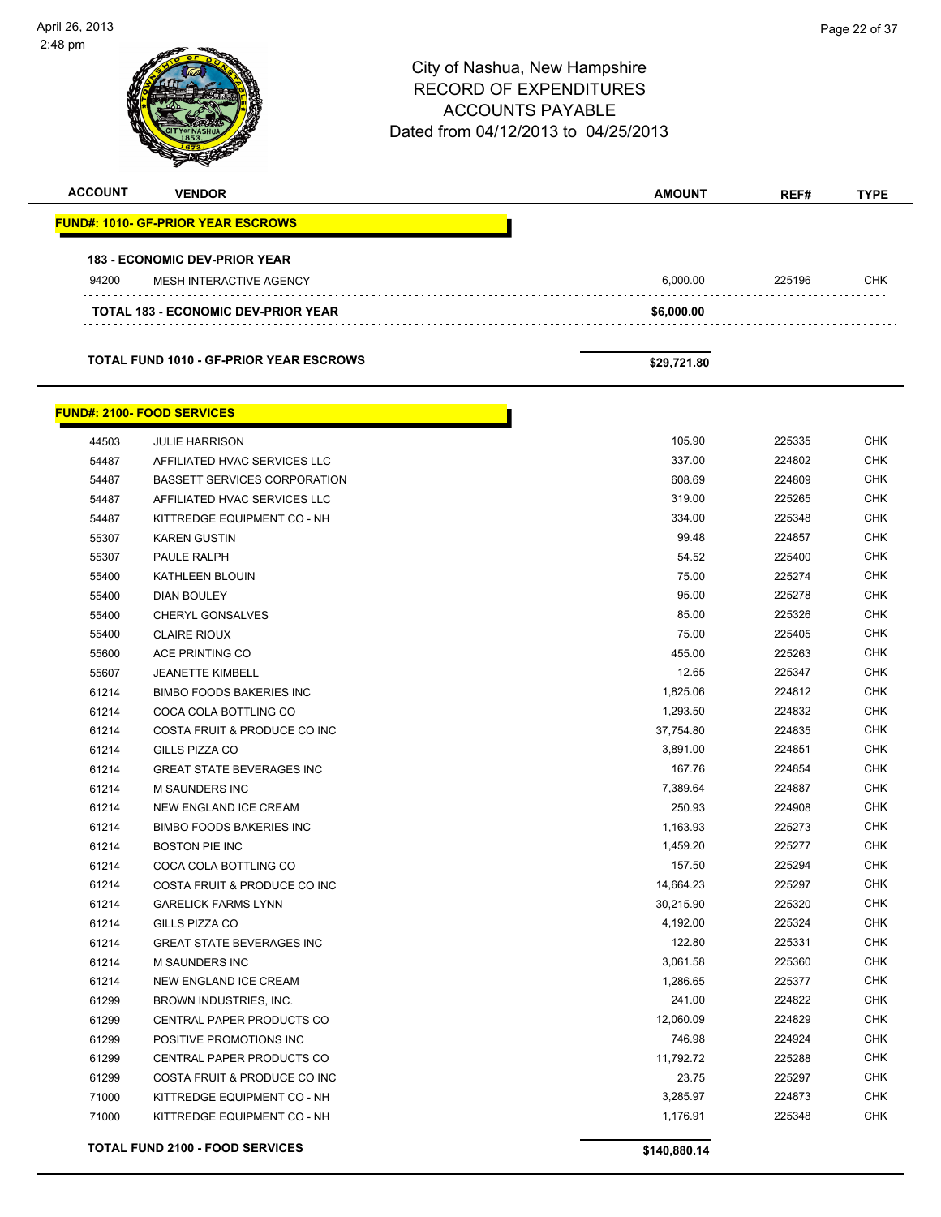# City of Nashua, New Hampshire
# RECORD OF EXPENDITURES
# ACCOUNTS PAYABLE
# Dated from 04/12/2013 to 04/25/2013

| ACCOUNT | VENDOR | AMOUNT | REF# | TYPE |
|---|---|---|---|---|
| **FUND#: 1010- GF-PRIOR YEAR ESCROWS** | | | | |
| **183 - ECONOMIC DEV-PRIOR YEAR** | | | | |
| 94200 | MESH INTERACTIVE AGENCY | 6,000.00 | 225196 | CHK |
| **TOTAL 183 - ECONOMIC DEV-PRIOR YEAR** | | **$6,000.00** | | |
| **TOTAL FUND 1010 - GF-PRIOR YEAR ESCROWS** | | **$29,721.80** | | |

| ACCOUNT | VENDOR | AMOUNT | REF# | TYPE |
|---|---|---|---|---|
| **FUND#: 2100- FOOD SERVICES** | | | | |
| 44503 | JULIE HARRISON | 105.90 | 225335 | CHK |
| 54487 | AFFILIATED HVAC SERVICES LLC | 337.00 | 224802 | CHK |
| 54487 | BASSETT SERVICES CORPORATION | 608.69 | 224809 | CHK |
| 54487 | AFFILIATED HVAC SERVICES LLC | 319.00 | 225265 | CHK |
| 54487 | KITTREDGE EQUIPMENT CO - NH | 334.00 | 225348 | CHK |
| 55307 | KAREN GUSTIN | 99.48 | 224857 | CHK |
| 55307 | PAULE RALPH | 54.52 | 225400 | CHK |
| 55400 | KATHLEEN BLOUIN | 75.00 | 225274 | CHK |
| 55400 | DIAN BOULEY | 95.00 | 225278 | CHK |
| 55400 | CHERYL GONSALVES | 85.00 | 225326 | CHK |
| 55400 | CLAIRE RIOUX | 75.00 | 225405 | CHK |
| 55600 | ACE PRINTING CO | 455.00 | 225263 | CHK |
| 55607 | JEANETTE KIMBELL | 12.65 | 225347 | CHK |
| 61214 | BIMBO FOODS BAKERIES INC | 1,825.06 | 224812 | CHK |
| 61214 | COCA COLA BOTTLING CO | 1,293.50 | 224832 | CHK |
| 61214 | COSTA FRUIT & PRODUCE CO INC | 37,754.80 | 224835 | CHK |
| 61214 | GILLS PIZZA CO | 3,891.00 | 224851 | CHK |
| 61214 | GREAT STATE BEVERAGES INC | 167.76 | 224854 | CHK |
| 61214 | M SAUNDERS INC | 7,389.64 | 224887 | CHK |
| 61214 | NEW ENGLAND ICE CREAM | 250.93 | 224908 | CHK |
| 61214 | BIMBO FOODS BAKERIES INC | 1,163.93 | 225273 | CHK |
| 61214 | BOSTON PIE INC | 1,459.20 | 225277 | CHK |
| 61214 | COCA COLA BOTTLING CO | 157.50 | 225294 | CHK |
| 61214 | COSTA FRUIT & PRODUCE CO INC | 14,664.23 | 225297 | CHK |
| 61214 | GARELICK FARMS LYNN | 30,215.90 | 225320 | CHK |
| 61214 | GILLS PIZZA CO | 4,192.00 | 225324 | CHK |
| 61214 | GREAT STATE BEVERAGES INC | 122.80 | 225331 | CHK |
| 61214 | M SAUNDERS INC | 3,061.58 | 225360 | CHK |
| 61214 | NEW ENGLAND ICE CREAM | 1,286.65 | 225377 | CHK |
| 61299 | BROWN INDUSTRIES, INC. | 241.00 | 224822 | CHK |
| 61299 | CENTRAL PAPER PRODUCTS CO | 12,060.09 | 224829 | CHK |
| 61299 | POSITIVE PROMOTIONS INC | 746.98 | 224924 | CHK |
| 61299 | CENTRAL PAPER PRODUCTS CO | 11,792.72 | 225288 | CHK |
| 61299 | COSTA FRUIT & PRODUCE CO INC | 23.75 | 225297 | CHK |
| 71000 | KITTREDGE EQUIPMENT CO - NH | 3,285.97 | 224873 | CHK |
| 71000 | KITTREDGE EQUIPMENT CO - NH | 1,176.91 | 225348 | CHK |
| **TOTAL FUND 2100 - FOOD SERVICES** | | **$140,880.14** | | |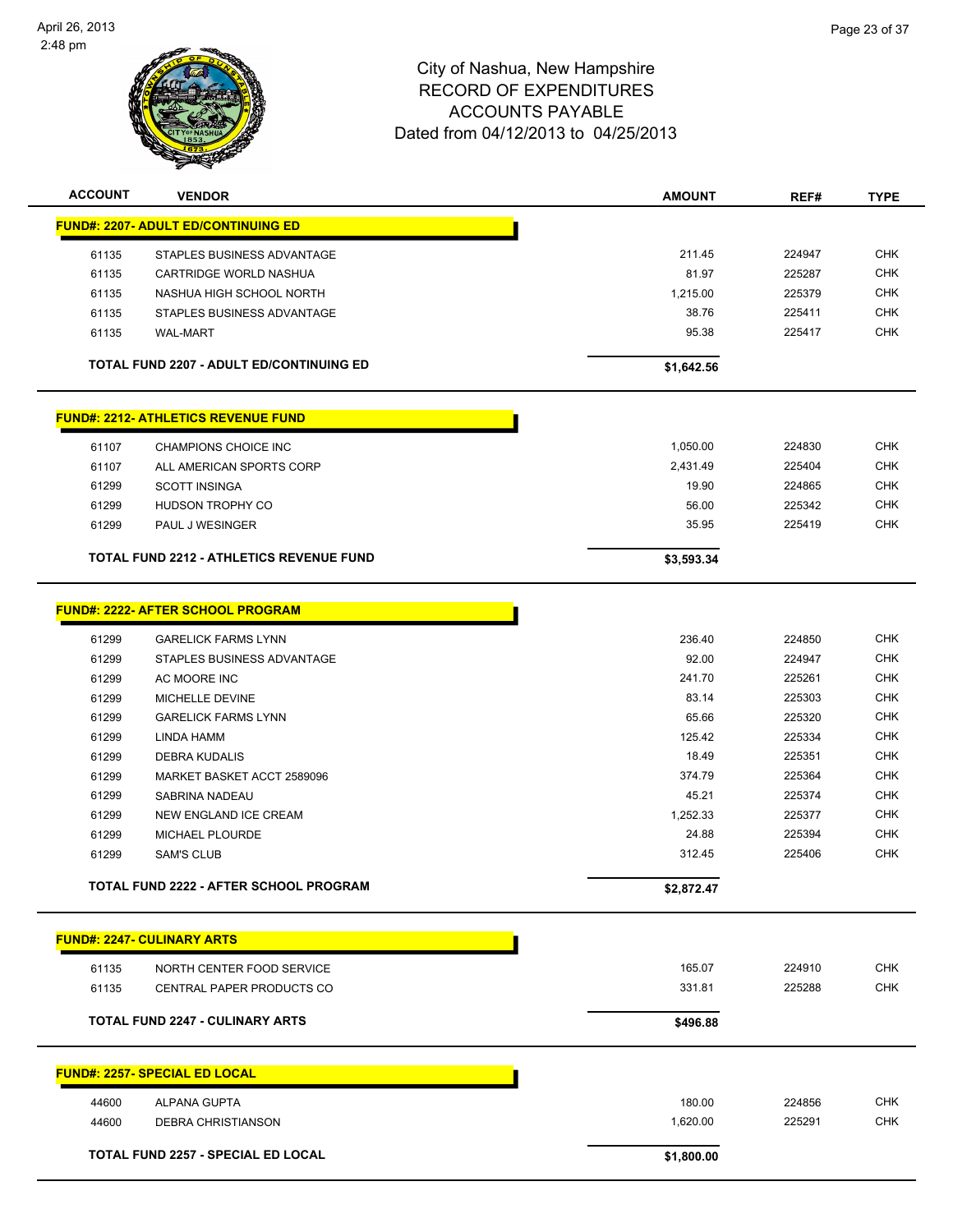# City of Nashua, New Hampshire
## RECORD OF EXPENDITURES
## ACCOUNTS PAYABLE
### Dated from 04/12/2013 to 04/25/2013

| ACCOUNT | VENDOR | AMOUNT | REF# | TYPE |
|---|---|---|---|---|
| **FUND#: 2207- ADULT ED/CONTINUING ED** | | | | |
| 61135 | STAPLES BUSINESS ADVANTAGE | 211.45 | 224947 | CHK |
| 61135 | CARTRIDGE WORLD NASHUA | 81.97 | 225287 | CHK |
| 61135 | NASHUA HIGH SCHOOL NORTH | 1,215.00 | 225379 | CHK |
| 61135 | STAPLES BUSINESS ADVANTAGE | 38.76 | 225411 | CHK |
| 61135 | WAL-MART | 95.38 | 225417 | CHK |
| **TOTAL FUND 2207 - ADULT ED/CONTINUING ED** | | **$1,642.56** | | |
| **FUND#: 2212- ATHLETICS REVENUE FUND** | | | | |
| 61107 | CHAMPIONS CHOICE INC | 1,050.00 | 224830 | CHK |
| 61107 | ALL AMERICAN SPORTS CORP | 2,431.49 | 225404 | CHK |
| 61299 | SCOTT INSINGA | 19.90 | 224865 | CHK |
| 61299 | HUDSON TROPHY CO | 56.00 | 225342 | CHK |
| 61299 | PAUL J WESINGER | 35.95 | 225419 | CHK |
| **TOTAL FUND 2212 - ATHLETICS REVENUE FUND** | | **$3,593.34** | | |
| **FUND#: 2222- AFTER SCHOOL PROGRAM** | | | | |
| 61299 | GARELICK FARMS LYNN | 236.40 | 224850 | CHK |
| 61299 | STAPLES BUSINESS ADVANTAGE | 92.00 | 224947 | CHK |
| 61299 | AC MOORE INC | 241.70 | 225261 | CHK |
| 61299 | MICHELLE DEVINE | 83.14 | 225303 | CHK |
| 61299 | GARELICK FARMS LYNN | 65.66 | 225320 | CHK |
| 61299 | LINDA HAMM | 125.42 | 225334 | CHK |
| 61299 | DEBRA KUDALIS | 18.49 | 225351 | CHK |
| 61299 | MARKET BASKET ACCT 2589096 | 374.79 | 225364 | CHK |
| 61299 | SABRINA NADEAU | 45.21 | 225374 | CHK |
| 61299 | NEW ENGLAND ICE CREAM | 1,252.33 | 225377 | CHK |
| 61299 | MICHAEL PLOURDE | 24.88 | 225394 | CHK |
| 61299 | SAM'S CLUB | 312.45 | 225406 | CHK |
| **TOTAL FUND 2222 - AFTER SCHOOL PROGRAM** | | **$2,872.47** | | |
| **FUND#: 2247- CULINARY ARTS** | | | | |
| 61135 | NORTH CENTER FOOD SERVICE | 165.07 | 224910 | CHK |
| 61135 | CENTRAL PAPER PRODUCTS CO | 331.81 | 225288 | CHK |
| **TOTAL FUND 2247 - CULINARY ARTS** | | **$496.88** | | |
| **FUND#: 2257- SPECIAL ED LOCAL** | | | | |
| 44600 | ALPANA GUPTA | 180.00 | 224856 | CHK |
| 44600 | DEBRA CHRISTIANSON | 1,620.00 | 225291 | CHK |
| **TOTAL FUND 2257 - SPECIAL ED LOCAL** | | **$1,800.00** | | |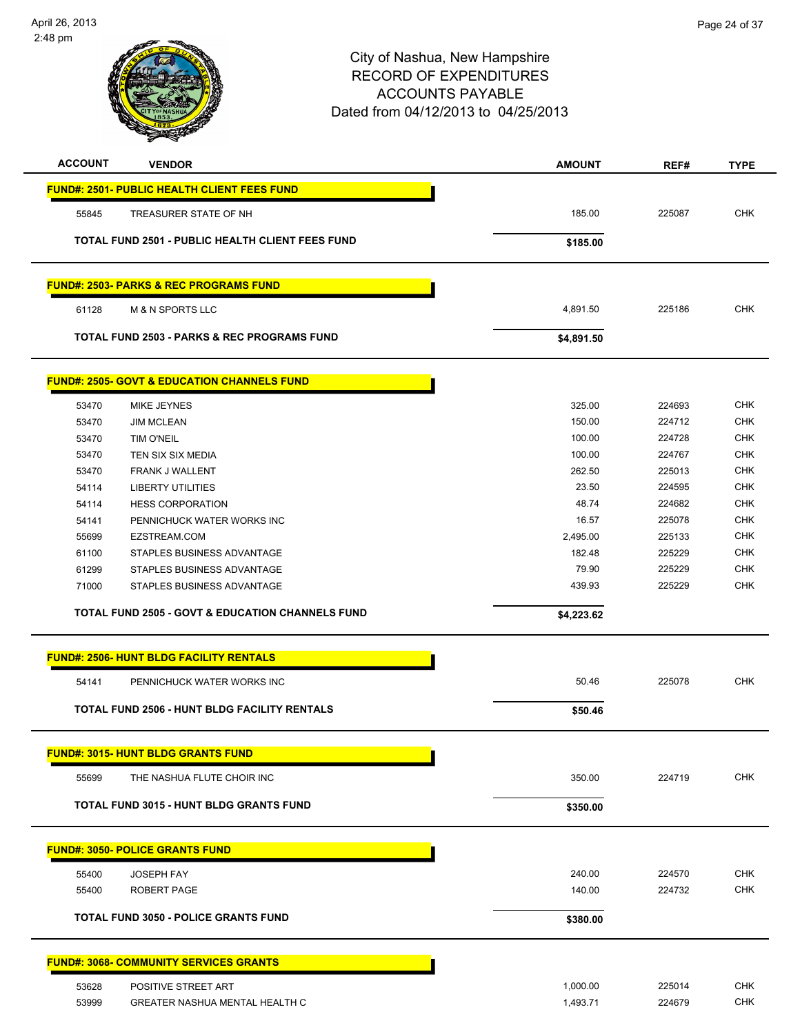# City of Nashua, New Hampshire
## RECORD OF EXPENDITURES
## ACCOUNTS PAYABLE
## Dated from 04/12/2013 to 04/25/2013

| ACCOUNT | VENDOR | AMOUNT | REF# | TYPE |
|---|---|---|---|---|
| **FUND#: 2501- PUBLIC HEALTH CLIENT FEES FUND** | | | | |
| 55845 | TREASURER STATE OF NH | 185.00 | 225087 | CHK |
| **TOTAL FUND 2501 - PUBLIC HEALTH CLIENT FEES FUND** | | **$185.00** | | |
| **FUND#: 2503- PARKS & REC PROGRAMS FUND** | | | | |
| 61128 | M & N SPORTS LLC | 4,891.50 | 225186 | CHK |
| **TOTAL FUND 2503 - PARKS & REC PROGRAMS FUND** | | **$4,891.50** | | |
| **FUND#: 2505- GOVT & EDUCATION CHANNELS FUND** | | | | |
| 53470 | MIKE JEYNES | 325.00 | 224693 | CHK |
| 53470 | JIM MCLEAN | 150.00 | 224712 | CHK |
| 53470 | TIM O'NEIL | 100.00 | 224728 | CHK |
| 53470 | TEN SIX SIX MEDIA | 100.00 | 224767 | CHK |
| 53470 | FRANK J WALLENT | 262.50 | 225013 | CHK |
| 54114 | LIBERTY UTILITIES | 23.50 | 224595 | CHK |
| 54114 | HESS CORPORATION | 48.74 | 224682 | CHK |
| 54141 | PENNICHUCK WATER WORKS INC | 16.57 | 225078 | CHK |
| 55699 | EZSTREAM.COM | 2,495.00 | 225133 | CHK |
| 61100 | STAPLES BUSINESS ADVANTAGE | 182.48 | 225229 | CHK |
| 61299 | STAPLES BUSINESS ADVANTAGE | 79.90 | 225229 | CHK |
| 71000 | STAPLES BUSINESS ADVANTAGE | 439.93 | 225229 | CHK |
| **TOTAL FUND 2505 - GOVT & EDUCATION CHANNELS FUND** | | **$4,223.62** | | |
| **FUND#: 2506- HUNT BLDG FACILITY RENTALS** | | | | |
| 54141 | PENNICHUCK WATER WORKS INC | 50.46 | 225078 | CHK |
| **TOTAL FUND 2506 - HUNT BLDG FACILITY RENTALS** | | **$50.46** | | |
| **FUND#: 3015- HUNT BLDG GRANTS FUND** | | | | |
| 55699 | THE NASHUA FLUTE CHOIR INC | 350.00 | 224719 | CHK |
| **TOTAL FUND 3015 - HUNT BLDG GRANTS FUND** | | **$350.00** | | |
| **FUND#: 3050- POLICE GRANTS FUND** | | | | |
| 55400 | JOSEPH FAY | 240.00 | 224570 | CHK |
| 55400 | ROBERT PAGE | 140.00 | 224732 | CHK |
| **TOTAL FUND 3050 - POLICE GRANTS FUND** | | **$380.00** | | |
| **FUND#: 3068- COMMUNITY SERVICES GRANTS** | | | | |
| 53628 | POSITIVE STREET ART | 1,000.00 | 225014 | CHK |
| 53999 | GREATER NASHUA MENTAL HEALTH C | 1,493.71 | 224679 | CHK |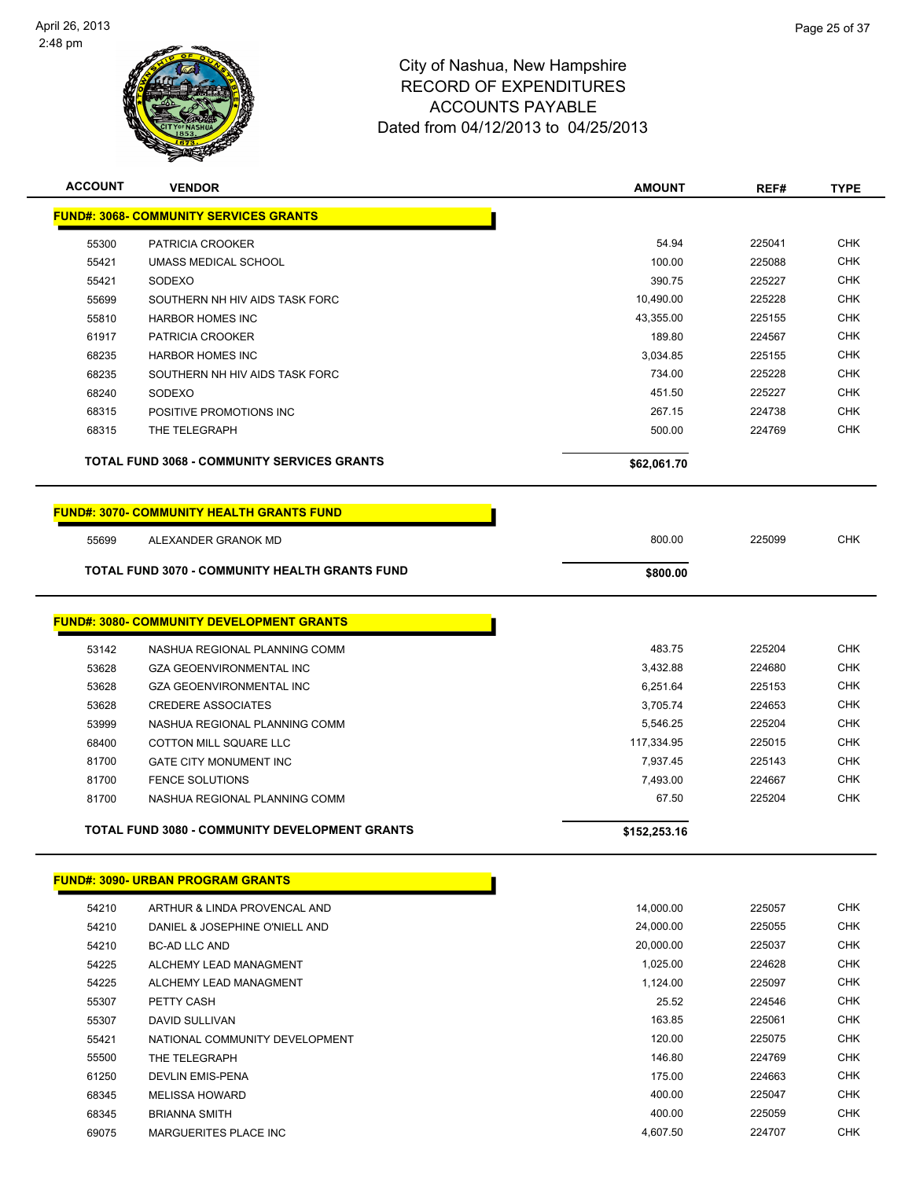# City of Nashua, New Hampshire
## RECORD OF EXPENDITURES
## ACCOUNTS PAYABLE
## Dated from 04/12/2013 to 04/25/2013

| ACCOUNT | VENDOR | AMOUNT | REF# | TYPE |
|---|---|---|---|---|
| **FUND#: 3068- COMMUNITY SERVICES GRANTS** | | | | |
| 55300 | PATRICIA CROOKER | 54.94 | 225041 | CHK |
| 55421 | UMASS MEDICAL SCHOOL | 100.00 | 225088 | CHK |
| 55421 | SODEXO | 390.75 | 225227 | CHK |
| 55699 | SOUTHERN NH HIV AIDS TASK FORC | 10,490.00 | 225228 | CHK |
| 55810 | HARBOR HOMES INC | 43,355.00 | 225155 | CHK |
| 61917 | PATRICIA CROOKER | 189.80 | 224567 | CHK |
| 68235 | HARBOR HOMES INC | 3,034.85 | 225155 | CHK |
| 68235 | SOUTHERN NH HIV AIDS TASK FORC | 734.00 | 225228 | CHK |
| 68240 | SODEXO | 451.50 | 225227 | CHK |
| 68315 | POSITIVE PROMOTIONS INC | 267.15 | 224738 | CHK |
| 68315 | THE TELEGRAPH | 500.00 | 224769 | CHK |
| **TOTAL FUND 3068 - COMMUNITY SERVICES GRANTS** | | **$62,061.70** | | |
| **FUND#: 3070- COMMUNITY HEALTH GRANTS FUND** | | | | |
| 55699 | ALEXANDER GRANOK MD | 800.00 | 225099 | CHK |
| **TOTAL FUND 3070 - COMMUNITY HEALTH GRANTS FUND** | | **$800.00** | | |
| **FUND#: 3080- COMMUNITY DEVELOPMENT GRANTS** | | | | |
| 53142 | NASHUA REGIONAL PLANNING COMM | 483.75 | 225204 | CHK |
| 53628 | GZA GEOENVIRONMENTAL INC | 3,432.88 | 224680 | CHK |
| 53628 | GZA GEOENVIRONMENTAL INC | 6,251.64 | 225153 | CHK |
| 53628 | CREDERE ASSOCIATES | 3,705.74 | 224653 | CHK |
| 53999 | NASHUA REGIONAL PLANNING COMM | 5,546.25 | 225204 | CHK |
| 68400 | COTTON MILL SQUARE LLC | 117,334.95 | 225015 | CHK |
| 81700 | GATE CITY MONUMENT INC | 7,937.45 | 225143 | CHK |
| 81700 | FENCE SOLUTIONS | 7,493.00 | 224667 | CHK |
| 81700 | NASHUA REGIONAL PLANNING COMM | 67.50 | 225204 | CHK |
| **TOTAL FUND 3080 - COMMUNITY DEVELOPMENT GRANTS** | | **$152,253.16** | | |
| **FUND#: 3090- URBAN PROGRAM GRANTS** | | | | |
| 54210 | ARTHUR & LINDA PROVENCAL AND | 14,000.00 | 225057 | CHK |
| 54210 | DANIEL & JOSEPHINE O'NIELL AND | 24,000.00 | 225055 | CHK |
| 54210 | BC-AD LLC AND | 20,000.00 | 225037 | CHK |
| 54225 | ALCHEMY LEAD MANAGMENT | 1,025.00 | 224628 | CHK |
| 54225 | ALCHEMY LEAD MANAGMENT | 1,124.00 | 225097 | CHK |
| 55307 | PETTY CASH | 25.52 | 224546 | CHK |
| 55307 | DAVID SULLIVAN | 163.85 | 225061 | CHK |
| 55421 | NATIONAL COMMUNITY DEVELOPMENT | 120.00 | 225075 | CHK |
| 55500 | THE TELEGRAPH | 146.80 | 224769 | CHK |
| 61250 | DEVLIN EMIS-PENA | 175.00 | 224663 | CHK |
| 68345 | MELISSA HOWARD | 400.00 | 225047 | CHK |
| 68345 | BRIANNA SMITH | 400.00 | 225059 | CHK |
| 69075 | MARGUERITES PLACE INC | 4,607.50 | 224707 | CHK |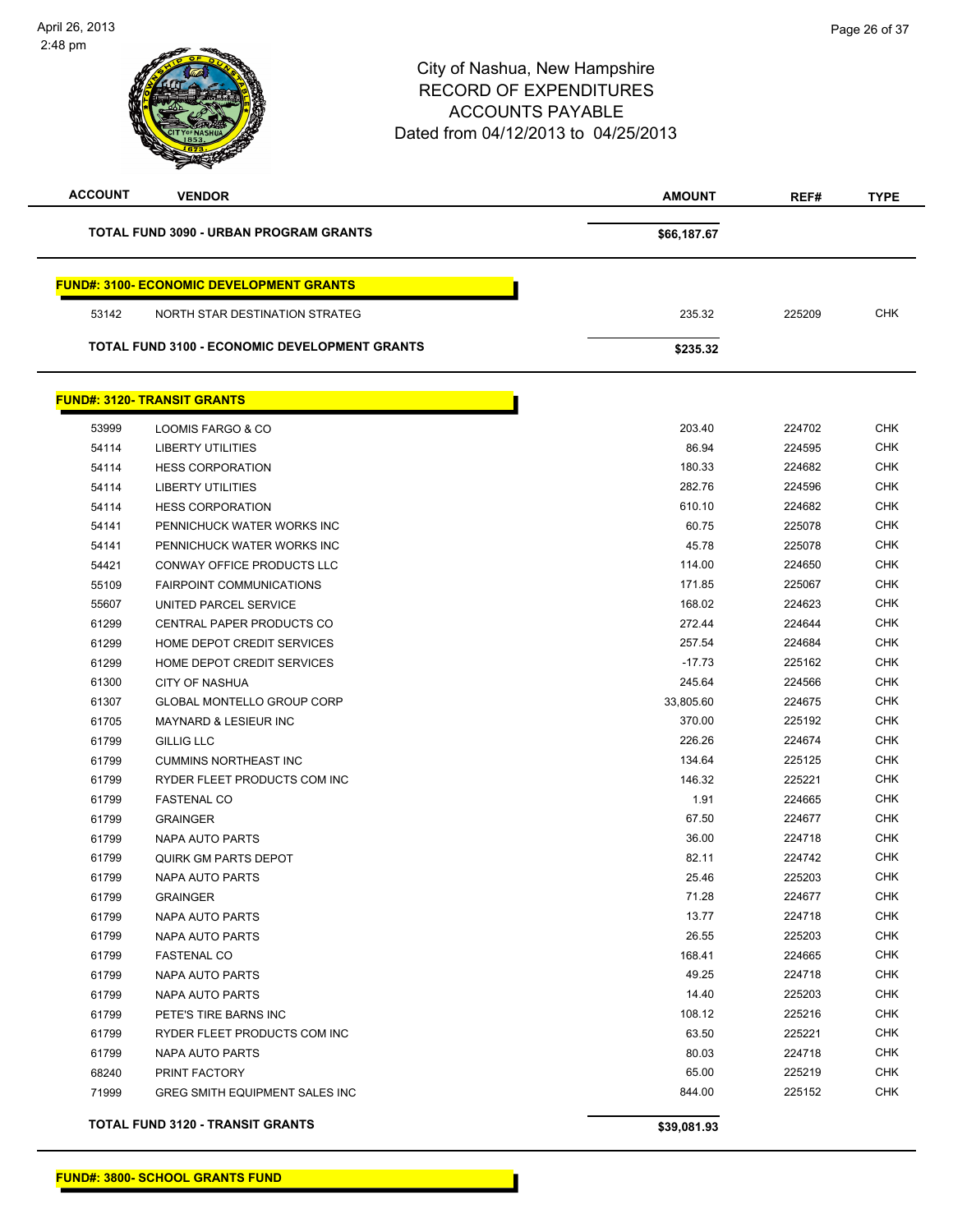# City of Nashua, New Hampshire
## RECORD OF EXPENDITURES
## ACCOUNTS PAYABLE
## Dated from 04/12/2013 to 04/25/2013

| ACCOUNT | VENDOR | AMOUNT | REF# | TYPE |
|---|---|---|---|---|
| | **TOTAL FUND 3090 - URBAN PROGRAM GRANTS** | **$66,187.67** | | |
| **FUND#: 3100- ECONOMIC DEVELOPMENT GRANTS** | | | | |
| 53142 | NORTH STAR DESTINATION STRATEG | 235.32 | 225209 | CHK |
| | **TOTAL FUND 3100 - ECONOMIC DEVELOPMENT GRANTS** | **$235.32** | | |
| **FUND#: 3120- TRANSIT GRANTS** | | | | |
| 53999 | LOOMIS FARGO & CO | 203.40 | 224702 | CHK |
| 54114 | LIBERTY UTILITIES | 86.94 | 224595 | CHK |
| 54114 | HESS CORPORATION | 180.33 | 224682 | CHK |
| 54114 | LIBERTY UTILITIES | 282.76 | 224596 | CHK |
| 54114 | HESS CORPORATION | 610.10 | 224682 | CHK |
| 54141 | PENNICHUCK WATER WORKS INC | 60.75 | 225078 | CHK |
| 54141 | PENNICHUCK WATER WORKS INC | 45.78 | 225078 | CHK |
| 54421 | CONWAY OFFICE PRODUCTS LLC | 114.00 | 224650 | CHK |
| 55109 | FAIRPOINT COMMUNICATIONS | 171.85 | 225067 | CHK |
| 55607 | UNITED PARCEL SERVICE | 168.02 | 224623 | CHK |
| 61299 | CENTRAL PAPER PRODUCTS CO | 272.44 | 224644 | CHK |
| 61299 | HOME DEPOT CREDIT SERVICES | 257.54 | 224684 | CHK |
| 61299 | HOME DEPOT CREDIT SERVICES | -17.73 | 225162 | CHK |
| 61300 | CITY OF NASHUA | 245.64 | 224566 | CHK |
| 61307 | GLOBAL MONTELLO GROUP CORP | 33,805.60 | 224675 | CHK |
| 61705 | MAYNARD & LESIEUR INC | 370.00 | 225192 | CHK |
| 61799 | GILLIG LLC | 226.26 | 224674 | CHK |
| 61799 | CUMMINS NORTHEAST INC | 134.64 | 225125 | CHK |
| 61799 | RYDER FLEET PRODUCTS COM INC | 146.32 | 225221 | CHK |
| 61799 | FASTENAL CO | 1.91 | 224665 | CHK |
| 61799 | GRAINGER | 67.50 | 224677 | CHK |
| 61799 | NAPA AUTO PARTS | 36.00 | 224718 | CHK |
| 61799 | QUIRK GM PARTS DEPOT | 82.11 | 224742 | CHK |
| 61799 | NAPA AUTO PARTS | 25.46 | 225203 | CHK |
| 61799 | GRAINGER | 71.28 | 224677 | CHK |
| 61799 | NAPA AUTO PARTS | 13.77 | 224718 | CHK |
| 61799 | NAPA AUTO PARTS | 26.55 | 225203 | CHK |
| 61799 | FASTENAL CO | 168.41 | 224665 | CHK |
| 61799 | NAPA AUTO PARTS | 49.25 | 224718 | CHK |
| 61799 | NAPA AUTO PARTS | 14.40 | 225203 | CHK |
| 61799 | PETE'S TIRE BARNS INC | 108.12 | 225216 | CHK |
| 61799 | RYDER FLEET PRODUCTS COM INC | 63.50 | 225221 | CHK |
| 61799 | NAPA AUTO PARTS | 80.03 | 224718 | CHK |
| 68240 | PRINT FACTORY | 65.00 | 225219 | CHK |
| 71999 | GREG SMITH EQUIPMENT SALES INC | 844.00 | 225152 | CHK |
| | **TOTAL FUND 3120 - TRANSIT GRANTS** | **$39,081.93** | | |

**FUND#: 3800- SCHOOL GRANTS FUND**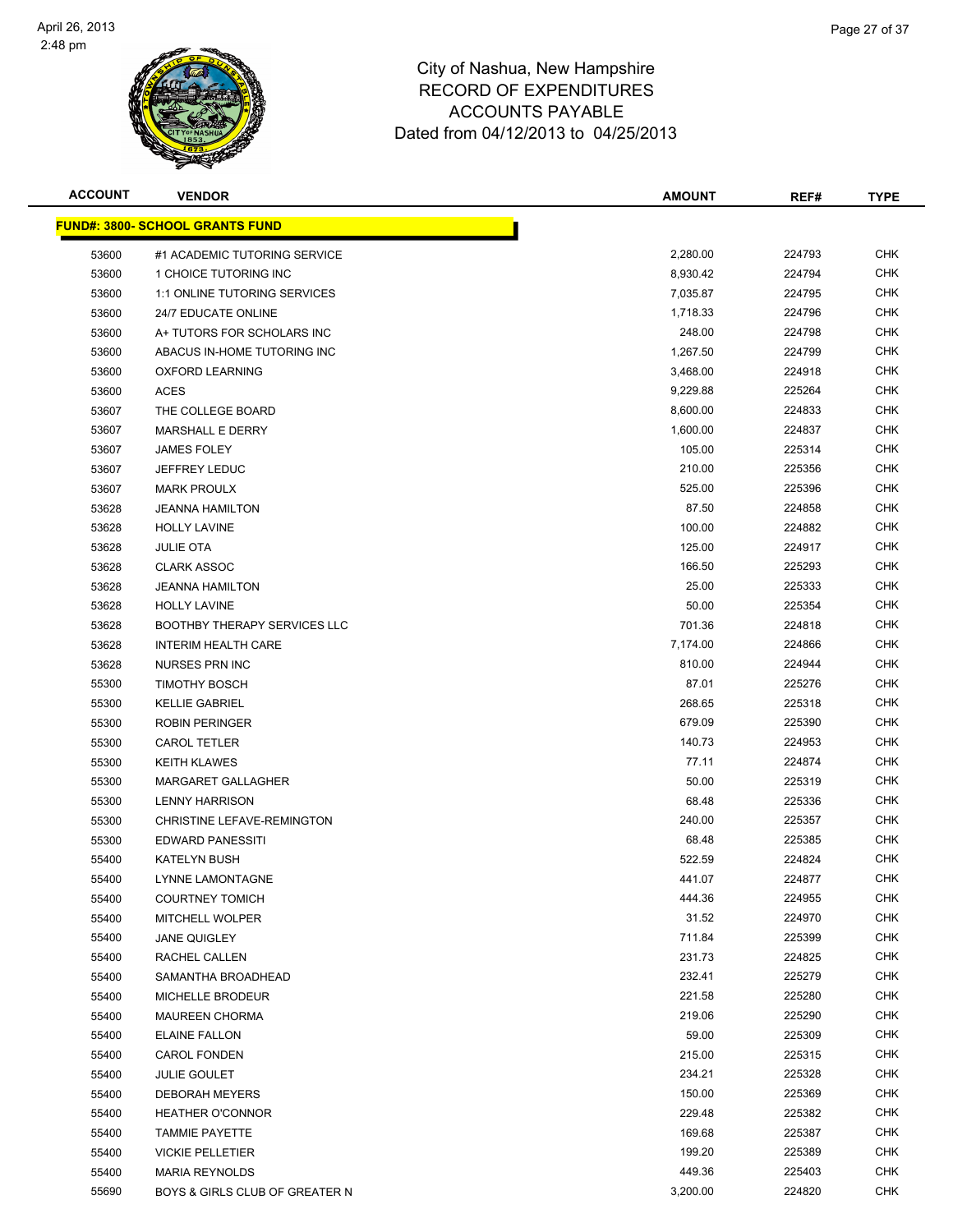# City of Nashua, New Hampshire
## RECORD OF EXPENDITURES
## ACCOUNTS PAYABLE
## Dated from 04/12/2013 to 04/25/2013

| ACCOUNT | VENDOR | AMOUNT | REF# | TYPE |
|---|---|---|---|---|
| **FUND#: 3800- SCHOOL GRANTS FUND** | | | | |
| 53600 | #1 ACADEMIC TUTORING SERVICE | 2,280.00 | 224793 | CHK |
| 53600 | 1 CHOICE TUTORING INC | 8,930.42 | 224794 | CHK |
| 53600 | 1:1 ONLINE TUTORING SERVICES | 7,035.87 | 224795 | CHK |
| 53600 | 24/7 EDUCATE ONLINE | 1,718.33 | 224796 | CHK |
| 53600 | A+ TUTORS FOR SCHOLARS INC | 248.00 | 224798 | CHK |
| 53600 | ABACUS IN-HOME TUTORING INC | 1,267.50 | 224799 | CHK |
| 53600 | OXFORD LEARNING | 3,468.00 | 224918 | CHK |
| 53600 | ACES | 9,229.88 | 225264 | CHK |
| 53607 | THE COLLEGE BOARD | 8,600.00 | 224833 | CHK |
| 53607 | MARSHALL E DERRY | 1,600.00 | 224837 | CHK |
| 53607 | JAMES FOLEY | 105.00 | 225314 | CHK |
| 53607 | JEFFREY LEDUC | 210.00 | 225356 | CHK |
| 53607 | MARK PROULX | 525.00 | 225396 | CHK |
| 53628 | JEANNA HAMILTON | 87.50 | 224858 | CHK |
| 53628 | HOLLY LAVINE | 100.00 | 224882 | CHK |
| 53628 | JULIE OTA | 125.00 | 224917 | CHK |
| 53628 | CLARK ASSOC | 166.50 | 225293 | CHK |
| 53628 | JEANNA HAMILTON | 25.00 | 225333 | CHK |
| 53628 | HOLLY LAVINE | 50.00 | 225354 | CHK |
| 53628 | BOOTHBY THERAPY SERVICES LLC | 701.36 | 224818 | CHK |
| 53628 | INTERIM HEALTH CARE | 7,174.00 | 224866 | CHK |
| 53628 | NURSES PRN INC | 810.00 | 224944 | CHK |
| 55300 | TIMOTHY BOSCH | 87.01 | 225276 | CHK |
| 55300 | KELLIE GABRIEL | 268.65 | 225318 | CHK |
| 55300 | ROBIN PERINGER | 679.09 | 225390 | CHK |
| 55300 | CAROL TETLER | 140.73 | 224953 | CHK |
| 55300 | KEITH KLAWES | 77.11 | 224874 | CHK |
| 55300 | MARGARET GALLAGHER | 50.00 | 225319 | CHK |
| 55300 | LENNY HARRISON | 68.48 | 225336 | CHK |
| 55300 | CHRISTINE LEFAVE-REMINGTON | 240.00 | 225357 | CHK |
| 55300 | EDWARD PANESSITI | 68.48 | 225385 | CHK |
| 55400 | KATELYN BUSH | 522.59 | 224824 | CHK |
| 55400 | LYNNE LAMONTAGNE | 441.07 | 224877 | CHK |
| 55400 | COURTNEY TOMICH | 444.36 | 224955 | CHK |
| 55400 | MITCHELL WOLPER | 31.52 | 224970 | CHK |
| 55400 | JANE QUIGLEY | 711.84 | 225399 | CHK |
| 55400 | RACHEL CALLEN | 231.73 | 224825 | CHK |
| 55400 | SAMANTHA BROADHEAD | 232.41 | 225279 | CHK |
| 55400 | MICHELLE BRODEUR | 221.58 | 225280 | CHK |
| 55400 | MAUREEN CHORMA | 219.06 | 225290 | CHK |
| 55400 | ELAINE FALLON | 59.00 | 225309 | CHK |
| 55400 | CAROL FONDEN | 215.00 | 225315 | CHK |
| 55400 | JULIE GOULET | 234.21 | 225328 | CHK |
| 55400 | DEBORAH MEYERS | 150.00 | 225369 | CHK |
| 55400 | HEATHER O'CONNOR | 229.48 | 225382 | CHK |
| 55400 | TAMMIE PAYETTE | 169.68 | 225387 | CHK |
| 55400 | VICKIE PELLETIER | 199.20 | 225389 | CHK |
| 55400 | MARIA REYNOLDS | 449.36 | 225403 | CHK |
| 55690 | BOYS & GIRLS CLUB OF GREATER N | 3,200.00 | 224820 | CHK |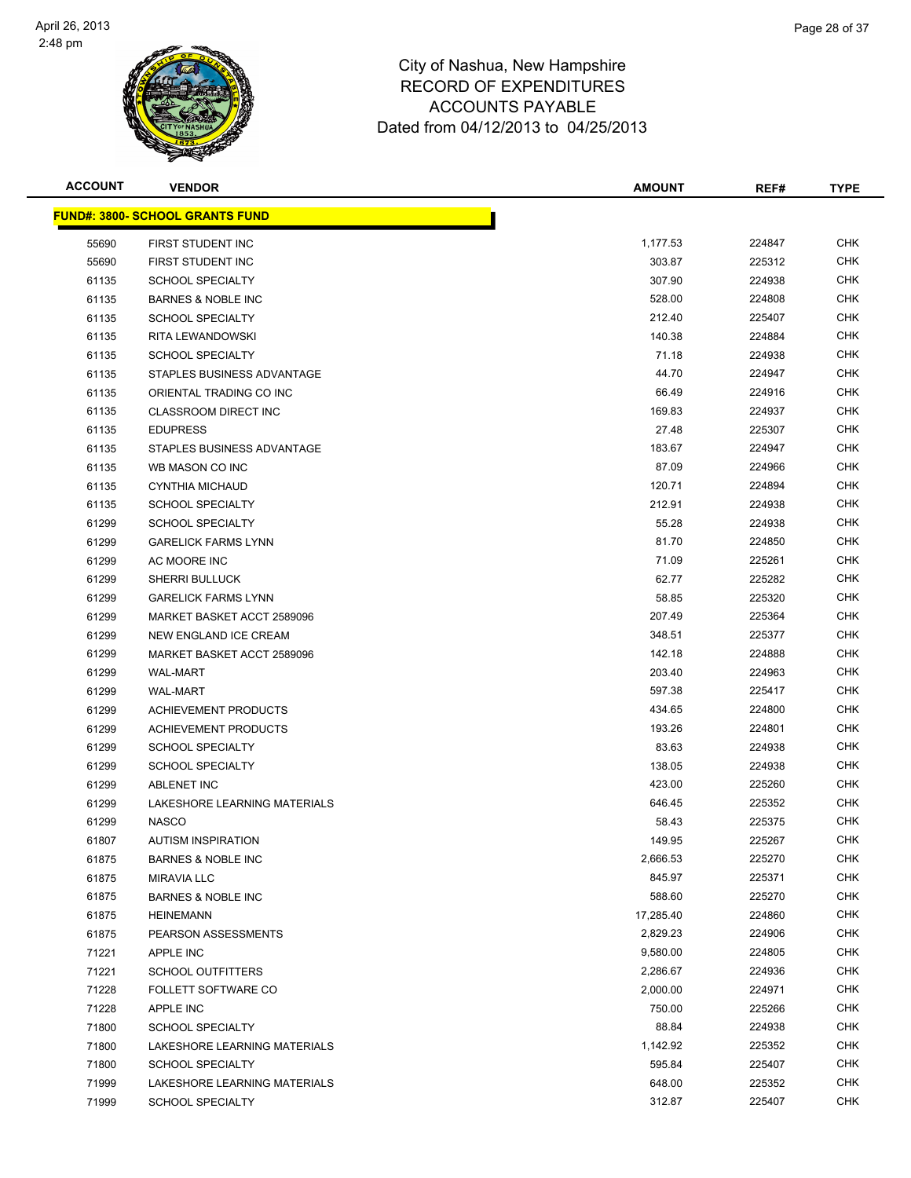# City of Nashua, New Hampshire
## RECORD OF EXPENDITURES
## ACCOUNTS PAYABLE
## Dated from 04/12/2013 to 04/25/2013

| ACCOUNT | VENDOR | AMOUNT | REF# | TYPE |
|---|---|---|---|---|
| **FUND#: 3800- SCHOOL GRANTS FUND** | | | | |
| 55690 | FIRST STUDENT INC | 1,177.53 | 224847 | CHK |
| 55690 | FIRST STUDENT INC | 303.87 | 225312 | CHK |
| 61135 | SCHOOL SPECIALTY | 307.90 | 224938 | CHK |
| 61135 | BARNES & NOBLE INC | 528.00 | 224808 | CHK |
| 61135 | SCHOOL SPECIALTY | 212.40 | 225407 | CHK |
| 61135 | RITA LEWANDOWSKI | 140.38 | 224884 | CHK |
| 61135 | SCHOOL SPECIALTY | 71.18 | 224938 | CHK |
| 61135 | STAPLES BUSINESS ADVANTAGE | 44.70 | 224947 | CHK |
| 61135 | ORIENTAL TRADING CO INC | 66.49 | 224916 | CHK |
| 61135 | CLASSROOM DIRECT INC | 169.83 | 224937 | CHK |
| 61135 | EDUPRESS | 27.48 | 225307 | CHK |
| 61135 | STAPLES BUSINESS ADVANTAGE | 183.67 | 224947 | CHK |
| 61135 | WB MASON CO INC | 87.09 | 224966 | CHK |
| 61135 | CYNTHIA MICHAUD | 120.71 | 224894 | CHK |
| 61135 | SCHOOL SPECIALTY | 212.91 | 224938 | CHK |
| 61299 | SCHOOL SPECIALTY | 55.28 | 224938 | CHK |
| 61299 | GARELICK FARMS LYNN | 81.70 | 224850 | CHK |
| 61299 | AC MOORE INC | 71.09 | 225261 | CHK |
| 61299 | SHERRI BULLUCK | 62.77 | 225282 | CHK |
| 61299 | GARELICK FARMS LYNN | 58.85 | 225320 | CHK |
| 61299 | MARKET BASKET ACCT 2589096 | 207.49 | 225364 | CHK |
| 61299 | NEW ENGLAND ICE CREAM | 348.51 | 225377 | CHK |
| 61299 | MARKET BASKET ACCT 2589096 | 142.18 | 224888 | CHK |
| 61299 | WAL-MART | 203.40 | 224963 | CHK |
| 61299 | WAL-MART | 597.38 | 225417 | CHK |
| 61299 | ACHIEVEMENT PRODUCTS | 434.65 | 224800 | CHK |
| 61299 | ACHIEVEMENT PRODUCTS | 193.26 | 224801 | CHK |
| 61299 | SCHOOL SPECIALTY | 83.63 | 224938 | CHK |
| 61299 | SCHOOL SPECIALTY | 138.05 | 224938 | CHK |
| 61299 | ABLENET INC | 423.00 | 225260 | CHK |
| 61299 | LAKESHORE LEARNING MATERIALS | 646.45 | 225352 | CHK |
| 61299 | NASCO | 58.43 | 225375 | CHK |
| 61807 | AUTISM INSPIRATION | 149.95 | 225267 | CHK |
| 61875 | BARNES & NOBLE INC | 2,666.53 | 225270 | CHK |
| 61875 | MIRAVIA LLC | 845.97 | 225371 | CHK |
| 61875 | BARNES & NOBLE INC | 588.60 | 225270 | CHK |
| 61875 | HEINEMANN | 17,285.40 | 224860 | CHK |
| 61875 | PEARSON ASSESSMENTS | 2,829.23 | 224906 | CHK |
| 71221 | APPLE INC | 9,580.00 | 224805 | CHK |
| 71221 | SCHOOL OUTFITTERS | 2,286.67 | 224936 | CHK |
| 71228 | FOLLETT SOFTWARE CO | 2,000.00 | 224971 | CHK |
| 71228 | APPLE INC | 750.00 | 225266 | CHK |
| 71800 | SCHOOL SPECIALTY | 88.84 | 224938 | CHK |
| 71800 | LAKESHORE LEARNING MATERIALS | 1,142.92 | 225352 | CHK |
| 71800 | SCHOOL SPECIALTY | 595.84 | 225407 | CHK |
| 71999 | LAKESHORE LEARNING MATERIALS | 648.00 | 225352 | CHK |
| 71999 | SCHOOL SPECIALTY | 312.87 | 225407 | CHK |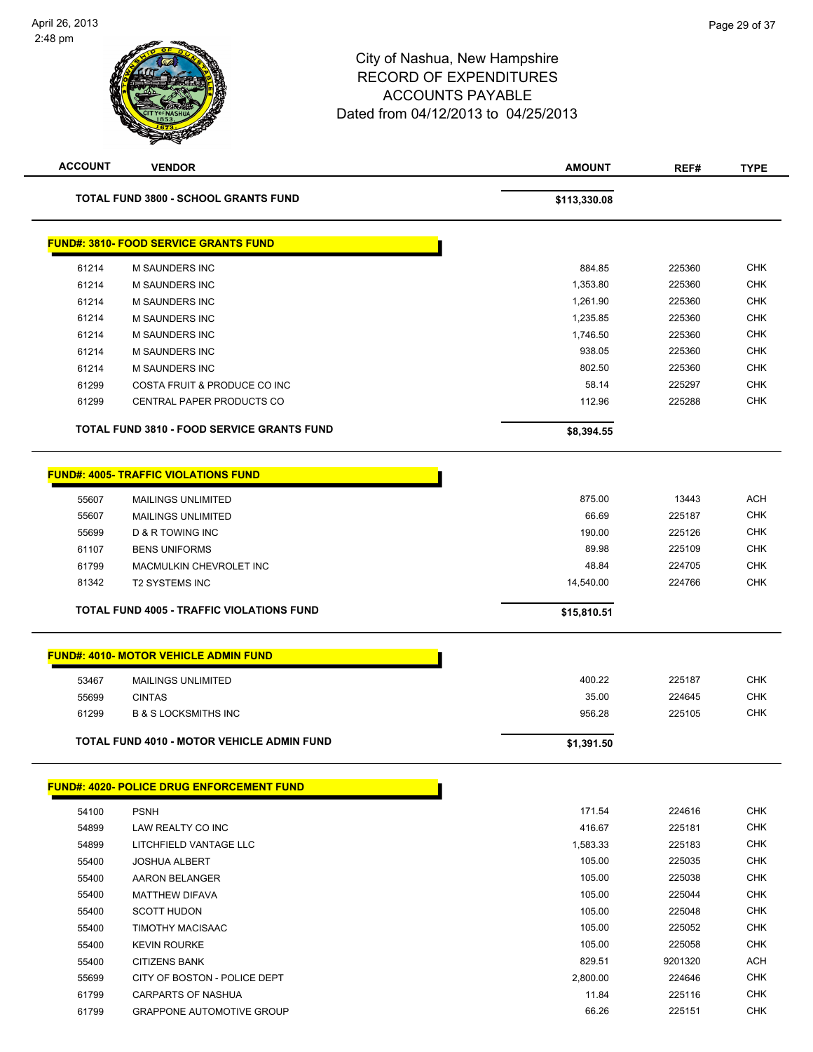# City of Nashua, New Hampshire
## RECORD OF EXPENDITURES
## ACCOUNTS PAYABLE
Dated from 04/12/2013 to 04/25/2013

| ACCOUNT | VENDOR | AMOUNT | REF# | TYPE |
|---|---|---|---|---|
| | **TOTAL FUND 3800 - SCHOOL GRANTS FUND** | **$113,330.08** | | |

**FUND#: 3810- FOOD SERVICE GRANTS FUND**

| ACCOUNT | VENDOR | AMOUNT | REF# | TYPE |
|---|---|---|---|---|
| 61214 | M SAUNDERS INC | 884.85 | 225360 | CHK |
| 61214 | M SAUNDERS INC | 1,353.80 | 225360 | CHK |
| 61214 | M SAUNDERS INC | 1,261.90 | 225360 | CHK |
| 61214 | M SAUNDERS INC | 1,235.85 | 225360 | CHK |
| 61214 | M SAUNDERS INC | 1,746.50 | 225360 | CHK |
| 61214 | M SAUNDERS INC | 938.05 | 225360 | CHK |
| 61214 | M SAUNDERS INC | 802.50 | 225360 | CHK |
| 61299 | COSTA FRUIT & PRODUCE CO INC | 58.14 | 225297 | CHK |
| 61299 | CENTRAL PAPER PRODUCTS CO | 112.96 | 225288 | CHK |
| | **TOTAL FUND 3810 - FOOD SERVICE GRANTS FUND** | **$8,394.55** | | |

**FUND#: 4005- TRAFFIC VIOLATIONS FUND**

| ACCOUNT | VENDOR | AMOUNT | REF# | TYPE |
|---|---|---|---|---|
| 55607 | MAILINGS UNLIMITED | 875.00 | 13443 | ACH |
| 55607 | MAILINGS UNLIMITED | 66.69 | 225187 | CHK |
| 55699 | D & R TOWING INC | 190.00 | 225126 | CHK |
| 61107 | BENS UNIFORMS | 89.98 | 225109 | CHK |
| 61799 | MACMULKIN CHEVROLET INC | 48.84 | 224705 | CHK |
| 81342 | T2 SYSTEMS INC | 14,540.00 | 224766 | CHK |
| | **TOTAL FUND 4005 - TRAFFIC VIOLATIONS FUND** | **$15,810.51** | | |

**FUND#: 4010- MOTOR VEHICLE ADMIN FUND**

| ACCOUNT | VENDOR | AMOUNT | REF# | TYPE |
|---|---|---|---|---|
| 53467 | MAILINGS UNLIMITED | 400.22 | 225187 | CHK |
| 55699 | CINTAS | 35.00 | 224645 | CHK |
| 61299 | B & S LOCKSMITHS INC | 956.28 | 225105 | CHK |
| | **TOTAL FUND 4010 - MOTOR VEHICLE ADMIN FUND** | **$1,391.50** | | |

**FUND#: 4020- POLICE DRUG ENFORCEMENT FUND**

| ACCOUNT | VENDOR | AMOUNT | REF# | TYPE |
|---|---|---|---|---|
| 54100 | PSNH | 171.54 | 224616 | CHK |
| 54899 | LAW REALTY CO INC | 416.67 | 225181 | CHK |
| 54899 | LITCHFIELD VANTAGE LLC | 1,583.33 | 225183 | CHK |
| 55400 | JOSHUA ALBERT | 105.00 | 225035 | CHK |
| 55400 | AARON BELANGER | 105.00 | 225038 | CHK |
| 55400 | MATTHEW DIFAVA | 105.00 | 225044 | CHK |
| 55400 | SCOTT HUDON | 105.00 | 225048 | CHK |
| 55400 | TIMOTHY MACISAAC | 105.00 | 225052 | CHK |
| 55400 | KEVIN ROURKE | 105.00 | 225058 | CHK |
| 55400 | CITIZENS BANK | 829.51 | 9201320 | ACH |
| 55699 | CITY OF BOSTON - POLICE DEPT | 2,800.00 | 224646 | CHK |
| 61799 | CARPARTS OF NASHUA | 11.84 | 225116 | CHK |
| 61799 | GRAPPONE AUTOMOTIVE GROUP | 66.26 | 225151 | CHK |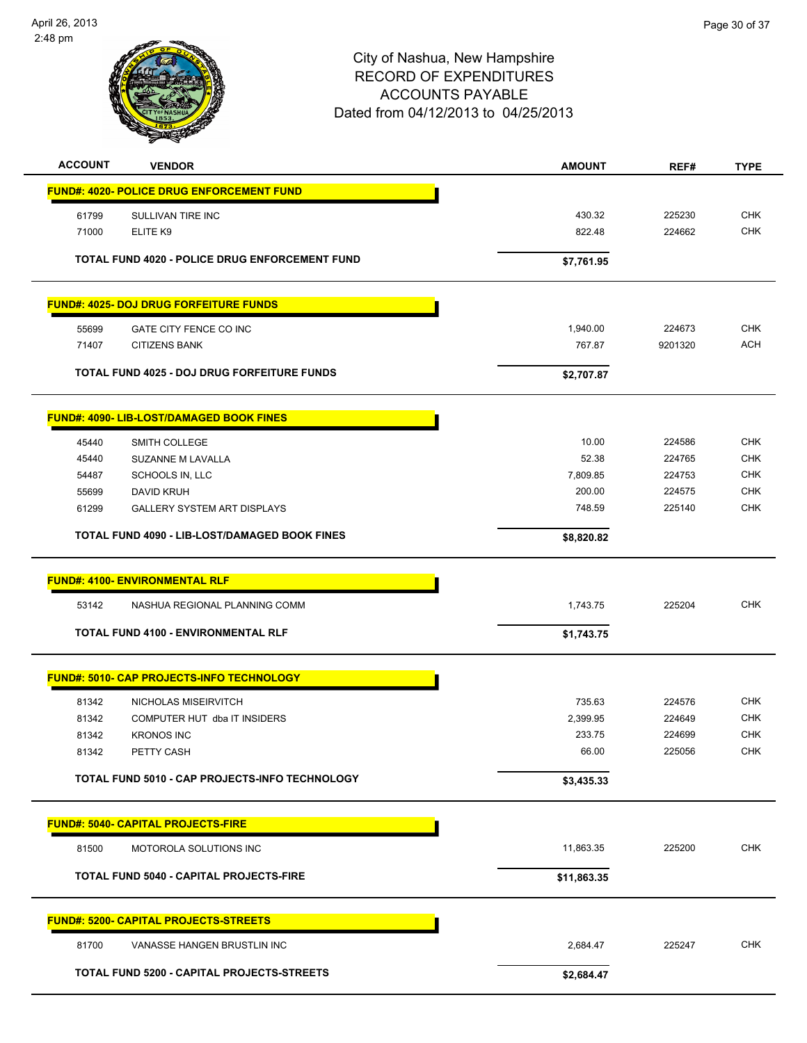# City of Nashua, New Hampshire
## RECORD OF EXPENDITURES
## ACCOUNTS PAYABLE
### Dated from 04/12/2013 to 04/25/2013

| ACCOUNT | VENDOR | AMOUNT | REF# | TYPE |
|---|---|---|---|---|
| **FUND#: 4020- POLICE DRUG ENFORCEMENT FUND** | | | | |
| 61799 | SULLIVAN TIRE INC | 430.32 | 225230 | CHK |
| 71000 | ELITE K9 | 822.48 | 224662 | CHK |
| | **TOTAL FUND 4020 - POLICE DRUG ENFORCEMENT FUND** | **$7,761.95** | | |
| **FUND#: 4025- DOJ DRUG FORFEITURE FUNDS** | | | | |
| 55699 | GATE CITY FENCE CO INC | 1,940.00 | 224673 | CHK |
| 71407 | CITIZENS BANK | 767.87 | 9201320 | ACH |
| | **TOTAL FUND 4025 - DOJ DRUG FORFEITURE FUNDS** | **$2,707.87** | | |
| **FUND#: 4090- LIB-LOST/DAMAGED BOOK FINES** | | | | |
| 45440 | SMITH COLLEGE | 10.00 | 224586 | CHK |
| 45440 | SUZANNE M LAVALLA | 52.38 | 224765 | CHK |
| 54487 | SCHOOLS IN, LLC | 7,809.85 | 224753 | CHK |
| 55699 | DAVID KRUH | 200.00 | 224575 | CHK |
| 61299 | GALLERY SYSTEM ART DISPLAYS | 748.59 | 225140 | CHK |
| | **TOTAL FUND 4090 - LIB-LOST/DAMAGED BOOK FINES** | **$8,820.82** | | |
| **FUND#: 4100- ENVIRONMENTAL RLF** | | | | |
| 53142 | NASHUA REGIONAL PLANNING COMM | 1,743.75 | 225204 | CHK |
| | **TOTAL FUND 4100 - ENVIRONMENTAL RLF** | **$1,743.75** | | |
| **FUND#: 5010- CAP PROJECTS-INFO TECHNOLOGY** | | | | |
| 81342 | NICHOLAS MISEIRVITCH | 735.63 | 224576 | CHK |
| 81342 | COMPUTER HUT dba IT INSIDERS | 2,399.95 | 224649 | CHK |
| 81342 | KRONOS INC | 233.75 | 224699 | CHK |
| 81342 | PETTY CASH | 66.00 | 225056 | CHK |
| | **TOTAL FUND 5010 - CAP PROJECTS-INFO TECHNOLOGY** | **$3,435.33** | | |
| **FUND#: 5040- CAPITAL PROJECTS-FIRE** | | | | |
| 81500 | MOTOROLA SOLUTIONS INC | 11,863.35 | 225200 | CHK |
| | **TOTAL FUND 5040 - CAPITAL PROJECTS-FIRE** | **$11,863.35** | | |
| **FUND#: 5200- CAPITAL PROJECTS-STREETS** | | | | |
| 81700 | VANASSE HANGEN BRUSTLIN INC | 2,684.47 | 225247 | CHK |
| | **TOTAL FUND 5200 - CAPITAL PROJECTS-STREETS** | **$2,684.47** | | |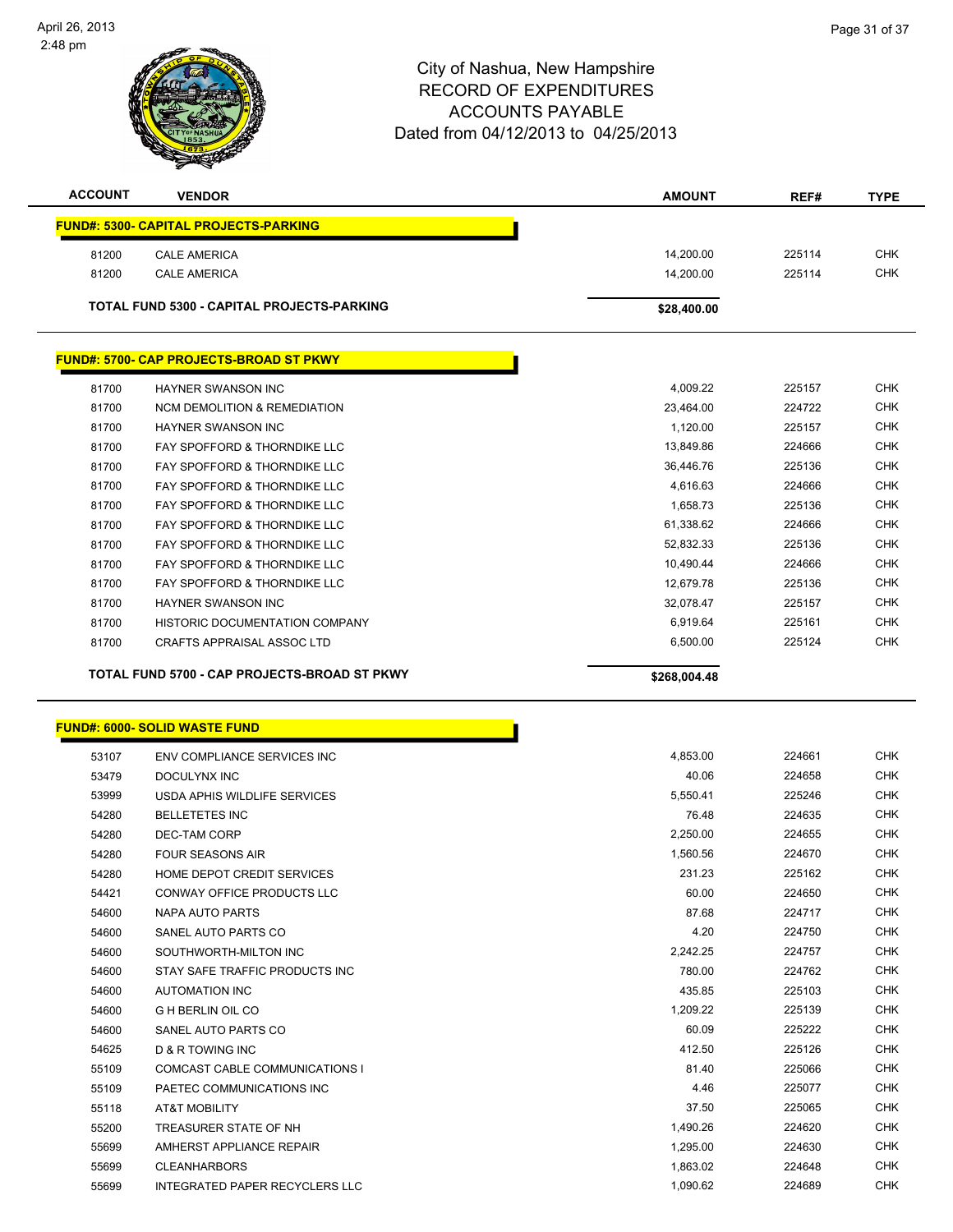# City of Nashua, New Hampshire
## RECORD OF EXPENDITURES
## ACCOUNTS PAYABLE
## Dated from 04/12/2013 to 04/25/2013

| ACCOUNT | VENDOR | AMOUNT | REF# | TYPE |
|---|---|---|---|---|
| **FUND#: 5300- CAPITAL PROJECTS-PARKING** | | | | |
| 81200 | CALE AMERICA | 14,200.00 | 225114 | CHK |
| 81200 | CALE AMERICA | 14,200.00 | 225114 | CHK |
| **TOTAL FUND 5300 - CAPITAL PROJECTS-PARKING** | | **$28,400.00** | | |
| **FUND#: 5700- CAP PROJECTS-BROAD ST PKWY** | | | | |
| 81700 | HAYNER SWANSON INC | 4,009.22 | 225157 | CHK |
| 81700 | NCM DEMOLITION & REMEDIATION | 23,464.00 | 224722 | CHK |
| 81700 | HAYNER SWANSON INC | 1,120.00 | 225157 | CHK |
| 81700 | FAY SPOFFORD & THORNDIKE LLC | 13,849.86 | 224666 | CHK |
| 81700 | FAY SPOFFORD & THORNDIKE LLC | 36,446.76 | 225136 | CHK |
| 81700 | FAY SPOFFORD & THORNDIKE LLC | 4,616.63 | 224666 | CHK |
| 81700 | FAY SPOFFORD & THORNDIKE LLC | 1,658.73 | 225136 | CHK |
| 81700 | FAY SPOFFORD & THORNDIKE LLC | 61,338.62 | 224666 | CHK |
| 81700 | FAY SPOFFORD & THORNDIKE LLC | 52,832.33 | 225136 | CHK |
| 81700 | FAY SPOFFORD & THORNDIKE LLC | 10,490.44 | 224666 | CHK |
| 81700 | FAY SPOFFORD & THORNDIKE LLC | 12,679.78 | 225136 | CHK |
| 81700 | HAYNER SWANSON INC | 32,078.47 | 225157 | CHK |
| 81700 | HISTORIC DOCUMENTATION COMPANY | 6,919.64 | 225161 | CHK |
| 81700 | CRAFTS APPRAISAL ASSOC LTD | 6,500.00 | 225124 | CHK |
| **TOTAL FUND 5700 - CAP PROJECTS-BROAD ST PKWY** | | **$268,004.48** | | |
| **FUND#: 6000- SOLID WASTE FUND** | | | | |
| 53107 | ENV COMPLIANCE SERVICES INC | 4,853.00 | 224661 | CHK |
| 53479 | DOCULYNX INC | 40.06 | 224658 | CHK |
| 53999 | USDA APHIS WILDLIFE SERVICES | 5,550.41 | 225246 | CHK |
| 54280 | BELLETETES INC | 76.48 | 224635 | CHK |
| 54280 | DEC-TAM CORP | 2,250.00 | 224655 | CHK |
| 54280 | FOUR SEASONS AIR | 1,560.56 | 224670 | CHK |
| 54280 | HOME DEPOT CREDIT SERVICES | 231.23 | 225162 | CHK |
| 54421 | CONWAY OFFICE PRODUCTS LLC | 60.00 | 224650 | CHK |
| 54600 | NAPA AUTO PARTS | 87.68 | 224717 | CHK |
| 54600 | SANEL AUTO PARTS CO | 4.20 | 224750 | CHK |
| 54600 | SOUTHWORTH-MILTON INC | 2,242.25 | 224757 | CHK |
| 54600 | STAY SAFE TRAFFIC PRODUCTS INC | 780.00 | 224762 | CHK |
| 54600 | AUTOMATION INC | 435.85 | 225103 | CHK |
| 54600 | G H BERLIN OIL CO | 1,209.22 | 225139 | CHK |
| 54600 | SANEL AUTO PARTS CO | 60.09 | 225222 | CHK |
| 54625 | D & R TOWING INC | 412.50 | 225126 | CHK |
| 55109 | COMCAST CABLE COMMUNICATIONS I | 81.40 | 225066 | CHK |
| 55109 | PAETEC COMMUNICATIONS INC | 4.46 | 225077 | CHK |
| 55118 | AT&T MOBILITY | 37.50 | 225065 | CHK |
| 55200 | TREASURER STATE OF NH | 1,490.26 | 224620 | CHK |
| 55699 | AMHERST APPLIANCE REPAIR | 1,295.00 | 224630 | CHK |
| 55699 | CLEANHARBORS | 1,863.02 | 224648 | CHK |
| 55699 | INTEGRATED PAPER RECYCLERS LLC | 1,090.62 | 224689 | CHK |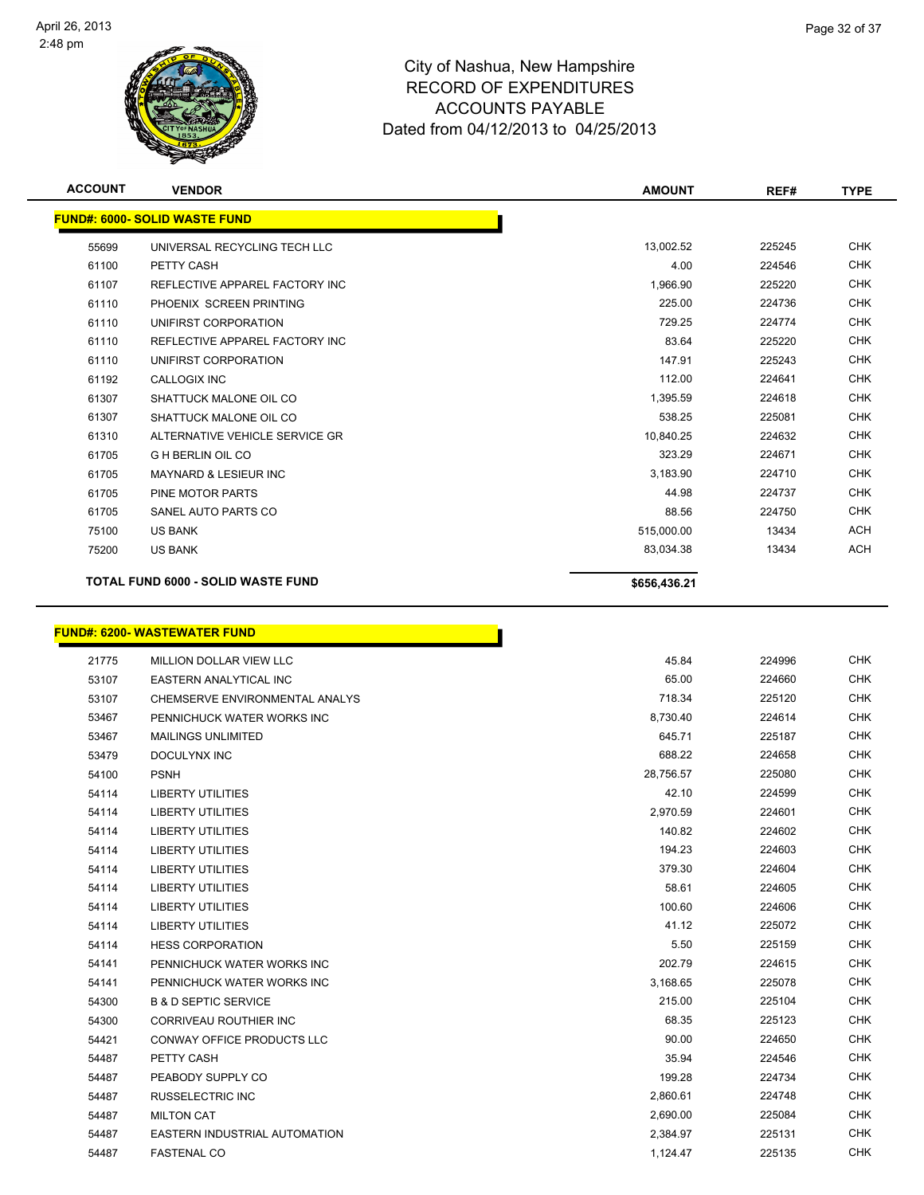City of Nashua, New Hampshire
RECORD OF EXPENDITURES
ACCOUNTS PAYABLE
Dated from 04/12/2013 to 04/25/2013

| ACCOUNT | VENDOR | AMOUNT | REF# | TYPE |
|---|---|---|---|---|
| **FUND#: 6000- SOLID WASTE FUND** | | | | |
| 55699 | UNIVERSAL RECYCLING TECH LLC | 13,002.52 | 225245 | CHK |
| 61100 | PETTY CASH | 4.00 | 224546 | CHK |
| 61107 | REFLECTIVE APPAREL FACTORY INC | 1,966.90 | 225220 | CHK |
| 61110 | PHOENIX SCREEN PRINTING | 225.00 | 224736 | CHK |
| 61110 | UNIFIRST CORPORATION | 729.25 | 224774 | CHK |
| 61110 | REFLECTIVE APPAREL FACTORY INC | 83.64 | 225220 | CHK |
| 61110 | UNIFIRST CORPORATION | 147.91 | 225243 | CHK |
| 61192 | CALLOGIX INC | 112.00 | 224641 | CHK |
| 61307 | SHATTUCK MALONE OIL CO | 1,395.59 | 224618 | CHK |
| 61307 | SHATTUCK MALONE OIL CO | 538.25 | 225081 | CHK |
| 61310 | ALTERNATIVE VEHICLE SERVICE GR | 10,840.25 | 224632 | CHK |
| 61705 | G H BERLIN OIL CO | 323.29 | 224671 | CHK |
| 61705 | MAYNARD & LESIEUR INC | 3,183.90 | 224710 | CHK |
| 61705 | PINE MOTOR PARTS | 44.98 | 224737 | CHK |
| 61705 | SANEL AUTO PARTS CO | 88.56 | 224750 | CHK |
| 75100 | US BANK | 515,000.00 | 13434 | ACH |
| 75200 | US BANK | 83,034.38 | 13434 | ACH |
| **TOTAL FUND 6000 - SOLID WASTE FUND** | | **$656,436.21** | | |

| ACCOUNT | VENDOR | AMOUNT | REF# | TYPE |
|---|---|---|---|---|
| **FUND#: 6200- WASTEWATER FUND** | | | | |
| 21775 | MILLION DOLLAR VIEW LLC | 45.84 | 224996 | CHK |
| 53107 | EASTERN ANALYTICAL INC | 65.00 | 224660 | CHK |
| 53107 | CHEMSERVE ENVIRONMENTAL ANALYS | 718.34 | 225120 | CHK |
| 53467 | PENNICHUCK WATER WORKS INC | 8,730.40 | 224614 | CHK |
| 53467 | MAILINGS UNLIMITED | 645.71 | 225187 | CHK |
| 53479 | DOCULYNX INC | 688.22 | 224658 | CHK |
| 54100 | PSNH | 28,756.57 | 225080 | CHK |
| 54114 | LIBERTY UTILITIES | 42.10 | 224599 | CHK |
| 54114 | LIBERTY UTILITIES | 2,970.59 | 224601 | CHK |
| 54114 | LIBERTY UTILITIES | 140.82 | 224602 | CHK |
| 54114 | LIBERTY UTILITIES | 194.23 | 224603 | CHK |
| 54114 | LIBERTY UTILITIES | 379.30 | 224604 | CHK |
| 54114 | LIBERTY UTILITIES | 58.61 | 224605 | CHK |
| 54114 | LIBERTY UTILITIES | 100.60 | 224606 | CHK |
| 54114 | LIBERTY UTILITIES | 41.12 | 225072 | CHK |
| 54114 | HESS CORPORATION | 5.50 | 225159 | CHK |
| 54141 | PENNICHUCK WATER WORKS INC | 202.79 | 224615 | CHK |
| 54141 | PENNICHUCK WATER WORKS INC | 3,168.65 | 225078 | CHK |
| 54300 | B & D SEPTIC SERVICE | 215.00 | 225104 | CHK |
| 54300 | CORRIVEAU ROUTHIER INC | 68.35 | 225123 | CHK |
| 54421 | CONWAY OFFICE PRODUCTS LLC | 90.00 | 224650 | CHK |
| 54487 | PETTY CASH | 35.94 | 224546 | CHK |
| 54487 | PEABODY SUPPLY CO | 199.28 | 224734 | CHK |
| 54487 | RUSSELECTRIC INC | 2,860.61 | 224748 | CHK |
| 54487 | MILTON CAT | 2,690.00 | 225084 | CHK |
| 54487 | EASTERN INDUSTRIAL AUTOMATION | 2,384.97 | 225131 | CHK |
| 54487 | FASTENAL CO | 1,124.47 | 225135 | CHK |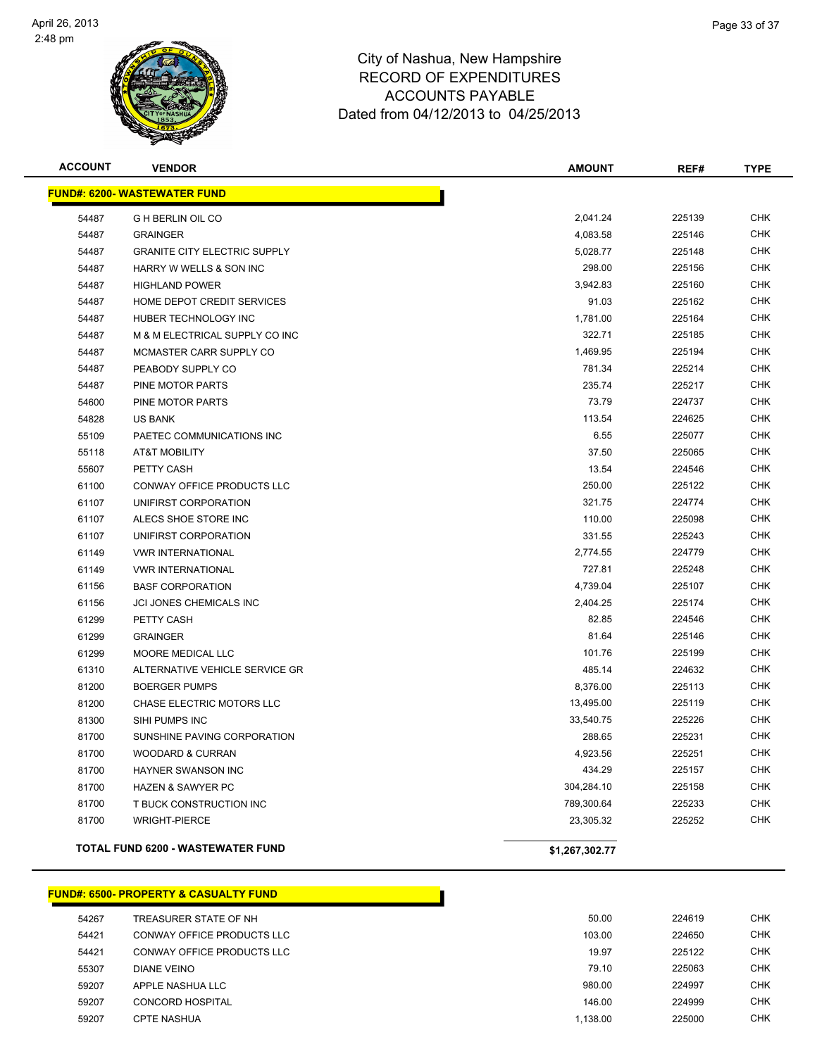City of Nashua, New Hampshire
RECORD OF EXPENDITURES
ACCOUNTS PAYABLE
Dated from 04/12/2013 to 04/25/2013

| ACCOUNT | VENDOR | AMOUNT | REF# | TYPE |
|---|---|---|---|---|
| **FUND#: 6200- WASTEWATER FUND** | | | | |
| 54487 | G H BERLIN OIL CO | 2,041.24 | 225139 | CHK |
| 54487 | GRAINGER | 4,083.58 | 225146 | CHK |
| 54487 | GRANITE CITY ELECTRIC SUPPLY | 5,028.77 | 225148 | CHK |
| 54487 | HARRY W WELLS & SON INC | 298.00 | 225156 | CHK |
| 54487 | HIGHLAND POWER | 3,942.83 | 225160 | CHK |
| 54487 | HOME DEPOT CREDIT SERVICES | 91.03 | 225162 | CHK |
| 54487 | HUBER TECHNOLOGY INC | 1,781.00 | 225164 | CHK |
| 54487 | M & M ELECTRICAL SUPPLY CO INC | 322.71 | 225185 | CHK |
| 54487 | MCMASTER CARR SUPPLY CO | 1,469.95 | 225194 | CHK |
| 54487 | PEABODY SUPPLY CO | 781.34 | 225214 | CHK |
| 54487 | PINE MOTOR PARTS | 235.74 | 225217 | CHK |
| 54600 | PINE MOTOR PARTS | 73.79 | 224737 | CHK |
| 54828 | US BANK | 113.54 | 224625 | CHK |
| 55109 | PAETEC COMMUNICATIONS INC | 6.55 | 225077 | CHK |
| 55118 | AT&T MOBILITY | 37.50 | 225065 | CHK |
| 55607 | PETTY CASH | 13.54 | 224546 | CHK |
| 61100 | CONWAY OFFICE PRODUCTS LLC | 250.00 | 225122 | CHK |
| 61107 | UNIFIRST CORPORATION | 321.75 | 224774 | CHK |
| 61107 | ALECS SHOE STORE INC | 110.00 | 225098 | CHK |
| 61107 | UNIFIRST CORPORATION | 331.55 | 225243 | CHK |
| 61149 | VWR INTERNATIONAL | 2,774.55 | 224779 | CHK |
| 61149 | VWR INTERNATIONAL | 727.81 | 225248 | CHK |
| 61156 | BASF CORPORATION | 4,739.04 | 225107 | CHK |
| 61156 | JCI JONES CHEMICALS INC | 2,404.25 | 225174 | CHK |
| 61299 | PETTY CASH | 82.85 | 224546 | CHK |
| 61299 | GRAINGER | 81.64 | 225146 | CHK |
| 61299 | MOORE MEDICAL LLC | 101.76 | 225199 | CHK |
| 61310 | ALTERNATIVE VEHICLE SERVICE GR | 485.14 | 224632 | CHK |
| 81200 | BOERGER PUMPS | 8,376.00 | 225113 | CHK |
| 81200 | CHASE ELECTRIC MOTORS LLC | 13,495.00 | 225119 | CHK |
| 81300 | SIHI PUMPS INC | 33,540.75 | 225226 | CHK |
| 81700 | SUNSHINE PAVING CORPORATION | 288.65 | 225231 | CHK |
| 81700 | WOODARD & CURRAN | 4,923.56 | 225251 | CHK |
| 81700 | HAYNER SWANSON INC | 434.29 | 225157 | CHK |
| 81700 | HAZEN & SAWYER PC | 304,284.10 | 225158 | CHK |
| 81700 | T BUCK CONSTRUCTION INC | 789,300.64 | 225233 | CHK |
| 81700 | WRIGHT-PIERCE | 23,305.32 | 225252 | CHK |
| | **TOTAL FUND 6200 - WASTEWATER FUND** | **$1,267,302.77** | | |

| ACCOUNT | VENDOR | AMOUNT | REF# | TYPE |
|---|---|---|---|---|
| **FUND#: 6500- PROPERTY & CASUALTY FUND** | | | | |
| 54267 | TREASURER STATE OF NH | 50.00 | 224619 | CHK |
| 54421 | CONWAY OFFICE PRODUCTS LLC | 103.00 | 224650 | CHK |
| 54421 | CONWAY OFFICE PRODUCTS LLC | 19.97 | 225122 | CHK |
| 55307 | DIANE VEINO | 79.10 | 225063 | CHK |
| 59207 | APPLE NASHUA LLC | 980.00 | 224997 | CHK |
| 59207 | CONCORD HOSPITAL | 146.00 | 224999 | CHK |
| 59207 | CPTE NASHUA | 1,138.00 | 225000 | CHK |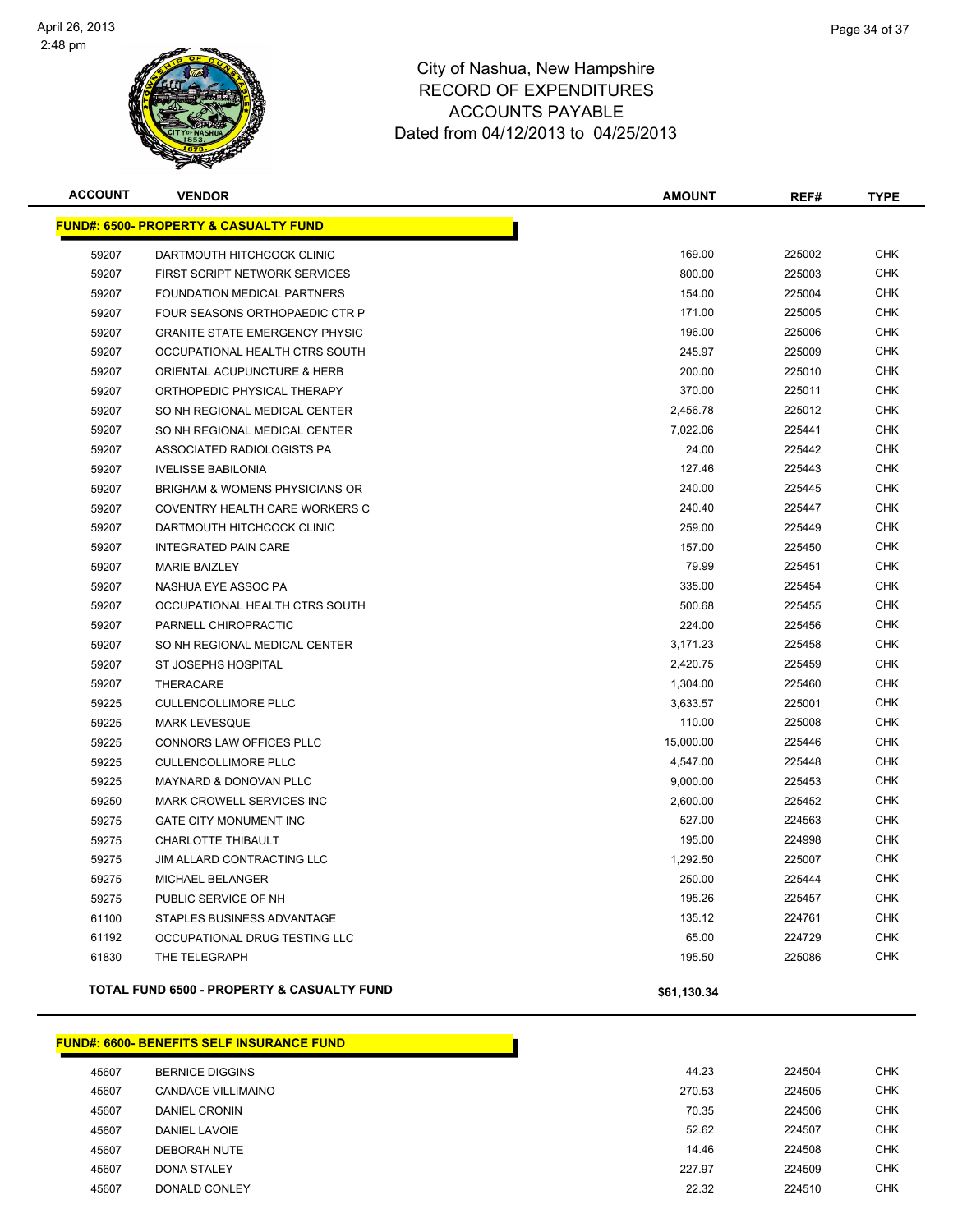# City of Nashua, New Hampshire
## RECORD OF EXPENDITURES
## ACCOUNTS PAYABLE
## Dated from 04/12/2013 to 04/25/2013

| ACCOUNT | VENDOR | AMOUNT | REF# | TYPE |
|---|---|---|---|---|
| **FUND#: 6500- PROPERTY & CASUALTY FUND** | | | | |
| 59207 | DARTMOUTH HITCHCOCK CLINIC | 169.00 | 225002 | CHK |
| 59207 | FIRST SCRIPT NETWORK SERVICES | 800.00 | 225003 | CHK |
| 59207 | FOUNDATION MEDICAL PARTNERS | 154.00 | 225004 | CHK |
| 59207 | FOUR SEASONS ORTHOPAEDIC CTR P | 171.00 | 225005 | CHK |
| 59207 | GRANITE STATE EMERGENCY PHYSIC | 196.00 | 225006 | CHK |
| 59207 | OCCUPATIONAL HEALTH CTRS SOUTH | 245.97 | 225009 | CHK |
| 59207 | ORIENTAL ACUPUNCTURE & HERB | 200.00 | 225010 | CHK |
| 59207 | ORTHOPEDIC PHYSICAL THERAPY | 370.00 | 225011 | CHK |
| 59207 | SO NH REGIONAL MEDICAL CENTER | 2,456.78 | 225012 | CHK |
| 59207 | SO NH REGIONAL MEDICAL CENTER | 7,022.06 | 225441 | CHK |
| 59207 | ASSOCIATED RADIOLOGISTS PA | 24.00 | 225442 | CHK |
| 59207 | IVELISSE BABILONIA | 127.46 | 225443 | CHK |
| 59207 | BRIGHAM & WOMENS PHYSICIANS OR | 240.00 | 225445 | CHK |
| 59207 | COVENTRY HEALTH CARE WORKERS C | 240.40 | 225447 | CHK |
| 59207 | DARTMOUTH HITCHCOCK CLINIC | 259.00 | 225449 | CHK |
| 59207 | INTEGRATED PAIN CARE | 157.00 | 225450 | CHK |
| 59207 | MARIE BAIZLEY | 79.99 | 225451 | CHK |
| 59207 | NASHUA EYE ASSOC PA | 335.00 | 225454 | CHK |
| 59207 | OCCUPATIONAL HEALTH CTRS SOUTH | 500.68 | 225455 | CHK |
| 59207 | PARNELL CHIROPRACTIC | 224.00 | 225456 | CHK |
| 59207 | SO NH REGIONAL MEDICAL CENTER | 3,171.23 | 225458 | CHK |
| 59207 | ST JOSEPHS HOSPITAL | 2,420.75 | 225459 | CHK |
| 59207 | THERACARE | 1,304.00 | 225460 | CHK |
| 59225 | CULLENCOLLIMORE PLLC | 3,633.57 | 225001 | CHK |
| 59225 | MARK LEVESQUE | 110.00 | 225008 | CHK |
| 59225 | CONNORS LAW OFFICES PLLC | 15,000.00 | 225446 | CHK |
| 59225 | CULLENCOLLIMORE PLLC | 4,547.00 | 225448 | CHK |
| 59225 | MAYNARD & DONOVAN PLLC | 9,000.00 | 225453 | CHK |
| 59250 | MARK CROWELL SERVICES INC | 2,600.00 | 225452 | CHK |
| 59275 | GATE CITY MONUMENT INC | 527.00 | 224563 | CHK |
| 59275 | CHARLOTTE THIBAULT | 195.00 | 224998 | CHK |
| 59275 | JIM ALLARD CONTRACTING LLC | 1,292.50 | 225007 | CHK |
| 59275 | MICHAEL BELANGER | 250.00 | 225444 | CHK |
| 59275 | PUBLIC SERVICE OF NH | 195.26 | 225457 | CHK |
| 61100 | STAPLES BUSINESS ADVANTAGE | 135.12 | 224761 | CHK |
| 61192 | OCCUPATIONAL DRUG TESTING LLC | 65.00 | 224729 | CHK |
| 61830 | THE TELEGRAPH | 195.50 | 225086 | CHK |
| | **TOTAL FUND 6500 - PROPERTY & CASUALTY FUND** | **$61,130.34** | | |

| ACCOUNT | VENDOR | AMOUNT | REF# | TYPE |
|---|---|---|---|---|
| **FUND#: 6600- BENEFITS SELF INSURANCE FUND** | | | | |
| 45607 | BERNICE DIGGINS | 44.23 | 224504 | CHK |
| 45607 | CANDACE VILLIMAINO | 270.53 | 224505 | CHK |
| 45607 | DANIEL CRONIN | 70.35 | 224506 | CHK |
| 45607 | DANIEL LAVOIE | 52.62 | 224507 | CHK |
| 45607 | DEBORAH NUTE | 14.46 | 224508 | CHK |
| 45607 | DONA STALEY | 227.97 | 224509 | CHK |
| 45607 | DONALD CONLEY | 22.32 | 224510 | CHK |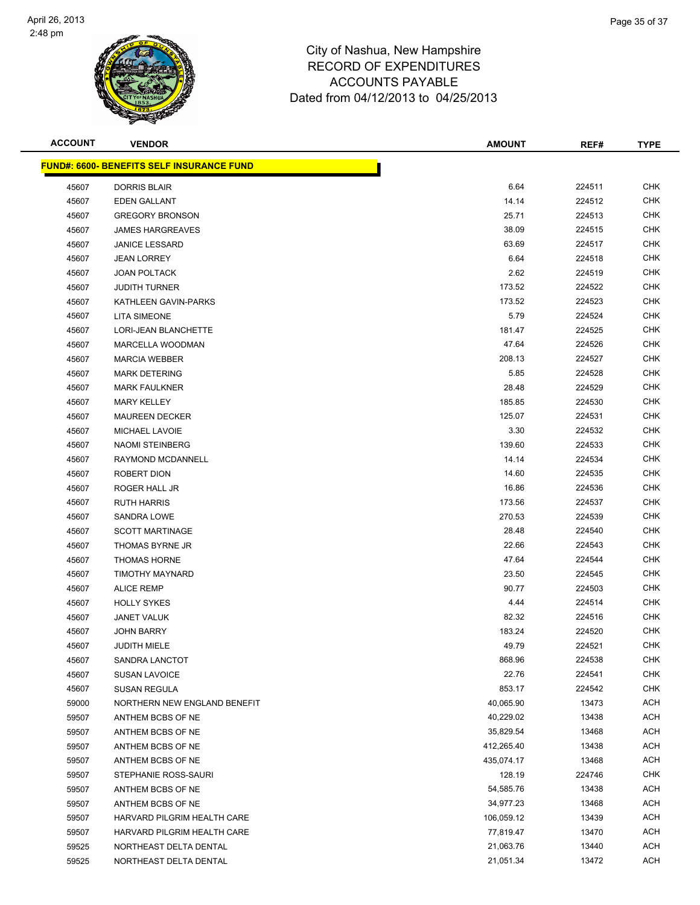# City of Nashua, New Hampshire
## RECORD OF EXPENDITURES
## ACCOUNTS PAYABLE
## Dated from 04/12/2013 to 04/25/2013

| ACCOUNT | VENDOR | AMOUNT | REF# | TYPE |
|---|---|---|---|---|
| **FUND#: 6600- BENEFITS SELF INSURANCE FUND** | | | | |
| 45607 | DORRIS BLAIR | 6.64 | 224511 | CHK |
| 45607 | EDEN GALLANT | 14.14 | 224512 | CHK |
| 45607 | GREGORY BRONSON | 25.71 | 224513 | CHK |
| 45607 | JAMES HARGREAVES | 38.09 | 224515 | CHK |
| 45607 | JANICE LESSARD | 63.69 | 224517 | CHK |
| 45607 | JEAN LORREY | 6.64 | 224518 | CHK |
| 45607 | JOAN POLTACK | 2.62 | 224519 | CHK |
| 45607 | JUDITH TURNER | 173.52 | 224522 | CHK |
| 45607 | KATHLEEN GAVIN-PARKS | 173.52 | 224523 | CHK |
| 45607 | LITA SIMEONE | 5.79 | 224524 | CHK |
| 45607 | LORI-JEAN BLANCHETTE | 181.47 | 224525 | CHK |
| 45607 | MARCELLA WOODMAN | 47.64 | 224526 | CHK |
| 45607 | MARCIA WEBBER | 208.13 | 224527 | CHK |
| 45607 | MARK DETERING | 5.85 | 224528 | CHK |
| 45607 | MARK FAULKNER | 28.48 | 224529 | CHK |
| 45607 | MARY KELLEY | 185.85 | 224530 | CHK |
| 45607 | MAUREEN DECKER | 125.07 | 224531 | CHK |
| 45607 | MICHAEL LAVOIE | 3.30 | 224532 | CHK |
| 45607 | NAOMI STEINBERG | 139.60 | 224533 | CHK |
| 45607 | RAYMOND MCDANNELL | 14.14 | 224534 | CHK |
| 45607 | ROBERT DION | 14.60 | 224535 | CHK |
| 45607 | ROGER HALL JR | 16.86 | 224536 | CHK |
| 45607 | RUTH HARRIS | 173.56 | 224537 | CHK |
| 45607 | SANDRA LOWE | 270.53 | 224539 | CHK |
| 45607 | SCOTT MARTINAGE | 28.48 | 224540 | CHK |
| 45607 | THOMAS BYRNE JR | 22.66 | 224543 | CHK |
| 45607 | THOMAS HORNE | 47.64 | 224544 | CHK |
| 45607 | TIMOTHY MAYNARD | 23.50 | 224545 | CHK |
| 45607 | ALICE REMP | 90.77 | 224503 | CHK |
| 45607 | HOLLY SYKES | 4.44 | 224514 | CHK |
| 45607 | JANET VALUK | 82.32 | 224516 | CHK |
| 45607 | JOHN BARRY | 183.24 | 224520 | CHK |
| 45607 | JUDITH MIELE | 49.79 | 224521 | CHK |
| 45607 | SANDRA LANCTOT | 868.96 | 224538 | CHK |
| 45607 | SUSAN LAVOICE | 22.76 | 224541 | CHK |
| 45607 | SUSAN REGULA | 853.17 | 224542 | CHK |
| 59000 | NORTHERN NEW ENGLAND BENEFIT | 40,065.90 | 13473 | ACH |
| 59507 | ANTHEM BCBS OF NE | 40,229.02 | 13438 | ACH |
| 59507 | ANTHEM BCBS OF NE | 35,829.54 | 13468 | ACH |
| 59507 | ANTHEM BCBS OF NE | 412,265.40 | 13438 | ACH |
| 59507 | ANTHEM BCBS OF NE | 435,074.17 | 13468 | ACH |
| 59507 | STEPHANIE ROSS-SAURI | 128.19 | 224746 | CHK |
| 59507 | ANTHEM BCBS OF NE | 54,585.76 | 13438 | ACH |
| 59507 | ANTHEM BCBS OF NE | 34,977.23 | 13468 | ACH |
| 59507 | HARVARD PILGRIM HEALTH CARE | 106,059.12 | 13439 | ACH |
| 59507 | HARVARD PILGRIM HEALTH CARE | 77,819.47 | 13470 | ACH |
| 59525 | NORTHEAST DELTA DENTAL | 21,063.76 | 13440 | ACH |
| 59525 | NORTHEAST DELTA DENTAL | 21,051.34 | 13472 | ACH |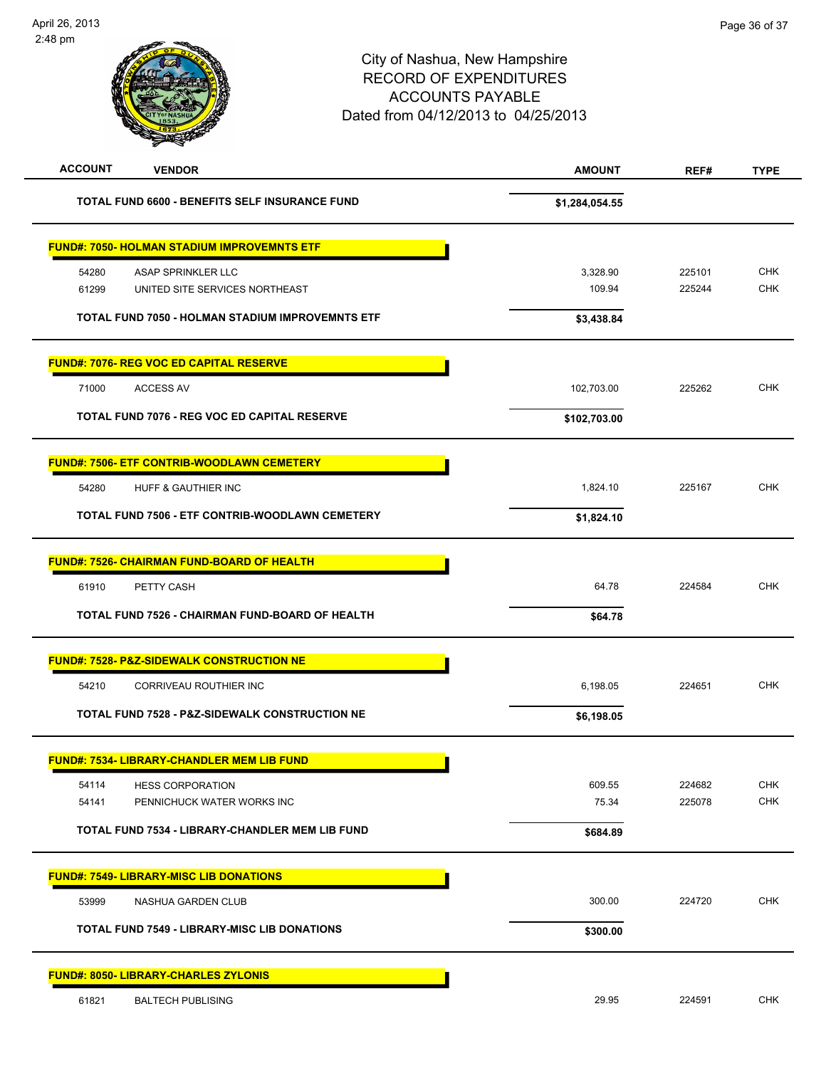City of Nashua, New Hampshire
RECORD OF EXPENDITURES
ACCOUNTS PAYABLE
Dated from 04/12/2013 to 04/25/2013

| ACCOUNT | VENDOR | AMOUNT | REF# | TYPE |
|---|---|---|---|---|
| | **TOTAL FUND 6600 - BENEFITS SELF INSURANCE FUND** | **$1,284,054.55** | | |
| **FUND#: 7050- HOLMAN STADIUM IMPROVEMNTS ETF** | | | | |
| 54280 | ASAP SPRINKLER LLC | 3,328.90 | 225101 | CHK |
| 61299 | UNITED SITE SERVICES NORTHEAST | 109.94 | 225244 | CHK |
| | **TOTAL FUND 7050 - HOLMAN STADIUM IMPROVEMNTS ETF** | **$3,438.84** | | |
| **FUND#: 7076- REG VOC ED CAPITAL RESERVE** | | | | |
| 71000 | ACCESS AV | 102,703.00 | 225262 | CHK |
| | **TOTAL FUND 7076 - REG VOC ED CAPITAL RESERVE** | **$102,703.00** | | |
| **FUND#: 7506- ETF CONTRIB-WOODLAWN CEMETERY** | | | | |
| 54280 | HUFF & GAUTHIER INC | 1,824.10 | 225167 | CHK |
| | **TOTAL FUND 7506 - ETF CONTRIB-WOODLAWN CEMETERY** | **$1,824.10** | | |
| **FUND#: 7526- CHAIRMAN FUND-BOARD OF HEALTH** | | | | |
| 61910 | PETTY CASH | 64.78 | 224584 | CHK |
| | **TOTAL FUND 7526 - CHAIRMAN FUND-BOARD OF HEALTH** | **$64.78** | | |
| **FUND#: 7528- P&Z-SIDEWALK CONSTRUCTION NE** | | | | |
| 54210 | CORRIVEAU ROUTHIER INC | 6,198.05 | 224651 | CHK |
| | **TOTAL FUND 7528 - P&Z-SIDEWALK CONSTRUCTION NE** | **$6,198.05** | | |
| **FUND#: 7534- LIBRARY-CHANDLER MEM LIB FUND** | | | | |
| 54114 | HESS CORPORATION | 609.55 | 224682 | CHK |
| 54141 | PENNICHUCK WATER WORKS INC | 75.34 | 225078 | CHK |
| | **TOTAL FUND 7534 - LIBRARY-CHANDLER MEM LIB FUND** | **$684.89** | | |
| **FUND#: 7549- LIBRARY-MISC LIB DONATIONS** | | | | |
| 53999 | NASHUA GARDEN CLUB | 300.00 | 224720 | CHK |
| | **TOTAL FUND 7549 - LIBRARY-MISC LIB DONATIONS** | **$300.00** | | |
| **FUND#: 8050- LIBRARY-CHARLES ZYLONIS** | | | | |
| 61821 | BALTECH PUBLISING | 29.95 | 224591 | CHK |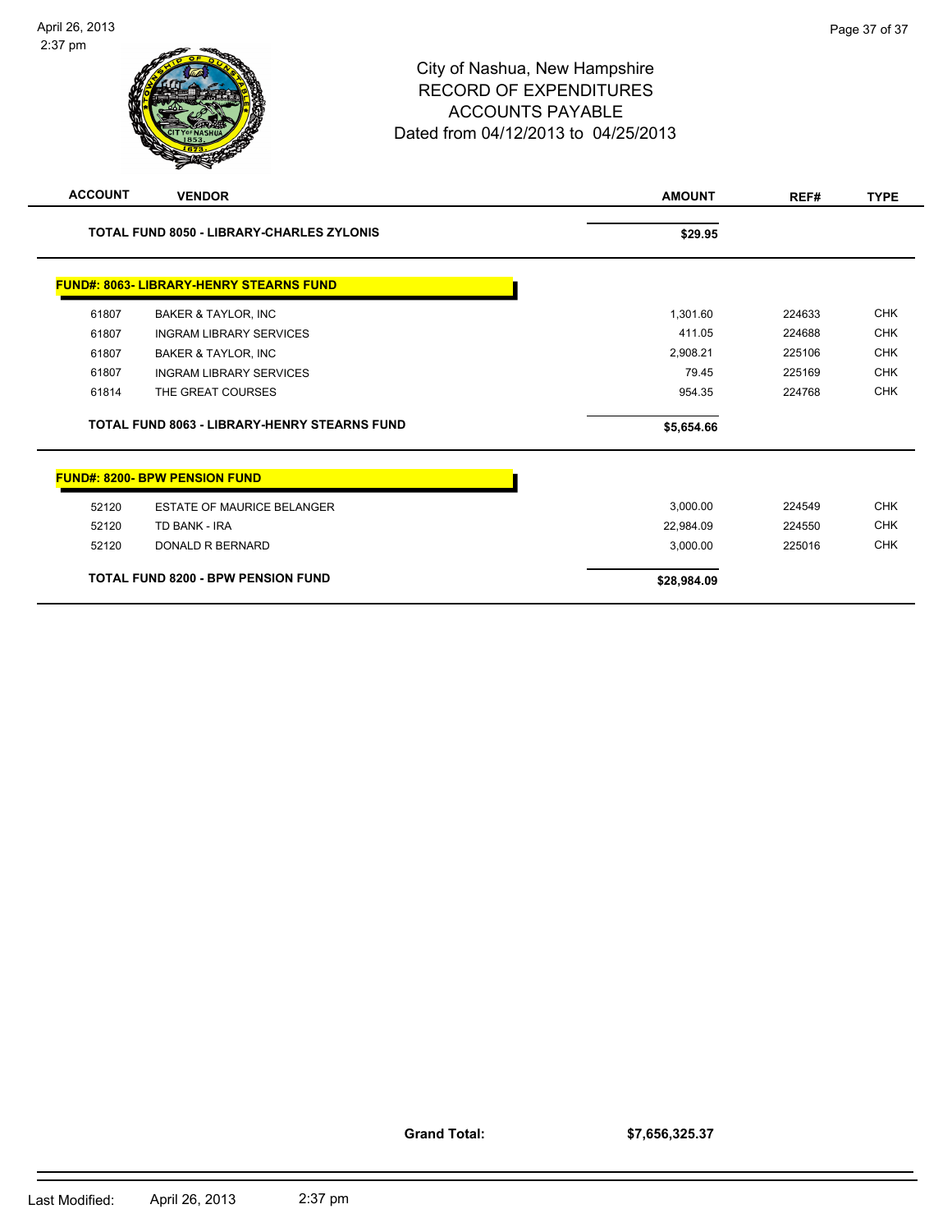City of Nashua, New Hampshire
RECORD OF EXPENDITURES
ACCOUNTS PAYABLE
Dated from 04/12/2013 to 04/25/2013

| ACCOUNT | VENDOR | AMOUNT | REF# | TYPE |
|---|---|---|---|---|
| | **TOTAL FUND 8050 - LIBRARY-CHARLES ZYLONIS** | **$29.95** | | |
| | **FUND#: 8063- LIBRARY-HENRY STEARNS FUND** | | | |
| 61807 | BAKER & TAYLOR, INC | 1,301.60 | 224633 | CHK |
| 61807 | INGRAM LIBRARY SERVICES | 411.05 | 224688 | CHK |
| 61807 | BAKER & TAYLOR, INC | 2,908.21 | 225106 | CHK |
| 61807 | INGRAM LIBRARY SERVICES | 79.45 | 225169 | CHK |
| 61814 | THE GREAT COURSES | 954.35 | 224768 | CHK |
| | **TOTAL FUND 8063 - LIBRARY-HENRY STEARNS FUND** | **$5,654.66** | | |
| | **FUND#: 8200- BPW PENSION FUND** | | | |
| 52120 | ESTATE OF MAURICE BELANGER | 3,000.00 | 224549 | CHK |
| 52120 | TD BANK - IRA | 22,984.09 | 224550 | CHK |
| 52120 | DONALD R BERNARD | 3,000.00 | 225016 | CHK |
| | **TOTAL FUND 8200 - BPW PENSION FUND** | **$28,984.09** | | |

**Grand Total: $7,656,325.37**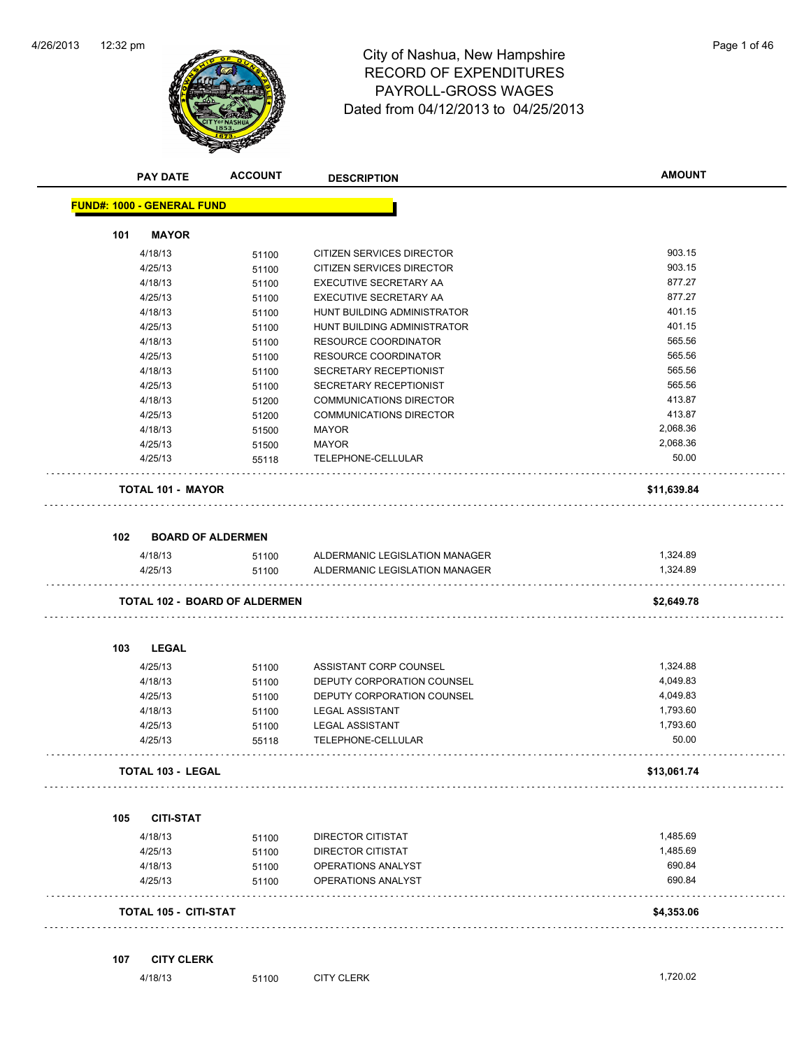# City of Nashua, New Hampshire
## RECORD OF EXPENDITURES
## PAYROLL-GROSS WAGES
### Dated from 04/12/2013 to 04/25/2013

| PAY DATE | ACCOUNT | DESCRIPTION | AMOUNT |
|---|---|---|---|
| **FUND#: 1000 - GENERAL FUND** | | | |
| **101 MAYOR** | | | |
| 4/18/13 | 51100 | CITIZEN SERVICES DIRECTOR | 903.15 |
| 4/25/13 | 51100 | CITIZEN SERVICES DIRECTOR | 903.15 |
| 4/18/13 | 51100 | EXECUTIVE SECRETARY AA | 877.27 |
| 4/25/13 | 51100 | EXECUTIVE SECRETARY AA | 877.27 |
| 4/18/13 | 51100 | HUNT BUILDING ADMINISTRATOR | 401.15 |
| 4/25/13 | 51100 | HUNT BUILDING ADMINISTRATOR | 401.15 |
| 4/18/13 | 51100 | RESOURCE COORDINATOR | 565.56 |
| 4/25/13 | 51100 | RESOURCE COORDINATOR | 565.56 |
| 4/18/13 | 51100 | SECRETARY RECEPTIONIST | 565.56 |
| 4/25/13 | 51100 | SECRETARY RECEPTIONIST | 565.56 |
| 4/18/13 | 51200 | COMMUNICATIONS DIRECTOR | 413.87 |
| 4/25/13 | 51200 | COMMUNICATIONS DIRECTOR | 413.87 |
| 4/18/13 | 51500 | MAYOR | 2,068.36 |
| 4/25/13 | 51500 | MAYOR | 2,068.36 |
| 4/25/13 | 55118 | TELEPHONE-CELLULAR | 50.00 |
| **TOTAL 101 - MAYOR** | | | **$11,639.84** |
| **102 BOARD OF ALDERMEN** | | | |
| 4/18/13 | 51100 | ALDERMANIC LEGISLATION MANAGER | 1,324.89 |
| 4/25/13 | 51100 | ALDERMANIC LEGISLATION MANAGER | 1,324.89 |
| **TOTAL 102 - BOARD OF ALDERMEN** | | | **$2,649.78** |
| **103 LEGAL** | | | |
| 4/25/13 | 51100 | ASSISTANT CORP COUNSEL | 1,324.88 |
| 4/18/13 | 51100 | DEPUTY CORPORATION COUNSEL | 4,049.83 |
| 4/25/13 | 51100 | DEPUTY CORPORATION COUNSEL | 4,049.83 |
| 4/18/13 | 51100 | LEGAL ASSISTANT | 1,793.60 |
| 4/25/13 | 51100 | LEGAL ASSISTANT | 1,793.60 |
| 4/25/13 | 55118 | TELEPHONE-CELLULAR | 50.00 |
| **TOTAL 103 - LEGAL** | | | **$13,061.74** |
| **105 CITI-STAT** | | | |
| 4/18/13 | 51100 | DIRECTOR CITISTAT | 1,485.69 |
| 4/25/13 | 51100 | DIRECTOR CITISTAT | 1,485.69 |
| 4/18/13 | 51100 | OPERATIONS ANALYST | 690.84 |
| 4/25/13 | 51100 | OPERATIONS ANALYST | 690.84 |
| **TOTAL 105 - CITI-STAT** | | | **$4,353.06** |
| **107 CITY CLERK** | | | |
| 4/18/13 | 51100 | CITY CLERK | 1,720.02 |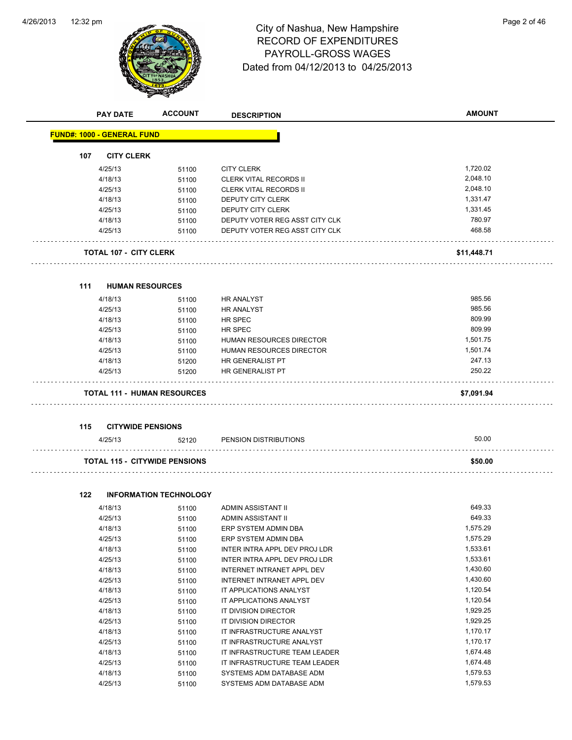# City of Nashua, New Hampshire
## RECORD OF EXPENDITURES
## PAYROLL-GROSS WAGES
## Dated from 04/12/2013 to 04/25/2013

| PAY DATE | ACCOUNT | DESCRIPTION | AMOUNT |
|---|---|---|---|

**FUND#: 1000 - GENERAL FUND**

**107 CITY CLERK**

| PAY DATE | ACCOUNT | DESCRIPTION | AMOUNT |
|---|---|---|---|
| 4/25/13 | 51100 | CITY CLERK | 1,720.02 |
| 4/18/13 | 51100 | CLERK VITAL RECORDS II | 2,048.10 |
| 4/25/13 | 51100 | CLERK VITAL RECORDS II | 2,048.10 |
| 4/18/13 | 51100 | DEPUTY CITY CLERK | 1,331.47 |
| 4/25/13 | 51100 | DEPUTY CITY CLERK | 1,331.45 |
| 4/18/13 | 51100 | DEPUTY VOTER REG ASST CITY CLK | 780.97 |
| 4/25/13 | 51100 | DEPUTY VOTER REG ASST CITY CLK | 468.58 |
| **TOTAL 107 - CITY CLERK** | | | **$11,448.71** |

**111 HUMAN RESOURCES**

| PAY DATE | ACCOUNT | DESCRIPTION | AMOUNT |
|---|---|---|---|
| 4/18/13 | 51100 | HR ANALYST | 985.56 |
| 4/25/13 | 51100 | HR ANALYST | 985.56 |
| 4/18/13 | 51100 | HR SPEC | 809.99 |
| 4/25/13 | 51100 | HR SPEC | 809.99 |
| 4/18/13 | 51100 | HUMAN RESOURCES DIRECTOR | 1,501.75 |
| 4/25/13 | 51100 | HUMAN RESOURCES DIRECTOR | 1,501.74 |
| 4/18/13 | 51200 | HR GENERALIST PT | 247.13 |
| 4/25/13 | 51200 | HR GENERALIST PT | 250.22 |
| **TOTAL 111 - HUMAN RESOURCES** | | | **$7,091.94** |

**115 CITYWIDE PENSIONS**

| PAY DATE | ACCOUNT | DESCRIPTION | AMOUNT |
|---|---|---|---|
| 4/25/13 | 52120 | PENSION DISTRIBUTIONS | 50.00 |
| **TOTAL 115 - CITYWIDE PENSIONS** | | | **$50.00** |

**122 INFORMATION TECHNOLOGY**

| PAY DATE | ACCOUNT | DESCRIPTION | AMOUNT |
|---|---|---|---|
| 4/18/13 | 51100 | ADMIN ASSISTANT II | 649.33 |
| 4/25/13 | 51100 | ADMIN ASSISTANT II | 649.33 |
| 4/18/13 | 51100 | ERP SYSTEM ADMIN DBA | 1,575.29 |
| 4/25/13 | 51100 | ERP SYSTEM ADMIN DBA | 1,575.29 |
| 4/18/13 | 51100 | INTER INTRA APPL DEV PROJ LDR | 1,533.61 |
| 4/25/13 | 51100 | INTER INTRA APPL DEV PROJ LDR | 1,533.61 |
| 4/18/13 | 51100 | INTERNET INTRANET APPL DEV | 1,430.60 |
| 4/25/13 | 51100 | INTERNET INTRANET APPL DEV | 1,430.60 |
| 4/18/13 | 51100 | IT APPLICATIONS ANALYST | 1,120.54 |
| 4/25/13 | 51100 | IT APPLICATIONS ANALYST | 1,120.54 |
| 4/18/13 | 51100 | IT DIVISION DIRECTOR | 1,929.25 |
| 4/25/13 | 51100 | IT DIVISION DIRECTOR | 1,929.25 |
| 4/18/13 | 51100 | IT INFRASTRUCTURE ANALYST | 1,170.17 |
| 4/25/13 | 51100 | IT INFRASTRUCTURE ANALYST | 1,170.17 |
| 4/18/13 | 51100 | IT INFRASTRUCTURE TEAM LEADER | 1,674.48 |
| 4/25/13 | 51100 | IT INFRASTRUCTURE TEAM LEADER | 1,674.48 |
| 4/18/13 | 51100 | SYSTEMS ADM DATABASE ADM | 1,579.53 |
| 4/25/13 | 51100 | SYSTEMS ADM DATABASE ADM | 1,579.53 |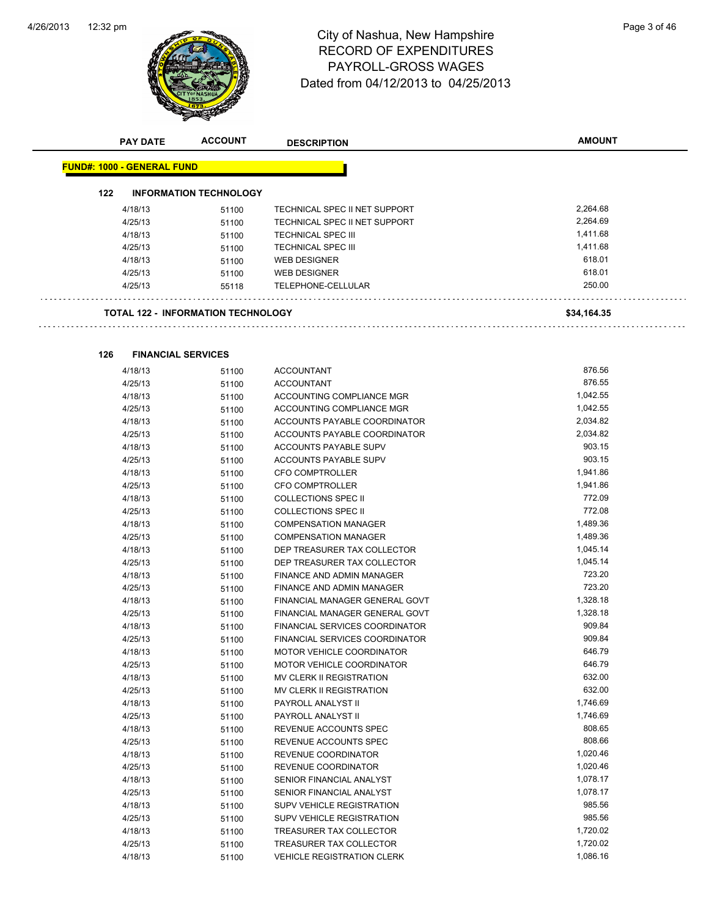# City of Nashua, New Hampshire
## RECORD OF EXPENDITURES
## PAYROLL-GROSS WAGES
## Dated from 04/12/2013 to 04/25/2013

| PAY DATE | ACCOUNT | DESCRIPTION | AMOUNT |
|---|---|---|---|
| **FUND#: 1000 - GENERAL FUND** | | | |
| **122 INFORMATION TECHNOLOGY** | | | |
| 4/18/13 | 51100 | TECHNICAL SPEC II NET SUPPORT | 2,264.68 |
| 4/25/13 | 51100 | TECHNICAL SPEC II NET SUPPORT | 2,264.69 |
| 4/18/13 | 51100 | TECHNICAL SPEC III | 1,411.68 |
| 4/25/13 | 51100 | TECHNICAL SPEC III | 1,411.68 |
| 4/18/13 | 51100 | WEB DESIGNER | 618.01 |
| 4/25/13 | 51100 | WEB DESIGNER | 618.01 |
| 4/25/13 | 55118 | TELEPHONE-CELLULAR | 250.00 |
| **TOTAL 122 - INFORMATION TECHNOLOGY** | | | **$34,164.35** |
| **126 FINANCIAL SERVICES** | | | |
| 4/18/13 | 51100 | ACCOUNTANT | 876.56 |
| 4/25/13 | 51100 | ACCOUNTANT | 876.55 |
| 4/18/13 | 51100 | ACCOUNTING COMPLIANCE MGR | 1,042.55 |
| 4/25/13 | 51100 | ACCOUNTING COMPLIANCE MGR | 1,042.55 |
| 4/18/13 | 51100 | ACCOUNTS PAYABLE COORDINATOR | 2,034.82 |
| 4/25/13 | 51100 | ACCOUNTS PAYABLE COORDINATOR | 2,034.82 |
| 4/18/13 | 51100 | ACCOUNTS PAYABLE SUPV | 903.15 |
| 4/25/13 | 51100 | ACCOUNTS PAYABLE SUPV | 903.15 |
| 4/18/13 | 51100 | CFO COMPTROLLER | 1,941.86 |
| 4/25/13 | 51100 | CFO COMPTROLLER | 1,941.86 |
| 4/18/13 | 51100 | COLLECTIONS SPEC II | 772.09 |
| 4/25/13 | 51100 | COLLECTIONS SPEC II | 772.08 |
| 4/18/13 | 51100 | COMPENSATION MANAGER | 1,489.36 |
| 4/25/13 | 51100 | COMPENSATION MANAGER | 1,489.36 |
| 4/18/13 | 51100 | DEP TREASURER TAX COLLECTOR | 1,045.14 |
| 4/25/13 | 51100 | DEP TREASURER TAX COLLECTOR | 1,045.14 |
| 4/18/13 | 51100 | FINANCE AND ADMIN MANAGER | 723.20 |
| 4/25/13 | 51100 | FINANCE AND ADMIN MANAGER | 723.20 |
| 4/18/13 | 51100 | FINANCIAL MANAGER GENERAL GOVT | 1,328.18 |
| 4/25/13 | 51100 | FINANCIAL MANAGER GENERAL GOVT | 1,328.18 |
| 4/18/13 | 51100 | FINANCIAL SERVICES COORDINATOR | 909.84 |
| 4/25/13 | 51100 | FINANCIAL SERVICES COORDINATOR | 909.84 |
| 4/18/13 | 51100 | MOTOR VEHICLE COORDINATOR | 646.79 |
| 4/25/13 | 51100 | MOTOR VEHICLE COORDINATOR | 646.79 |
| 4/18/13 | 51100 | MV CLERK II REGISTRATION | 632.00 |
| 4/25/13 | 51100 | MV CLERK II REGISTRATION | 632.00 |
| 4/18/13 | 51100 | PAYROLL ANALYST II | 1,746.69 |
| 4/25/13 | 51100 | PAYROLL ANALYST II | 1,746.69 |
| 4/18/13 | 51100 | REVENUE ACCOUNTS SPEC | 808.65 |
| 4/25/13 | 51100 | REVENUE ACCOUNTS SPEC | 808.66 |
| 4/18/13 | 51100 | REVENUE COORDINATOR | 1,020.46 |
| 4/25/13 | 51100 | REVENUE COORDINATOR | 1,020.46 |
| 4/18/13 | 51100 | SENIOR FINANCIAL ANALYST | 1,078.17 |
| 4/25/13 | 51100 | SENIOR FINANCIAL ANALYST | 1,078.17 |
| 4/18/13 | 51100 | SUPV VEHICLE REGISTRATION | 985.56 |
| 4/25/13 | 51100 | SUPV VEHICLE REGISTRATION | 985.56 |
| 4/18/13 | 51100 | TREASURER TAX COLLECTOR | 1,720.02 |
| 4/25/13 | 51100 | TREASURER TAX COLLECTOR | 1,720.02 |
| 4/18/13 | 51100 | VEHICLE REGISTRATION CLERK | 1,086.16 |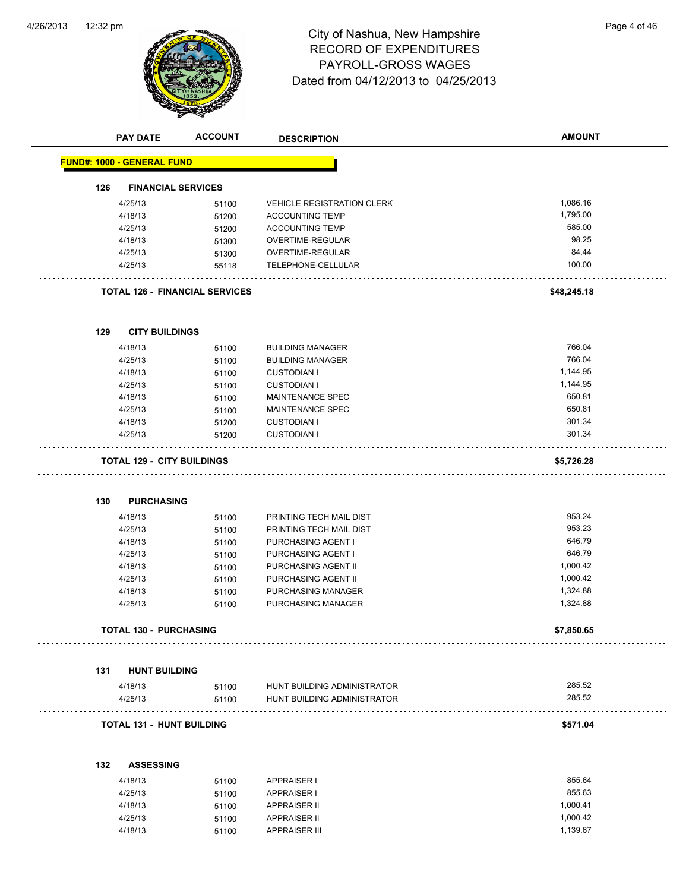# City of Nashua, New Hampshire
## RECORD OF EXPENDITURES
## PAYROLL-GROSS WAGES
## Dated from 04/12/2013 to 04/25/2013

| PAY DATE | ACCOUNT | DESCRIPTION | AMOUNT |
|---|---|---|---|

**FUND#: 1000 - GENERAL FUND**

### 126 FINANCIAL SERVICES

| PAY DATE | ACCOUNT | DESCRIPTION | AMOUNT |
|---|---|---|---|
| 4/25/13 | 51100 | VEHICLE REGISTRATION CLERK | 1,086.16 |
| 4/18/13 | 51200 | ACCOUNTING TEMP | 1,795.00 |
| 4/25/13 | 51200 | ACCOUNTING TEMP | 585.00 |
| 4/18/13 | 51300 | OVERTIME-REGULAR | 98.25 |
| 4/25/13 | 51300 | OVERTIME-REGULAR | 84.44 |
| 4/25/13 | 55118 | TELEPHONE-CELLULAR | 100.00 |
| **TOTAL 126 - FINANCIAL SERVICES** | | | **$48,245.18** |

### 129 CITY BUILDINGS

| PAY DATE | ACCOUNT | DESCRIPTION | AMOUNT |
|---|---|---|---|
| 4/18/13 | 51100 | BUILDING MANAGER | 766.04 |
| 4/25/13 | 51100 | BUILDING MANAGER | 766.04 |
| 4/18/13 | 51100 | CUSTODIAN I | 1,144.95 |
| 4/25/13 | 51100 | CUSTODIAN I | 1,144.95 |
| 4/18/13 | 51100 | MAINTENANCE SPEC | 650.81 |
| 4/25/13 | 51100 | MAINTENANCE SPEC | 650.81 |
| 4/18/13 | 51200 | CUSTODIAN I | 301.34 |
| 4/25/13 | 51200 | CUSTODIAN I | 301.34 |
| **TOTAL 129 - CITY BUILDINGS** | | | **$5,726.28** |

### 130 PURCHASING

| PAY DATE | ACCOUNT | DESCRIPTION | AMOUNT |
|---|---|---|---|
| 4/18/13 | 51100 | PRINTING TECH MAIL DIST | 953.24 |
| 4/25/13 | 51100 | PRINTING TECH MAIL DIST | 953.23 |
| 4/18/13 | 51100 | PURCHASING AGENT I | 646.79 |
| 4/25/13 | 51100 | PURCHASING AGENT I | 646.79 |
| 4/18/13 | 51100 | PURCHASING AGENT II | 1,000.42 |
| 4/25/13 | 51100 | PURCHASING AGENT II | 1,000.42 |
| 4/18/13 | 51100 | PURCHASING MANAGER | 1,324.88 |
| 4/25/13 | 51100 | PURCHASING MANAGER | 1,324.88 |
| **TOTAL 130 - PURCHASING** | | | **$7,850.65** |

### 131 HUNT BUILDING

| PAY DATE | ACCOUNT | DESCRIPTION | AMOUNT |
|---|---|---|---|
| 4/18/13 | 51100 | HUNT BUILDING ADMINISTRATOR | 285.52 |
| 4/25/13 | 51100 | HUNT BUILDING ADMINISTRATOR | 285.52 |
| **TOTAL 131 - HUNT BUILDING** | | | **$571.04** |

### 132 ASSESSING

| PAY DATE | ACCOUNT | DESCRIPTION | AMOUNT |
|---|---|---|---|
| 4/18/13 | 51100 | APPRAISER I | 855.64 |
| 4/25/13 | 51100 | APPRAISER I | 855.63 |
| 4/18/13 | 51100 | APPRAISER II | 1,000.41 |
| 4/25/13 | 51100 | APPRAISER II | 1,000.42 |
| 4/18/13 | 51100 | APPRAISER III | 1,139.67 |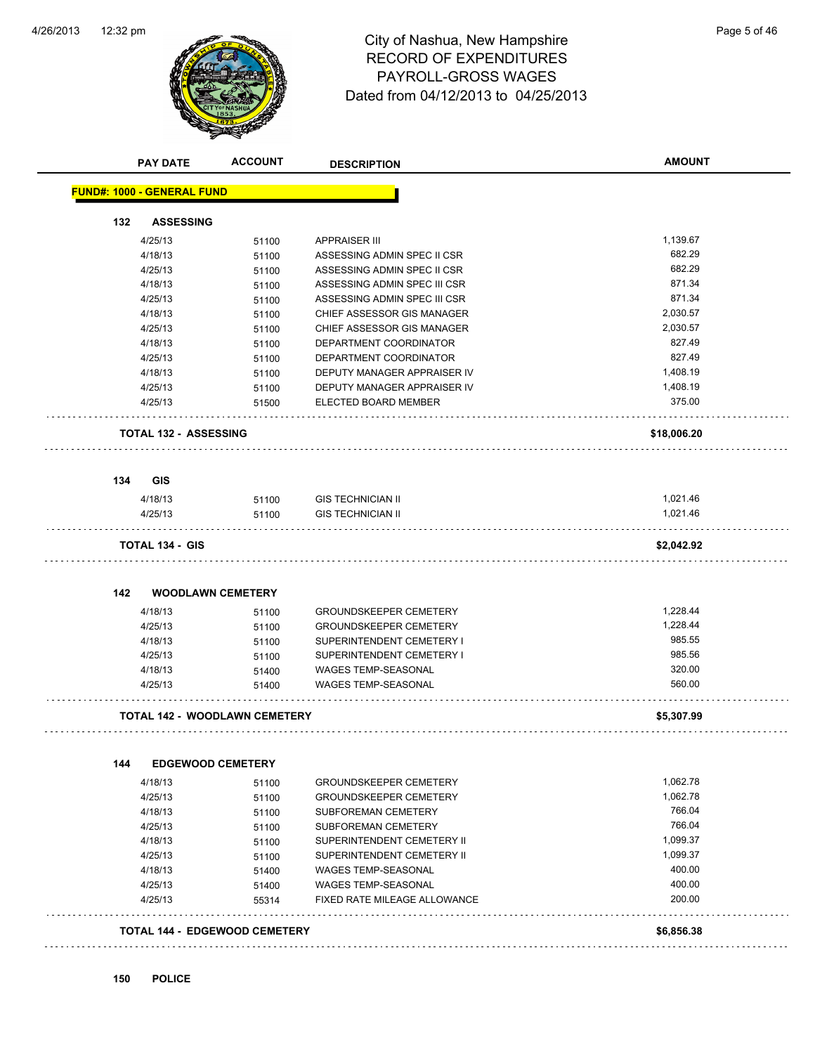# City of Nashua, New Hampshire
## RECORD OF EXPENDITURES
## PAYROLL-GROSS WAGES
## Dated from 04/12/2013 to 04/25/2013

| PAY DATE | ACCOUNT | DESCRIPTION | AMOUNT |
|---|---|---|---|

**FUND#: 1000 - GENERAL FUND**

### 132 ASSESSING

| PAY DATE | ACCOUNT | DESCRIPTION | AMOUNT |
|---|---|---|---|
| 4/25/13 | 51100 | APPRAISER III | 1,139.67 |
| 4/18/13 | 51100 | ASSESSING ADMIN SPEC II CSR | 682.29 |
| 4/25/13 | 51100 | ASSESSING ADMIN SPEC II CSR | 682.29 |
| 4/18/13 | 51100 | ASSESSING ADMIN SPEC III CSR | 871.34 |
| 4/25/13 | 51100 | ASSESSING ADMIN SPEC III CSR | 871.34 |
| 4/18/13 | 51100 | CHIEF ASSESSOR GIS MANAGER | 2,030.57 |
| 4/25/13 | 51100 | CHIEF ASSESSOR GIS MANAGER | 2,030.57 |
| 4/18/13 | 51100 | DEPARTMENT COORDINATOR | 827.49 |
| 4/25/13 | 51100 | DEPARTMENT COORDINATOR | 827.49 |
| 4/18/13 | 51100 | DEPUTY MANAGER APPRAISER IV | 1,408.19 |
| 4/25/13 | 51100 | DEPUTY MANAGER APPRAISER IV | 1,408.19 |
| 4/25/13 | 51500 | ELECTED BOARD MEMBER | 375.00 |
| **TOTAL 132 - ASSESSING** | | | **$18,006.20** |

### 134 GIS

| PAY DATE | ACCOUNT | DESCRIPTION | AMOUNT |
|---|---|---|---|
| 4/18/13 | 51100 | GIS TECHNICIAN II | 1,021.46 |
| 4/25/13 | 51100 | GIS TECHNICIAN II | 1,021.46 |
| **TOTAL 134 - GIS** | | | **$2,042.92** |

### 142 WOODLAWN CEMETERY

| PAY DATE | ACCOUNT | DESCRIPTION | AMOUNT |
|---|---|---|---|
| 4/18/13 | 51100 | GROUNDSKEEPER CEMETERY | 1,228.44 |
| 4/25/13 | 51100 | GROUNDSKEEPER CEMETERY | 1,228.44 |
| 4/18/13 | 51100 | SUPERINTENDENT CEMETERY I | 985.55 |
| 4/25/13 | 51100 | SUPERINTENDENT CEMETERY I | 985.56 |
| 4/18/13 | 51400 | WAGES TEMP-SEASONAL | 320.00 |
| 4/25/13 | 51400 | WAGES TEMP-SEASONAL | 560.00 |
| **TOTAL 142 - WOODLAWN CEMETERY** | | | **$5,307.99** |

### 144 EDGEWOOD CEMETERY

| PAY DATE | ACCOUNT | DESCRIPTION | AMOUNT |
|---|---|---|---|
| 4/18/13 | 51100 | GROUNDSKEEPER CEMETERY | 1,062.78 |
| 4/25/13 | 51100 | GROUNDSKEEPER CEMETERY | 1,062.78 |
| 4/18/13 | 51100 | SUBFOREMAN CEMETERY | 766.04 |
| 4/25/13 | 51100 | SUBFOREMAN CEMETERY | 766.04 |
| 4/18/13 | 51100 | SUPERINTENDENT CEMETERY II | 1,099.37 |
| 4/25/13 | 51100 | SUPERINTENDENT CEMETERY II | 1,099.37 |
| 4/18/13 | 51400 | WAGES TEMP-SEASONAL | 400.00 |
| 4/25/13 | 51400 | WAGES TEMP-SEASONAL | 400.00 |
| 4/25/13 | 55314 | FIXED RATE MILEAGE ALLOWANCE | 200.00 |
| **TOTAL 144 - EDGEWOOD CEMETERY** | | | **$6,856.38** |

### 150 POLICE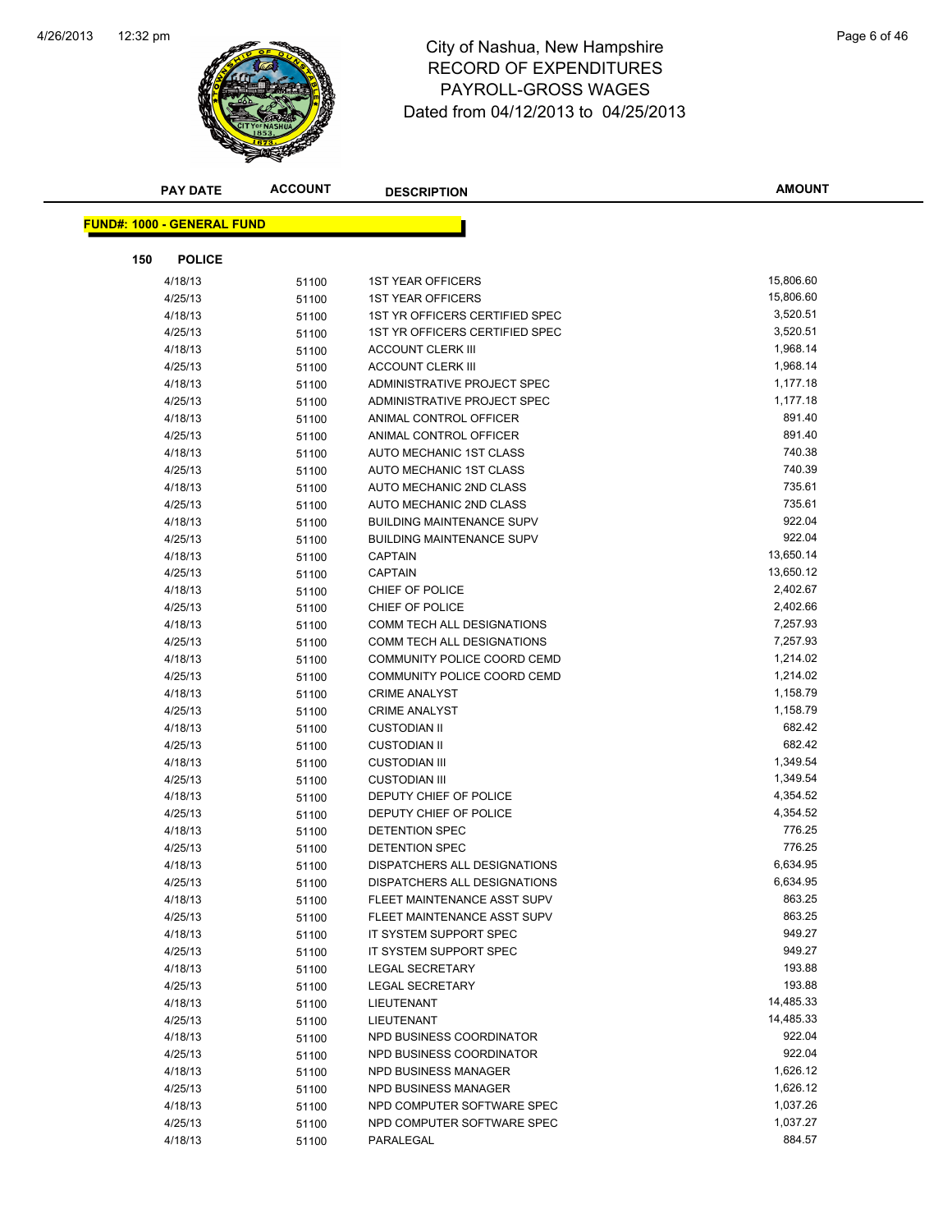# City of Nashua, New Hampshire
## RECORD OF EXPENDITURES
## PAYROLL-GROSS WAGES
## Dated from 04/12/2013 to 04/25/2013

**FUND#: 1000 - GENERAL FUND**

**150 POLICE**

| PAY DATE | ACCOUNT | DESCRIPTION | AMOUNT |
|---|---|---|---|
| 4/18/13 | 51100 | 1ST YEAR OFFICERS | 15,806.60 |
| 4/25/13 | 51100 | 1ST YEAR OFFICERS | 15,806.60 |
| 4/18/13 | 51100 | 1ST YR OFFICERS CERTIFIED SPEC | 3,520.51 |
| 4/25/13 | 51100 | 1ST YR OFFICERS CERTIFIED SPEC | 3,520.51 |
| 4/18/13 | 51100 | ACCOUNT CLERK III | 1,968.14 |
| 4/25/13 | 51100 | ACCOUNT CLERK III | 1,968.14 |
| 4/18/13 | 51100 | ADMINISTRATIVE PROJECT SPEC | 1,177.18 |
| 4/25/13 | 51100 | ADMINISTRATIVE PROJECT SPEC | 1,177.18 |
| 4/18/13 | 51100 | ANIMAL CONTROL OFFICER | 891.40 |
| 4/25/13 | 51100 | ANIMAL CONTROL OFFICER | 891.40 |
| 4/18/13 | 51100 | AUTO MECHANIC 1ST CLASS | 740.38 |
| 4/25/13 | 51100 | AUTO MECHANIC 1ST CLASS | 740.39 |
| 4/18/13 | 51100 | AUTO MECHANIC 2ND CLASS | 735.61 |
| 4/25/13 | 51100 | AUTO MECHANIC 2ND CLASS | 735.61 |
| 4/18/13 | 51100 | BUILDING MAINTENANCE SUPV | 922.04 |
| 4/25/13 | 51100 | BUILDING MAINTENANCE SUPV | 922.04 |
| 4/18/13 | 51100 | CAPTAIN | 13,650.14 |
| 4/25/13 | 51100 | CAPTAIN | 13,650.12 |
| 4/18/13 | 51100 | CHIEF OF POLICE | 2,402.67 |
| 4/25/13 | 51100 | CHIEF OF POLICE | 2,402.66 |
| 4/18/13 | 51100 | COMM TECH ALL DESIGNATIONS | 7,257.93 |
| 4/25/13 | 51100 | COMM TECH ALL DESIGNATIONS | 7,257.93 |
| 4/18/13 | 51100 | COMMUNITY POLICE COORD CEMD | 1,214.02 |
| 4/25/13 | 51100 | COMMUNITY POLICE COORD CEMD | 1,214.02 |
| 4/18/13 | 51100 | CRIME ANALYST | 1,158.79 |
| 4/25/13 | 51100 | CRIME ANALYST | 1,158.79 |
| 4/18/13 | 51100 | CUSTODIAN II | 682.42 |
| 4/25/13 | 51100 | CUSTODIAN II | 682.42 |
| 4/18/13 | 51100 | CUSTODIAN III | 1,349.54 |
| 4/25/13 | 51100 | CUSTODIAN III | 1,349.54 |
| 4/18/13 | 51100 | DEPUTY CHIEF OF POLICE | 4,354.52 |
| 4/25/13 | 51100 | DEPUTY CHIEF OF POLICE | 4,354.52 |
| 4/18/13 | 51100 | DETENTION SPEC | 776.25 |
| 4/25/13 | 51100 | DETENTION SPEC | 776.25 |
| 4/18/13 | 51100 | DISPATCHERS ALL DESIGNATIONS | 6,634.95 |
| 4/25/13 | 51100 | DISPATCHERS ALL DESIGNATIONS | 6,634.95 |
| 4/18/13 | 51100 | FLEET MAINTENANCE ASST SUPV | 863.25 |
| 4/25/13 | 51100 | FLEET MAINTENANCE ASST SUPV | 863.25 |
| 4/18/13 | 51100 | IT SYSTEM SUPPORT SPEC | 949.27 |
| 4/25/13 | 51100 | IT SYSTEM SUPPORT SPEC | 949.27 |
| 4/18/13 | 51100 | LEGAL SECRETARY | 193.88 |
| 4/25/13 | 51100 | LEGAL SECRETARY | 193.88 |
| 4/18/13 | 51100 | LIEUTENANT | 14,485.33 |
| 4/25/13 | 51100 | LIEUTENANT | 14,485.33 |
| 4/18/13 | 51100 | NPD BUSINESS COORDINATOR | 922.04 |
| 4/25/13 | 51100 | NPD BUSINESS COORDINATOR | 922.04 |
| 4/18/13 | 51100 | NPD BUSINESS MANAGER | 1,626.12 |
| 4/25/13 | 51100 | NPD BUSINESS MANAGER | 1,626.12 |
| 4/18/13 | 51100 | NPD COMPUTER SOFTWARE SPEC | 1,037.26 |
| 4/25/13 | 51100 | NPD COMPUTER SOFTWARE SPEC | 1,037.27 |
| 4/18/13 | 51100 | PARALEGAL | 884.57 |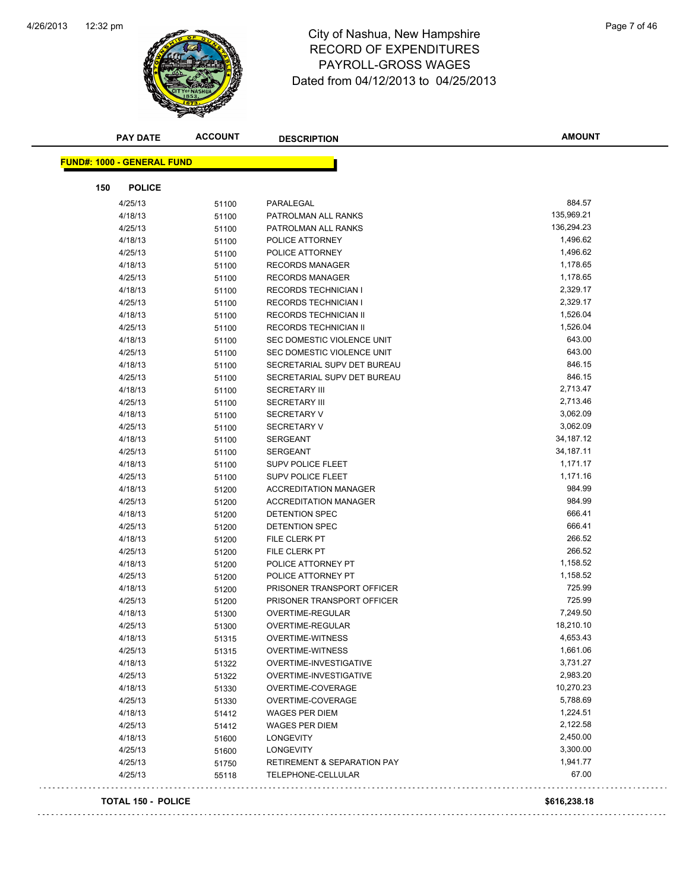# City of Nashua, New Hampshire
## RECORD OF EXPENDITURES
## PAYROLL-GROSS WAGES
## Dated from 04/12/2013 to 04/25/2013

| PAY DATE | ACCOUNT | DESCRIPTION | AMOUNT |
|---|---|---|---|

**FUND#: 1000 - GENERAL FUND**

**150 POLICE**

| PAY DATE | ACCOUNT | DESCRIPTION | AMOUNT |
|---|---|---|---|
| 4/25/13 | 51100 | PARALEGAL | 884.57 |
| 4/18/13 | 51100 | PATROLMAN ALL RANKS | 135,969.21 |
| 4/25/13 | 51100 | PATROLMAN ALL RANKS | 136,294.23 |
| 4/18/13 | 51100 | POLICE ATTORNEY | 1,496.62 |
| 4/25/13 | 51100 | POLICE ATTORNEY | 1,496.62 |
| 4/18/13 | 51100 | RECORDS MANAGER | 1,178.65 |
| 4/25/13 | 51100 | RECORDS MANAGER | 1,178.65 |
| 4/18/13 | 51100 | RECORDS TECHNICIAN I | 2,329.17 |
| 4/25/13 | 51100 | RECORDS TECHNICIAN I | 2,329.17 |
| 4/18/13 | 51100 | RECORDS TECHNICIAN II | 1,526.04 |
| 4/25/13 | 51100 | RECORDS TECHNICIAN II | 1,526.04 |
| 4/18/13 | 51100 | SEC DOMESTIC VIOLENCE UNIT | 643.00 |
| 4/25/13 | 51100 | SEC DOMESTIC VIOLENCE UNIT | 643.00 |
| 4/18/13 | 51100 | SECRETARIAL SUPV DET BUREAU | 846.15 |
| 4/25/13 | 51100 | SECRETARIAL SUPV DET BUREAU | 846.15 |
| 4/18/13 | 51100 | SECRETARY III | 2,713.47 |
| 4/25/13 | 51100 | SECRETARY III | 2,713.46 |
| 4/18/13 | 51100 | SECRETARY V | 3,062.09 |
| 4/25/13 | 51100 | SECRETARY V | 3,062.09 |
| 4/18/13 | 51100 | SERGEANT | 34,187.12 |
| 4/25/13 | 51100 | SERGEANT | 34,187.11 |
| 4/18/13 | 51100 | SUPV POLICE FLEET | 1,171.17 |
| 4/25/13 | 51100 | SUPV POLICE FLEET | 1,171.16 |
| 4/18/13 | 51200 | ACCREDITATION MANAGER | 984.99 |
| 4/25/13 | 51200 | ACCREDITATION MANAGER | 984.99 |
| 4/18/13 | 51200 | DETENTION SPEC | 666.41 |
| 4/25/13 | 51200 | DETENTION SPEC | 666.41 |
| 4/18/13 | 51200 | FILE CLERK PT | 266.52 |
| 4/25/13 | 51200 | FILE CLERK PT | 266.52 |
| 4/18/13 | 51200 | POLICE ATTORNEY PT | 1,158.52 |
| 4/25/13 | 51200 | POLICE ATTORNEY PT | 1,158.52 |
| 4/18/13 | 51200 | PRISONER TRANSPORT OFFICER | 725.99 |
| 4/25/13 | 51200 | PRISONER TRANSPORT OFFICER | 725.99 |
| 4/18/13 | 51300 | OVERTIME-REGULAR | 7,249.50 |
| 4/25/13 | 51300 | OVERTIME-REGULAR | 18,210.10 |
| 4/18/13 | 51315 | OVERTIME-WITNESS | 4,653.43 |
| 4/25/13 | 51315 | OVERTIME-WITNESS | 1,661.06 |
| 4/18/13 | 51322 | OVERTIME-INVESTIGATIVE | 3,731.27 |
| 4/25/13 | 51322 | OVERTIME-INVESTIGATIVE | 2,983.20 |
| 4/18/13 | 51330 | OVERTIME-COVERAGE | 10,270.23 |
| 4/25/13 | 51330 | OVERTIME-COVERAGE | 5,788.69 |
| 4/18/13 | 51412 | WAGES PER DIEM | 1,224.51 |
| 4/25/13 | 51412 | WAGES PER DIEM | 2,122.58 |
| 4/18/13 | 51600 | LONGEVITY | 2,450.00 |
| 4/25/13 | 51600 | LONGEVITY | 3,300.00 |
| 4/25/13 | 51750 | RETIREMENT & SEPARATION PAY | 1,941.77 |
| 4/25/13 | 55118 | TELEPHONE-CELLULAR | 67.00 |

**TOTAL 150 - POLICE** **$616,238.18**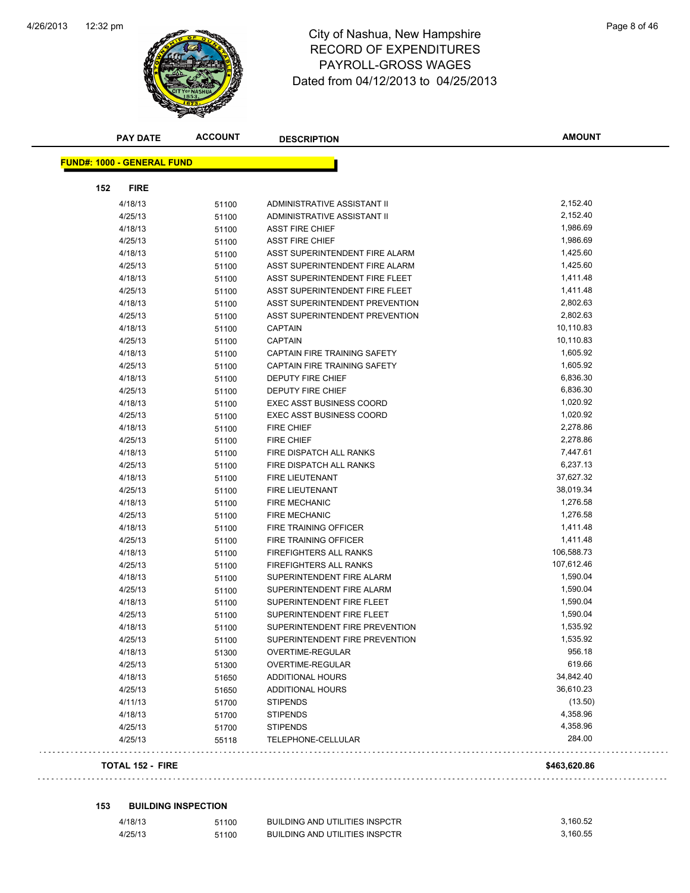# City of Nashua, New Hampshire
## RECORD OF EXPENDITURES
## PAYROLL-GROSS WAGES
## Dated from 04/12/2013 to 04/25/2013

| PAY DATE | ACCOUNT | DESCRIPTION | AMOUNT |
|---|---|---|---|

**FUND#: 1000 - GENERAL FUND**

**152 FIRE**

| PAY DATE | ACCOUNT | DESCRIPTION | AMOUNT |
|---|---|---|---|
| 4/18/13 | 51100 | ADMINISTRATIVE ASSISTANT II | 2,152.40 |
| 4/25/13 | 51100 | ADMINISTRATIVE ASSISTANT II | 2,152.40 |
| 4/18/13 | 51100 | ASST FIRE CHIEF | 1,986.69 |
| 4/25/13 | 51100 | ASST FIRE CHIEF | 1,986.69 |
| 4/18/13 | 51100 | ASST SUPERINTENDENT FIRE ALARM | 1,425.60 |
| 4/25/13 | 51100 | ASST SUPERINTENDENT FIRE ALARM | 1,425.60 |
| 4/18/13 | 51100 | ASST SUPERINTENDENT FIRE FLEET | 1,411.48 |
| 4/25/13 | 51100 | ASST SUPERINTENDENT FIRE FLEET | 1,411.48 |
| 4/18/13 | 51100 | ASST SUPERINTENDENT PREVENTION | 2,802.63 |
| 4/25/13 | 51100 | ASST SUPERINTENDENT PREVENTION | 2,802.63 |
| 4/18/13 | 51100 | CAPTAIN | 10,110.83 |
| 4/25/13 | 51100 | CAPTAIN | 10,110.83 |
| 4/18/13 | 51100 | CAPTAIN FIRE TRAINING SAFETY | 1,605.92 |
| 4/25/13 | 51100 | CAPTAIN FIRE TRAINING SAFETY | 1,605.92 |
| 4/18/13 | 51100 | DEPUTY FIRE CHIEF | 6,836.30 |
| 4/25/13 | 51100 | DEPUTY FIRE CHIEF | 6,836.30 |
| 4/18/13 | 51100 | EXEC ASST BUSINESS COORD | 1,020.92 |
| 4/25/13 | 51100 | EXEC ASST BUSINESS COORD | 1,020.92 |
| 4/18/13 | 51100 | FIRE CHIEF | 2,278.86 |
| 4/25/13 | 51100 | FIRE CHIEF | 2,278.86 |
| 4/18/13 | 51100 | FIRE DISPATCH ALL RANKS | 7,447.61 |
| 4/25/13 | 51100 | FIRE DISPATCH ALL RANKS | 6,237.13 |
| 4/18/13 | 51100 | FIRE LIEUTENANT | 37,627.32 |
| 4/25/13 | 51100 | FIRE LIEUTENANT | 38,019.34 |
| 4/18/13 | 51100 | FIRE MECHANIC | 1,276.58 |
| 4/25/13 | 51100 | FIRE MECHANIC | 1,276.58 |
| 4/18/13 | 51100 | FIRE TRAINING OFFICER | 1,411.48 |
| 4/25/13 | 51100 | FIRE TRAINING OFFICER | 1,411.48 |
| 4/18/13 | 51100 | FIREFIGHTERS ALL RANKS | 106,588.73 |
| 4/25/13 | 51100 | FIREFIGHTERS ALL RANKS | 107,612.46 |
| 4/18/13 | 51100 | SUPERINTENDENT FIRE ALARM | 1,590.04 |
| 4/25/13 | 51100 | SUPERINTENDENT FIRE ALARM | 1,590.04 |
| 4/18/13 | 51100 | SUPERINTENDENT FIRE FLEET | 1,590.04 |
| 4/25/13 | 51100 | SUPERINTENDENT FIRE FLEET | 1,590.04 |
| 4/18/13 | 51100 | SUPERINTENDENT FIRE PREVENTION | 1,535.92 |
| 4/25/13 | 51100 | SUPERINTENDENT FIRE PREVENTION | 1,535.92 |
| 4/18/13 | 51300 | OVERTIME-REGULAR | 956.18 |
| 4/25/13 | 51300 | OVERTIME-REGULAR | 619.66 |
| 4/18/13 | 51650 | ADDITIONAL HOURS | 34,842.40 |
| 4/25/13 | 51650 | ADDITIONAL HOURS | 36,610.23 |
| 4/11/13 | 51700 | STIPENDS | (13.50) |
| 4/18/13 | 51700 | STIPENDS | 4,358.96 |
| 4/25/13 | 51700 | STIPENDS | 4,358.96 |
| 4/25/13 | 55118 | TELEPHONE-CELLULAR | 284.00 |

**TOTAL 152 - FIRE** **$463,620.86**

**153 BUILDING INSPECTION**

| PAY DATE | ACCOUNT | DESCRIPTION | AMOUNT |
|---|---|---|---|
| 4/18/13 | 51100 | BUILDING AND UTILITIES INSPCTR | 3,160.52 |
| 4/25/13 | 51100 | BUILDING AND UTILITIES INSPCTR | 3,160.55 |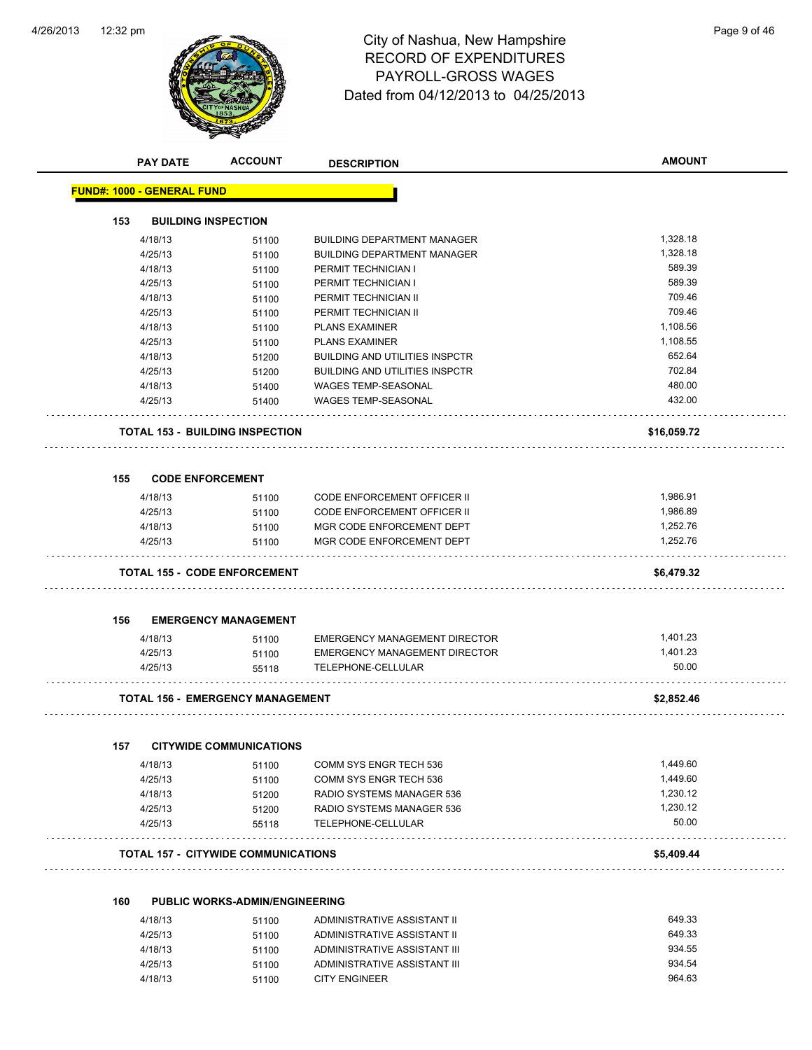# City of Nashua, New Hampshire
## RECORD OF EXPENDITURES
## PAYROLL-GROSS WAGES
## Dated from 04/12/2013 to 04/25/2013

| PAY DATE | ACCOUNT | DESCRIPTION | AMOUNT |
|---|---|---|---|

**FUND#: 1000 - GENERAL FUND**

### 153 BUILDING INSPECTION

| PAY DATE | ACCOUNT | DESCRIPTION | AMOUNT |
|---|---|---|---|
| 4/18/13 | 51100 | BUILDING DEPARTMENT MANAGER | 1,328.18 |
| 4/25/13 | 51100 | BUILDING DEPARTMENT MANAGER | 1,328.18 |
| 4/18/13 | 51100 | PERMIT TECHNICIAN I | 589.39 |
| 4/25/13 | 51100 | PERMIT TECHNICIAN I | 589.39 |
| 4/18/13 | 51100 | PERMIT TECHNICIAN II | 709.46 |
| 4/25/13 | 51100 | PERMIT TECHNICIAN II | 709.46 |
| 4/18/13 | 51100 | PLANS EXAMINER | 1,108.56 |
| 4/25/13 | 51100 | PLANS EXAMINER | 1,108.55 |
| 4/18/13 | 51200 | BUILDING AND UTILITIES INSPCTR | 652.64 |
| 4/25/13 | 51200 | BUILDING AND UTILITIES INSPCTR | 702.84 |
| 4/18/13 | 51400 | WAGES TEMP-SEASONAL | 480.00 |
| 4/25/13 | 51400 | WAGES TEMP-SEASONAL | 432.00 |

**TOTAL 153 - BUILDING INSPECTION** **$16,059.72**

### 155 CODE ENFORCEMENT

| PAY DATE | ACCOUNT | DESCRIPTION | AMOUNT |
|---|---|---|---|
| 4/18/13 | 51100 | CODE ENFORCEMENT OFFICER II | 1,986.91 |
| 4/25/13 | 51100 | CODE ENFORCEMENT OFFICER II | 1,986.89 |
| 4/18/13 | 51100 | MGR CODE ENFORCEMENT DEPT | 1,252.76 |
| 4/25/13 | 51100 | MGR CODE ENFORCEMENT DEPT | 1,252.76 |

**TOTAL 155 - CODE ENFORCEMENT** **$6,479.32**

### 156 EMERGENCY MANAGEMENT

| PAY DATE | ACCOUNT | DESCRIPTION | AMOUNT |
|---|---|---|---|
| 4/18/13 | 51100 | EMERGENCY MANAGEMENT DIRECTOR | 1,401.23 |
| 4/25/13 | 51100 | EMERGENCY MANAGEMENT DIRECTOR | 1,401.23 |
| 4/25/13 | 55118 | TELEPHONE-CELLULAR | 50.00 |

**TOTAL 156 - EMERGENCY MANAGEMENT** **$2,852.46**

### 157 CITYWIDE COMMUNICATIONS

| PAY DATE | ACCOUNT | DESCRIPTION | AMOUNT |
|---|---|---|---|
| 4/18/13 | 51100 | COMM SYS ENGR TECH 536 | 1,449.60 |
| 4/25/13 | 51100 | COMM SYS ENGR TECH 536 | 1,449.60 |
| 4/18/13 | 51200 | RADIO SYSTEMS MANAGER 536 | 1,230.12 |
| 4/25/13 | 51200 | RADIO SYSTEMS MANAGER 536 | 1,230.12 |
| 4/25/13 | 55118 | TELEPHONE-CELLULAR | 50.00 |

**TOTAL 157 - CITYWIDE COMMUNICATIONS** **$5,409.44**

### 160 PUBLIC WORKS-ADMIN/ENGINEERING

| PAY DATE | ACCOUNT | DESCRIPTION | AMOUNT |
|---|---|---|---|
| 4/18/13 | 51100 | ADMINISTRATIVE ASSISTANT II | 649.33 |
| 4/25/13 | 51100 | ADMINISTRATIVE ASSISTANT II | 649.33 |
| 4/18/13 | 51100 | ADMINISTRATIVE ASSISTANT III | 934.55 |
| 4/25/13 | 51100 | ADMINISTRATIVE ASSISTANT III | 934.54 |
| 4/18/13 | 51100 | CITY ENGINEER | 964.63 |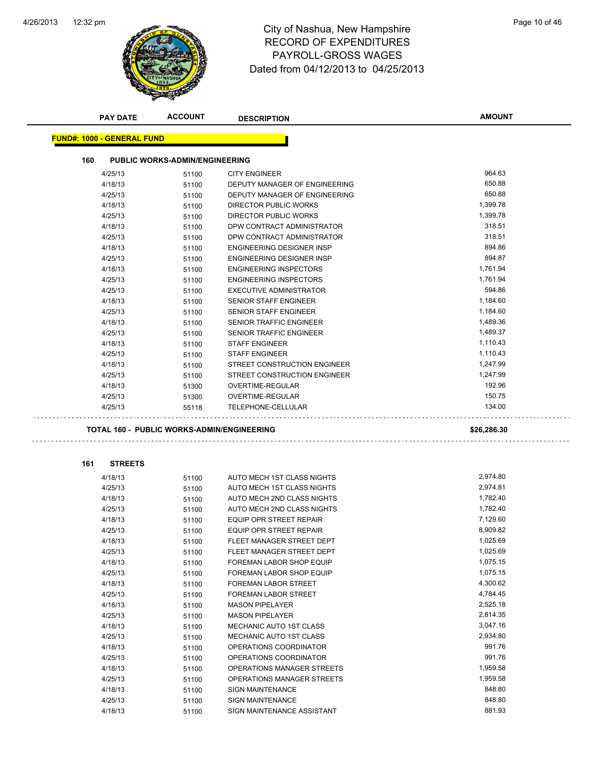# City of Nashua, New Hampshire
## RECORD OF EXPENDITURES
## PAYROLL-GROSS WAGES
## Dated from 04/12/2013 to 04/25/2013

| PAY DATE | ACCOUNT | DESCRIPTION | AMOUNT |
|---|---|---|---|

**FUND#: 1000 - GENERAL FUND**

**160 PUBLIC WORKS-ADMIN/ENGINEERING**

| PAY DATE | ACCOUNT | DESCRIPTION | AMOUNT |
|---|---|---|---|
| 4/25/13 | 51100 | CITY ENGINEER | 964.63 |
| 4/18/13 | 51100 | DEPUTY MANAGER OF ENGINEERING | 650.88 |
| 4/25/13 | 51100 | DEPUTY MANAGER OF ENGINEERING | 650.88 |
| 4/18/13 | 51100 | DIRECTOR PUBLIC WORKS | 1,399.78 |
| 4/25/13 | 51100 | DIRECTOR PUBLIC WORKS | 1,399.78 |
| 4/18/13 | 51100 | DPW CONTRACT ADMINISTRATOR | 318.51 |
| 4/25/13 | 51100 | DPW CONTRACT ADMINISTRATOR | 318.51 |
| 4/18/13 | 51100 | ENGINEERING DESIGNER INSP | 894.86 |
| 4/25/13 | 51100 | ENGINEERING DESIGNER INSP | 894.87 |
| 4/18/13 | 51100 | ENGINEERING INSPECTORS | 1,761.94 |
| 4/25/13 | 51100 | ENGINEERING INSPECTORS | 1,761.94 |
| 4/25/13 | 51100 | EXECUTIVE ADMINISTRATOR | 594.86 |
| 4/18/13 | 51100 | SENIOR STAFF ENGINEER | 1,184.60 |
| 4/25/13 | 51100 | SENIOR STAFF ENGINEER | 1,184.60 |
| 4/18/13 | 51100 | SENIOR TRAFFIC ENGINEER | 1,489.36 |
| 4/25/13 | 51100 | SENIOR TRAFFIC ENGINEER | 1,489.37 |
| 4/18/13 | 51100 | STAFF ENGINEER | 1,110.43 |
| 4/25/13 | 51100 | STAFF ENGINEER | 1,110.43 |
| 4/18/13 | 51100 | STREET CONSTRUCTION ENGINEER | 1,247.99 |
| 4/25/13 | 51100 | STREET CONSTRUCTION ENGINEER | 1,247.99 |
| 4/18/13 | 51300 | OVERTIME-REGULAR | 192.96 |
| 4/25/13 | 51300 | OVERTIME-REGULAR | 150.75 |
| 4/25/13 | 55118 | TELEPHONE-CELLULAR | 134.00 |

**TOTAL 160 - PUBLIC WORKS-ADMIN/ENGINEERING** **$26,286.30**

**161 STREETS**

| PAY DATE | ACCOUNT | DESCRIPTION | AMOUNT |
|---|---|---|---|
| 4/18/13 | 51100 | AUTO MECH 1ST CLASS NIGHTS | 2,974.80 |
| 4/25/13 | 51100 | AUTO MECH 1ST CLASS NIGHTS | 2,974.81 |
| 4/18/13 | 51100 | AUTO MECH 2ND CLASS NIGHTS | 1,782.40 |
| 4/25/13 | 51100 | AUTO MECH 2ND CLASS NIGHTS | 1,782.40 |
| 4/18/13 | 51100 | EQUIP OPR STREET REPAIR | 7,129.60 |
| 4/25/13 | 51100 | EQUIP OPR STREET REPAIR | 8,909.82 |
| 4/18/13 | 51100 | FLEET MANAGER STREET DEPT | 1,025.69 |
| 4/25/13 | 51100 | FLEET MANAGER STREET DEPT | 1,025.69 |
| 4/18/13 | 51100 | FOREMAN LABOR SHOP EQUIP | 1,075.15 |
| 4/25/13 | 51100 | FOREMAN LABOR SHOP EQUIP | 1,075.15 |
| 4/18/13 | 51100 | FOREMAN LABOR STREET | 4,300.62 |
| 4/25/13 | 51100 | FOREMAN LABOR STREET | 4,784.45 |
| 4/18/13 | 51100 | MASON PIPELAYER | 2,525.18 |
| 4/25/13 | 51100 | MASON PIPELAYER | 2,814.35 |
| 4/18/13 | 51100 | MECHANIC AUTO 1ST CLASS | 3,047.16 |
| 4/25/13 | 51100 | MECHANIC AUTO 1ST CLASS | 2,934.80 |
| 4/18/13 | 51100 | OPERATIONS COORDINATOR | 991.76 |
| 4/25/13 | 51100 | OPERATIONS COORDINATOR | 991.76 |
| 4/18/13 | 51100 | OPERATIONS MANAGER STREETS | 1,959.58 |
| 4/25/13 | 51100 | OPERATIONS MANAGER STREETS | 1,959.58 |
| 4/18/13 | 51100 | SIGN MAINTENANCE | 848.80 |
| 4/25/13 | 51100 | SIGN MAINTENANCE | 848.80 |
| 4/18/13 | 51100 | SIGN MAINTENANCE ASSISTANT | 881.93 |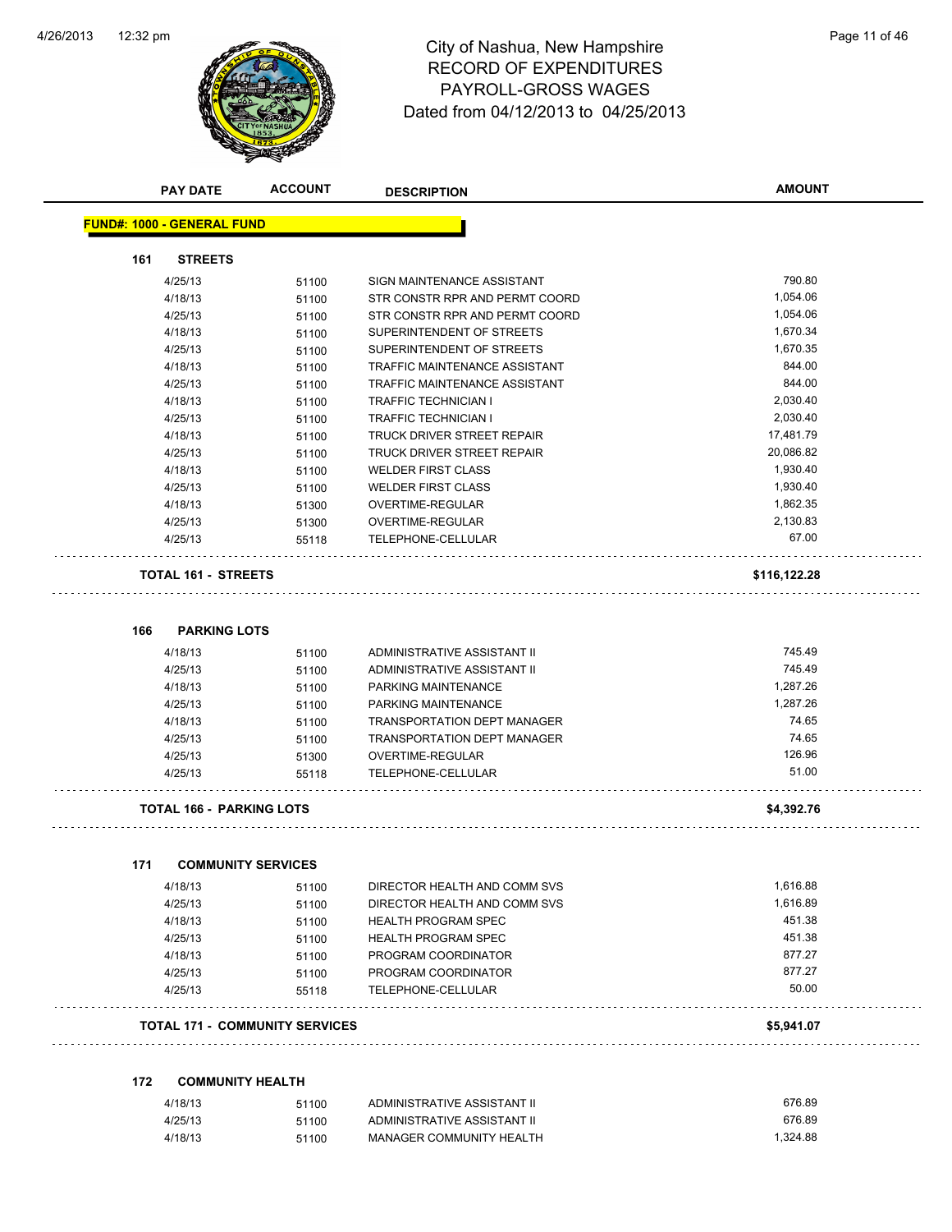# City of Nashua, New Hampshire
## RECORD OF EXPENDITURES
## PAYROLL-GROSS WAGES
### Dated from 04/12/2013 to 04/25/2013

| PAY DATE | ACCOUNT | DESCRIPTION | AMOUNT |
|---|---|---|---|

**FUND#: 1000 - GENERAL FUND**

**161 STREETS**

| PAY DATE | ACCOUNT | DESCRIPTION | AMOUNT |
|---|---|---|---|
| 4/25/13 | 51100 | SIGN MAINTENANCE ASSISTANT | 790.80 |
| 4/18/13 | 51100 | STR CONSTR RPR AND PERMT COORD | 1,054.06 |
| 4/25/13 | 51100 | STR CONSTR RPR AND PERMT COORD | 1,054.06 |
| 4/18/13 | 51100 | SUPERINTENDENT OF STREETS | 1,670.34 |
| 4/25/13 | 51100 | SUPERINTENDENT OF STREETS | 1,670.35 |
| 4/18/13 | 51100 | TRAFFIC MAINTENANCE ASSISTANT | 844.00 |
| 4/25/13 | 51100 | TRAFFIC MAINTENANCE ASSISTANT | 844.00 |
| 4/18/13 | 51100 | TRAFFIC TECHNICIAN I | 2,030.40 |
| 4/25/13 | 51100 | TRAFFIC TECHNICIAN I | 2,030.40 |
| 4/18/13 | 51100 | TRUCK DRIVER STREET REPAIR | 17,481.79 |
| 4/25/13 | 51100 | TRUCK DRIVER STREET REPAIR | 20,086.82 |
| 4/18/13 | 51100 | WELDER FIRST CLASS | 1,930.40 |
| 4/25/13 | 51100 | WELDER FIRST CLASS | 1,930.40 |
| 4/18/13 | 51300 | OVERTIME-REGULAR | 1,862.35 |
| 4/25/13 | 51300 | OVERTIME-REGULAR | 2,130.83 |
| 4/25/13 | 55118 | TELEPHONE-CELLULAR | 67.00 |

**TOTAL 161 - STREETS** **$116,122.28**

**166 PARKING LOTS**

| PAY DATE | ACCOUNT | DESCRIPTION | AMOUNT |
|---|---|---|---|
| 4/18/13 | 51100 | ADMINISTRATIVE ASSISTANT II | 745.49 |
| 4/25/13 | 51100 | ADMINISTRATIVE ASSISTANT II | 745.49 |
| 4/18/13 | 51100 | PARKING MAINTENANCE | 1,287.26 |
| 4/25/13 | 51100 | PARKING MAINTENANCE | 1,287.26 |
| 4/18/13 | 51100 | TRANSPORTATION DEPT MANAGER | 74.65 |
| 4/25/13 | 51100 | TRANSPORTATION DEPT MANAGER | 74.65 |
| 4/25/13 | 51300 | OVERTIME-REGULAR | 126.96 |
| 4/25/13 | 55118 | TELEPHONE-CELLULAR | 51.00 |

**TOTAL 166 - PARKING LOTS** **$4,392.76**

**171 COMMUNITY SERVICES**

| PAY DATE | ACCOUNT | DESCRIPTION | AMOUNT |
|---|---|---|---|
| 4/18/13 | 51100 | DIRECTOR HEALTH AND COMM SVS | 1,616.88 |
| 4/25/13 | 51100 | DIRECTOR HEALTH AND COMM SVS | 1,616.89 |
| 4/18/13 | 51100 | HEALTH PROGRAM SPEC | 451.38 |
| 4/25/13 | 51100 | HEALTH PROGRAM SPEC | 451.38 |
| 4/18/13 | 51100 | PROGRAM COORDINATOR | 877.27 |
| 4/25/13 | 51100 | PROGRAM COORDINATOR | 877.27 |
| 4/25/13 | 55118 | TELEPHONE-CELLULAR | 50.00 |

**TOTAL 171 - COMMUNITY SERVICES** **$5,941.07**

**172 COMMUNITY HEALTH**

| PAY DATE | ACCOUNT | DESCRIPTION | AMOUNT |
|---|---|---|---|
| 4/18/13 | 51100 | ADMINISTRATIVE ASSISTANT II | 676.89 |
| 4/25/13 | 51100 | ADMINISTRATIVE ASSISTANT II | 676.89 |
| 4/18/13 | 51100 | MANAGER COMMUNITY HEALTH | 1,324.88 |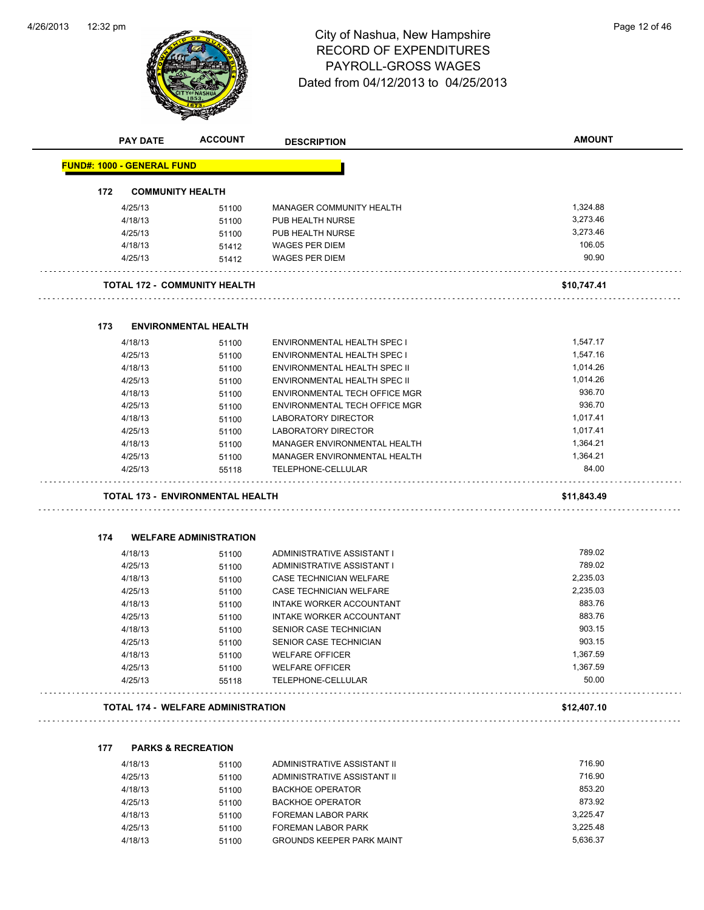# City of Nashua, New Hampshire
## RECORD OF EXPENDITURES
## PAYROLL-GROSS WAGES
## Dated from 04/12/2013 to 04/25/2013

| PAY DATE | ACCOUNT | DESCRIPTION | AMOUNT |
|---|---|---|---|
| **FUND#: 1000 - GENERAL FUND** | | | |
| **172 COMMUNITY HEALTH** | | | |
| 4/25/13 | 51100 | MANAGER COMMUNITY HEALTH | 1,324.88 |
| 4/18/13 | 51100 | PUB HEALTH NURSE | 3,273.46 |
| 4/25/13 | 51100 | PUB HEALTH NURSE | 3,273.46 |
| 4/18/13 | 51412 | WAGES PER DIEM | 106.05 |
| 4/25/13 | 51412 | WAGES PER DIEM | 90.90 |
| **TOTAL 172 - COMMUNITY HEALTH** | | | **$10,747.41** |
| **173 ENVIRONMENTAL HEALTH** | | | |
| 4/18/13 | 51100 | ENVIRONMENTAL HEALTH SPEC I | 1,547.17 |
| 4/25/13 | 51100 | ENVIRONMENTAL HEALTH SPEC I | 1,547.16 |
| 4/18/13 | 51100 | ENVIRONMENTAL HEALTH SPEC II | 1,014.26 |
| 4/25/13 | 51100 | ENVIRONMENTAL HEALTH SPEC II | 1,014.26 |
| 4/18/13 | 51100 | ENVIRONMENTAL TECH OFFICE MGR | 936.70 |
| 4/25/13 | 51100 | ENVIRONMENTAL TECH OFFICE MGR | 936.70 |
| 4/18/13 | 51100 | LABORATORY DIRECTOR | 1,017.41 |
| 4/25/13 | 51100 | LABORATORY DIRECTOR | 1,017.41 |
| 4/18/13 | 51100 | MANAGER ENVIRONMENTAL HEALTH | 1,364.21 |
| 4/25/13 | 51100 | MANAGER ENVIRONMENTAL HEALTH | 1,364.21 |
| 4/25/13 | 55118 | TELEPHONE-CELLULAR | 84.00 |
| **TOTAL 173 - ENVIRONMENTAL HEALTH** | | | **$11,843.49** |
| **174 WELFARE ADMINISTRATION** | | | |
| 4/18/13 | 51100 | ADMINISTRATIVE ASSISTANT I | 789.02 |
| 4/25/13 | 51100 | ADMINISTRATIVE ASSISTANT I | 789.02 |
| 4/18/13 | 51100 | CASE TECHNICIAN WELFARE | 2,235.03 |
| 4/25/13 | 51100 | CASE TECHNICIAN WELFARE | 2,235.03 |
| 4/18/13 | 51100 | INTAKE WORKER ACCOUNTANT | 883.76 |
| 4/25/13 | 51100 | INTAKE WORKER ACCOUNTANT | 883.76 |
| 4/18/13 | 51100 | SENIOR CASE TECHNICIAN | 903.15 |
| 4/25/13 | 51100 | SENIOR CASE TECHNICIAN | 903.15 |
| 4/18/13 | 51100 | WELFARE OFFICER | 1,367.59 |
| 4/25/13 | 51100 | WELFARE OFFICER | 1,367.59 |
| 4/25/13 | 55118 | TELEPHONE-CELLULAR | 50.00 |
| **TOTAL 174 - WELFARE ADMINISTRATION** | | | **$12,407.10** |
| **177 PARKS & RECREATION** | | | |
| 4/18/13 | 51100 | ADMINISTRATIVE ASSISTANT II | 716.90 |
| 4/25/13 | 51100 | ADMINISTRATIVE ASSISTANT II | 716.90 |
| 4/18/13 | 51100 | BACKHOE OPERATOR | 853.20 |
| 4/25/13 | 51100 | BACKHOE OPERATOR | 873.92 |
| 4/18/13 | 51100 | FOREMAN LABOR PARK | 3,225.47 |
| 4/25/13 | 51100 | FOREMAN LABOR PARK | 3,225.48 |
| 4/18/13 | 51100 | GROUNDS KEEPER PARK MAINT | 5,636.37 |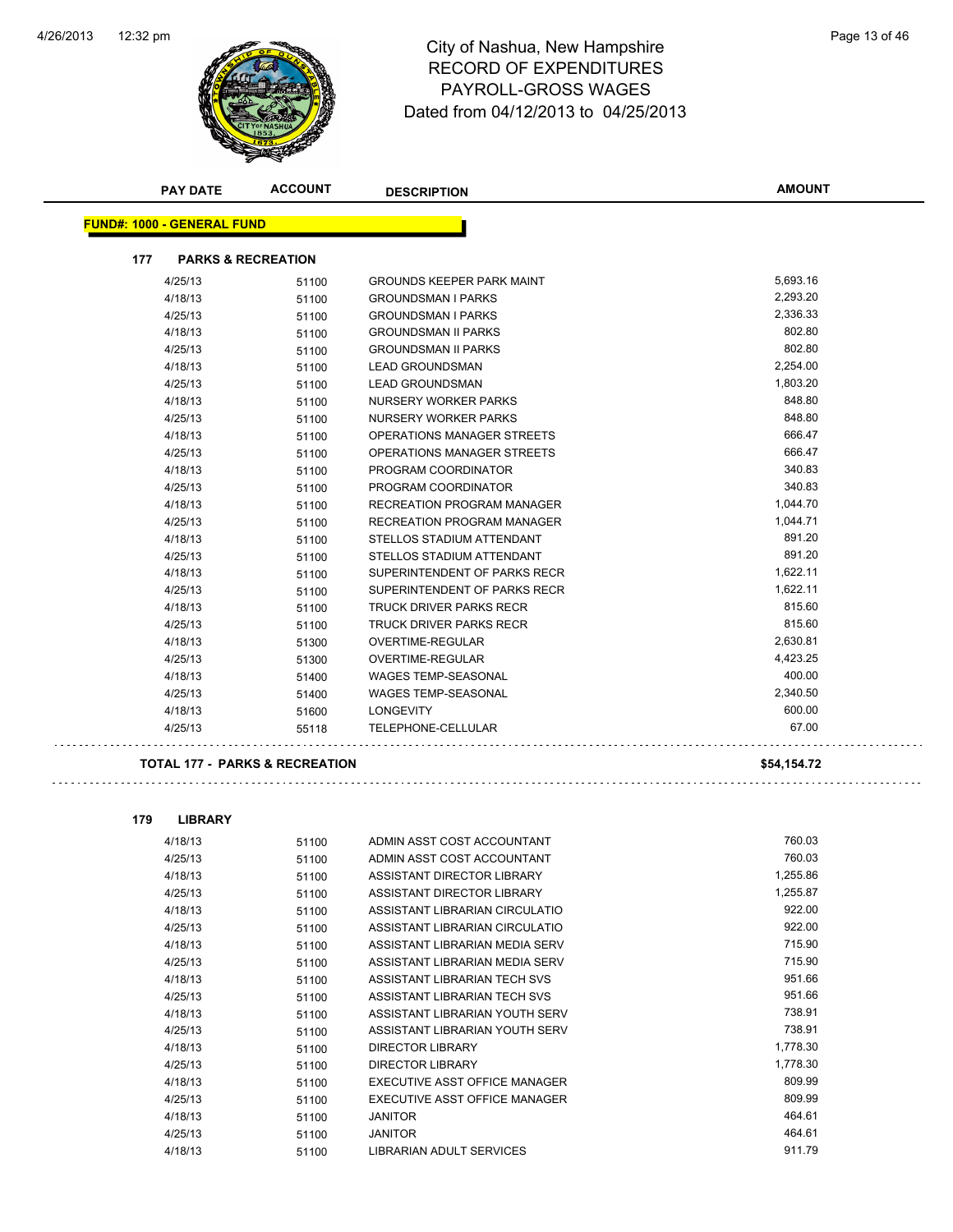# City of Nashua, New Hampshire
## RECORD OF EXPENDITURES
## PAYROLL-GROSS WAGES
## Dated from 04/12/2013 to 04/25/2013

**FUND#: 1000 - GENERAL FUND**

### 177 PARKS & RECREATION

| PAY DATE | ACCOUNT | DESCRIPTION | AMOUNT |
|---|---|---|---|
| 4/25/13 | 51100 | GROUNDS KEEPER PARK MAINT | 5,693.16 |
| 4/18/13 | 51100 | GROUNDSMAN I PARKS | 2,293.20 |
| 4/25/13 | 51100 | GROUNDSMAN I PARKS | 2,336.33 |
| 4/18/13 | 51100 | GROUNDSMAN II PARKS | 802.80 |
| 4/25/13 | 51100 | GROUNDSMAN II PARKS | 802.80 |
| 4/18/13 | 51100 | LEAD GROUNDSMAN | 2,254.00 |
| 4/25/13 | 51100 | LEAD GROUNDSMAN | 1,803.20 |
| 4/18/13 | 51100 | NURSERY WORKER PARKS | 848.80 |
| 4/25/13 | 51100 | NURSERY WORKER PARKS | 848.80 |
| 4/18/13 | 51100 | OPERATIONS MANAGER STREETS | 666.47 |
| 4/25/13 | 51100 | OPERATIONS MANAGER STREETS | 666.47 |
| 4/18/13 | 51100 | PROGRAM COORDINATOR | 340.83 |
| 4/25/13 | 51100 | PROGRAM COORDINATOR | 340.83 |
| 4/18/13 | 51100 | RECREATION PROGRAM MANAGER | 1,044.70 |
| 4/25/13 | 51100 | RECREATION PROGRAM MANAGER | 1,044.71 |
| 4/18/13 | 51100 | STELLOS STADIUM ATTENDANT | 891.20 |
| 4/25/13 | 51100 | STELLOS STADIUM ATTENDANT | 891.20 |
| 4/18/13 | 51100 | SUPERINTENDENT OF PARKS RECR | 1,622.11 |
| 4/25/13 | 51100 | SUPERINTENDENT OF PARKS RECR | 1,622.11 |
| 4/18/13 | 51100 | TRUCK DRIVER PARKS RECR | 815.60 |
| 4/25/13 | 51100 | TRUCK DRIVER PARKS RECR | 815.60 |
| 4/18/13 | 51300 | OVERTIME-REGULAR | 2,630.81 |
| 4/25/13 | 51300 | OVERTIME-REGULAR | 4,423.25 |
| 4/18/13 | 51400 | WAGES TEMP-SEASONAL | 400.00 |
| 4/25/13 | 51400 | WAGES TEMP-SEASONAL | 2,340.50 |
| 4/18/13 | 51600 | LONGEVITY | 600.00 |
| 4/25/13 | 55118 | TELEPHONE-CELLULAR | 67.00 |

**TOTAL 177 - PARKS & RECREATION** **$54,154.72**

### 179 LIBRARY

| PAY DATE | ACCOUNT | DESCRIPTION | AMOUNT |
|---|---|---|---|
| 4/18/13 | 51100 | ADMIN ASST COST ACCOUNTANT | 760.03 |
| 4/25/13 | 51100 | ADMIN ASST COST ACCOUNTANT | 760.03 |
| 4/18/13 | 51100 | ASSISTANT DIRECTOR LIBRARY | 1,255.86 |
| 4/25/13 | 51100 | ASSISTANT DIRECTOR LIBRARY | 1,255.87 |
| 4/18/13 | 51100 | ASSISTANT LIBRARIAN CIRCULATIO | 922.00 |
| 4/25/13 | 51100 | ASSISTANT LIBRARIAN CIRCULATIO | 922.00 |
| 4/18/13 | 51100 | ASSISTANT LIBRARIAN MEDIA SERV | 715.90 |
| 4/25/13 | 51100 | ASSISTANT LIBRARIAN MEDIA SERV | 715.90 |
| 4/18/13 | 51100 | ASSISTANT LIBRARIAN TECH SVS | 951.66 |
| 4/25/13 | 51100 | ASSISTANT LIBRARIAN TECH SVS | 951.66 |
| 4/18/13 | 51100 | ASSISTANT LIBRARIAN YOUTH SERV | 738.91 |
| 4/25/13 | 51100 | ASSISTANT LIBRARIAN YOUTH SERV | 738.91 |
| 4/18/13 | 51100 | DIRECTOR LIBRARY | 1,778.30 |
| 4/25/13 | 51100 | DIRECTOR LIBRARY | 1,778.30 |
| 4/18/13 | 51100 | EXECUTIVE ASST OFFICE MANAGER | 809.99 |
| 4/25/13 | 51100 | EXECUTIVE ASST OFFICE MANAGER | 809.99 |
| 4/18/13 | 51100 | JANITOR | 464.61 |
| 4/25/13 | 51100 | JANITOR | 464.61 |
| 4/18/13 | 51100 | LIBRARIAN ADULT SERVICES | 911.79 |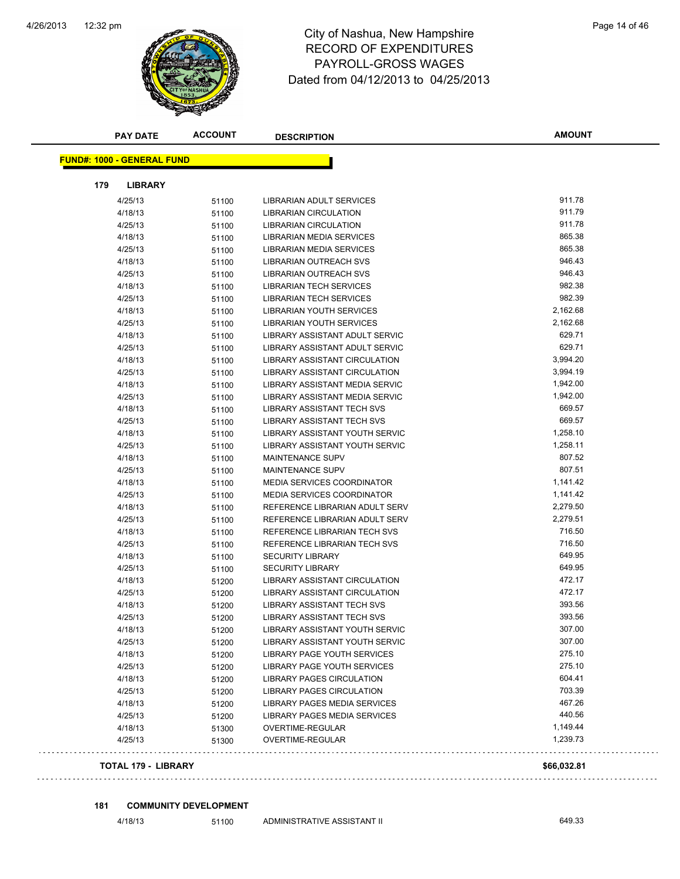# City of Nashua, New Hampshire
## RECORD OF EXPENDITURES
## PAYROLL-GROSS WAGES
## Dated from 04/12/2013 to 04/25/2013

| PAY DATE | ACCOUNT | DESCRIPTION | AMOUNT |
|---|---|---|---|

**FUND#: 1000 - GENERAL FUND**

**179 LIBRARY**

| PAY DATE | ACCOUNT | DESCRIPTION | AMOUNT |
|---|---|---|---|
| 4/25/13 | 51100 | LIBRARIAN ADULT SERVICES | 911.78 |
| 4/18/13 | 51100 | LIBRARIAN CIRCULATION | 911.79 |
| 4/25/13 | 51100 | LIBRARIAN CIRCULATION | 911.78 |
| 4/18/13 | 51100 | LIBRARIAN MEDIA SERVICES | 865.38 |
| 4/25/13 | 51100 | LIBRARIAN MEDIA SERVICES | 865.38 |
| 4/18/13 | 51100 | LIBRARIAN OUTREACH SVS | 946.43 |
| 4/25/13 | 51100 | LIBRARIAN OUTREACH SVS | 946.43 |
| 4/18/13 | 51100 | LIBRARIAN TECH SERVICES | 982.38 |
| 4/25/13 | 51100 | LIBRARIAN TECH SERVICES | 982.39 |
| 4/18/13 | 51100 | LIBRARIAN YOUTH SERVICES | 2,162.68 |
| 4/25/13 | 51100 | LIBRARIAN YOUTH SERVICES | 2,162.68 |
| 4/18/13 | 51100 | LIBRARY ASSISTANT ADULT SERVIC | 629.71 |
| 4/25/13 | 51100 | LIBRARY ASSISTANT ADULT SERVIC | 629.71 |
| 4/18/13 | 51100 | LIBRARY ASSISTANT CIRCULATION | 3,994.20 |
| 4/25/13 | 51100 | LIBRARY ASSISTANT CIRCULATION | 3,994.19 |
| 4/18/13 | 51100 | LIBRARY ASSISTANT MEDIA SERVIC | 1,942.00 |
| 4/25/13 | 51100 | LIBRARY ASSISTANT MEDIA SERVIC | 1,942.00 |
| 4/18/13 | 51100 | LIBRARY ASSISTANT TECH SVS | 669.57 |
| 4/25/13 | 51100 | LIBRARY ASSISTANT TECH SVS | 669.57 |
| 4/18/13 | 51100 | LIBRARY ASSISTANT YOUTH SERVIC | 1,258.10 |
| 4/25/13 | 51100 | LIBRARY ASSISTANT YOUTH SERVIC | 1,258.11 |
| 4/18/13 | 51100 | MAINTENANCE SUPV | 807.52 |
| 4/25/13 | 51100 | MAINTENANCE SUPV | 807.51 |
| 4/18/13 | 51100 | MEDIA SERVICES COORDINATOR | 1,141.42 |
| 4/25/13 | 51100 | MEDIA SERVICES COORDINATOR | 1,141.42 |
| 4/18/13 | 51100 | REFERENCE LIBRARIAN ADULT SERV | 2,279.50 |
| 4/25/13 | 51100 | REFERENCE LIBRARIAN ADULT SERV | 2,279.51 |
| 4/18/13 | 51100 | REFERENCE LIBRARIAN TECH SVS | 716.50 |
| 4/25/13 | 51100 | REFERENCE LIBRARIAN TECH SVS | 716.50 |
| 4/18/13 | 51100 | SECURITY LIBRARY | 649.95 |
| 4/25/13 | 51100 | SECURITY LIBRARY | 649.95 |
| 4/18/13 | 51200 | LIBRARY ASSISTANT CIRCULATION | 472.17 |
| 4/25/13 | 51200 | LIBRARY ASSISTANT CIRCULATION | 472.17 |
| 4/18/13 | 51200 | LIBRARY ASSISTANT TECH SVS | 393.56 |
| 4/25/13 | 51200 | LIBRARY ASSISTANT TECH SVS | 393.56 |
| 4/18/13 | 51200 | LIBRARY ASSISTANT YOUTH SERVIC | 307.00 |
| 4/25/13 | 51200 | LIBRARY ASSISTANT YOUTH SERVIC | 307.00 |
| 4/18/13 | 51200 | LIBRARY PAGE YOUTH SERVICES | 275.10 |
| 4/25/13 | 51200 | LIBRARY PAGE YOUTH SERVICES | 275.10 |
| 4/18/13 | 51200 | LIBRARY PAGES CIRCULATION | 604.41 |
| 4/25/13 | 51200 | LIBRARY PAGES CIRCULATION | 703.39 |
| 4/18/13 | 51200 | LIBRARY PAGES MEDIA SERVICES | 467.26 |
| 4/25/13 | 51200 | LIBRARY PAGES MEDIA SERVICES | 440.56 |
| 4/18/13 | 51300 | OVERTIME-REGULAR | 1,149.44 |
| 4/25/13 | 51300 | OVERTIME-REGULAR | 1,239.73 |

**TOTAL 179 - LIBRARY** **$66,032.81**

**181 COMMUNITY DEVELOPMENT**

| PAY DATE | ACCOUNT | DESCRIPTION | AMOUNT |
|---|---|---|---|
| 4/18/13 | 51100 | ADMINISTRATIVE ASSISTANT II | 649.33 |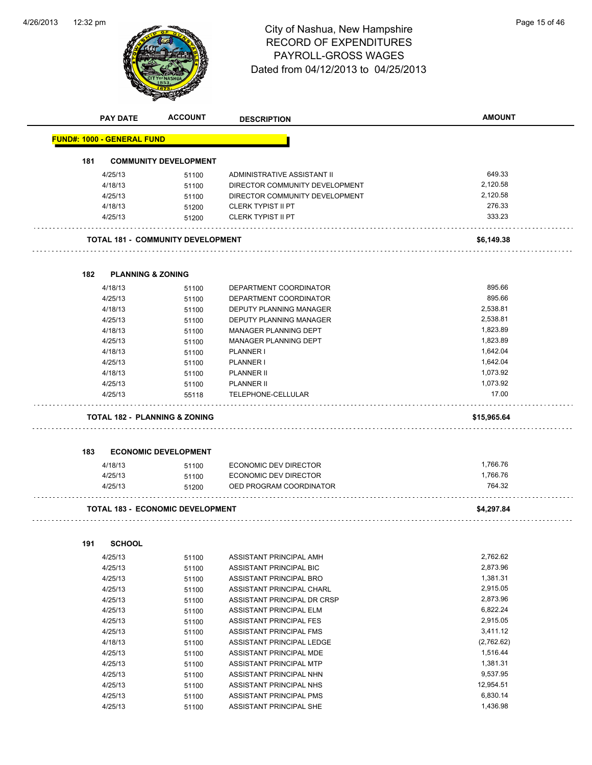# City of Nashua, New Hampshire
## RECORD OF EXPENDITURES
## PAYROLL-GROSS WAGES
Dated from 04/12/2013 to 04/25/2013

| PAY DATE | ACCOUNT | DESCRIPTION | AMOUNT |
|---|---|---|---|

**FUND#: 1000 - GENERAL FUND**

**181 COMMUNITY DEVELOPMENT**

| PAY DATE | ACCOUNT | DESCRIPTION | AMOUNT |
|---|---|---|---|
| 4/25/13 | 51100 | ADMINISTRATIVE ASSISTANT II | 649.33 |
| 4/18/13 | 51100 | DIRECTOR COMMUNITY DEVELOPMENT | 2,120.58 |
| 4/25/13 | 51100 | DIRECTOR COMMUNITY DEVELOPMENT | 2,120.58 |
| 4/18/13 | 51200 | CLERK TYPIST II PT | 276.33 |
| 4/25/13 | 51200 | CLERK TYPIST II PT | 333.23 |

**TOTAL 181 - COMMUNITY DEVELOPMENT** **$6,149.38**

**182 PLANNING & ZONING**

| PAY DATE | ACCOUNT | DESCRIPTION | AMOUNT |
|---|---|---|---|
| 4/18/13 | 51100 | DEPARTMENT COORDINATOR | 895.66 |
| 4/25/13 | 51100 | DEPARTMENT COORDINATOR | 895.66 |
| 4/18/13 | 51100 | DEPUTY PLANNING MANAGER | 2,538.81 |
| 4/25/13 | 51100 | DEPUTY PLANNING MANAGER | 2,538.81 |
| 4/18/13 | 51100 | MANAGER PLANNING DEPT | 1,823.89 |
| 4/25/13 | 51100 | MANAGER PLANNING DEPT | 1,823.89 |
| 4/18/13 | 51100 | PLANNER I | 1,642.04 |
| 4/25/13 | 51100 | PLANNER I | 1,642.04 |
| 4/18/13 | 51100 | PLANNER II | 1,073.92 |
| 4/25/13 | 51100 | PLANNER II | 1,073.92 |
| 4/25/13 | 55118 | TELEPHONE-CELLULAR | 17.00 |

**TOTAL 182 - PLANNING & ZONING** **$15,965.64**

**183 ECONOMIC DEVELOPMENT**

| PAY DATE | ACCOUNT | DESCRIPTION | AMOUNT |
|---|---|---|---|
| 4/18/13 | 51100 | ECONOMIC DEV DIRECTOR | 1,766.76 |
| 4/25/13 | 51100 | ECONOMIC DEV DIRECTOR | 1,766.76 |
| 4/25/13 | 51200 | OED PROGRAM COORDINATOR | 764.32 |

**TOTAL 183 - ECONOMIC DEVELOPMENT** **$4,297.84**

**191 SCHOOL**

| PAY DATE | ACCOUNT | DESCRIPTION | AMOUNT |
|---|---|---|---|
| 4/25/13 | 51100 | ASSISTANT PRINCIPAL AMH | 2,762.62 |
| 4/25/13 | 51100 | ASSISTANT PRINCIPAL BIC | 2,873.96 |
| 4/25/13 | 51100 | ASSISTANT PRINCIPAL BRO | 1,381.31 |
| 4/25/13 | 51100 | ASSISTANT PRINCIPAL CHARL | 2,915.05 |
| 4/25/13 | 51100 | ASSISTANT PRINCIPAL DR CRSP | 2,873.96 |
| 4/25/13 | 51100 | ASSISTANT PRINCIPAL ELM | 6,822.24 |
| 4/25/13 | 51100 | ASSISTANT PRINCIPAL FES | 2,915.05 |
| 4/25/13 | 51100 | ASSISTANT PRINCIPAL FMS | 3,411.12 |
| 4/18/13 | 51100 | ASSISTANT PRINCIPAL LEDGE | (2,762.62) |
| 4/25/13 | 51100 | ASSISTANT PRINCIPAL MDE | 1,516.44 |
| 4/25/13 | 51100 | ASSISTANT PRINCIPAL MTP | 1,381.31 |
| 4/25/13 | 51100 | ASSISTANT PRINCIPAL NHN | 9,537.95 |
| 4/25/13 | 51100 | ASSISTANT PRINCIPAL NHS | 12,954.51 |
| 4/25/13 | 51100 | ASSISTANT PRINCIPAL PMS | 6,830.14 |
| 4/25/13 | 51100 | ASSISTANT PRINCIPAL SHE | 1,436.98 |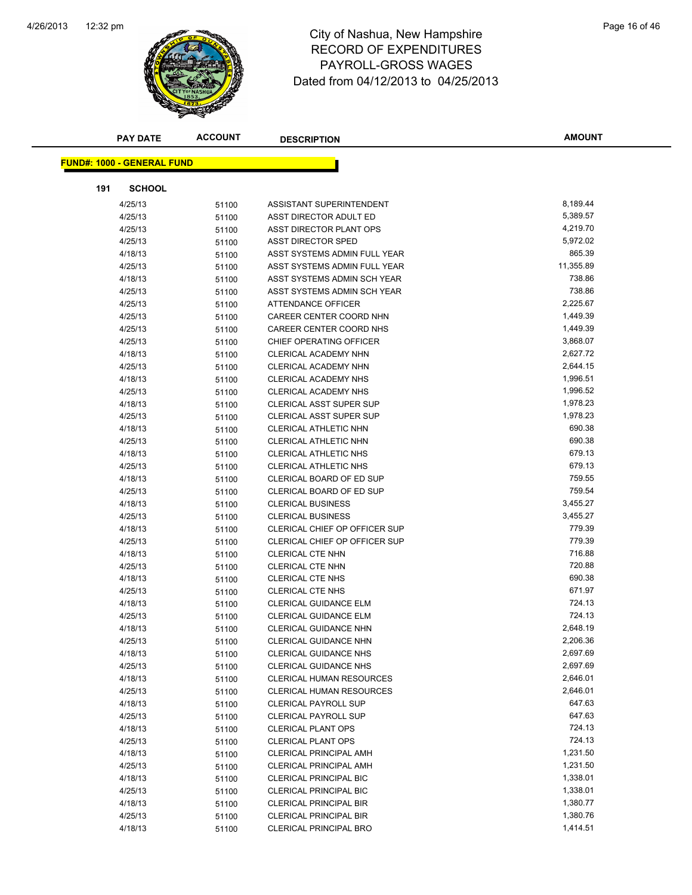# City of Nashua, New Hampshire
## RECORD OF EXPENDITURES
## PAYROLL-GROSS WAGES
## Dated from 04/12/2013 to 04/25/2013

| PAY DATE | ACCOUNT | DESCRIPTION | AMOUNT |
|---|---|---|---|

**FUND#: 1000 - GENERAL FUND**

**191 SCHOOL**

| PAY DATE | ACCOUNT | DESCRIPTION | AMOUNT |
|---|---|---|---|
| 4/25/13 | 51100 | ASSISTANT SUPERINTENDENT | 8,189.44 |
| 4/25/13 | 51100 | ASST DIRECTOR ADULT ED | 5,389.57 |
| 4/25/13 | 51100 | ASST DIRECTOR PLANT OPS | 4,219.70 |
| 4/25/13 | 51100 | ASST DIRECTOR SPED | 5,972.02 |
| 4/18/13 | 51100 | ASST SYSTEMS ADMIN FULL YEAR | 865.39 |
| 4/25/13 | 51100 | ASST SYSTEMS ADMIN FULL YEAR | 11,355.89 |
| 4/18/13 | 51100 | ASST SYSTEMS ADMIN SCH YEAR | 738.86 |
| 4/25/13 | 51100 | ASST SYSTEMS ADMIN SCH YEAR | 738.86 |
| 4/25/13 | 51100 | ATTENDANCE OFFICER | 2,225.67 |
| 4/25/13 | 51100 | CAREER CENTER COORD NHN | 1,449.39 |
| 4/25/13 | 51100 | CAREER CENTER COORD NHS | 1,449.39 |
| 4/25/13 | 51100 | CHIEF OPERATING OFFICER | 3,868.07 |
| 4/18/13 | 51100 | CLERICAL ACADEMY NHN | 2,627.72 |
| 4/25/13 | 51100 | CLERICAL ACADEMY NHN | 2,644.15 |
| 4/18/13 | 51100 | CLERICAL ACADEMY NHS | 1,996.51 |
| 4/25/13 | 51100 | CLERICAL ACADEMY NHS | 1,996.52 |
| 4/18/13 | 51100 | CLERICAL ASST SUPER SUP | 1,978.23 |
| 4/25/13 | 51100 | CLERICAL ASST SUPER SUP | 1,978.23 |
| 4/18/13 | 51100 | CLERICAL ATHLETIC NHN | 690.38 |
| 4/25/13 | 51100 | CLERICAL ATHLETIC NHN | 690.38 |
| 4/18/13 | 51100 | CLERICAL ATHLETIC NHS | 679.13 |
| 4/25/13 | 51100 | CLERICAL ATHLETIC NHS | 679.13 |
| 4/18/13 | 51100 | CLERICAL BOARD OF ED SUP | 759.55 |
| 4/25/13 | 51100 | CLERICAL BOARD OF ED SUP | 759.54 |
| 4/18/13 | 51100 | CLERICAL BUSINESS | 3,455.27 |
| 4/25/13 | 51100 | CLERICAL BUSINESS | 3,455.27 |
| 4/18/13 | 51100 | CLERICAL CHIEF OP OFFICER SUP | 779.39 |
| 4/25/13 | 51100 | CLERICAL CHIEF OP OFFICER SUP | 779.39 |
| 4/18/13 | 51100 | CLERICAL CTE NHN | 716.88 |
| 4/25/13 | 51100 | CLERICAL CTE NHN | 720.88 |
| 4/18/13 | 51100 | CLERICAL CTE NHS | 690.38 |
| 4/25/13 | 51100 | CLERICAL CTE NHS | 671.97 |
| 4/18/13 | 51100 | CLERICAL GUIDANCE ELM | 724.13 |
| 4/25/13 | 51100 | CLERICAL GUIDANCE ELM | 724.13 |
| 4/18/13 | 51100 | CLERICAL GUIDANCE NHN | 2,648.19 |
| 4/25/13 | 51100 | CLERICAL GUIDANCE NHN | 2,206.36 |
| 4/18/13 | 51100 | CLERICAL GUIDANCE NHS | 2,697.69 |
| 4/25/13 | 51100 | CLERICAL GUIDANCE NHS | 2,697.69 |
| 4/18/13 | 51100 | CLERICAL HUMAN RESOURCES | 2,646.01 |
| 4/25/13 | 51100 | CLERICAL HUMAN RESOURCES | 2,646.01 |
| 4/18/13 | 51100 | CLERICAL PAYROLL SUP | 647.63 |
| 4/25/13 | 51100 | CLERICAL PAYROLL SUP | 647.63 |
| 4/18/13 | 51100 | CLERICAL PLANT OPS | 724.13 |
| 4/25/13 | 51100 | CLERICAL PLANT OPS | 724.13 |
| 4/18/13 | 51100 | CLERICAL PRINCIPAL AMH | 1,231.50 |
| 4/25/13 | 51100 | CLERICAL PRINCIPAL AMH | 1,231.50 |
| 4/18/13 | 51100 | CLERICAL PRINCIPAL BIC | 1,338.01 |
| 4/25/13 | 51100 | CLERICAL PRINCIPAL BIC | 1,338.01 |
| 4/18/13 | 51100 | CLERICAL PRINCIPAL BIR | 1,380.77 |
| 4/25/13 | 51100 | CLERICAL PRINCIPAL BIR | 1,380.76 |
| 4/18/13 | 51100 | CLERICAL PRINCIPAL BRO | 1,414.51 |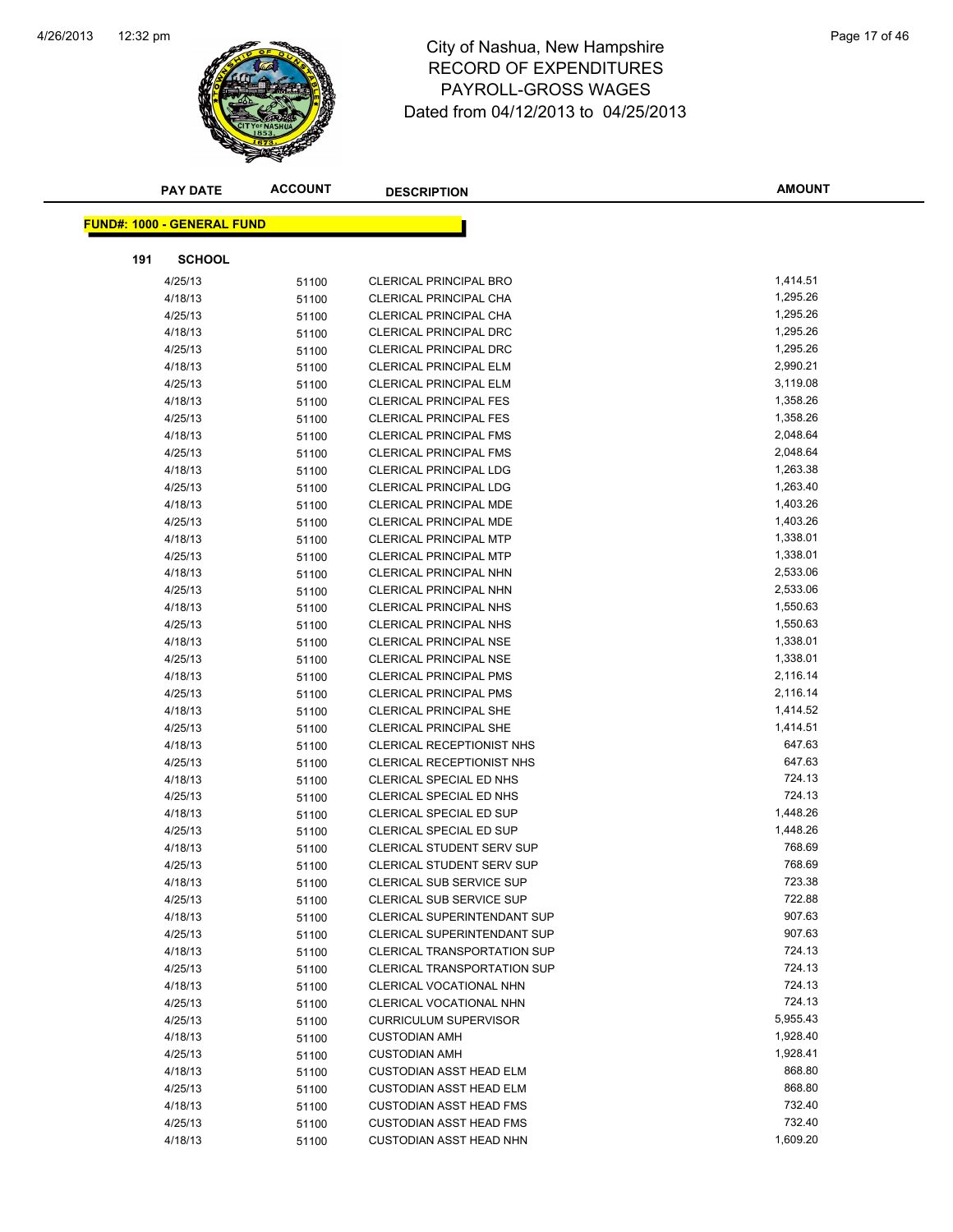# City of Nashua, New Hampshire
## RECORD OF EXPENDITURES
## PAYROLL-GROSS WAGES
## Dated from 04/12/2013 to 04/25/2013

**FUND#: 1000 - GENERAL FUND**

**191 SCHOOL**

| PAY DATE | ACCOUNT | DESCRIPTION | AMOUNT |
|---|---|---|---|
| 4/25/13 | 51100 | CLERICAL PRINCIPAL BRO | 1,414.51 |
| 4/18/13 | 51100 | CLERICAL PRINCIPAL CHA | 1,295.26 |
| 4/25/13 | 51100 | CLERICAL PRINCIPAL CHA | 1,295.26 |
| 4/18/13 | 51100 | CLERICAL PRINCIPAL DRC | 1,295.26 |
| 4/25/13 | 51100 | CLERICAL PRINCIPAL DRC | 1,295.26 |
| 4/18/13 | 51100 | CLERICAL PRINCIPAL ELM | 2,990.21 |
| 4/25/13 | 51100 | CLERICAL PRINCIPAL ELM | 3,119.08 |
| 4/18/13 | 51100 | CLERICAL PRINCIPAL FES | 1,358.26 |
| 4/25/13 | 51100 | CLERICAL PRINCIPAL FES | 1,358.26 |
| 4/18/13 | 51100 | CLERICAL PRINCIPAL FMS | 2,048.64 |
| 4/25/13 | 51100 | CLERICAL PRINCIPAL FMS | 2,048.64 |
| 4/18/13 | 51100 | CLERICAL PRINCIPAL LDG | 1,263.38 |
| 4/25/13 | 51100 | CLERICAL PRINCIPAL LDG | 1,263.40 |
| 4/18/13 | 51100 | CLERICAL PRINCIPAL MDE | 1,403.26 |
| 4/25/13 | 51100 | CLERICAL PRINCIPAL MDE | 1,403.26 |
| 4/18/13 | 51100 | CLERICAL PRINCIPAL MTP | 1,338.01 |
| 4/25/13 | 51100 | CLERICAL PRINCIPAL MTP | 1,338.01 |
| 4/18/13 | 51100 | CLERICAL PRINCIPAL NHN | 2,533.06 |
| 4/25/13 | 51100 | CLERICAL PRINCIPAL NHN | 2,533.06 |
| 4/18/13 | 51100 | CLERICAL PRINCIPAL NHS | 1,550.63 |
| 4/25/13 | 51100 | CLERICAL PRINCIPAL NHS | 1,550.63 |
| 4/18/13 | 51100 | CLERICAL PRINCIPAL NSE | 1,338.01 |
| 4/25/13 | 51100 | CLERICAL PRINCIPAL NSE | 1,338.01 |
| 4/18/13 | 51100 | CLERICAL PRINCIPAL PMS | 2,116.14 |
| 4/25/13 | 51100 | CLERICAL PRINCIPAL PMS | 2,116.14 |
| 4/18/13 | 51100 | CLERICAL PRINCIPAL SHE | 1,414.52 |
| 4/25/13 | 51100 | CLERICAL PRINCIPAL SHE | 1,414.51 |
| 4/18/13 | 51100 | CLERICAL RECEPTIONIST NHS | 647.63 |
| 4/25/13 | 51100 | CLERICAL RECEPTIONIST NHS | 647.63 |
| 4/18/13 | 51100 | CLERICAL SPECIAL ED NHS | 724.13 |
| 4/25/13 | 51100 | CLERICAL SPECIAL ED NHS | 724.13 |
| 4/18/13 | 51100 | CLERICAL SPECIAL ED SUP | 1,448.26 |
| 4/25/13 | 51100 | CLERICAL SPECIAL ED SUP | 1,448.26 |
| 4/18/13 | 51100 | CLERICAL STUDENT SERV SUP | 768.69 |
| 4/25/13 | 51100 | CLERICAL STUDENT SERV SUP | 768.69 |
| 4/18/13 | 51100 | CLERICAL SUB SERVICE SUP | 723.38 |
| 4/25/13 | 51100 | CLERICAL SUB SERVICE SUP | 722.88 |
| 4/18/13 | 51100 | CLERICAL SUPERINTENDANT SUP | 907.63 |
| 4/25/13 | 51100 | CLERICAL SUPERINTENDANT SUP | 907.63 |
| 4/18/13 | 51100 | CLERICAL TRANSPORTATION SUP | 724.13 |
| 4/25/13 | 51100 | CLERICAL TRANSPORTATION SUP | 724.13 |
| 4/18/13 | 51100 | CLERICAL VOCATIONAL NHN | 724.13 |
| 4/25/13 | 51100 | CLERICAL VOCATIONAL NHN | 724.13 |
| 4/25/13 | 51100 | CURRICULUM SUPERVISOR | 5,955.43 |
| 4/18/13 | 51100 | CUSTODIAN AMH | 1,928.40 |
| 4/25/13 | 51100 | CUSTODIAN AMH | 1,928.41 |
| 4/18/13 | 51100 | CUSTODIAN ASST HEAD ELM | 868.80 |
| 4/25/13 | 51100 | CUSTODIAN ASST HEAD ELM | 868.80 |
| 4/18/13 | 51100 | CUSTODIAN ASST HEAD FMS | 732.40 |
| 4/25/13 | 51100 | CUSTODIAN ASST HEAD FMS | 732.40 |
| 4/18/13 | 51100 | CUSTODIAN ASST HEAD NHN | 1,609.20 |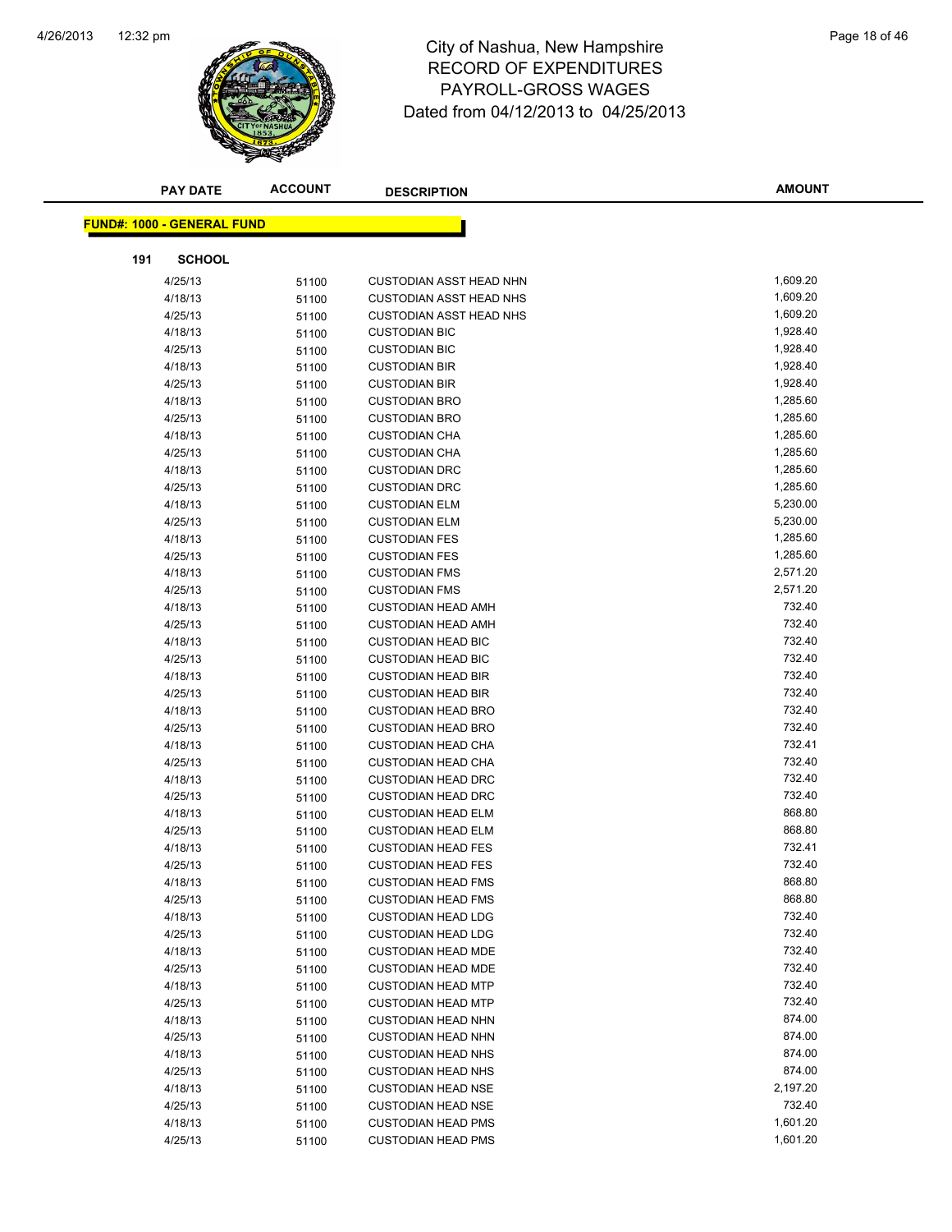# City of Nashua, New Hampshire
## RECORD OF EXPENDITURES
## PAYROLL-GROSS WAGES
## Dated from 04/12/2013 to 04/25/2013

| PAY DATE | ACCOUNT | DESCRIPTION | AMOUNT |
|---|---|---|---|

**FUND#: 1000 - GENERAL FUND**

**191 SCHOOL**

| PAY DATE | ACCOUNT | DESCRIPTION | AMOUNT |
|---|---|---|---|
| 4/25/13 | 51100 | CUSTODIAN ASST HEAD NHN | 1,609.20 |
| 4/18/13 | 51100 | CUSTODIAN ASST HEAD NHS | 1,609.20 |
| 4/25/13 | 51100 | CUSTODIAN ASST HEAD NHS | 1,609.20 |
| 4/18/13 | 51100 | CUSTODIAN BIC | 1,928.40 |
| 4/25/13 | 51100 | CUSTODIAN BIC | 1,928.40 |
| 4/18/13 | 51100 | CUSTODIAN BIR | 1,928.40 |
| 4/25/13 | 51100 | CUSTODIAN BIR | 1,928.40 |
| 4/18/13 | 51100 | CUSTODIAN BRO | 1,285.60 |
| 4/25/13 | 51100 | CUSTODIAN BRO | 1,285.60 |
| 4/18/13 | 51100 | CUSTODIAN CHA | 1,285.60 |
| 4/25/13 | 51100 | CUSTODIAN CHA | 1,285.60 |
| 4/18/13 | 51100 | CUSTODIAN DRC | 1,285.60 |
| 4/25/13 | 51100 | CUSTODIAN DRC | 1,285.60 |
| 4/18/13 | 51100 | CUSTODIAN ELM | 5,230.00 |
| 4/25/13 | 51100 | CUSTODIAN ELM | 5,230.00 |
| 4/18/13 | 51100 | CUSTODIAN FES | 1,285.60 |
| 4/25/13 | 51100 | CUSTODIAN FES | 1,285.60 |
| 4/18/13 | 51100 | CUSTODIAN FMS | 2,571.20 |
| 4/25/13 | 51100 | CUSTODIAN FMS | 2,571.20 |
| 4/18/13 | 51100 | CUSTODIAN HEAD AMH | 732.40 |
| 4/25/13 | 51100 | CUSTODIAN HEAD AMH | 732.40 |
| 4/18/13 | 51100 | CUSTODIAN HEAD BIC | 732.40 |
| 4/25/13 | 51100 | CUSTODIAN HEAD BIC | 732.40 |
| 4/18/13 | 51100 | CUSTODIAN HEAD BIR | 732.40 |
| 4/25/13 | 51100 | CUSTODIAN HEAD BIR | 732.40 |
| 4/18/13 | 51100 | CUSTODIAN HEAD BRO | 732.40 |
| 4/25/13 | 51100 | CUSTODIAN HEAD BRO | 732.40 |
| 4/18/13 | 51100 | CUSTODIAN HEAD CHA | 732.41 |
| 4/25/13 | 51100 | CUSTODIAN HEAD CHA | 732.40 |
| 4/18/13 | 51100 | CUSTODIAN HEAD DRC | 732.40 |
| 4/25/13 | 51100 | CUSTODIAN HEAD DRC | 732.40 |
| 4/18/13 | 51100 | CUSTODIAN HEAD ELM | 868.80 |
| 4/25/13 | 51100 | CUSTODIAN HEAD ELM | 868.80 |
| 4/18/13 | 51100 | CUSTODIAN HEAD FES | 732.41 |
| 4/25/13 | 51100 | CUSTODIAN HEAD FES | 732.40 |
| 4/18/13 | 51100 | CUSTODIAN HEAD FMS | 868.80 |
| 4/25/13 | 51100 | CUSTODIAN HEAD FMS | 868.80 |
| 4/18/13 | 51100 | CUSTODIAN HEAD LDG | 732.40 |
| 4/25/13 | 51100 | CUSTODIAN HEAD LDG | 732.40 |
| 4/18/13 | 51100 | CUSTODIAN HEAD MDE | 732.40 |
| 4/25/13 | 51100 | CUSTODIAN HEAD MDE | 732.40 |
| 4/18/13 | 51100 | CUSTODIAN HEAD MTP | 732.40 |
| 4/25/13 | 51100 | CUSTODIAN HEAD MTP | 732.40 |
| 4/18/13 | 51100 | CUSTODIAN HEAD NHN | 874.00 |
| 4/25/13 | 51100 | CUSTODIAN HEAD NHN | 874.00 |
| 4/18/13 | 51100 | CUSTODIAN HEAD NHS | 874.00 |
| 4/25/13 | 51100 | CUSTODIAN HEAD NHS | 874.00 |
| 4/18/13 | 51100 | CUSTODIAN HEAD NSE | 2,197.20 |
| 4/25/13 | 51100 | CUSTODIAN HEAD NSE | 732.40 |
| 4/18/13 | 51100 | CUSTODIAN HEAD PMS | 1,601.20 |
| 4/25/13 | 51100 | CUSTODIAN HEAD PMS | 1,601.20 |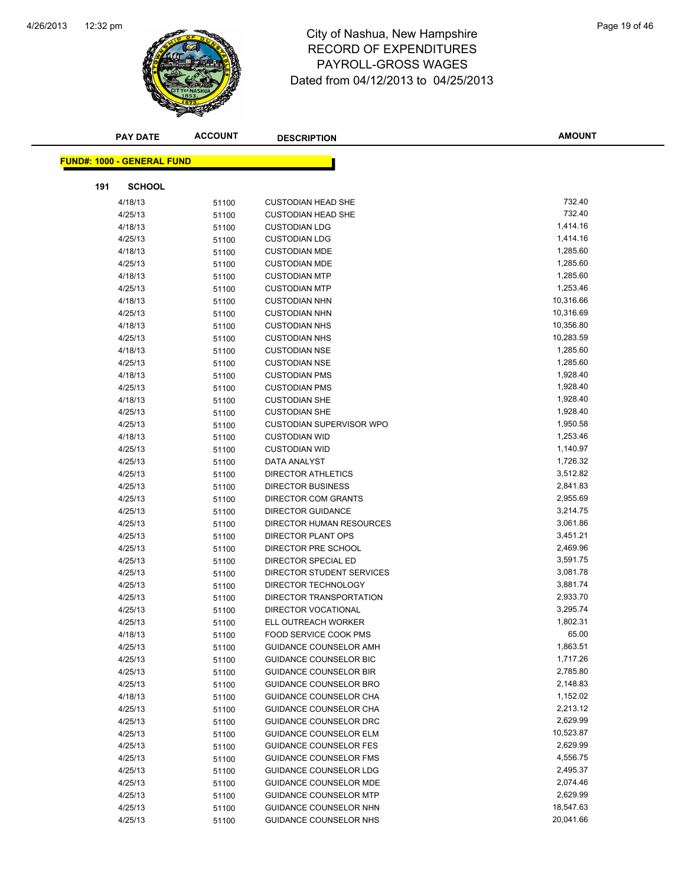# City of Nashua, New Hampshire
## RECORD OF EXPENDITURES
## PAYROLL-GROSS WAGES
### Dated from 04/12/2013 to 04/25/2013

**FUND#: 1000 - GENERAL FUND**

**191 SCHOOL**

| PAY DATE | ACCOUNT | DESCRIPTION | AMOUNT |
|---|---|---|---|
| 4/18/13 | 51100 | CUSTODIAN HEAD SHE | 732.40 |
| 4/25/13 | 51100 | CUSTODIAN HEAD SHE | 732.40 |
| 4/18/13 | 51100 | CUSTODIAN LDG | 1,414.16 |
| 4/25/13 | 51100 | CUSTODIAN LDG | 1,414.16 |
| 4/18/13 | 51100 | CUSTODIAN MDE | 1,285.60 |
| 4/25/13 | 51100 | CUSTODIAN MDE | 1,285.60 |
| 4/18/13 | 51100 | CUSTODIAN MTP | 1,285.60 |
| 4/25/13 | 51100 | CUSTODIAN MTP | 1,253.46 |
| 4/18/13 | 51100 | CUSTODIAN NHN | 10,316.66 |
| 4/25/13 | 51100 | CUSTODIAN NHN | 10,316.69 |
| 4/18/13 | 51100 | CUSTODIAN NHS | 10,356.80 |
| 4/25/13 | 51100 | CUSTODIAN NHS | 10,283.59 |
| 4/18/13 | 51100 | CUSTODIAN NSE | 1,285.60 |
| 4/25/13 | 51100 | CUSTODIAN NSE | 1,285.60 |
| 4/18/13 | 51100 | CUSTODIAN PMS | 1,928.40 |
| 4/25/13 | 51100 | CUSTODIAN PMS | 1,928.40 |
| 4/18/13 | 51100 | CUSTODIAN SHE | 1,928.40 |
| 4/25/13 | 51100 | CUSTODIAN SHE | 1,928.40 |
| 4/25/13 | 51100 | CUSTODIAN SUPERVISOR WPO | 1,950.58 |
| 4/18/13 | 51100 | CUSTODIAN WID | 1,253.46 |
| 4/25/13 | 51100 | CUSTODIAN WID | 1,140.97 |
| 4/25/13 | 51100 | DATA ANALYST | 1,726.32 |
| 4/25/13 | 51100 | DIRECTOR ATHLETICS | 3,512.82 |
| 4/25/13 | 51100 | DIRECTOR BUSINESS | 2,841.83 |
| 4/25/13 | 51100 | DIRECTOR COM GRANTS | 2,955.69 |
| 4/25/13 | 51100 | DIRECTOR GUIDANCE | 3,214.75 |
| 4/25/13 | 51100 | DIRECTOR HUMAN RESOURCES | 3,061.86 |
| 4/25/13 | 51100 | DIRECTOR PLANT OPS | 3,451.21 |
| 4/25/13 | 51100 | DIRECTOR PRE SCHOOL | 2,469.96 |
| 4/25/13 | 51100 | DIRECTOR SPECIAL ED | 3,591.75 |
| 4/25/13 | 51100 | DIRECTOR STUDENT SERVICES | 3,081.78 |
| 4/25/13 | 51100 | DIRECTOR TECHNOLOGY | 3,881.74 |
| 4/25/13 | 51100 | DIRECTOR TRANSPORTATION | 2,933.70 |
| 4/25/13 | 51100 | DIRECTOR VOCATIONAL | 3,295.74 |
| 4/25/13 | 51100 | ELL OUTREACH WORKER | 1,802.31 |
| 4/18/13 | 51100 | FOOD SERVICE COOK PMS | 65.00 |
| 4/25/13 | 51100 | GUIDANCE COUNSELOR AMH | 1,863.51 |
| 4/25/13 | 51100 | GUIDANCE COUNSELOR BIC | 1,717.26 |
| 4/25/13 | 51100 | GUIDANCE COUNSELOR BIR | 2,785.80 |
| 4/25/13 | 51100 | GUIDANCE COUNSELOR BRO | 2,148.83 |
| 4/18/13 | 51100 | GUIDANCE COUNSELOR CHA | 1,152.02 |
| 4/25/13 | 51100 | GUIDANCE COUNSELOR CHA | 2,213.12 |
| 4/25/13 | 51100 | GUIDANCE COUNSELOR DRC | 2,629.99 |
| 4/25/13 | 51100 | GUIDANCE COUNSELOR ELM | 10,523.87 |
| 4/25/13 | 51100 | GUIDANCE COUNSELOR FES | 2,629.99 |
| 4/25/13 | 51100 | GUIDANCE COUNSELOR FMS | 4,556.75 |
| 4/25/13 | 51100 | GUIDANCE COUNSELOR LDG | 2,495.37 |
| 4/25/13 | 51100 | GUIDANCE COUNSELOR MDE | 2,074.46 |
| 4/25/13 | 51100 | GUIDANCE COUNSELOR MTP | 2,629.99 |
| 4/25/13 | 51100 | GUIDANCE COUNSELOR NHN | 18,547.63 |
| 4/25/13 | 51100 | GUIDANCE COUNSELOR NHS | 20,041.66 |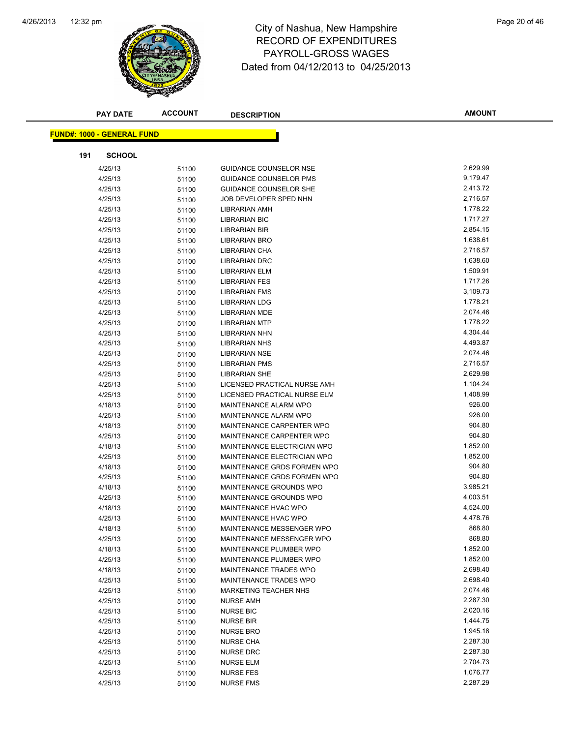# City of Nashua, New Hampshire
## RECORD OF EXPENDITURES
## PAYROLL-GROSS WAGES
## Dated from 04/12/2013 to 04/25/2013

**FUND#: 1000 - GENERAL FUND**

**191 SCHOOL**

| PAY DATE | ACCOUNT | DESCRIPTION | AMOUNT |
|---|---|---|---|
| 4/25/13 | 51100 | GUIDANCE COUNSELOR NSE | 2,629.99 |
| 4/25/13 | 51100 | GUIDANCE COUNSELOR PMS | 9,179.47 |
| 4/25/13 | 51100 | GUIDANCE COUNSELOR SHE | 2,413.72 |
| 4/25/13 | 51100 | JOB DEVELOPER SPED NHN | 2,716.57 |
| 4/25/13 | 51100 | LIBRARIAN AMH | 1,778.22 |
| 4/25/13 | 51100 | LIBRARIAN BIC | 1,717.27 |
| 4/25/13 | 51100 | LIBRARIAN BIR | 2,854.15 |
| 4/25/13 | 51100 | LIBRARIAN BRO | 1,638.61 |
| 4/25/13 | 51100 | LIBRARIAN CHA | 2,716.57 |
| 4/25/13 | 51100 | LIBRARIAN DRC | 1,638.60 |
| 4/25/13 | 51100 | LIBRARIAN ELM | 1,509.91 |
| 4/25/13 | 51100 | LIBRARIAN FES | 1,717.26 |
| 4/25/13 | 51100 | LIBRARIAN FMS | 3,109.73 |
| 4/25/13 | 51100 | LIBRARIAN LDG | 1,778.21 |
| 4/25/13 | 51100 | LIBRARIAN MDE | 2,074.46 |
| 4/25/13 | 51100 | LIBRARIAN MTP | 1,778.22 |
| 4/25/13 | 51100 | LIBRARIAN NHN | 4,304.44 |
| 4/25/13 | 51100 | LIBRARIAN NHS | 4,493.87 |
| 4/25/13 | 51100 | LIBRARIAN NSE | 2,074.46 |
| 4/25/13 | 51100 | LIBRARIAN PMS | 2,716.57 |
| 4/25/13 | 51100 | LIBRARIAN SHE | 2,629.98 |
| 4/25/13 | 51100 | LICENSED PRACTICAL NURSE AMH | 1,104.24 |
| 4/25/13 | 51100 | LICENSED PRACTICAL NURSE ELM | 1,408.99 |
| 4/18/13 | 51100 | MAINTENANCE ALARM WPO | 926.00 |
| 4/25/13 | 51100 | MAINTENANCE ALARM WPO | 926.00 |
| 4/18/13 | 51100 | MAINTENANCE CARPENTER WPO | 904.80 |
| 4/25/13 | 51100 | MAINTENANCE CARPENTER WPO | 904.80 |
| 4/18/13 | 51100 | MAINTENANCE ELECTRICIAN WPO | 1,852.00 |
| 4/25/13 | 51100 | MAINTENANCE ELECTRICIAN WPO | 1,852.00 |
| 4/18/13 | 51100 | MAINTENANCE GRDS FORMEN WPO | 904.80 |
| 4/25/13 | 51100 | MAINTENANCE GRDS FORMEN WPO | 904.80 |
| 4/18/13 | 51100 | MAINTENANCE GROUNDS WPO | 3,985.21 |
| 4/25/13 | 51100 | MAINTENANCE GROUNDS WPO | 4,003.51 |
| 4/18/13 | 51100 | MAINTENANCE HVAC WPO | 4,524.00 |
| 4/25/13 | 51100 | MAINTENANCE HVAC WPO | 4,478.76 |
| 4/18/13 | 51100 | MAINTENANCE MESSENGER WPO | 868.80 |
| 4/25/13 | 51100 | MAINTENANCE MESSENGER WPO | 868.80 |
| 4/18/13 | 51100 | MAINTENANCE PLUMBER WPO | 1,852.00 |
| 4/25/13 | 51100 | MAINTENANCE PLUMBER WPO | 1,852.00 |
| 4/18/13 | 51100 | MAINTENANCE TRADES WPO | 2,698.40 |
| 4/25/13 | 51100 | MAINTENANCE TRADES WPO | 2,698.40 |
| 4/25/13 | 51100 | MARKETING TEACHER NHS | 2,074.46 |
| 4/25/13 | 51100 | NURSE AMH | 2,287.30 |
| 4/25/13 | 51100 | NURSE BIC | 2,020.16 |
| 4/25/13 | 51100 | NURSE BIR | 1,444.75 |
| 4/25/13 | 51100 | NURSE BRO | 1,945.18 |
| 4/25/13 | 51100 | NURSE CHA | 2,287.30 |
| 4/25/13 | 51100 | NURSE DRC | 2,287.30 |
| 4/25/13 | 51100 | NURSE ELM | 2,704.73 |
| 4/25/13 | 51100 | NURSE FES | 1,076.77 |
| 4/25/13 | 51100 | NURSE FMS | 2,287.29 |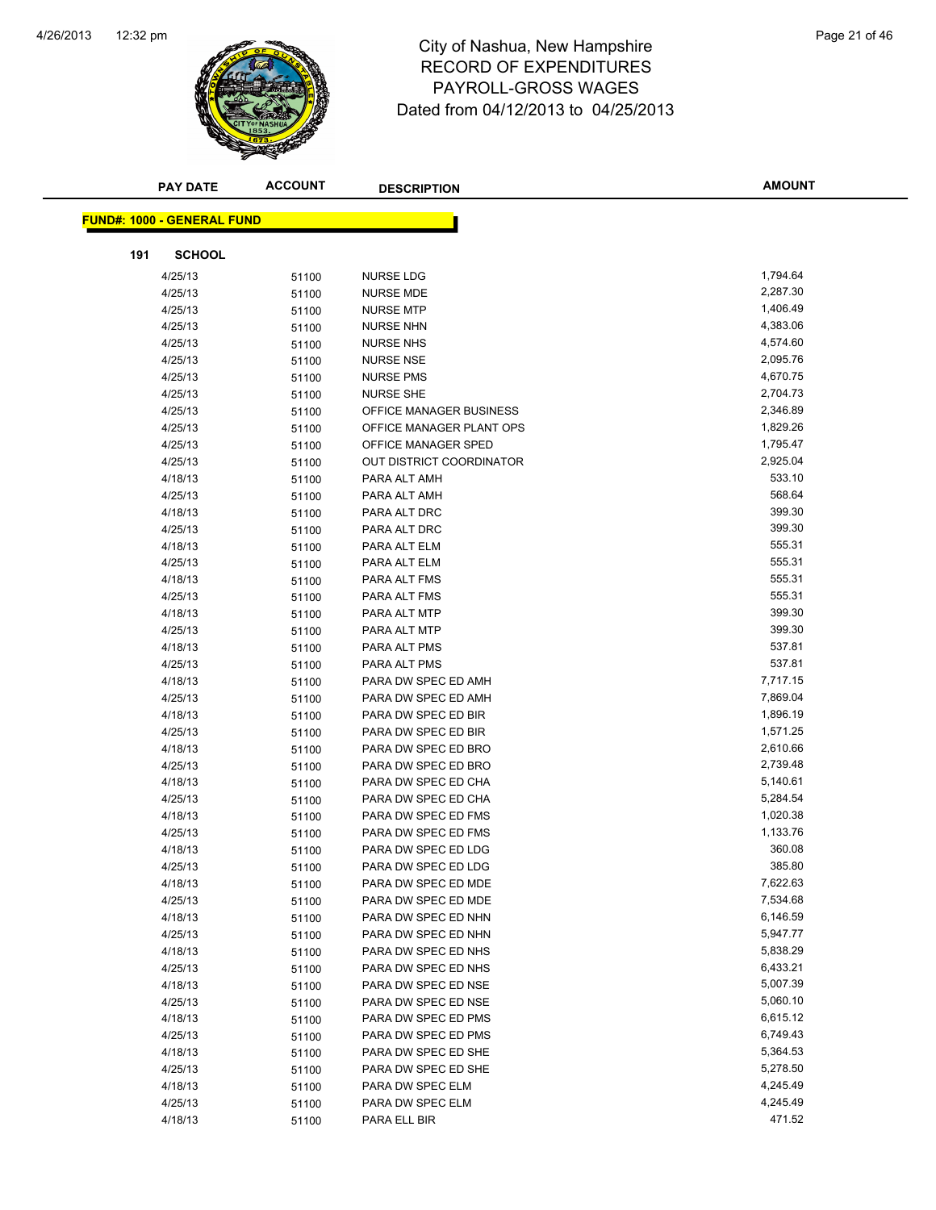# City of Nashua, New Hampshire
## RECORD OF EXPENDITURES
## PAYROLL-GROSS WAGES
## Dated from 04/12/2013 to 04/25/2013

| PAY DATE | ACCOUNT | DESCRIPTION | AMOUNT |
|---|---|---|---|

**FUND#: 1000 - GENERAL FUND**

**191 SCHOOL**

| PAY DATE | ACCOUNT | DESCRIPTION | AMOUNT |
|---|---|---|---|
| 4/25/13 | 51100 | NURSE LDG | 1,794.64 |
| 4/25/13 | 51100 | NURSE MDE | 2,287.30 |
| 4/25/13 | 51100 | NURSE MTP | 1,406.49 |
| 4/25/13 | 51100 | NURSE NHN | 4,383.06 |
| 4/25/13 | 51100 | NURSE NHS | 4,574.60 |
| 4/25/13 | 51100 | NURSE NSE | 2,095.76 |
| 4/25/13 | 51100 | NURSE PMS | 4,670.75 |
| 4/25/13 | 51100 | NURSE SHE | 2,704.73 |
| 4/25/13 | 51100 | OFFICE MANAGER BUSINESS | 2,346.89 |
| 4/25/13 | 51100 | OFFICE MANAGER PLANT OPS | 1,829.26 |
| 4/25/13 | 51100 | OFFICE MANAGER SPED | 1,795.47 |
| 4/25/13 | 51100 | OUT DISTRICT COORDINATOR | 2,925.04 |
| 4/18/13 | 51100 | PARA ALT AMH | 533.10 |
| 4/25/13 | 51100 | PARA ALT AMH | 568.64 |
| 4/18/13 | 51100 | PARA ALT DRC | 399.30 |
| 4/25/13 | 51100 | PARA ALT DRC | 399.30 |
| 4/18/13 | 51100 | PARA ALT ELM | 555.31 |
| 4/25/13 | 51100 | PARA ALT ELM | 555.31 |
| 4/18/13 | 51100 | PARA ALT FMS | 555.31 |
| 4/25/13 | 51100 | PARA ALT FMS | 555.31 |
| 4/18/13 | 51100 | PARA ALT MTP | 399.30 |
| 4/25/13 | 51100 | PARA ALT MTP | 399.30 |
| 4/18/13 | 51100 | PARA ALT PMS | 537.81 |
| 4/25/13 | 51100 | PARA ALT PMS | 537.81 |
| 4/18/13 | 51100 | PARA DW SPEC ED AMH | 7,717.15 |
| 4/25/13 | 51100 | PARA DW SPEC ED AMH | 7,869.04 |
| 4/18/13 | 51100 | PARA DW SPEC ED BIR | 1,896.19 |
| 4/25/13 | 51100 | PARA DW SPEC ED BIR | 1,571.25 |
| 4/18/13 | 51100 | PARA DW SPEC ED BRO | 2,610.66 |
| 4/25/13 | 51100 | PARA DW SPEC ED BRO | 2,739.48 |
| 4/18/13 | 51100 | PARA DW SPEC ED CHA | 5,140.61 |
| 4/25/13 | 51100 | PARA DW SPEC ED CHA | 5,284.54 |
| 4/18/13 | 51100 | PARA DW SPEC ED FMS | 1,020.38 |
| 4/25/13 | 51100 | PARA DW SPEC ED FMS | 1,133.76 |
| 4/18/13 | 51100 | PARA DW SPEC ED LDG | 360.08 |
| 4/25/13 | 51100 | PARA DW SPEC ED LDG | 385.80 |
| 4/18/13 | 51100 | PARA DW SPEC ED MDE | 7,622.63 |
| 4/25/13 | 51100 | PARA DW SPEC ED MDE | 7,534.68 |
| 4/18/13 | 51100 | PARA DW SPEC ED NHN | 6,146.59 |
| 4/25/13 | 51100 | PARA DW SPEC ED NHN | 5,947.77 |
| 4/18/13 | 51100 | PARA DW SPEC ED NHS | 5,838.29 |
| 4/25/13 | 51100 | PARA DW SPEC ED NHS | 6,433.21 |
| 4/18/13 | 51100 | PARA DW SPEC ED NSE | 5,007.39 |
| 4/25/13 | 51100 | PARA DW SPEC ED NSE | 5,060.10 |
| 4/18/13 | 51100 | PARA DW SPEC ED PMS | 6,615.12 |
| 4/25/13 | 51100 | PARA DW SPEC ED PMS | 6,749.43 |
| 4/18/13 | 51100 | PARA DW SPEC ED SHE | 5,364.53 |
| 4/25/13 | 51100 | PARA DW SPEC ED SHE | 5,278.50 |
| 4/18/13 | 51100 | PARA DW SPEC ELM | 4,245.49 |
| 4/25/13 | 51100 | PARA DW SPEC ELM | 4,245.49 |
| 4/18/13 | 51100 | PARA ELL BIR | 471.52 |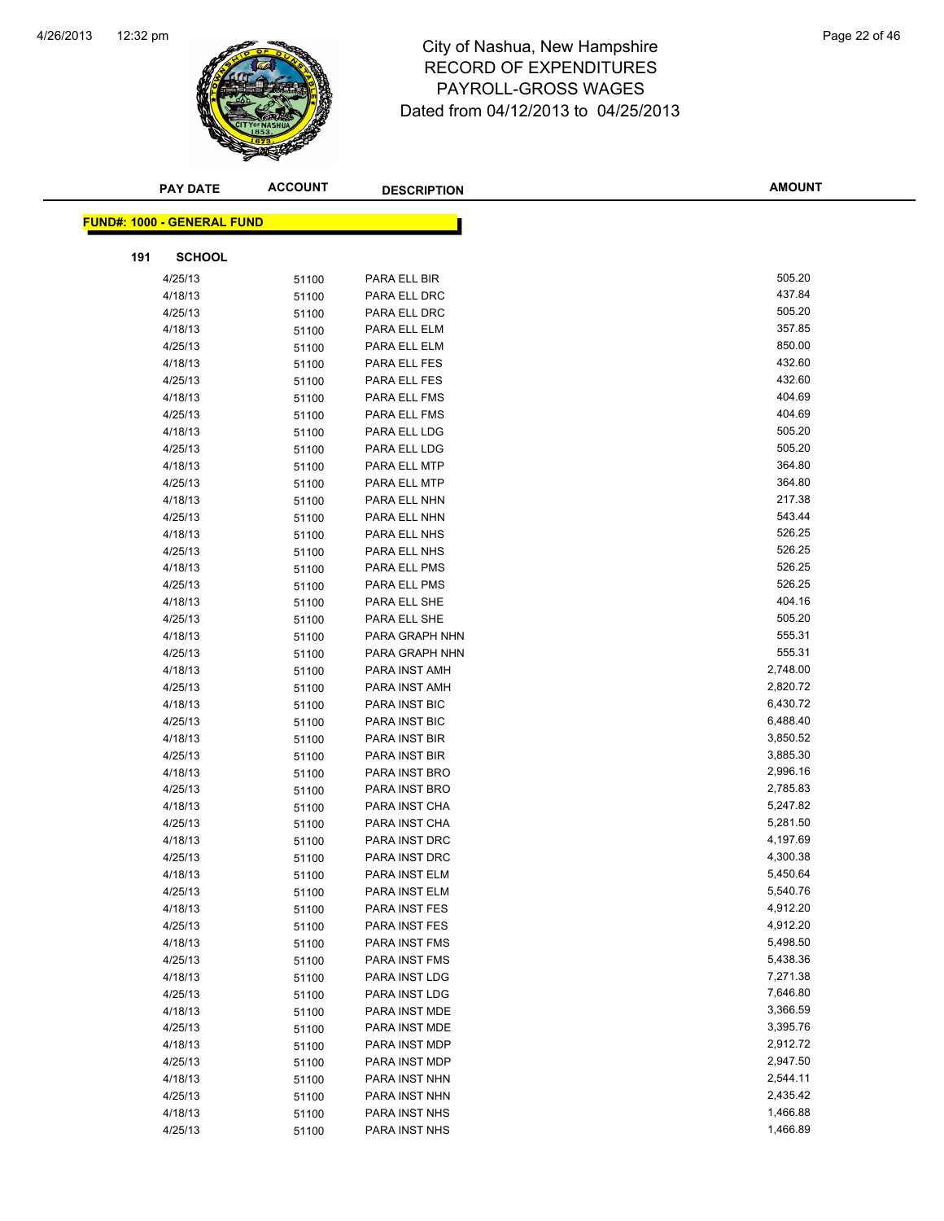# City of Nashua, New Hampshire
## RECORD OF EXPENDITURES
## PAYROLL-GROSS WAGES
## Dated from 04/12/2013 to 04/25/2013

| PAY DATE | ACCOUNT | DESCRIPTION | AMOUNT |
|---|---|---|---|

**FUND#: 1000 - GENERAL FUND**

**191 SCHOOL**

| PAY DATE | ACCOUNT | DESCRIPTION | AMOUNT |
|---|---|---|---|
| 4/25/13 | 51100 | PARA ELL BIR | 505.20 |
| 4/18/13 | 51100 | PARA ELL DRC | 437.84 |
| 4/25/13 | 51100 | PARA ELL DRC | 505.20 |
| 4/18/13 | 51100 | PARA ELL ELM | 357.85 |
| 4/25/13 | 51100 | PARA ELL ELM | 850.00 |
| 4/18/13 | 51100 | PARA ELL FES | 432.60 |
| 4/25/13 | 51100 | PARA ELL FES | 432.60 |
| 4/18/13 | 51100 | PARA ELL FMS | 404.69 |
| 4/25/13 | 51100 | PARA ELL FMS | 404.69 |
| 4/18/13 | 51100 | PARA ELL LDG | 505.20 |
| 4/25/13 | 51100 | PARA ELL LDG | 505.20 |
| 4/18/13 | 51100 | PARA ELL MTP | 364.80 |
| 4/25/13 | 51100 | PARA ELL MTP | 364.80 |
| 4/18/13 | 51100 | PARA ELL NHN | 217.38 |
| 4/25/13 | 51100 | PARA ELL NHN | 543.44 |
| 4/18/13 | 51100 | PARA ELL NHS | 526.25 |
| 4/25/13 | 51100 | PARA ELL NHS | 526.25 |
| 4/18/13 | 51100 | PARA ELL PMS | 526.25 |
| 4/25/13 | 51100 | PARA ELL PMS | 526.25 |
| 4/18/13 | 51100 | PARA ELL SHE | 404.16 |
| 4/25/13 | 51100 | PARA ELL SHE | 505.20 |
| 4/18/13 | 51100 | PARA GRAPH NHN | 555.31 |
| 4/25/13 | 51100 | PARA GRAPH NHN | 555.31 |
| 4/18/13 | 51100 | PARA INST AMH | 2,748.00 |
| 4/25/13 | 51100 | PARA INST AMH | 2,820.72 |
| 4/18/13 | 51100 | PARA INST BIC | 6,430.72 |
| 4/25/13 | 51100 | PARA INST BIC | 6,488.40 |
| 4/18/13 | 51100 | PARA INST BIR | 3,850.52 |
| 4/25/13 | 51100 | PARA INST BIR | 3,885.30 |
| 4/18/13 | 51100 | PARA INST BRO | 2,996.16 |
| 4/25/13 | 51100 | PARA INST BRO | 2,785.83 |
| 4/18/13 | 51100 | PARA INST CHA | 5,247.82 |
| 4/25/13 | 51100 | PARA INST CHA | 5,281.50 |
| 4/18/13 | 51100 | PARA INST DRC | 4,197.69 |
| 4/25/13 | 51100 | PARA INST DRC | 4,300.38 |
| 4/18/13 | 51100 | PARA INST ELM | 5,450.64 |
| 4/25/13 | 51100 | PARA INST ELM | 5,540.76 |
| 4/18/13 | 51100 | PARA INST FES | 4,912.20 |
| 4/25/13 | 51100 | PARA INST FES | 4,912.20 |
| 4/18/13 | 51100 | PARA INST FMS | 5,498.50 |
| 4/25/13 | 51100 | PARA INST FMS | 5,438.36 |
| 4/18/13 | 51100 | PARA INST LDG | 7,271.38 |
| 4/25/13 | 51100 | PARA INST LDG | 7,646.80 |
| 4/18/13 | 51100 | PARA INST MDE | 3,366.59 |
| 4/25/13 | 51100 | PARA INST MDE | 3,395.76 |
| 4/18/13 | 51100 | PARA INST MDP | 2,912.72 |
| 4/25/13 | 51100 | PARA INST MDP | 2,947.50 |
| 4/18/13 | 51100 | PARA INST NHN | 2,544.11 |
| 4/25/13 | 51100 | PARA INST NHN | 2,435.42 |
| 4/18/13 | 51100 | PARA INST NHS | 1,466.88 |
| 4/25/13 | 51100 | PARA INST NHS | 1,466.89 |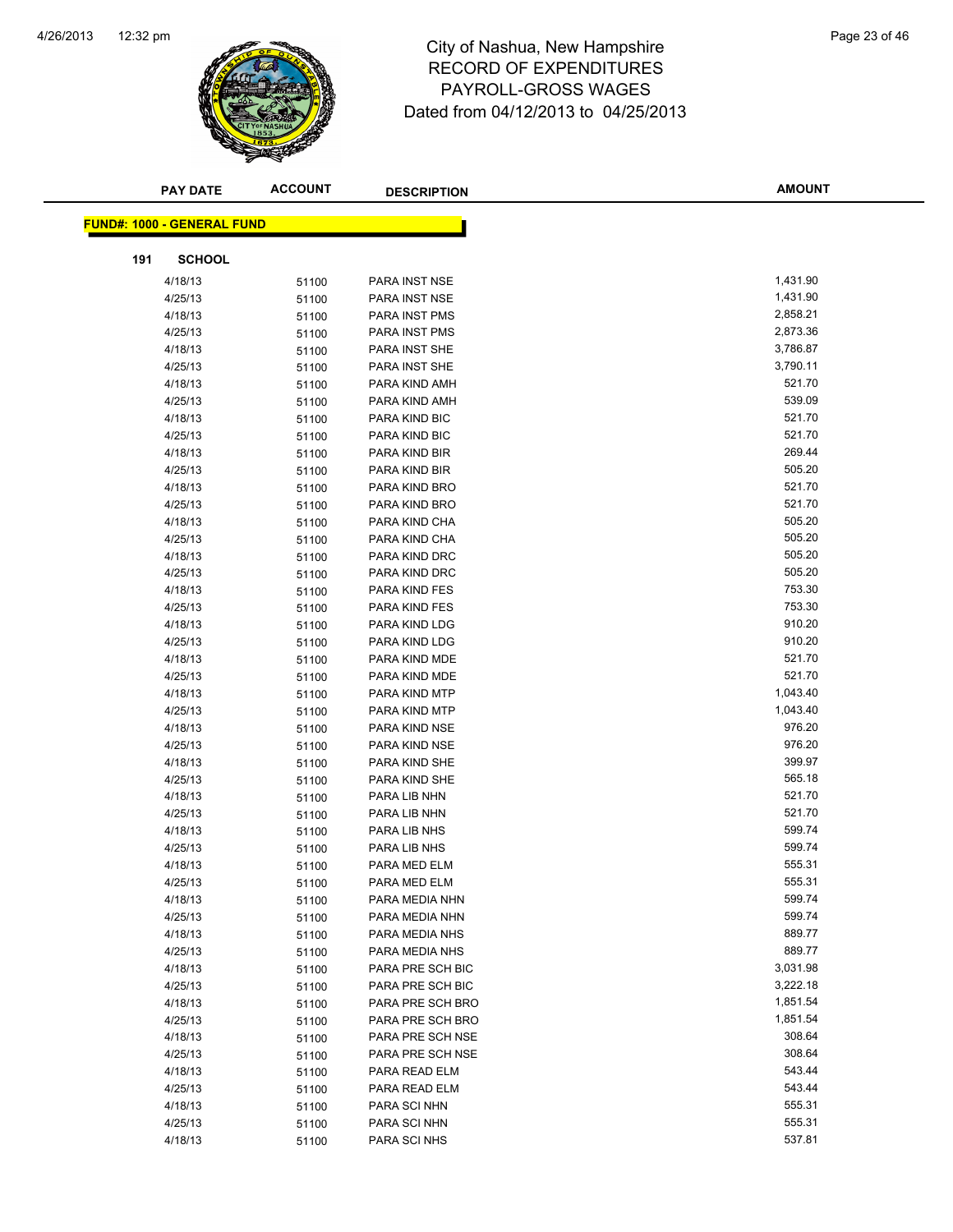City of Nashua, New Hampshire
RECORD OF EXPENDITURES
PAYROLL-GROSS WAGES
Dated from 04/12/2013 to 04/25/2013

| PAY DATE | ACCOUNT | DESCRIPTION | AMOUNT |
|---|---|---|---|

**FUND#: 1000 - GENERAL FUND**

**191 SCHOOL**

| PAY DATE | ACCOUNT | DESCRIPTION | AMOUNT |
|---|---|---|---|
| 4/18/13 | 51100 | PARA INST NSE | 1,431.90 |
| 4/25/13 | 51100 | PARA INST NSE | 1,431.90 |
| 4/18/13 | 51100 | PARA INST PMS | 2,858.21 |
| 4/25/13 | 51100 | PARA INST PMS | 2,873.36 |
| 4/18/13 | 51100 | PARA INST SHE | 3,786.87 |
| 4/25/13 | 51100 | PARA INST SHE | 3,790.11 |
| 4/18/13 | 51100 | PARA KIND AMH | 521.70 |
| 4/25/13 | 51100 | PARA KIND AMH | 539.09 |
| 4/18/13 | 51100 | PARA KIND BIC | 521.70 |
| 4/25/13 | 51100 | PARA KIND BIC | 521.70 |
| 4/18/13 | 51100 | PARA KIND BIR | 269.44 |
| 4/25/13 | 51100 | PARA KIND BIR | 505.20 |
| 4/18/13 | 51100 | PARA KIND BRO | 521.70 |
| 4/25/13 | 51100 | PARA KIND BRO | 521.70 |
| 4/18/13 | 51100 | PARA KIND CHA | 505.20 |
| 4/25/13 | 51100 | PARA KIND CHA | 505.20 |
| 4/18/13 | 51100 | PARA KIND DRC | 505.20 |
| 4/25/13 | 51100 | PARA KIND DRC | 505.20 |
| 4/18/13 | 51100 | PARA KIND FES | 753.30 |
| 4/25/13 | 51100 | PARA KIND FES | 753.30 |
| 4/18/13 | 51100 | PARA KIND LDG | 910.20 |
| 4/25/13 | 51100 | PARA KIND LDG | 910.20 |
| 4/18/13 | 51100 | PARA KIND MDE | 521.70 |
| 4/25/13 | 51100 | PARA KIND MDE | 521.70 |
| 4/18/13 | 51100 | PARA KIND MTP | 1,043.40 |
| 4/25/13 | 51100 | PARA KIND MTP | 1,043.40 |
| 4/18/13 | 51100 | PARA KIND NSE | 976.20 |
| 4/25/13 | 51100 | PARA KIND NSE | 976.20 |
| 4/18/13 | 51100 | PARA KIND SHE | 399.97 |
| 4/25/13 | 51100 | PARA KIND SHE | 565.18 |
| 4/18/13 | 51100 | PARA LIB NHN | 521.70 |
| 4/25/13 | 51100 | PARA LIB NHN | 521.70 |
| 4/18/13 | 51100 | PARA LIB NHS | 599.74 |
| 4/25/13 | 51100 | PARA LIB NHS | 599.74 |
| 4/18/13 | 51100 | PARA MED ELM | 555.31 |
| 4/25/13 | 51100 | PARA MED ELM | 555.31 |
| 4/18/13 | 51100 | PARA MEDIA NHN | 599.74 |
| 4/25/13 | 51100 | PARA MEDIA NHN | 599.74 |
| 4/18/13 | 51100 | PARA MEDIA NHS | 889.77 |
| 4/25/13 | 51100 | PARA MEDIA NHS | 889.77 |
| 4/18/13 | 51100 | PARA PRE SCH BIC | 3,031.98 |
| 4/25/13 | 51100 | PARA PRE SCH BIC | 3,222.18 |
| 4/18/13 | 51100 | PARA PRE SCH BRO | 1,851.54 |
| 4/25/13 | 51100 | PARA PRE SCH BRO | 1,851.54 |
| 4/18/13 | 51100 | PARA PRE SCH NSE | 308.64 |
| 4/25/13 | 51100 | PARA PRE SCH NSE | 308.64 |
| 4/18/13 | 51100 | PARA READ ELM | 543.44 |
| 4/25/13 | 51100 | PARA READ ELM | 543.44 |
| 4/18/13 | 51100 | PARA SCI NHN | 555.31 |
| 4/25/13 | 51100 | PARA SCI NHN | 555.31 |
| 4/18/13 | 51100 | PARA SCI NHS | 537.81 |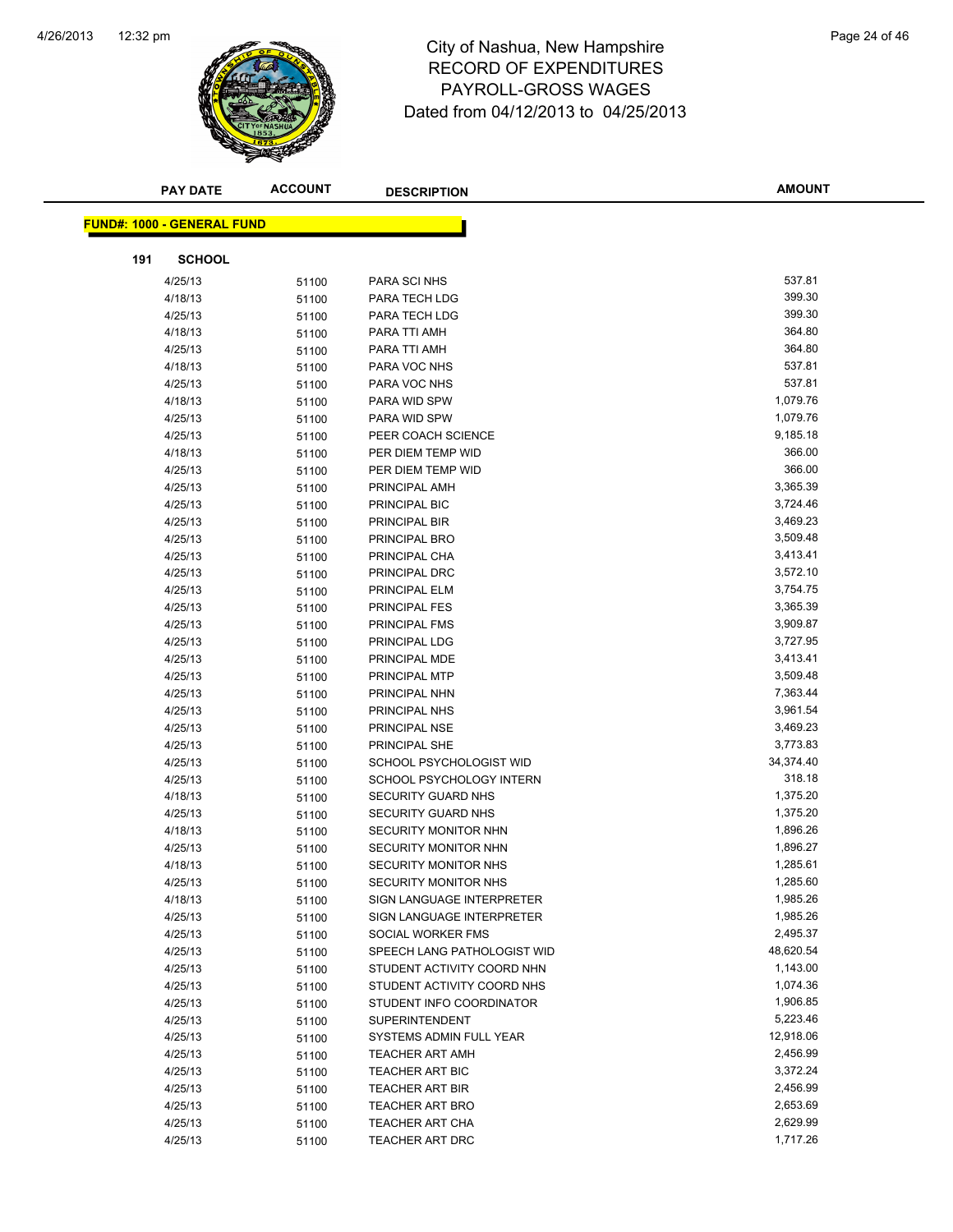# City of Nashua, New Hampshire
## RECORD OF EXPENDITURES
## PAYROLL-GROSS WAGES
## Dated from 04/12/2013 to 04/25/2013

**FUND#: 1000 - GENERAL FUND**

**191 SCHOOL**

| PAY DATE | ACCOUNT | DESCRIPTION | AMOUNT |
|---|---|---|---|
| 4/25/13 | 51100 | PARA SCI NHS | 537.81 |
| 4/18/13 | 51100 | PARA TECH LDG | 399.30 |
| 4/25/13 | 51100 | PARA TECH LDG | 399.30 |
| 4/18/13 | 51100 | PARA TTI AMH | 364.80 |
| 4/25/13 | 51100 | PARA TTI AMH | 364.80 |
| 4/18/13 | 51100 | PARA VOC NHS | 537.81 |
| 4/25/13 | 51100 | PARA VOC NHS | 537.81 |
| 4/18/13 | 51100 | PARA WID SPW | 1,079.76 |
| 4/25/13 | 51100 | PARA WID SPW | 1,079.76 |
| 4/25/13 | 51100 | PEER COACH SCIENCE | 9,185.18 |
| 4/18/13 | 51100 | PER DIEM TEMP WID | 366.00 |
| 4/25/13 | 51100 | PER DIEM TEMP WID | 366.00 |
| 4/25/13 | 51100 | PRINCIPAL AMH | 3,365.39 |
| 4/25/13 | 51100 | PRINCIPAL BIC | 3,724.46 |
| 4/25/13 | 51100 | PRINCIPAL BIR | 3,469.23 |
| 4/25/13 | 51100 | PRINCIPAL BRO | 3,509.48 |
| 4/25/13 | 51100 | PRINCIPAL CHA | 3,413.41 |
| 4/25/13 | 51100 | PRINCIPAL DRC | 3,572.10 |
| 4/25/13 | 51100 | PRINCIPAL ELM | 3,754.75 |
| 4/25/13 | 51100 | PRINCIPAL FES | 3,365.39 |
| 4/25/13 | 51100 | PRINCIPAL FMS | 3,909.87 |
| 4/25/13 | 51100 | PRINCIPAL LDG | 3,727.95 |
| 4/25/13 | 51100 | PRINCIPAL MDE | 3,413.41 |
| 4/25/13 | 51100 | PRINCIPAL MTP | 3,509.48 |
| 4/25/13 | 51100 | PRINCIPAL NHN | 7,363.44 |
| 4/25/13 | 51100 | PRINCIPAL NHS | 3,961.54 |
| 4/25/13 | 51100 | PRINCIPAL NSE | 3,469.23 |
| 4/25/13 | 51100 | PRINCIPAL SHE | 3,773.83 |
| 4/25/13 | 51100 | SCHOOL PSYCHOLOGIST WID | 34,374.40 |
| 4/25/13 | 51100 | SCHOOL PSYCHOLOGY INTERN | 318.18 |
| 4/18/13 | 51100 | SECURITY GUARD NHS | 1,375.20 |
| 4/25/13 | 51100 | SECURITY GUARD NHS | 1,375.20 |
| 4/18/13 | 51100 | SECURITY MONITOR NHN | 1,896.26 |
| 4/25/13 | 51100 | SECURITY MONITOR NHN | 1,896.27 |
| 4/18/13 | 51100 | SECURITY MONITOR NHS | 1,285.61 |
| 4/25/13 | 51100 | SECURITY MONITOR NHS | 1,285.60 |
| 4/18/13 | 51100 | SIGN LANGUAGE INTERPRETER | 1,985.26 |
| 4/25/13 | 51100 | SIGN LANGUAGE INTERPRETER | 1,985.26 |
| 4/25/13 | 51100 | SOCIAL WORKER FMS | 2,495.37 |
| 4/25/13 | 51100 | SPEECH LANG PATHOLOGIST WID | 48,620.54 |
| 4/25/13 | 51100 | STUDENT ACTIVITY COORD NHN | 1,143.00 |
| 4/25/13 | 51100 | STUDENT ACTIVITY COORD NHS | 1,074.36 |
| 4/25/13 | 51100 | STUDENT INFO COORDINATOR | 1,906.85 |
| 4/25/13 | 51100 | SUPERINTENDENT | 5,223.46 |
| 4/25/13 | 51100 | SYSTEMS ADMIN FULL YEAR | 12,918.06 |
| 4/25/13 | 51100 | TEACHER ART AMH | 2,456.99 |
| 4/25/13 | 51100 | TEACHER ART BIC | 3,372.24 |
| 4/25/13 | 51100 | TEACHER ART BIR | 2,456.99 |
| 4/25/13 | 51100 | TEACHER ART BRO | 2,653.69 |
| 4/25/13 | 51100 | TEACHER ART CHA | 2,629.99 |
| 4/25/13 | 51100 | TEACHER ART DRC | 1,717.26 |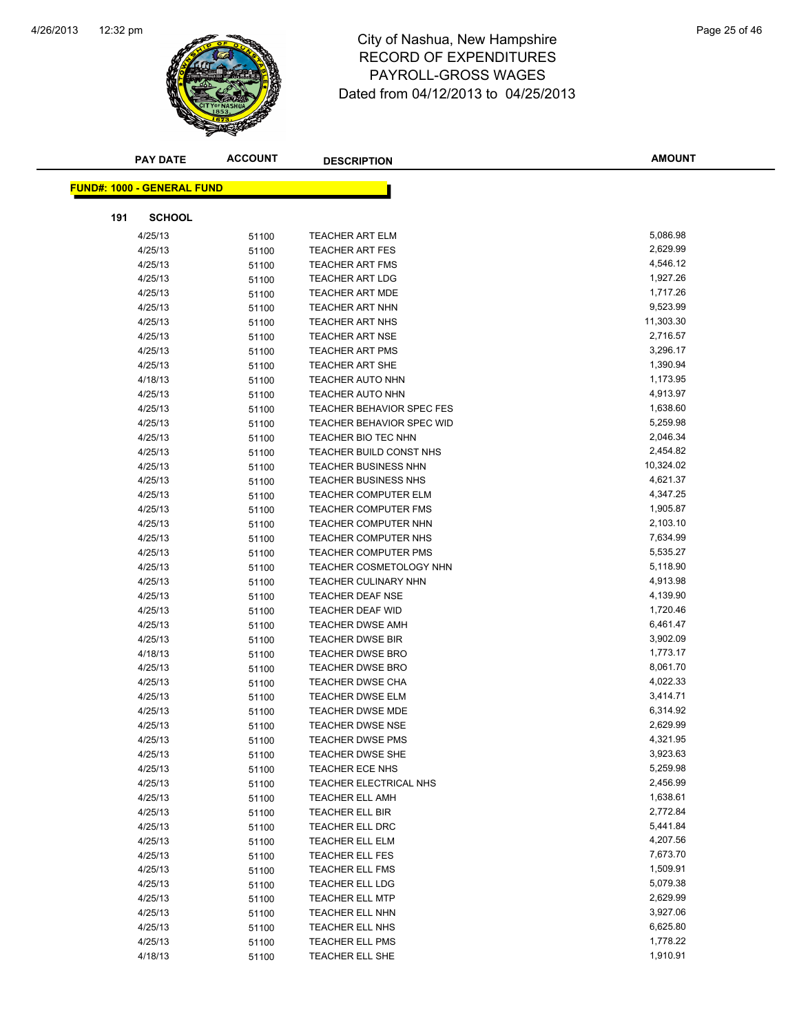# City of Nashua, New Hampshire
## RECORD OF EXPENDITURES
## PAYROLL-GROSS WAGES
## Dated from 04/12/2013 to 04/25/2013

| PAY DATE | ACCOUNT | DESCRIPTION | AMOUNT |
|---|---|---|---|

**FUND#: 1000 - GENERAL FUND**

**191 SCHOOL**

| PAY DATE | ACCOUNT | DESCRIPTION | AMOUNT |
|---|---|---|---|
| 4/25/13 | 51100 | TEACHER ART ELM | 5,086.98 |
| 4/25/13 | 51100 | TEACHER ART FES | 2,629.99 |
| 4/25/13 | 51100 | TEACHER ART FMS | 4,546.12 |
| 4/25/13 | 51100 | TEACHER ART LDG | 1,927.26 |
| 4/25/13 | 51100 | TEACHER ART MDE | 1,717.26 |
| 4/25/13 | 51100 | TEACHER ART NHN | 9,523.99 |
| 4/25/13 | 51100 | TEACHER ART NHS | 11,303.30 |
| 4/25/13 | 51100 | TEACHER ART NSE | 2,716.57 |
| 4/25/13 | 51100 | TEACHER ART PMS | 3,296.17 |
| 4/25/13 | 51100 | TEACHER ART SHE | 1,390.94 |
| 4/18/13 | 51100 | TEACHER AUTO NHN | 1,173.95 |
| 4/25/13 | 51100 | TEACHER AUTO NHN | 4,913.97 |
| 4/25/13 | 51100 | TEACHER BEHAVIOR SPEC FES | 1,638.60 |
| 4/25/13 | 51100 | TEACHER BEHAVIOR SPEC WID | 5,259.98 |
| 4/25/13 | 51100 | TEACHER BIO TEC NHN | 2,046.34 |
| 4/25/13 | 51100 | TEACHER BUILD CONST NHS | 2,454.82 |
| 4/25/13 | 51100 | TEACHER BUSINESS NHN | 10,324.02 |
| 4/25/13 | 51100 | TEACHER BUSINESS NHS | 4,621.37 |
| 4/25/13 | 51100 | TEACHER COMPUTER ELM | 4,347.25 |
| 4/25/13 | 51100 | TEACHER COMPUTER FMS | 1,905.87 |
| 4/25/13 | 51100 | TEACHER COMPUTER NHN | 2,103.10 |
| 4/25/13 | 51100 | TEACHER COMPUTER NHS | 7,634.99 |
| 4/25/13 | 51100 | TEACHER COMPUTER PMS | 5,535.27 |
| 4/25/13 | 51100 | TEACHER COSMETOLOGY NHN | 5,118.90 |
| 4/25/13 | 51100 | TEACHER CULINARY NHN | 4,913.98 |
| 4/25/13 | 51100 | TEACHER DEAF NSE | 4,139.90 |
| 4/25/13 | 51100 | TEACHER DEAF WID | 1,720.46 |
| 4/25/13 | 51100 | TEACHER DWSE AMH | 6,461.47 |
| 4/25/13 | 51100 | TEACHER DWSE BIR | 3,902.09 |
| 4/18/13 | 51100 | TEACHER DWSE BRO | 1,773.17 |
| 4/25/13 | 51100 | TEACHER DWSE BRO | 8,061.70 |
| 4/25/13 | 51100 | TEACHER DWSE CHA | 4,022.33 |
| 4/25/13 | 51100 | TEACHER DWSE ELM | 3,414.71 |
| 4/25/13 | 51100 | TEACHER DWSE MDE | 6,314.92 |
| 4/25/13 | 51100 | TEACHER DWSE NSE | 2,629.99 |
| 4/25/13 | 51100 | TEACHER DWSE PMS | 4,321.95 |
| 4/25/13 | 51100 | TEACHER DWSE SHE | 3,923.63 |
| 4/25/13 | 51100 | TEACHER ECE NHS | 5,259.98 |
| 4/25/13 | 51100 | TEACHER ELECTRICAL NHS | 2,456.99 |
| 4/25/13 | 51100 | TEACHER ELL AMH | 1,638.61 |
| 4/25/13 | 51100 | TEACHER ELL BIR | 2,772.84 |
| 4/25/13 | 51100 | TEACHER ELL DRC | 5,441.84 |
| 4/25/13 | 51100 | TEACHER ELL ELM | 4,207.56 |
| 4/25/13 | 51100 | TEACHER ELL FES | 7,673.70 |
| 4/25/13 | 51100 | TEACHER ELL FMS | 1,509.91 |
| 4/25/13 | 51100 | TEACHER ELL LDG | 5,079.38 |
| 4/25/13 | 51100 | TEACHER ELL MTP | 2,629.99 |
| 4/25/13 | 51100 | TEACHER ELL NHN | 3,927.06 |
| 4/25/13 | 51100 | TEACHER ELL NHS | 6,625.80 |
| 4/25/13 | 51100 | TEACHER ELL PMS | 1,778.22 |
| 4/18/13 | 51100 | TEACHER ELL SHE | 1,910.91 |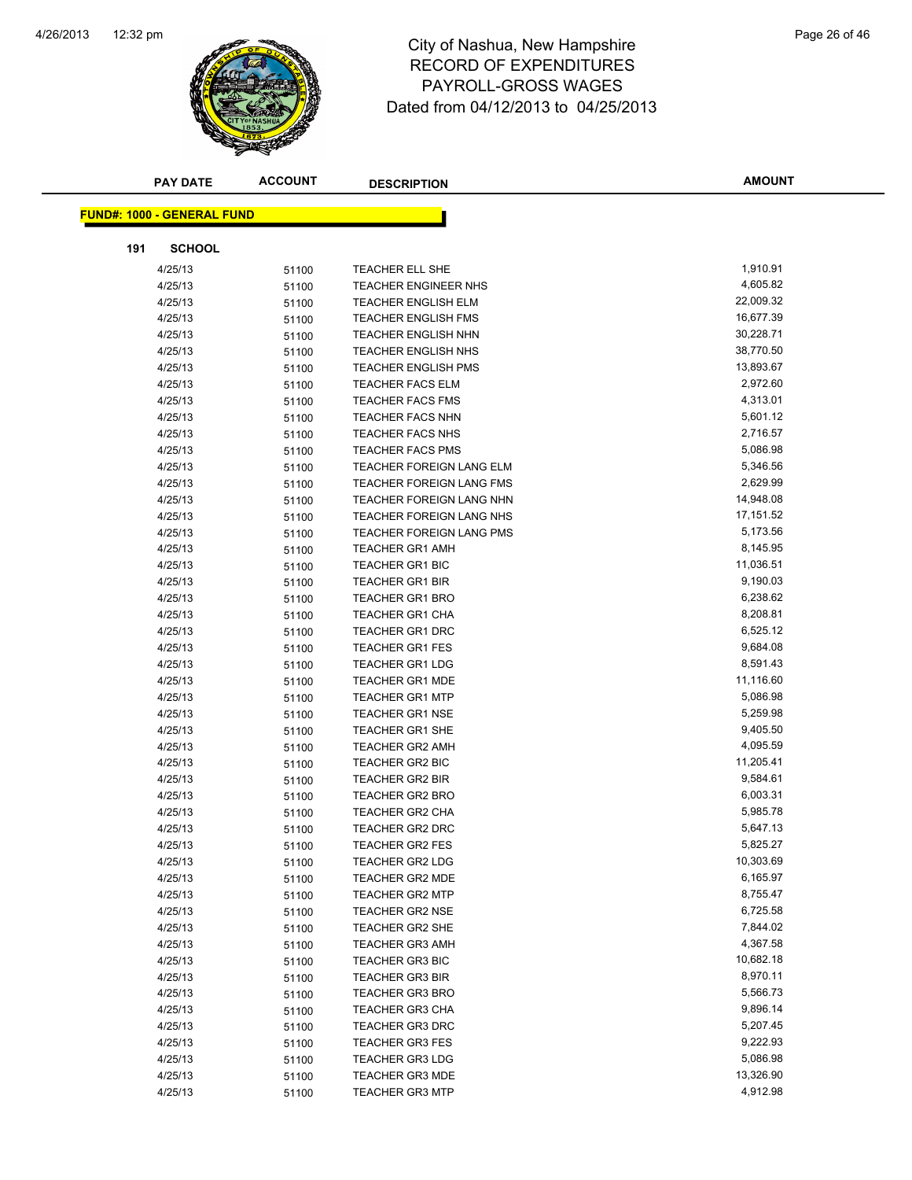# City of Nashua, New Hampshire
## RECORD OF EXPENDITURES
## PAYROLL-GROSS WAGES
### Dated from 04/12/2013 to 04/25/2013

| PAY DATE | ACCOUNT | DESCRIPTION | AMOUNT |
|---|---|---|---|

**FUND#: 1000 - GENERAL FUND**

**191 SCHOOL**

| PAY DATE | ACCOUNT | DESCRIPTION | AMOUNT |
|---|---|---|---|
| 4/25/13 | 51100 | TEACHER ELL SHE | 1,910.91 |
| 4/25/13 | 51100 | TEACHER ENGINEER NHS | 4,605.82 |
| 4/25/13 | 51100 | TEACHER ENGLISH ELM | 22,009.32 |
| 4/25/13 | 51100 | TEACHER ENGLISH FMS | 16,677.39 |
| 4/25/13 | 51100 | TEACHER ENGLISH NHN | 30,228.71 |
| 4/25/13 | 51100 | TEACHER ENGLISH NHS | 38,770.50 |
| 4/25/13 | 51100 | TEACHER ENGLISH PMS | 13,893.67 |
| 4/25/13 | 51100 | TEACHER FACS ELM | 2,972.60 |
| 4/25/13 | 51100 | TEACHER FACS FMS | 4,313.01 |
| 4/25/13 | 51100 | TEACHER FACS NHN | 5,601.12 |
| 4/25/13 | 51100 | TEACHER FACS NHS | 2,716.57 |
| 4/25/13 | 51100 | TEACHER FACS PMS | 5,086.98 |
| 4/25/13 | 51100 | TEACHER FOREIGN LANG ELM | 5,346.56 |
| 4/25/13 | 51100 | TEACHER FOREIGN LANG FMS | 2,629.99 |
| 4/25/13 | 51100 | TEACHER FOREIGN LANG NHN | 14,948.08 |
| 4/25/13 | 51100 | TEACHER FOREIGN LANG NHS | 17,151.52 |
| 4/25/13 | 51100 | TEACHER FOREIGN LANG PMS | 5,173.56 |
| 4/25/13 | 51100 | TEACHER GR1 AMH | 8,145.95 |
| 4/25/13 | 51100 | TEACHER GR1 BIC | 11,036.51 |
| 4/25/13 | 51100 | TEACHER GR1 BIR | 9,190.03 |
| 4/25/13 | 51100 | TEACHER GR1 BRO | 6,238.62 |
| 4/25/13 | 51100 | TEACHER GR1 CHA | 8,208.81 |
| 4/25/13 | 51100 | TEACHER GR1 DRC | 6,525.12 |
| 4/25/13 | 51100 | TEACHER GR1 FES | 9,684.08 |
| 4/25/13 | 51100 | TEACHER GR1 LDG | 8,591.43 |
| 4/25/13 | 51100 | TEACHER GR1 MDE | 11,116.60 |
| 4/25/13 | 51100 | TEACHER GR1 MTP | 5,086.98 |
| 4/25/13 | 51100 | TEACHER GR1 NSE | 5,259.98 |
| 4/25/13 | 51100 | TEACHER GR1 SHE | 9,405.50 |
| 4/25/13 | 51100 | TEACHER GR2 AMH | 4,095.59 |
| 4/25/13 | 51100 | TEACHER GR2 BIC | 11,205.41 |
| 4/25/13 | 51100 | TEACHER GR2 BIR | 9,584.61 |
| 4/25/13 | 51100 | TEACHER GR2 BRO | 6,003.31 |
| 4/25/13 | 51100 | TEACHER GR2 CHA | 5,985.78 |
| 4/25/13 | 51100 | TEACHER GR2 DRC | 5,647.13 |
| 4/25/13 | 51100 | TEACHER GR2 FES | 5,825.27 |
| 4/25/13 | 51100 | TEACHER GR2 LDG | 10,303.69 |
| 4/25/13 | 51100 | TEACHER GR2 MDE | 6,165.97 |
| 4/25/13 | 51100 | TEACHER GR2 MTP | 8,755.47 |
| 4/25/13 | 51100 | TEACHER GR2 NSE | 6,725.58 |
| 4/25/13 | 51100 | TEACHER GR2 SHE | 7,844.02 |
| 4/25/13 | 51100 | TEACHER GR3 AMH | 4,367.58 |
| 4/25/13 | 51100 | TEACHER GR3 BIC | 10,682.18 |
| 4/25/13 | 51100 | TEACHER GR3 BIR | 8,970.11 |
| 4/25/13 | 51100 | TEACHER GR3 BRO | 5,566.73 |
| 4/25/13 | 51100 | TEACHER GR3 CHA | 9,896.14 |
| 4/25/13 | 51100 | TEACHER GR3 DRC | 5,207.45 |
| 4/25/13 | 51100 | TEACHER GR3 FES | 9,222.93 |
| 4/25/13 | 51100 | TEACHER GR3 LDG | 5,086.98 |
| 4/25/13 | 51100 | TEACHER GR3 MDE | 13,326.90 |
| 4/25/13 | 51100 | TEACHER GR3 MTP | 4,912.98 |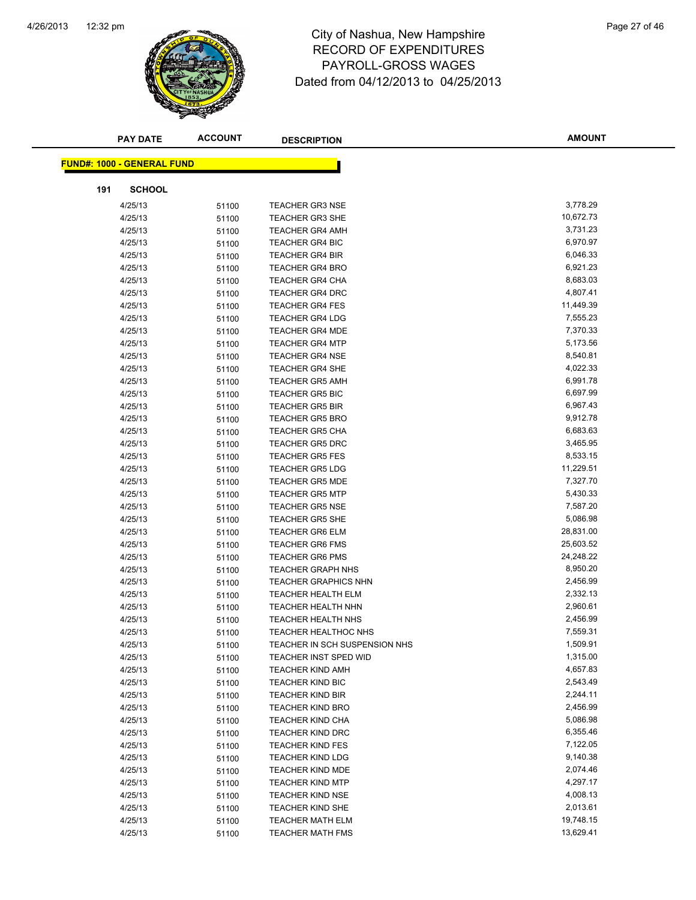# City of Nashua, New Hampshire
## RECORD OF EXPENDITURES
## PAYROLL-GROSS WAGES
### Dated from 04/12/2013 to 04/25/2013

**FUND#: 1000 - GENERAL FUND**

**191 SCHOOL**

| PAY DATE | ACCOUNT | DESCRIPTION | AMOUNT |
|---|---|---|---|
| 4/25/13 | 51100 | TEACHER GR3 NSE | 3,778.29 |
| 4/25/13 | 51100 | TEACHER GR3 SHE | 10,672.73 |
| 4/25/13 | 51100 | TEACHER GR4 AMH | 3,731.23 |
| 4/25/13 | 51100 | TEACHER GR4 BIC | 6,970.97 |
| 4/25/13 | 51100 | TEACHER GR4 BIR | 6,046.33 |
| 4/25/13 | 51100 | TEACHER GR4 BRO | 6,921.23 |
| 4/25/13 | 51100 | TEACHER GR4 CHA | 8,683.03 |
| 4/25/13 | 51100 | TEACHER GR4 DRC | 4,807.41 |
| 4/25/13 | 51100 | TEACHER GR4 FES | 11,449.39 |
| 4/25/13 | 51100 | TEACHER GR4 LDG | 7,555.23 |
| 4/25/13 | 51100 | TEACHER GR4 MDE | 7,370.33 |
| 4/25/13 | 51100 | TEACHER GR4 MTP | 5,173.56 |
| 4/25/13 | 51100 | TEACHER GR4 NSE | 8,540.81 |
| 4/25/13 | 51100 | TEACHER GR4 SHE | 4,022.33 |
| 4/25/13 | 51100 | TEACHER GR5 AMH | 6,991.78 |
| 4/25/13 | 51100 | TEACHER GR5 BIC | 6,697.99 |
| 4/25/13 | 51100 | TEACHER GR5 BIR | 6,967.43 |
| 4/25/13 | 51100 | TEACHER GR5 BRO | 9,912.78 |
| 4/25/13 | 51100 | TEACHER GR5 CHA | 6,683.63 |
| 4/25/13 | 51100 | TEACHER GR5 DRC | 3,465.95 |
| 4/25/13 | 51100 | TEACHER GR5 FES | 8,533.15 |
| 4/25/13 | 51100 | TEACHER GR5 LDG | 11,229.51 |
| 4/25/13 | 51100 | TEACHER GR5 MDE | 7,327.70 |
| 4/25/13 | 51100 | TEACHER GR5 MTP | 5,430.33 |
| 4/25/13 | 51100 | TEACHER GR5 NSE | 7,587.20 |
| 4/25/13 | 51100 | TEACHER GR5 SHE | 5,086.98 |
| 4/25/13 | 51100 | TEACHER GR6 ELM | 28,831.00 |
| 4/25/13 | 51100 | TEACHER GR6 FMS | 25,603.52 |
| 4/25/13 | 51100 | TEACHER GR6 PMS | 24,248.22 |
| 4/25/13 | 51100 | TEACHER GRAPH NHS | 8,950.20 |
| 4/25/13 | 51100 | TEACHER GRAPHICS NHN | 2,456.99 |
| 4/25/13 | 51100 | TEACHER HEALTH ELM | 2,332.13 |
| 4/25/13 | 51100 | TEACHER HEALTH NHN | 2,960.61 |
| 4/25/13 | 51100 | TEACHER HEALTH NHS | 2,456.99 |
| 4/25/13 | 51100 | TEACHER HEALTHOC NHS | 7,559.31 |
| 4/25/13 | 51100 | TEACHER IN SCH SUSPENSION NHS | 1,509.91 |
| 4/25/13 | 51100 | TEACHER INST SPED WID | 1,315.00 |
| 4/25/13 | 51100 | TEACHER KIND AMH | 4,657.83 |
| 4/25/13 | 51100 | TEACHER KIND BIC | 2,543.49 |
| 4/25/13 | 51100 | TEACHER KIND BIR | 2,244.11 |
| 4/25/13 | 51100 | TEACHER KIND BRO | 2,456.99 |
| 4/25/13 | 51100 | TEACHER KIND CHA | 5,086.98 |
| 4/25/13 | 51100 | TEACHER KIND DRC | 6,355.46 |
| 4/25/13 | 51100 | TEACHER KIND FES | 7,122.05 |
| 4/25/13 | 51100 | TEACHER KIND LDG | 9,140.38 |
| 4/25/13 | 51100 | TEACHER KIND MDE | 2,074.46 |
| 4/25/13 | 51100 | TEACHER KIND MTP | 4,297.17 |
| 4/25/13 | 51100 | TEACHER KIND NSE | 4,008.13 |
| 4/25/13 | 51100 | TEACHER KIND SHE | 2,013.61 |
| 4/25/13 | 51100 | TEACHER MATH ELM | 19,748.15 |
| 4/25/13 | 51100 | TEACHER MATH FMS | 13,629.41 |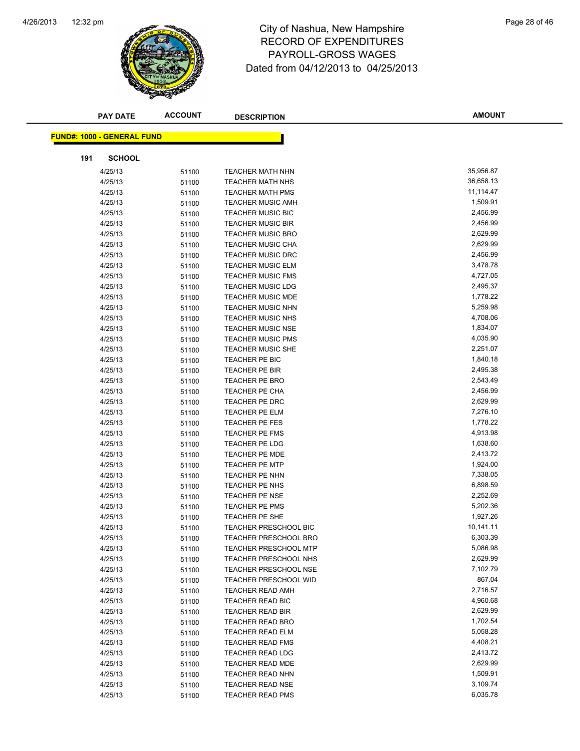# City of Nashua, New Hampshire
## RECORD OF EXPENDITURES
## PAYROLL-GROSS WAGES
## Dated from 04/12/2013 to 04/25/2013

**FUND#: 1000 - GENERAL FUND**

**191 SCHOOL**

| PAY DATE | ACCOUNT | DESCRIPTION | AMOUNT |
|---|---|---|---|
| 4/25/13 | 51100 | TEACHER MATH NHN | 35,956.87 |
| 4/25/13 | 51100 | TEACHER MATH NHS | 36,658.13 |
| 4/25/13 | 51100 | TEACHER MATH PMS | 11,114.47 |
| 4/25/13 | 51100 | TEACHER MUSIC AMH | 1,509.91 |
| 4/25/13 | 51100 | TEACHER MUSIC BIC | 2,456.99 |
| 4/25/13 | 51100 | TEACHER MUSIC BIR | 2,456.99 |
| 4/25/13 | 51100 | TEACHER MUSIC BRO | 2,629.99 |
| 4/25/13 | 51100 | TEACHER MUSIC CHA | 2,629.99 |
| 4/25/13 | 51100 | TEACHER MUSIC DRC | 2,456.99 |
| 4/25/13 | 51100 | TEACHER MUSIC ELM | 3,478.78 |
| 4/25/13 | 51100 | TEACHER MUSIC FMS | 4,727.05 |
| 4/25/13 | 51100 | TEACHER MUSIC LDG | 2,495.37 |
| 4/25/13 | 51100 | TEACHER MUSIC MDE | 1,778.22 |
| 4/25/13 | 51100 | TEACHER MUSIC NHN | 5,259.98 |
| 4/25/13 | 51100 | TEACHER MUSIC NHS | 4,708.06 |
| 4/25/13 | 51100 | TEACHER MUSIC NSE | 1,834.07 |
| 4/25/13 | 51100 | TEACHER MUSIC PMS | 4,035.90 |
| 4/25/13 | 51100 | TEACHER MUSIC SHE | 2,251.07 |
| 4/25/13 | 51100 | TEACHER PE BIC | 1,840.18 |
| 4/25/13 | 51100 | TEACHER PE BIR | 2,495.38 |
| 4/25/13 | 51100 | TEACHER PE BRO | 2,543.49 |
| 4/25/13 | 51100 | TEACHER PE CHA | 2,456.99 |
| 4/25/13 | 51100 | TEACHER PE DRC | 2,629.99 |
| 4/25/13 | 51100 | TEACHER PE ELM | 7,276.10 |
| 4/25/13 | 51100 | TEACHER PE FES | 1,778.22 |
| 4/25/13 | 51100 | TEACHER PE FMS | 4,913.98 |
| 4/25/13 | 51100 | TEACHER PE LDG | 1,638.60 |
| 4/25/13 | 51100 | TEACHER PE MDE | 2,413.72 |
| 4/25/13 | 51100 | TEACHER PE MTP | 1,924.00 |
| 4/25/13 | 51100 | TEACHER PE NHN | 7,338.05 |
| 4/25/13 | 51100 | TEACHER PE NHS | 6,898.59 |
| 4/25/13 | 51100 | TEACHER PE NSE | 2,252.69 |
| 4/25/13 | 51100 | TEACHER PE PMS | 5,202.36 |
| 4/25/13 | 51100 | TEACHER PE SHE | 1,927.26 |
| 4/25/13 | 51100 | TEACHER PRESCHOOL BIC | 10,141.11 |
| 4/25/13 | 51100 | TEACHER PRESCHOOL BRO | 6,303.39 |
| 4/25/13 | 51100 | TEACHER PRESCHOOL MTP | 5,086.98 |
| 4/25/13 | 51100 | TEACHER PRESCHOOL NHS | 2,629.99 |
| 4/25/13 | 51100 | TEACHER PRESCHOOL NSE | 7,102.79 |
| 4/25/13 | 51100 | TEACHER PRESCHOOL WID | 867.04 |
| 4/25/13 | 51100 | TEACHER READ AMH | 2,716.57 |
| 4/25/13 | 51100 | TEACHER READ BIC | 4,960.68 |
| 4/25/13 | 51100 | TEACHER READ BIR | 2,629.99 |
| 4/25/13 | 51100 | TEACHER READ BRO | 1,702.54 |
| 4/25/13 | 51100 | TEACHER READ ELM | 5,058.28 |
| 4/25/13 | 51100 | TEACHER READ FMS | 4,408.21 |
| 4/25/13 | 51100 | TEACHER READ LDG | 2,413.72 |
| 4/25/13 | 51100 | TEACHER READ MDE | 2,629.99 |
| 4/25/13 | 51100 | TEACHER READ NHN | 1,509.91 |
| 4/25/13 | 51100 | TEACHER READ NSE | 3,109.74 |
| 4/25/13 | 51100 | TEACHER READ PMS | 6,035.78 |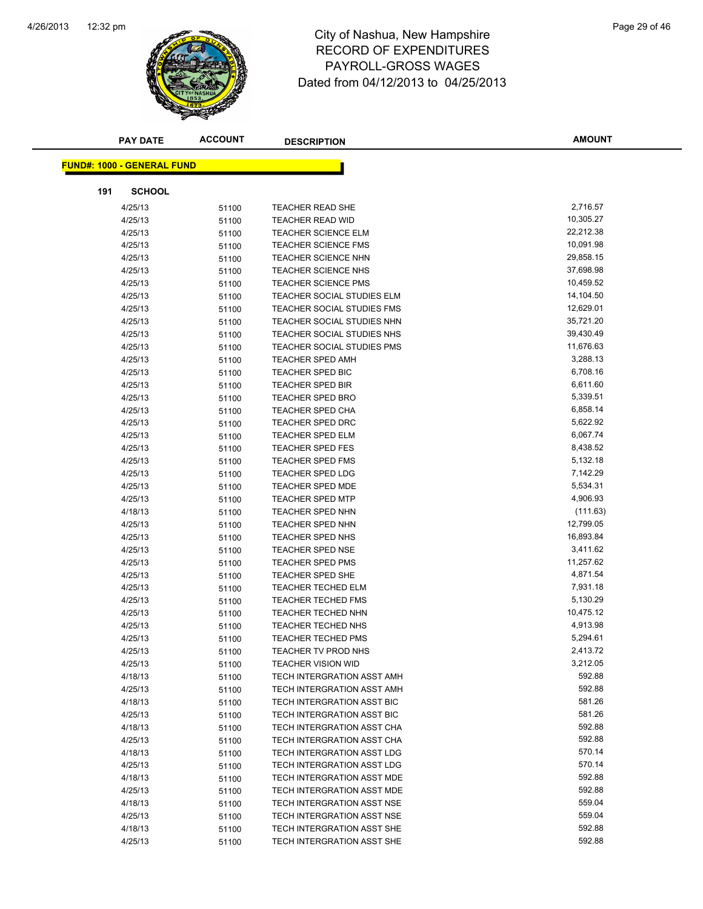# City of Nashua, New Hampshire
## RECORD OF EXPENDITURES
## PAYROLL-GROSS WAGES
### Dated from 04/12/2013 to 04/25/2013

| PAY DATE | ACCOUNT | DESCRIPTION | AMOUNT |
|---|---|---|---|

**FUND#: 1000 - GENERAL FUND**

**191 SCHOOL**

| PAY DATE | ACCOUNT | DESCRIPTION | AMOUNT |
|---|---|---|---|
| 4/25/13 | 51100 | TEACHER READ SHE | 2,716.57 |
| 4/25/13 | 51100 | TEACHER READ WID | 10,305.27 |
| 4/25/13 | 51100 | TEACHER SCIENCE ELM | 22,212.38 |
| 4/25/13 | 51100 | TEACHER SCIENCE FMS | 10,091.98 |
| 4/25/13 | 51100 | TEACHER SCIENCE NHN | 29,858.15 |
| 4/25/13 | 51100 | TEACHER SCIENCE NHS | 37,698.98 |
| 4/25/13 | 51100 | TEACHER SCIENCE PMS | 10,459.52 |
| 4/25/13 | 51100 | TEACHER SOCIAL STUDIES ELM | 14,104.50 |
| 4/25/13 | 51100 | TEACHER SOCIAL STUDIES FMS | 12,629.01 |
| 4/25/13 | 51100 | TEACHER SOCIAL STUDIES NHN | 35,721.20 |
| 4/25/13 | 51100 | TEACHER SOCIAL STUDIES NHS | 39,430.49 |
| 4/25/13 | 51100 | TEACHER SOCIAL STUDIES PMS | 11,676.63 |
| 4/25/13 | 51100 | TEACHER SPED AMH | 3,288.13 |
| 4/25/13 | 51100 | TEACHER SPED BIC | 6,708.16 |
| 4/25/13 | 51100 | TEACHER SPED BIR | 6,611.60 |
| 4/25/13 | 51100 | TEACHER SPED BRO | 5,339.51 |
| 4/25/13 | 51100 | TEACHER SPED CHA | 6,858.14 |
| 4/25/13 | 51100 | TEACHER SPED DRC | 5,622.92 |
| 4/25/13 | 51100 | TEACHER SPED ELM | 6,067.74 |
| 4/25/13 | 51100 | TEACHER SPED FES | 8,438.52 |
| 4/25/13 | 51100 | TEACHER SPED FMS | 5,132.18 |
| 4/25/13 | 51100 | TEACHER SPED LDG | 7,142.29 |
| 4/25/13 | 51100 | TEACHER SPED MDE | 5,534.31 |
| 4/25/13 | 51100 | TEACHER SPED MTP | 4,906.93 |
| 4/18/13 | 51100 | TEACHER SPED NHN | (111.63) |
| 4/25/13 | 51100 | TEACHER SPED NHN | 12,799.05 |
| 4/25/13 | 51100 | TEACHER SPED NHS | 16,893.84 |
| 4/25/13 | 51100 | TEACHER SPED NSE | 3,411.62 |
| 4/25/13 | 51100 | TEACHER SPED PMS | 11,257.62 |
| 4/25/13 | 51100 | TEACHER SPED SHE | 4,871.54 |
| 4/25/13 | 51100 | TEACHER TECHED ELM | 7,931.18 |
| 4/25/13 | 51100 | TEACHER TECHED FMS | 5,130.29 |
| 4/25/13 | 51100 | TEACHER TECHED NHN | 10,475.12 |
| 4/25/13 | 51100 | TEACHER TECHED NHS | 4,913.98 |
| 4/25/13 | 51100 | TEACHER TECHED PMS | 5,294.61 |
| 4/25/13 | 51100 | TEACHER TV PROD NHS | 2,413.72 |
| 4/25/13 | 51100 | TEACHER VISION WID | 3,212.05 |
| 4/18/13 | 51100 | TECH INTERGRATION ASST AMH | 592.88 |
| 4/25/13 | 51100 | TECH INTERGRATION ASST AMH | 592.88 |
| 4/18/13 | 51100 | TECH INTERGRATION ASST BIC | 581.26 |
| 4/25/13 | 51100 | TECH INTERGRATION ASST BIC | 581.26 |
| 4/18/13 | 51100 | TECH INTERGRATION ASST CHA | 592.88 |
| 4/25/13 | 51100 | TECH INTERGRATION ASST CHA | 592.88 |
| 4/18/13 | 51100 | TECH INTERGRATION ASST LDG | 570.14 |
| 4/25/13 | 51100 | TECH INTERGRATION ASST LDG | 570.14 |
| 4/18/13 | 51100 | TECH INTERGRATION ASST MDE | 592.88 |
| 4/25/13 | 51100 | TECH INTERGRATION ASST MDE | 592.88 |
| 4/18/13 | 51100 | TECH INTERGRATION ASST NSE | 559.04 |
| 4/25/13 | 51100 | TECH INTERGRATION ASST NSE | 559.04 |
| 4/18/13 | 51100 | TECH INTERGRATION ASST SHE | 592.88 |
| 4/25/13 | 51100 | TECH INTERGRATION ASST SHE | 592.88 |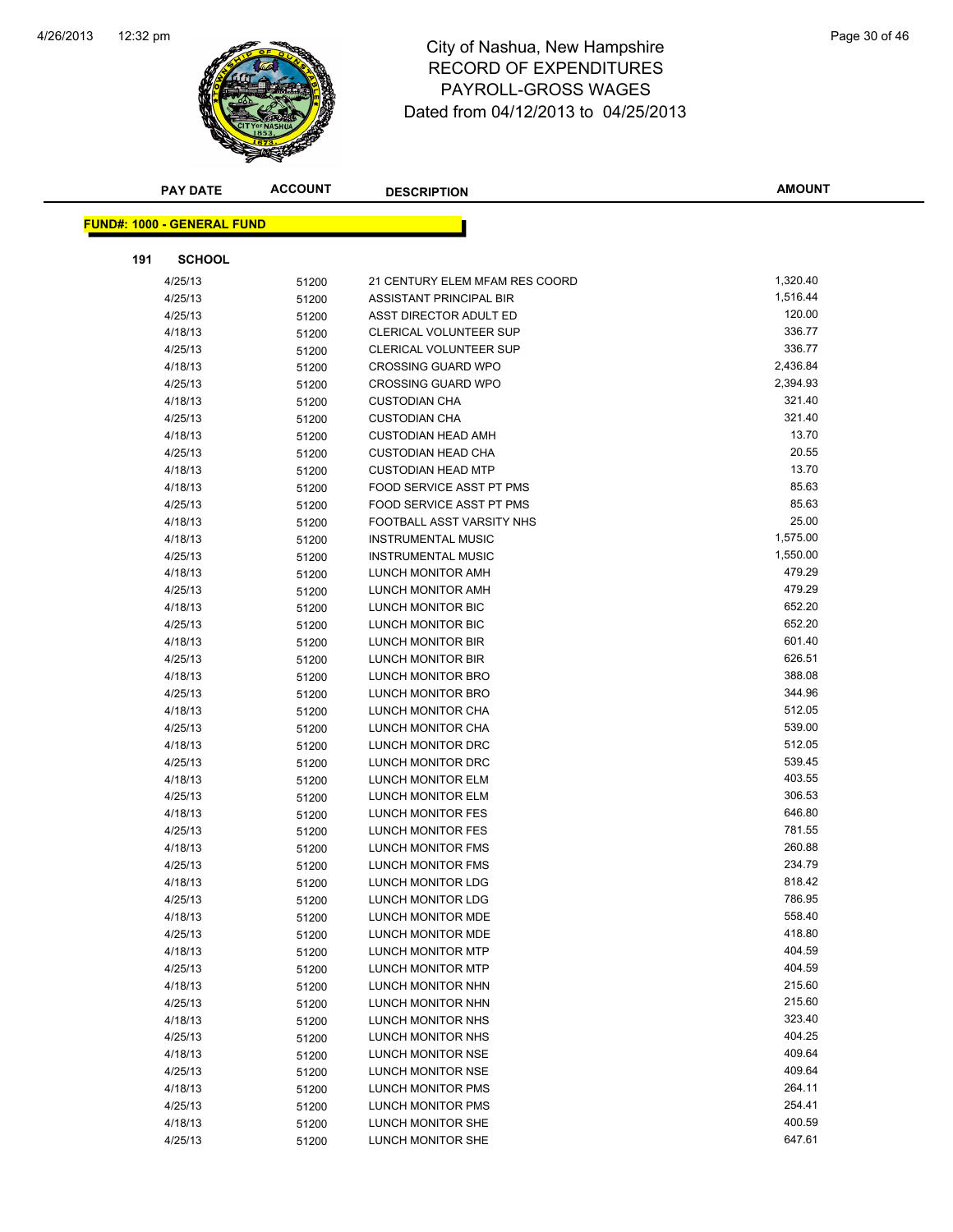# City of Nashua, New Hampshire
## RECORD OF EXPENDITURES
## PAYROLL-GROSS WAGES
## Dated from 04/12/2013 to 04/25/2013

**FUND#: 1000 - GENERAL FUND**

**191 SCHOOL**

| PAY DATE | ACCOUNT | DESCRIPTION | AMOUNT |
|---|---|---|---|
| 4/25/13 | 51200 | 21 CENTURY ELEM MFAM RES COORD | 1,320.40 |
| 4/25/13 | 51200 | ASSISTANT PRINCIPAL BIR | 1,516.44 |
| 4/25/13 | 51200 | ASST DIRECTOR ADULT ED | 120.00 |
| 4/18/13 | 51200 | CLERICAL VOLUNTEER SUP | 336.77 |
| 4/25/13 | 51200 | CLERICAL VOLUNTEER SUP | 336.77 |
| 4/18/13 | 51200 | CROSSING GUARD WPO | 2,436.84 |
| 4/25/13 | 51200 | CROSSING GUARD WPO | 2,394.93 |
| 4/18/13 | 51200 | CUSTODIAN CHA | 321.40 |
| 4/25/13 | 51200 | CUSTODIAN CHA | 321.40 |
| 4/18/13 | 51200 | CUSTODIAN HEAD AMH | 13.70 |
| 4/25/13 | 51200 | CUSTODIAN HEAD CHA | 20.55 |
| 4/18/13 | 51200 | CUSTODIAN HEAD MTP | 13.70 |
| 4/18/13 | 51200 | FOOD SERVICE ASST PT PMS | 85.63 |
| 4/25/13 | 51200 | FOOD SERVICE ASST PT PMS | 85.63 |
| 4/18/13 | 51200 | FOOTBALL ASST VARSITY NHS | 25.00 |
| 4/18/13 | 51200 | INSTRUMENTAL MUSIC | 1,575.00 |
| 4/25/13 | 51200 | INSTRUMENTAL MUSIC | 1,550.00 |
| 4/18/13 | 51200 | LUNCH MONITOR AMH | 479.29 |
| 4/25/13 | 51200 | LUNCH MONITOR AMH | 479.29 |
| 4/18/13 | 51200 | LUNCH MONITOR BIC | 652.20 |
| 4/25/13 | 51200 | LUNCH MONITOR BIC | 652.20 |
| 4/18/13 | 51200 | LUNCH MONITOR BIR | 601.40 |
| 4/25/13 | 51200 | LUNCH MONITOR BIR | 626.51 |
| 4/18/13 | 51200 | LUNCH MONITOR BRO | 388.08 |
| 4/25/13 | 51200 | LUNCH MONITOR BRO | 344.96 |
| 4/18/13 | 51200 | LUNCH MONITOR CHA | 512.05 |
| 4/25/13 | 51200 | LUNCH MONITOR CHA | 539.00 |
| 4/18/13 | 51200 | LUNCH MONITOR DRC | 512.05 |
| 4/25/13 | 51200 | LUNCH MONITOR DRC | 539.45 |
| 4/18/13 | 51200 | LUNCH MONITOR ELM | 403.55 |
| 4/25/13 | 51200 | LUNCH MONITOR ELM | 306.53 |
| 4/18/13 | 51200 | LUNCH MONITOR FES | 646.80 |
| 4/25/13 | 51200 | LUNCH MONITOR FES | 781.55 |
| 4/18/13 | 51200 | LUNCH MONITOR FMS | 260.88 |
| 4/25/13 | 51200 | LUNCH MONITOR FMS | 234.79 |
| 4/18/13 | 51200 | LUNCH MONITOR LDG | 818.42 |
| 4/25/13 | 51200 | LUNCH MONITOR LDG | 786.95 |
| 4/18/13 | 51200 | LUNCH MONITOR MDE | 558.40 |
| 4/25/13 | 51200 | LUNCH MONITOR MDE | 418.80 |
| 4/18/13 | 51200 | LUNCH MONITOR MTP | 404.59 |
| 4/25/13 | 51200 | LUNCH MONITOR MTP | 404.59 |
| 4/18/13 | 51200 | LUNCH MONITOR NHN | 215.60 |
| 4/25/13 | 51200 | LUNCH MONITOR NHN | 215.60 |
| 4/18/13 | 51200 | LUNCH MONITOR NHS | 323.40 |
| 4/25/13 | 51200 | LUNCH MONITOR NHS | 404.25 |
| 4/18/13 | 51200 | LUNCH MONITOR NSE | 409.64 |
| 4/25/13 | 51200 | LUNCH MONITOR NSE | 409.64 |
| 4/18/13 | 51200 | LUNCH MONITOR PMS | 264.11 |
| 4/25/13 | 51200 | LUNCH MONITOR PMS | 254.41 |
| 4/18/13 | 51200 | LUNCH MONITOR SHE | 400.59 |
| 4/25/13 | 51200 | LUNCH MONITOR SHE | 647.61 |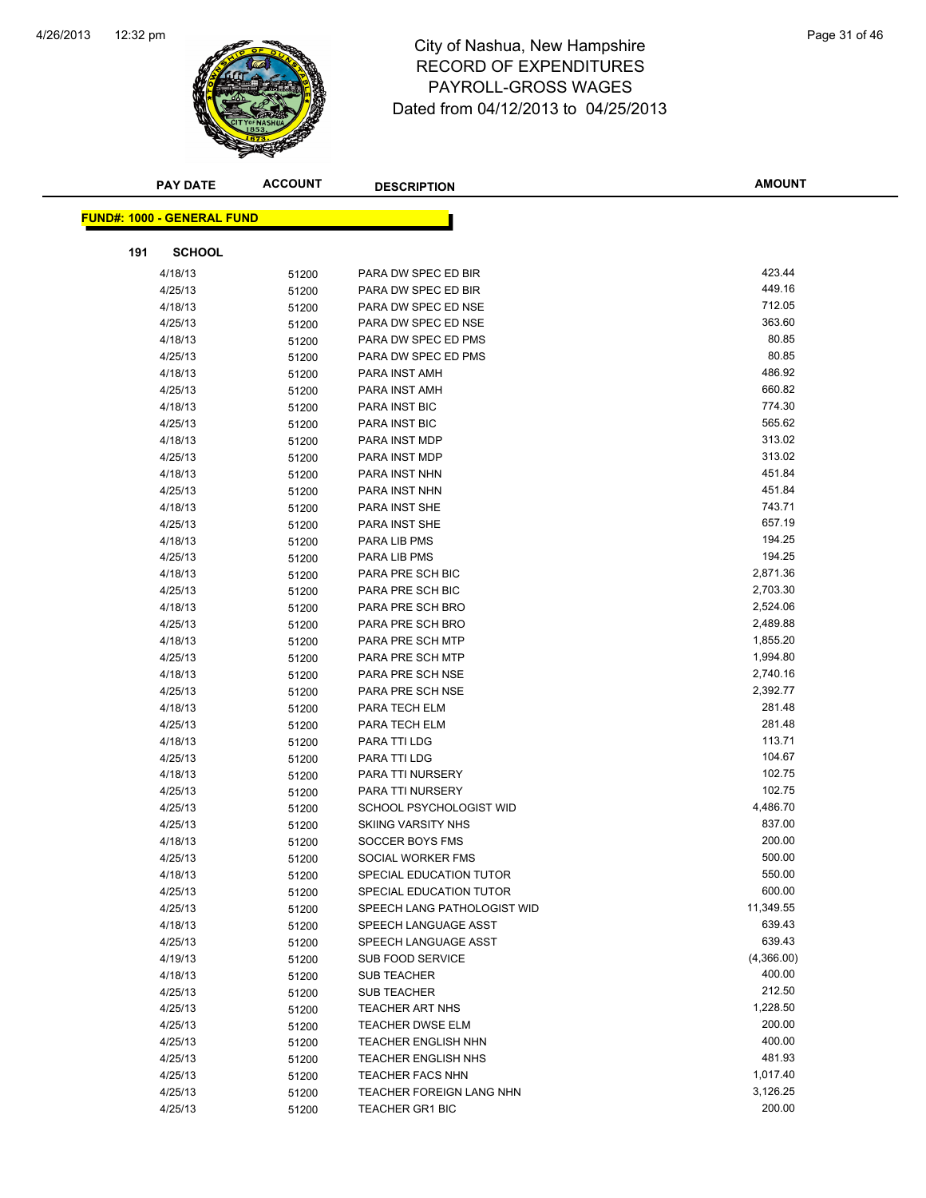# City of Nashua, New Hampshire
## RECORD OF EXPENDITURES
## PAYROLL-GROSS WAGES
## Dated from 04/12/2013 to 04/25/2013

| PAY DATE | ACCOUNT | DESCRIPTION | AMOUNT |
|---|---|---|---|

**FUND#: 1000 - GENERAL FUND**

**191 SCHOOL**

| PAY DATE | ACCOUNT | DESCRIPTION | AMOUNT |
|---|---|---|---|
| 4/18/13 | 51200 | PARA DW SPEC ED BIR | 423.44 |
| 4/25/13 | 51200 | PARA DW SPEC ED BIR | 449.16 |
| 4/18/13 | 51200 | PARA DW SPEC ED NSE | 712.05 |
| 4/25/13 | 51200 | PARA DW SPEC ED NSE | 363.60 |
| 4/18/13 | 51200 | PARA DW SPEC ED PMS | 80.85 |
| 4/25/13 | 51200 | PARA DW SPEC ED PMS | 80.85 |
| 4/18/13 | 51200 | PARA INST AMH | 486.92 |
| 4/25/13 | 51200 | PARA INST AMH | 660.82 |
| 4/18/13 | 51200 | PARA INST BIC | 774.30 |
| 4/25/13 | 51200 | PARA INST BIC | 565.62 |
| 4/18/13 | 51200 | PARA INST MDP | 313.02 |
| 4/25/13 | 51200 | PARA INST MDP | 313.02 |
| 4/18/13 | 51200 | PARA INST NHN | 451.84 |
| 4/25/13 | 51200 | PARA INST NHN | 451.84 |
| 4/18/13 | 51200 | PARA INST SHE | 743.71 |
| 4/25/13 | 51200 | PARA INST SHE | 657.19 |
| 4/18/13 | 51200 | PARA LIB PMS | 194.25 |
| 4/25/13 | 51200 | PARA LIB PMS | 194.25 |
| 4/18/13 | 51200 | PARA PRE SCH BIC | 2,871.36 |
| 4/25/13 | 51200 | PARA PRE SCH BIC | 2,703.30 |
| 4/18/13 | 51200 | PARA PRE SCH BRO | 2,524.06 |
| 4/25/13 | 51200 | PARA PRE SCH BRO | 2,489.88 |
| 4/18/13 | 51200 | PARA PRE SCH MTP | 1,855.20 |
| 4/25/13 | 51200 | PARA PRE SCH MTP | 1,994.80 |
| 4/18/13 | 51200 | PARA PRE SCH NSE | 2,740.16 |
| 4/25/13 | 51200 | PARA PRE SCH NSE | 2,392.77 |
| 4/18/13 | 51200 | PARA TECH ELM | 281.48 |
| 4/25/13 | 51200 | PARA TECH ELM | 281.48 |
| 4/18/13 | 51200 | PARA TTI LDG | 113.71 |
| 4/25/13 | 51200 | PARA TTI LDG | 104.67 |
| 4/18/13 | 51200 | PARA TTI NURSERY | 102.75 |
| 4/25/13 | 51200 | PARA TTI NURSERY | 102.75 |
| 4/25/13 | 51200 | SCHOOL PSYCHOLOGIST WID | 4,486.70 |
| 4/25/13 | 51200 | SKIING VARSITY NHS | 837.00 |
| 4/18/13 | 51200 | SOCCER BOYS FMS | 200.00 |
| 4/25/13 | 51200 | SOCIAL WORKER FMS | 500.00 |
| 4/18/13 | 51200 | SPECIAL EDUCATION TUTOR | 550.00 |
| 4/25/13 | 51200 | SPECIAL EDUCATION TUTOR | 600.00 |
| 4/25/13 | 51200 | SPEECH LANG PATHOLOGIST WID | 11,349.55 |
| 4/18/13 | 51200 | SPEECH LANGUAGE ASST | 639.43 |
| 4/25/13 | 51200 | SPEECH LANGUAGE ASST | 639.43 |
| 4/19/13 | 51200 | SUB FOOD SERVICE | (4,366.00) |
| 4/18/13 | 51200 | SUB TEACHER | 400.00 |
| 4/25/13 | 51200 | SUB TEACHER | 212.50 |
| 4/25/13 | 51200 | TEACHER ART NHS | 1,228.50 |
| 4/25/13 | 51200 | TEACHER DWSE ELM | 200.00 |
| 4/25/13 | 51200 | TEACHER ENGLISH NHN | 400.00 |
| 4/25/13 | 51200 | TEACHER ENGLISH NHS | 481.93 |
| 4/25/13 | 51200 | TEACHER FACS NHN | 1,017.40 |
| 4/25/13 | 51200 | TEACHER FOREIGN LANG NHN | 3,126.25 |
| 4/25/13 | 51200 | TEACHER GR1 BIC | 200.00 |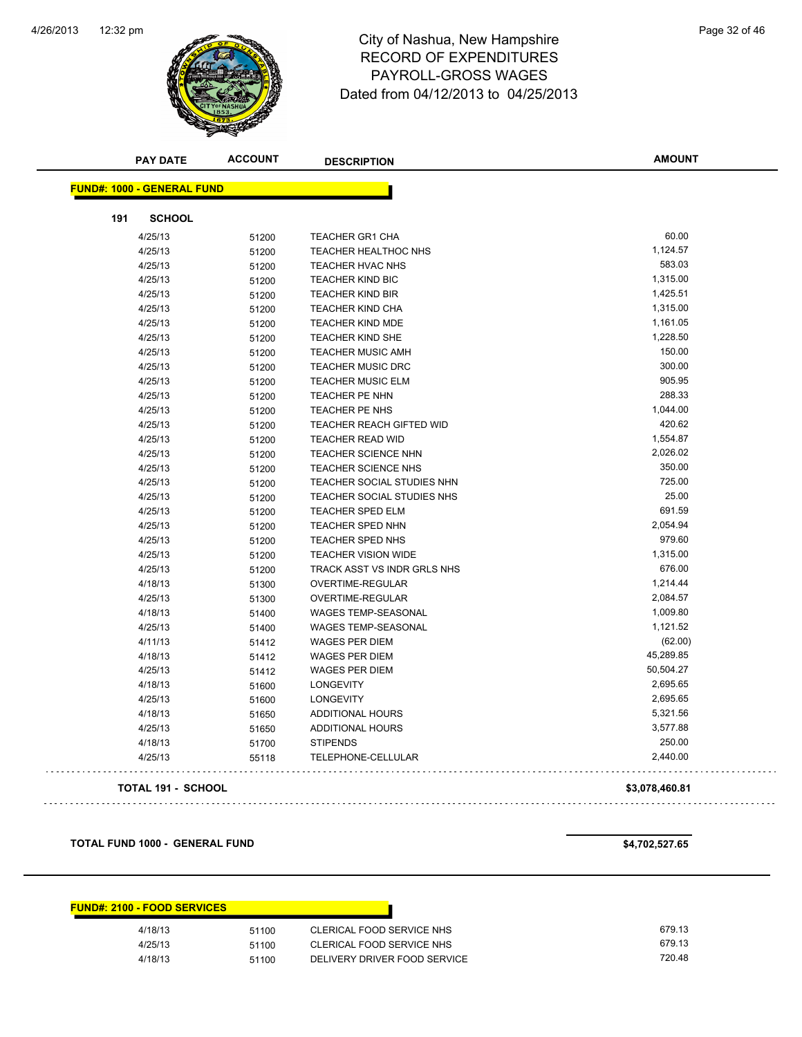# City of Nashua, New Hampshire
## RECORD OF EXPENDITURES
## PAYROLL-GROSS WAGES
Dated from 04/12/2013 to 04/25/2013

| PAY DATE | ACCOUNT | DESCRIPTION | AMOUNT |
|---|---|---|---|

**FUND#: 1000 - GENERAL FUND**

**191 SCHOOL**

| PAY DATE | ACCOUNT | DESCRIPTION | AMOUNT |
|---|---|---|---|
| 4/25/13 | 51200 | TEACHER GR1 CHA | 60.00 |
| 4/25/13 | 51200 | TEACHER HEALTHOC NHS | 1,124.57 |
| 4/25/13 | 51200 | TEACHER HVAC NHS | 583.03 |
| 4/25/13 | 51200 | TEACHER KIND BIC | 1,315.00 |
| 4/25/13 | 51200 | TEACHER KIND BIR | 1,425.51 |
| 4/25/13 | 51200 | TEACHER KIND CHA | 1,315.00 |
| 4/25/13 | 51200 | TEACHER KIND MDE | 1,161.05 |
| 4/25/13 | 51200 | TEACHER KIND SHE | 1,228.50 |
| 4/25/13 | 51200 | TEACHER MUSIC AMH | 150.00 |
| 4/25/13 | 51200 | TEACHER MUSIC DRC | 300.00 |
| 4/25/13 | 51200 | TEACHER MUSIC ELM | 905.95 |
| 4/25/13 | 51200 | TEACHER PE NHN | 288.33 |
| 4/25/13 | 51200 | TEACHER PE NHS | 1,044.00 |
| 4/25/13 | 51200 | TEACHER REACH GIFTED WID | 420.62 |
| 4/25/13 | 51200 | TEACHER READ WID | 1,554.87 |
| 4/25/13 | 51200 | TEACHER SCIENCE NHN | 2,026.02 |
| 4/25/13 | 51200 | TEACHER SCIENCE NHS | 350.00 |
| 4/25/13 | 51200 | TEACHER SOCIAL STUDIES NHN | 725.00 |
| 4/25/13 | 51200 | TEACHER SOCIAL STUDIES NHS | 25.00 |
| 4/25/13 | 51200 | TEACHER SPED ELM | 691.59 |
| 4/25/13 | 51200 | TEACHER SPED NHN | 2,054.94 |
| 4/25/13 | 51200 | TEACHER SPED NHS | 979.60 |
| 4/25/13 | 51200 | TEACHER VISION WIDE | 1,315.00 |
| 4/25/13 | 51200 | TRACK ASST VS INDR GRLS NHS | 676.00 |
| 4/18/13 | 51300 | OVERTIME-REGULAR | 1,214.44 |
| 4/25/13 | 51300 | OVERTIME-REGULAR | 2,084.57 |
| 4/18/13 | 51400 | WAGES TEMP-SEASONAL | 1,009.80 |
| 4/25/13 | 51400 | WAGES TEMP-SEASONAL | 1,121.52 |
| 4/11/13 | 51412 | WAGES PER DIEM | (62.00) |
| 4/18/13 | 51412 | WAGES PER DIEM | 45,289.85 |
| 4/25/13 | 51412 | WAGES PER DIEM | 50,504.27 |
| 4/18/13 | 51600 | LONGEVITY | 2,695.65 |
| 4/25/13 | 51600 | LONGEVITY | 2,695.65 |
| 4/18/13 | 51650 | ADDITIONAL HOURS | 5,321.56 |
| 4/25/13 | 51650 | ADDITIONAL HOURS | 3,577.88 |
| 4/18/13 | 51700 | STIPENDS | 250.00 |
| 4/25/13 | 55118 | TELEPHONE-CELLULAR | 2,440.00 |

**TOTAL 191 - SCHOOL** **$3,078,460.81**

**TOTAL FUND 1000 - GENERAL FUND** **$4,702,527.65**

**FUND#: 2100 - FOOD SERVICES**

| PAY DATE | ACCOUNT | DESCRIPTION | AMOUNT |
|---|---|---|---|
| 4/18/13 | 51100 | CLERICAL FOOD SERVICE NHS | 679.13 |
| 4/25/13 | 51100 | CLERICAL FOOD SERVICE NHS | 679.13 |
| 4/18/13 | 51100 | DELIVERY DRIVER FOOD SERVICE | 720.48 |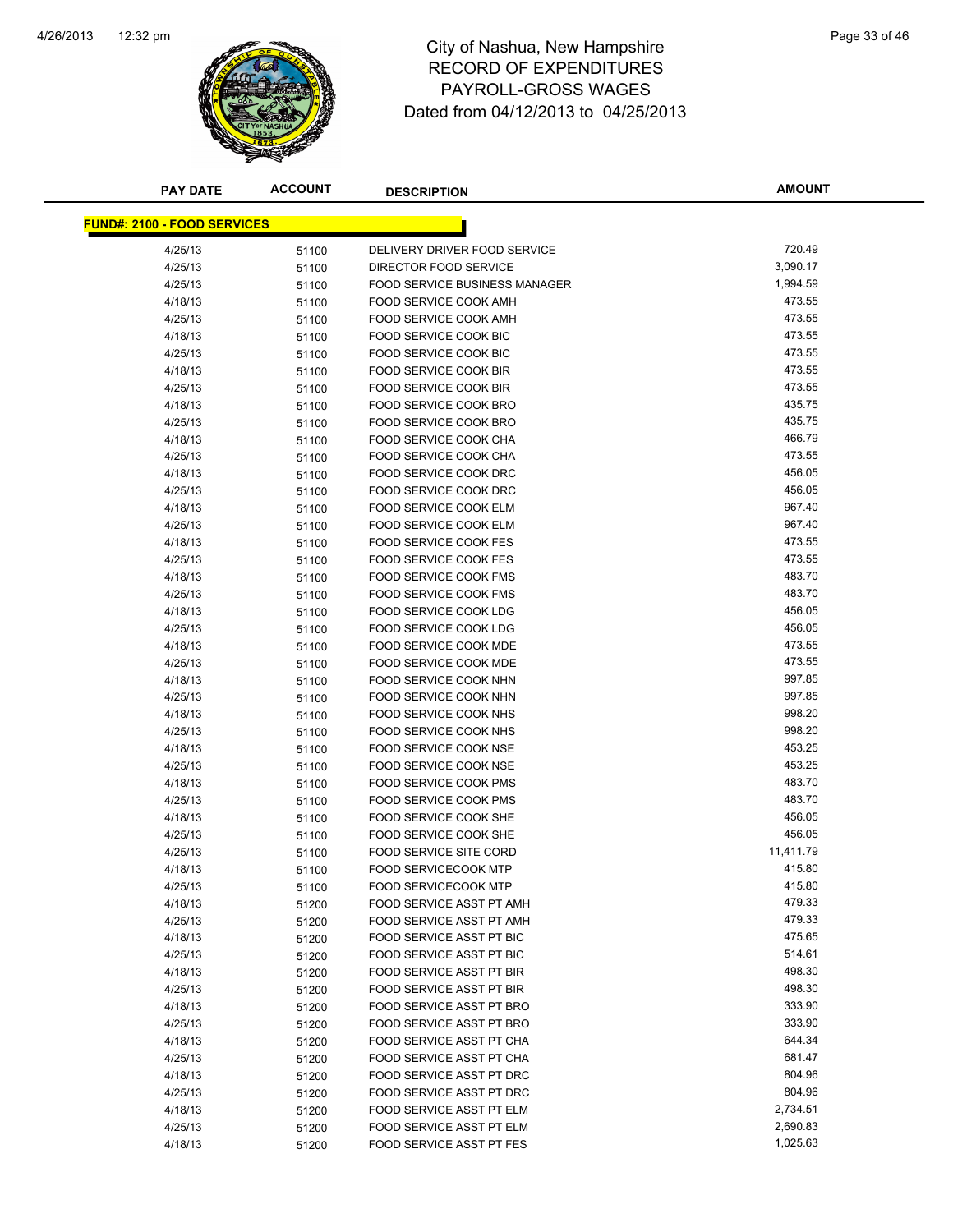# City of Nashua, New Hampshire
## RECORD OF EXPENDITURES
## PAYROLL-GROSS WAGES
## Dated from 04/12/2013 to 04/25/2013

| PAY DATE | ACCOUNT | DESCRIPTION | AMOUNT |
|---|---|---|---|
| **FUND#: 2100 - FOOD SERVICES** | | | |
| 4/25/13 | 51100 | DELIVERY DRIVER FOOD SERVICE | 720.49 |
| 4/25/13 | 51100 | DIRECTOR FOOD SERVICE | 3,090.17 |
| 4/25/13 | 51100 | FOOD SERVICE BUSINESS MANAGER | 1,994.59 |
| 4/18/13 | 51100 | FOOD SERVICE COOK AMH | 473.55 |
| 4/25/13 | 51100 | FOOD SERVICE COOK AMH | 473.55 |
| 4/18/13 | 51100 | FOOD SERVICE COOK BIC | 473.55 |
| 4/25/13 | 51100 | FOOD SERVICE COOK BIC | 473.55 |
| 4/18/13 | 51100 | FOOD SERVICE COOK BIR | 473.55 |
| 4/25/13 | 51100 | FOOD SERVICE COOK BIR | 473.55 |
| 4/18/13 | 51100 | FOOD SERVICE COOK BRO | 435.75 |
| 4/25/13 | 51100 | FOOD SERVICE COOK BRO | 435.75 |
| 4/18/13 | 51100 | FOOD SERVICE COOK CHA | 466.79 |
| 4/25/13 | 51100 | FOOD SERVICE COOK CHA | 473.55 |
| 4/18/13 | 51100 | FOOD SERVICE COOK DRC | 456.05 |
| 4/25/13 | 51100 | FOOD SERVICE COOK DRC | 456.05 |
| 4/18/13 | 51100 | FOOD SERVICE COOK ELM | 967.40 |
| 4/25/13 | 51100 | FOOD SERVICE COOK ELM | 967.40 |
| 4/18/13 | 51100 | FOOD SERVICE COOK FES | 473.55 |
| 4/25/13 | 51100 | FOOD SERVICE COOK FES | 473.55 |
| 4/18/13 | 51100 | FOOD SERVICE COOK FMS | 483.70 |
| 4/25/13 | 51100 | FOOD SERVICE COOK FMS | 483.70 |
| 4/18/13 | 51100 | FOOD SERVICE COOK LDG | 456.05 |
| 4/25/13 | 51100 | FOOD SERVICE COOK LDG | 456.05 |
| 4/18/13 | 51100 | FOOD SERVICE COOK MDE | 473.55 |
| 4/25/13 | 51100 | FOOD SERVICE COOK MDE | 473.55 |
| 4/18/13 | 51100 | FOOD SERVICE COOK NHN | 997.85 |
| 4/25/13 | 51100 | FOOD SERVICE COOK NHN | 997.85 |
| 4/18/13 | 51100 | FOOD SERVICE COOK NHS | 998.20 |
| 4/25/13 | 51100 | FOOD SERVICE COOK NHS | 998.20 |
| 4/18/13 | 51100 | FOOD SERVICE COOK NSE | 453.25 |
| 4/25/13 | 51100 | FOOD SERVICE COOK NSE | 453.25 |
| 4/18/13 | 51100 | FOOD SERVICE COOK PMS | 483.70 |
| 4/25/13 | 51100 | FOOD SERVICE COOK PMS | 483.70 |
| 4/18/13 | 51100 | FOOD SERVICE COOK SHE | 456.05 |
| 4/25/13 | 51100 | FOOD SERVICE COOK SHE | 456.05 |
| 4/25/13 | 51100 | FOOD SERVICE SITE CORD | 11,411.79 |
| 4/18/13 | 51100 | FOOD SERVICECOOK MTP | 415.80 |
| 4/25/13 | 51100 | FOOD SERVICECOOK MTP | 415.80 |
| 4/18/13 | 51200 | FOOD SERVICE ASST PT AMH | 479.33 |
| 4/25/13 | 51200 | FOOD SERVICE ASST PT AMH | 479.33 |
| 4/18/13 | 51200 | FOOD SERVICE ASST PT BIC | 475.65 |
| 4/25/13 | 51200 | FOOD SERVICE ASST PT BIC | 514.61 |
| 4/18/13 | 51200 | FOOD SERVICE ASST PT BIR | 498.30 |
| 4/25/13 | 51200 | FOOD SERVICE ASST PT BIR | 498.30 |
| 4/18/13 | 51200 | FOOD SERVICE ASST PT BRO | 333.90 |
| 4/25/13 | 51200 | FOOD SERVICE ASST PT BRO | 333.90 |
| 4/18/13 | 51200 | FOOD SERVICE ASST PT CHA | 644.34 |
| 4/25/13 | 51200 | FOOD SERVICE ASST PT CHA | 681.47 |
| 4/18/13 | 51200 | FOOD SERVICE ASST PT DRC | 804.96 |
| 4/25/13 | 51200 | FOOD SERVICE ASST PT DRC | 804.96 |
| 4/18/13 | 51200 | FOOD SERVICE ASST PT ELM | 2,734.51 |
| 4/25/13 | 51200 | FOOD SERVICE ASST PT ELM | 2,690.83 |
| 4/18/13 | 51200 | FOOD SERVICE ASST PT FES | 1,025.63 |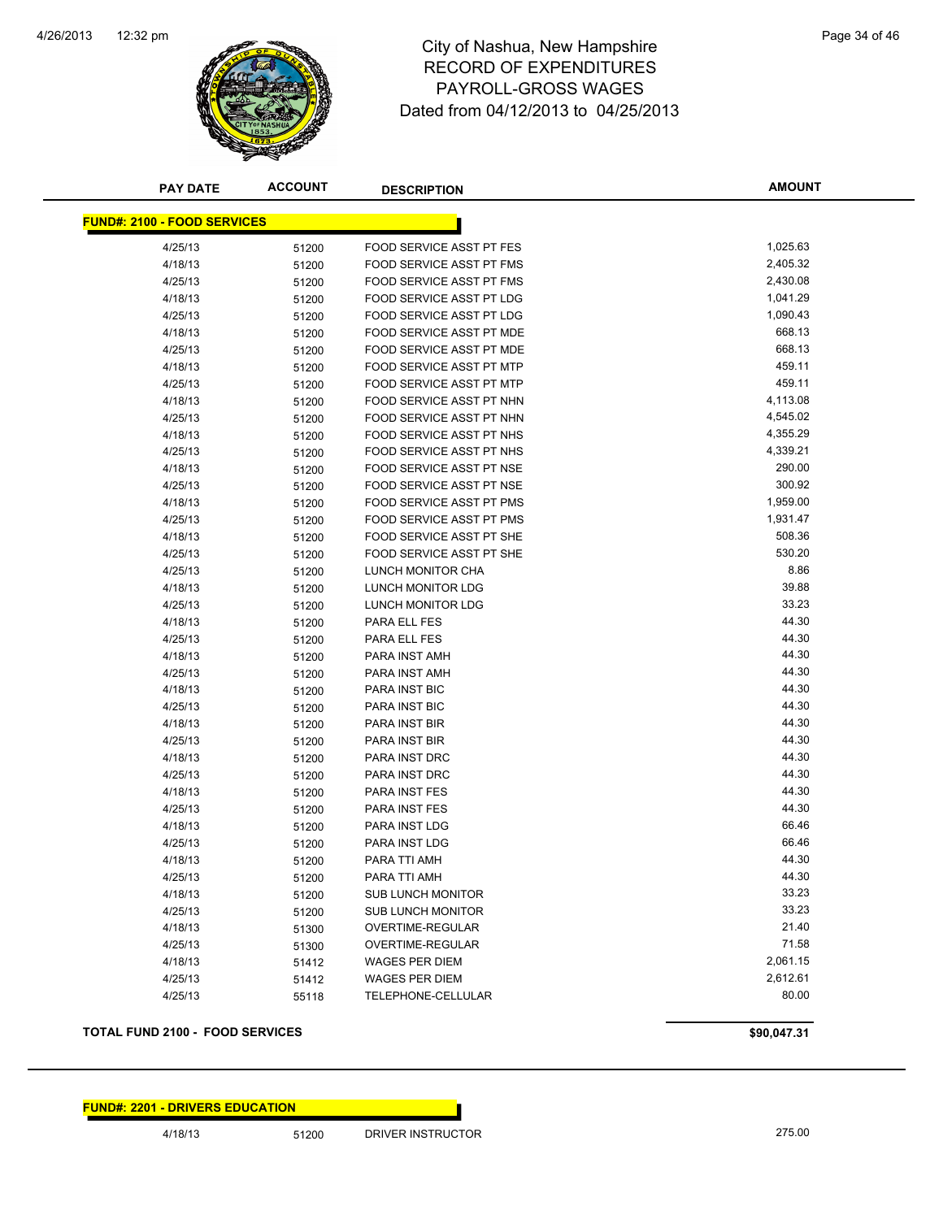# City of Nashua, New Hampshire
# RECORD OF EXPENDITURES
# PAYROLL-GROSS WAGES
# Dated from 04/12/2013 to 04/25/2013

| PAY DATE | ACCOUNT | DESCRIPTION | AMOUNT |
|---|---|---|---|
| **FUND#: 2100 - FOOD SERVICES** | | | |
| 4/25/13 | 51200 | FOOD SERVICE ASST PT FES | 1,025.63 |
| 4/18/13 | 51200 | FOOD SERVICE ASST PT FMS | 2,405.32 |
| 4/25/13 | 51200 | FOOD SERVICE ASST PT FMS | 2,430.08 |
| 4/18/13 | 51200 | FOOD SERVICE ASST PT LDG | 1,041.29 |
| 4/25/13 | 51200 | FOOD SERVICE ASST PT LDG | 1,090.43 |
| 4/18/13 | 51200 | FOOD SERVICE ASST PT MDE | 668.13 |
| 4/25/13 | 51200 | FOOD SERVICE ASST PT MDE | 668.13 |
| 4/18/13 | 51200 | FOOD SERVICE ASST PT MTP | 459.11 |
| 4/25/13 | 51200 | FOOD SERVICE ASST PT MTP | 459.11 |
| 4/18/13 | 51200 | FOOD SERVICE ASST PT NHN | 4,113.08 |
| 4/25/13 | 51200 | FOOD SERVICE ASST PT NHN | 4,545.02 |
| 4/18/13 | 51200 | FOOD SERVICE ASST PT NHS | 4,355.29 |
| 4/25/13 | 51200 | FOOD SERVICE ASST PT NHS | 4,339.21 |
| 4/18/13 | 51200 | FOOD SERVICE ASST PT NSE | 290.00 |
| 4/25/13 | 51200 | FOOD SERVICE ASST PT NSE | 300.92 |
| 4/18/13 | 51200 | FOOD SERVICE ASST PT PMS | 1,959.00 |
| 4/25/13 | 51200 | FOOD SERVICE ASST PT PMS | 1,931.47 |
| 4/18/13 | 51200 | FOOD SERVICE ASST PT SHE | 508.36 |
| 4/25/13 | 51200 | FOOD SERVICE ASST PT SHE | 530.20 |
| 4/25/13 | 51200 | LUNCH MONITOR CHA | 8.86 |
| 4/18/13 | 51200 | LUNCH MONITOR LDG | 39.88 |
| 4/25/13 | 51200 | LUNCH MONITOR LDG | 33.23 |
| 4/18/13 | 51200 | PARA ELL FES | 44.30 |
| 4/25/13 | 51200 | PARA ELL FES | 44.30 |
| 4/18/13 | 51200 | PARA INST AMH | 44.30 |
| 4/25/13 | 51200 | PARA INST AMH | 44.30 |
| 4/18/13 | 51200 | PARA INST BIC | 44.30 |
| 4/25/13 | 51200 | PARA INST BIC | 44.30 |
| 4/18/13 | 51200 | PARA INST BIR | 44.30 |
| 4/25/13 | 51200 | PARA INST BIR | 44.30 |
| 4/18/13 | 51200 | PARA INST DRC | 44.30 |
| 4/25/13 | 51200 | PARA INST DRC | 44.30 |
| 4/18/13 | 51200 | PARA INST FES | 44.30 |
| 4/25/13 | 51200 | PARA INST FES | 44.30 |
| 4/18/13 | 51200 | PARA INST LDG | 66.46 |
| 4/25/13 | 51200 | PARA INST LDG | 66.46 |
| 4/18/13 | 51200 | PARA TTI AMH | 44.30 |
| 4/25/13 | 51200 | PARA TTI AMH | 44.30 |
| 4/18/13 | 51200 | SUB LUNCH MONITOR | 33.23 |
| 4/25/13 | 51200 | SUB LUNCH MONITOR | 33.23 |
| 4/18/13 | 51300 | OVERTIME-REGULAR | 21.40 |
| 4/25/13 | 51300 | OVERTIME-REGULAR | 71.58 |
| 4/18/13 | 51412 | WAGES PER DIEM | 2,061.15 |
| 4/25/13 | 51412 | WAGES PER DIEM | 2,612.61 |
| 4/25/13 | 55118 | TELEPHONE-CELLULAR | 80.00 |
| **TOTAL FUND 2100 - FOOD SERVICES** | | | **$90,047.31** |

| PAY DATE | ACCOUNT | DESCRIPTION | AMOUNT |
|---|---|---|---|
| **FUND#: 2201 - DRIVERS EDUCATION** | | | |
| 4/18/13 | 51200 | DRIVER INSTRUCTOR | 275.00 |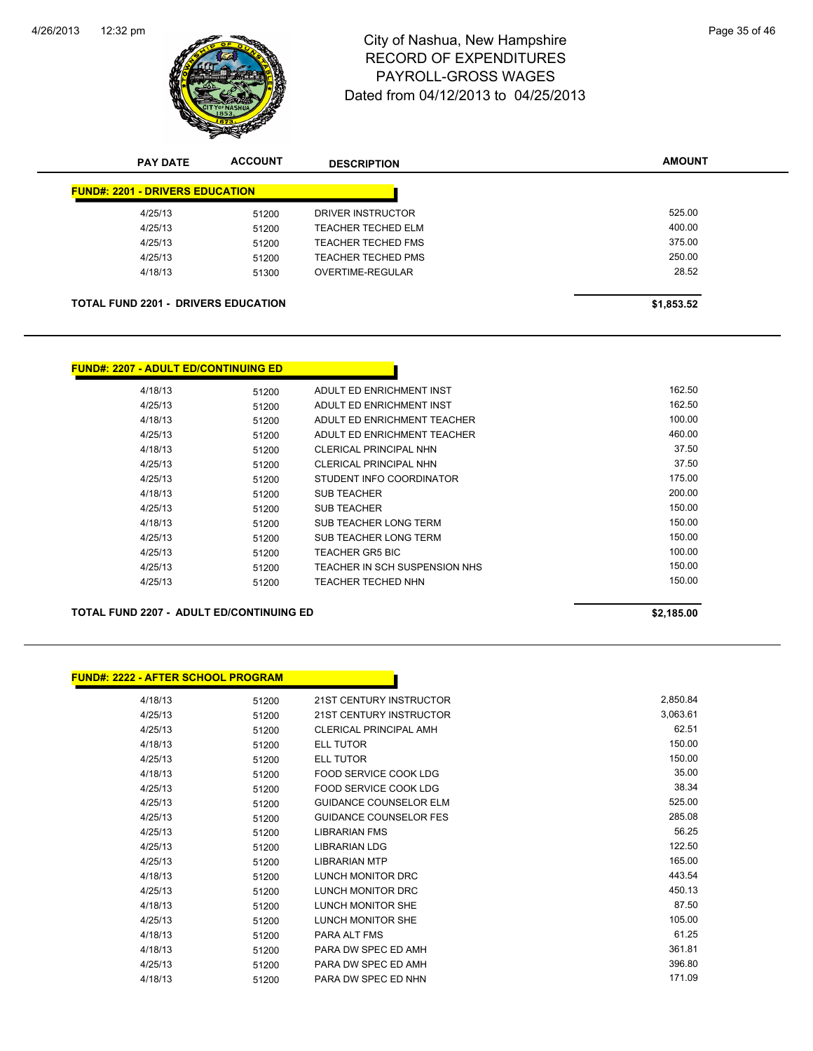# City of Nashua, New Hampshire
## RECORD OF EXPENDITURES
## PAYROLL-GROSS WAGES
## Dated from 04/12/2013 to 04/25/2013

| PAY DATE | ACCOUNT | DESCRIPTION | AMOUNT |
|---|---|---|---|

**FUND#: 2201 - DRIVERS EDUCATION**

| PAY DATE | ACCOUNT | DESCRIPTION | AMOUNT |
|---|---|---|---|
| 4/25/13 | 51200 | DRIVER INSTRUCTOR | 525.00 |
| 4/25/13 | 51200 | TEACHER TECHED ELM | 400.00 |
| 4/25/13 | 51200 | TEACHER TECHED FMS | 375.00 |
| 4/25/13 | 51200 | TEACHER TECHED PMS | 250.00 |
| 4/18/13 | 51300 | OVERTIME-REGULAR | 28.52 |

**TOTAL FUND 2201 - DRIVERS EDUCATION** **$1,853.52**

**FUND#: 2207 - ADULT ED/CONTINUING ED**

| PAY DATE | ACCOUNT | DESCRIPTION | AMOUNT |
|---|---|---|---|
| 4/18/13 | 51200 | ADULT ED ENRICHMENT INST | 162.50 |
| 4/25/13 | 51200 | ADULT ED ENRICHMENT INST | 162.50 |
| 4/18/13 | 51200 | ADULT ED ENRICHMENT TEACHER | 100.00 |
| 4/25/13 | 51200 | ADULT ED ENRICHMENT TEACHER | 460.00 |
| 4/18/13 | 51200 | CLERICAL PRINCIPAL NHN | 37.50 |
| 4/25/13 | 51200 | CLERICAL PRINCIPAL NHN | 37.50 |
| 4/25/13 | 51200 | STUDENT INFO COORDINATOR | 175.00 |
| 4/18/13 | 51200 | SUB TEACHER | 200.00 |
| 4/25/13 | 51200 | SUB TEACHER | 150.00 |
| 4/18/13 | 51200 | SUB TEACHER LONG TERM | 150.00 |
| 4/25/13 | 51200 | SUB TEACHER LONG TERM | 150.00 |
| 4/25/13 | 51200 | TEACHER GR5 BIC | 100.00 |
| 4/25/13 | 51200 | TEACHER IN SCH SUSPENSION NHS | 150.00 |
| 4/25/13 | 51200 | TEACHER TECHED NHN | 150.00 |

**TOTAL FUND 2207 - ADULT ED/CONTINUING ED** **$2,185.00**

**FUND#: 2222 - AFTER SCHOOL PROGRAM**

| PAY DATE | ACCOUNT | DESCRIPTION | AMOUNT |
|---|---|---|---|
| 4/18/13 | 51200 | 21ST CENTURY INSTRUCTOR | 2,850.84 |
| 4/25/13 | 51200 | 21ST CENTURY INSTRUCTOR | 3,063.61 |
| 4/25/13 | 51200 | CLERICAL PRINCIPAL AMH | 62.51 |
| 4/18/13 | 51200 | ELL TUTOR | 150.00 |
| 4/25/13 | 51200 | ELL TUTOR | 150.00 |
| 4/18/13 | 51200 | FOOD SERVICE COOK LDG | 35.00 |
| 4/25/13 | 51200 | FOOD SERVICE COOK LDG | 38.34 |
| 4/25/13 | 51200 | GUIDANCE COUNSELOR ELM | 525.00 |
| 4/25/13 | 51200 | GUIDANCE COUNSELOR FES | 285.08 |
| 4/25/13 | 51200 | LIBRARIAN FMS | 56.25 |
| 4/25/13 | 51200 | LIBRARIAN LDG | 122.50 |
| 4/25/13 | 51200 | LIBRARIAN MTP | 165.00 |
| 4/18/13 | 51200 | LUNCH MONITOR DRC | 443.54 |
| 4/25/13 | 51200 | LUNCH MONITOR DRC | 450.13 |
| 4/18/13 | 51200 | LUNCH MONITOR SHE | 87.50 |
| 4/25/13 | 51200 | LUNCH MONITOR SHE | 105.00 |
| 4/18/13 | 51200 | PARA ALT FMS | 61.25 |
| 4/18/13 | 51200 | PARA DW SPEC ED AMH | 361.81 |
| 4/25/13 | 51200 | PARA DW SPEC ED AMH | 396.80 |
| 4/18/13 | 51200 | PARA DW SPEC ED NHN | 171.09 |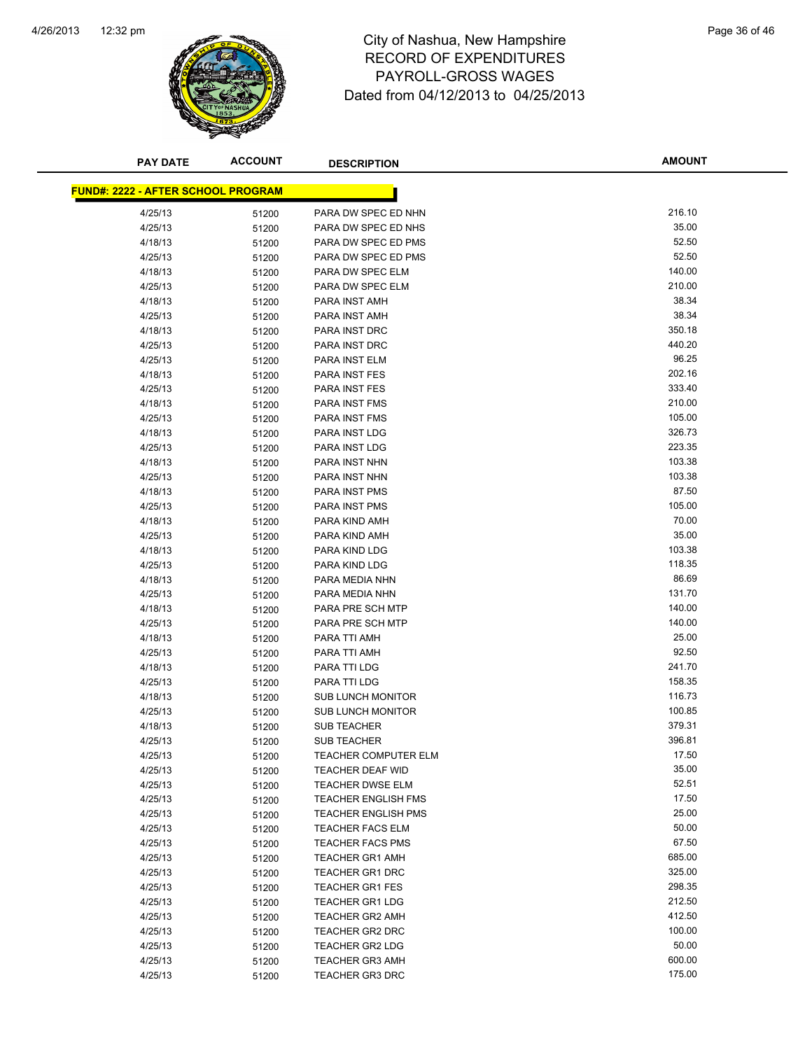# City of Nashua, New Hampshire
## RECORD OF EXPENDITURES
## PAYROLL-GROSS WAGES
## Dated from 04/12/2013 to 04/25/2013

| PAY DATE | ACCOUNT | DESCRIPTION | AMOUNT |
|---|---|---|---|
| **FUND#: 2222 - AFTER SCHOOL PROGRAM** | | | |
| 4/25/13 | 51200 | PARA DW SPEC ED NHN | 216.10 |
| 4/25/13 | 51200 | PARA DW SPEC ED NHS | 35.00 |
| 4/18/13 | 51200 | PARA DW SPEC ED PMS | 52.50 |
| 4/25/13 | 51200 | PARA DW SPEC ED PMS | 52.50 |
| 4/18/13 | 51200 | PARA DW SPEC ELM | 140.00 |
| 4/25/13 | 51200 | PARA DW SPEC ELM | 210.00 |
| 4/18/13 | 51200 | PARA INST AMH | 38.34 |
| 4/25/13 | 51200 | PARA INST AMH | 38.34 |
| 4/18/13 | 51200 | PARA INST DRC | 350.18 |
| 4/25/13 | 51200 | PARA INST DRC | 440.20 |
| 4/25/13 | 51200 | PARA INST ELM | 96.25 |
| 4/18/13 | 51200 | PARA INST FES | 202.16 |
| 4/25/13 | 51200 | PARA INST FES | 333.40 |
| 4/18/13 | 51200 | PARA INST FMS | 210.00 |
| 4/25/13 | 51200 | PARA INST FMS | 105.00 |
| 4/18/13 | 51200 | PARA INST LDG | 326.73 |
| 4/25/13 | 51200 | PARA INST LDG | 223.35 |
| 4/18/13 | 51200 | PARA INST NHN | 103.38 |
| 4/25/13 | 51200 | PARA INST NHN | 103.38 |
| 4/18/13 | 51200 | PARA INST PMS | 87.50 |
| 4/25/13 | 51200 | PARA INST PMS | 105.00 |
| 4/18/13 | 51200 | PARA KIND AMH | 70.00 |
| 4/25/13 | 51200 | PARA KIND AMH | 35.00 |
| 4/18/13 | 51200 | PARA KIND LDG | 103.38 |
| 4/25/13 | 51200 | PARA KIND LDG | 118.35 |
| 4/18/13 | 51200 | PARA MEDIA NHN | 86.69 |
| 4/25/13 | 51200 | PARA MEDIA NHN | 131.70 |
| 4/18/13 | 51200 | PARA PRE SCH MTP | 140.00 |
| 4/25/13 | 51200 | PARA PRE SCH MTP | 140.00 |
| 4/18/13 | 51200 | PARA TTI AMH | 25.00 |
| 4/25/13 | 51200 | PARA TTI AMH | 92.50 |
| 4/18/13 | 51200 | PARA TTI LDG | 241.70 |
| 4/25/13 | 51200 | PARA TTI LDG | 158.35 |
| 4/18/13 | 51200 | SUB LUNCH MONITOR | 116.73 |
| 4/25/13 | 51200 | SUB LUNCH MONITOR | 100.85 |
| 4/18/13 | 51200 | SUB TEACHER | 379.31 |
| 4/25/13 | 51200 | SUB TEACHER | 396.81 |
| 4/25/13 | 51200 | TEACHER COMPUTER ELM | 17.50 |
| 4/25/13 | 51200 | TEACHER DEAF WID | 35.00 |
| 4/25/13 | 51200 | TEACHER DWSE ELM | 52.51 |
| 4/25/13 | 51200 | TEACHER ENGLISH FMS | 17.50 |
| 4/25/13 | 51200 | TEACHER ENGLISH PMS | 25.00 |
| 4/25/13 | 51200 | TEACHER FACS ELM | 50.00 |
| 4/25/13 | 51200 | TEACHER FACS PMS | 67.50 |
| 4/25/13 | 51200 | TEACHER GR1 AMH | 685.00 |
| 4/25/13 | 51200 | TEACHER GR1 DRC | 325.00 |
| 4/25/13 | 51200 | TEACHER GR1 FES | 298.35 |
| 4/25/13 | 51200 | TEACHER GR1 LDG | 212.50 |
| 4/25/13 | 51200 | TEACHER GR2 AMH | 412.50 |
| 4/25/13 | 51200 | TEACHER GR2 DRC | 100.00 |
| 4/25/13 | 51200 | TEACHER GR2 LDG | 50.00 |
| 4/25/13 | 51200 | TEACHER GR3 AMH | 600.00 |
| 4/25/13 | 51200 | TEACHER GR3 DRC | 175.00 |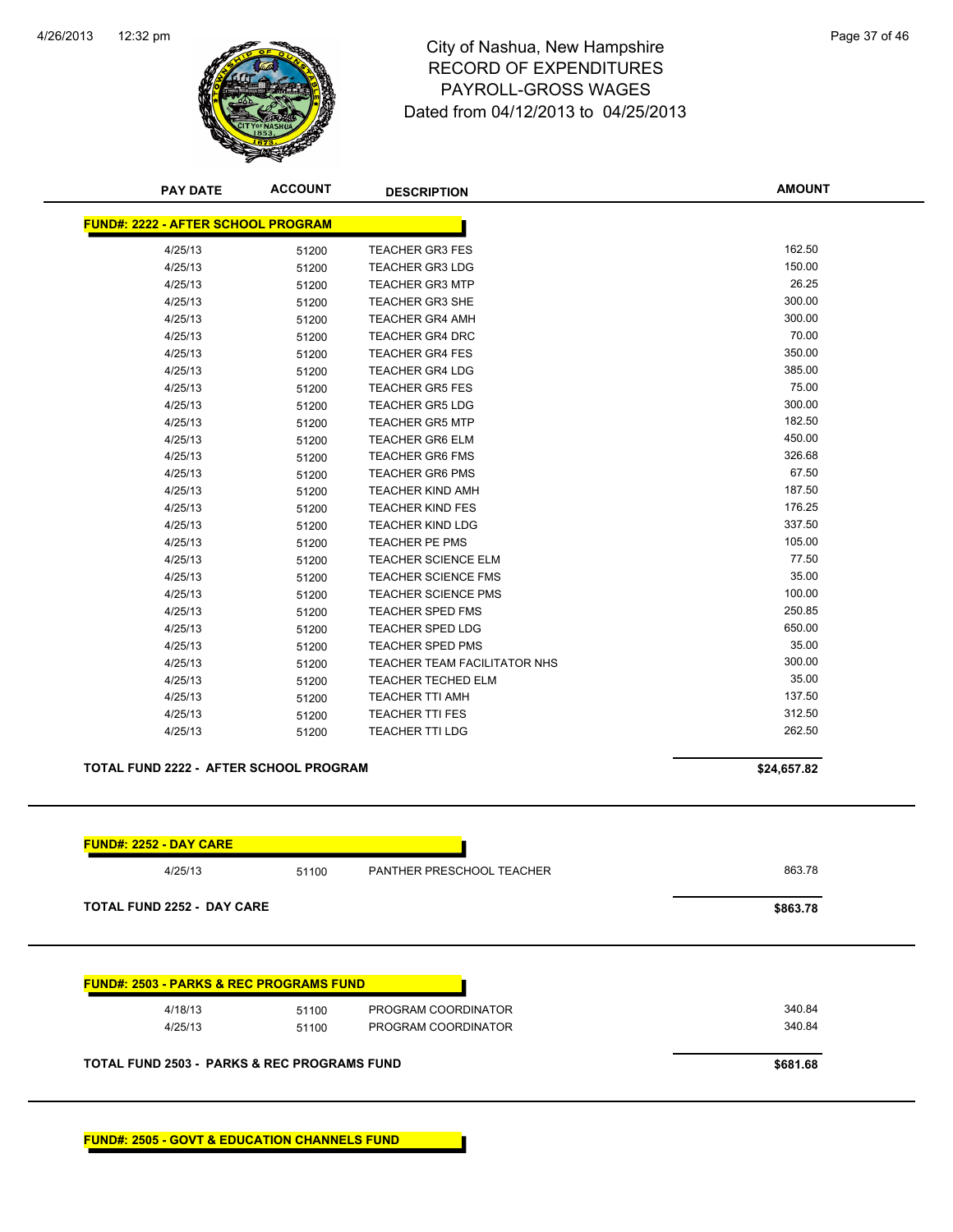City of Nashua, New Hampshire
RECORD OF EXPENDITURES
PAYROLL-GROSS WAGES
Dated from 04/12/2013 to 04/25/2013

| PAY DATE | ACCOUNT | DESCRIPTION | AMOUNT |
|---|---|---|---|

**FUND#: 2222 - AFTER SCHOOL PROGRAM**

| PAY DATE | ACCOUNT | DESCRIPTION | AMOUNT |
|---|---|---|---|
| 4/25/13 | 51200 | TEACHER GR3 FES | 162.50 |
| 4/25/13 | 51200 | TEACHER GR3 LDG | 150.00 |
| 4/25/13 | 51200 | TEACHER GR3 MTP | 26.25 |
| 4/25/13 | 51200 | TEACHER GR3 SHE | 300.00 |
| 4/25/13 | 51200 | TEACHER GR4 AMH | 300.00 |
| 4/25/13 | 51200 | TEACHER GR4 DRC | 70.00 |
| 4/25/13 | 51200 | TEACHER GR4 FES | 350.00 |
| 4/25/13 | 51200 | TEACHER GR4 LDG | 385.00 |
| 4/25/13 | 51200 | TEACHER GR5 FES | 75.00 |
| 4/25/13 | 51200 | TEACHER GR5 LDG | 300.00 |
| 4/25/13 | 51200 | TEACHER GR5 MTP | 182.50 |
| 4/25/13 | 51200 | TEACHER GR6 ELM | 450.00 |
| 4/25/13 | 51200 | TEACHER GR6 FMS | 326.68 |
| 4/25/13 | 51200 | TEACHER GR6 PMS | 67.50 |
| 4/25/13 | 51200 | TEACHER KIND AMH | 187.50 |
| 4/25/13 | 51200 | TEACHER KIND FES | 176.25 |
| 4/25/13 | 51200 | TEACHER KIND LDG | 337.50 |
| 4/25/13 | 51200 | TEACHER PE PMS | 105.00 |
| 4/25/13 | 51200 | TEACHER SCIENCE ELM | 77.50 |
| 4/25/13 | 51200 | TEACHER SCIENCE FMS | 35.00 |
| 4/25/13 | 51200 | TEACHER SCIENCE PMS | 100.00 |
| 4/25/13 | 51200 | TEACHER SPED FMS | 250.85 |
| 4/25/13 | 51200 | TEACHER SPED LDG | 650.00 |
| 4/25/13 | 51200 | TEACHER SPED PMS | 35.00 |
| 4/25/13 | 51200 | TEACHER TEAM FACILITATOR NHS | 300.00 |
| 4/25/13 | 51200 | TEACHER TECHED ELM | 35.00 |
| 4/25/13 | 51200 | TEACHER TTI AMH | 137.50 |
| 4/25/13 | 51200 | TEACHER TTI FES | 312.50 |
| 4/25/13 | 51200 | TEACHER TTI LDG | 262.50 |

**TOTAL FUND 2222 - AFTER SCHOOL PROGRAM** **$24,657.82**

**FUND#: 2252 - DAY CARE**

| PAY DATE | ACCOUNT | DESCRIPTION | AMOUNT |
|---|---|---|---|
| 4/25/13 | 51100 | PANTHER PRESCHOOL TEACHER | 863.78 |

**TOTAL FUND 2252 - DAY CARE** **$863.78**

**FUND#: 2503 - PARKS & REC PROGRAMS FUND**

| PAY DATE | ACCOUNT | DESCRIPTION | AMOUNT |
|---|---|---|---|
| 4/18/13 | 51100 | PROGRAM COORDINATOR | 340.84 |
| 4/25/13 | 51100 | PROGRAM COORDINATOR | 340.84 |

**TOTAL FUND 2503 - PARKS & REC PROGRAMS FUND** **$681.68**

**FUND#: 2505 - GOVT & EDUCATION CHANNELS FUND**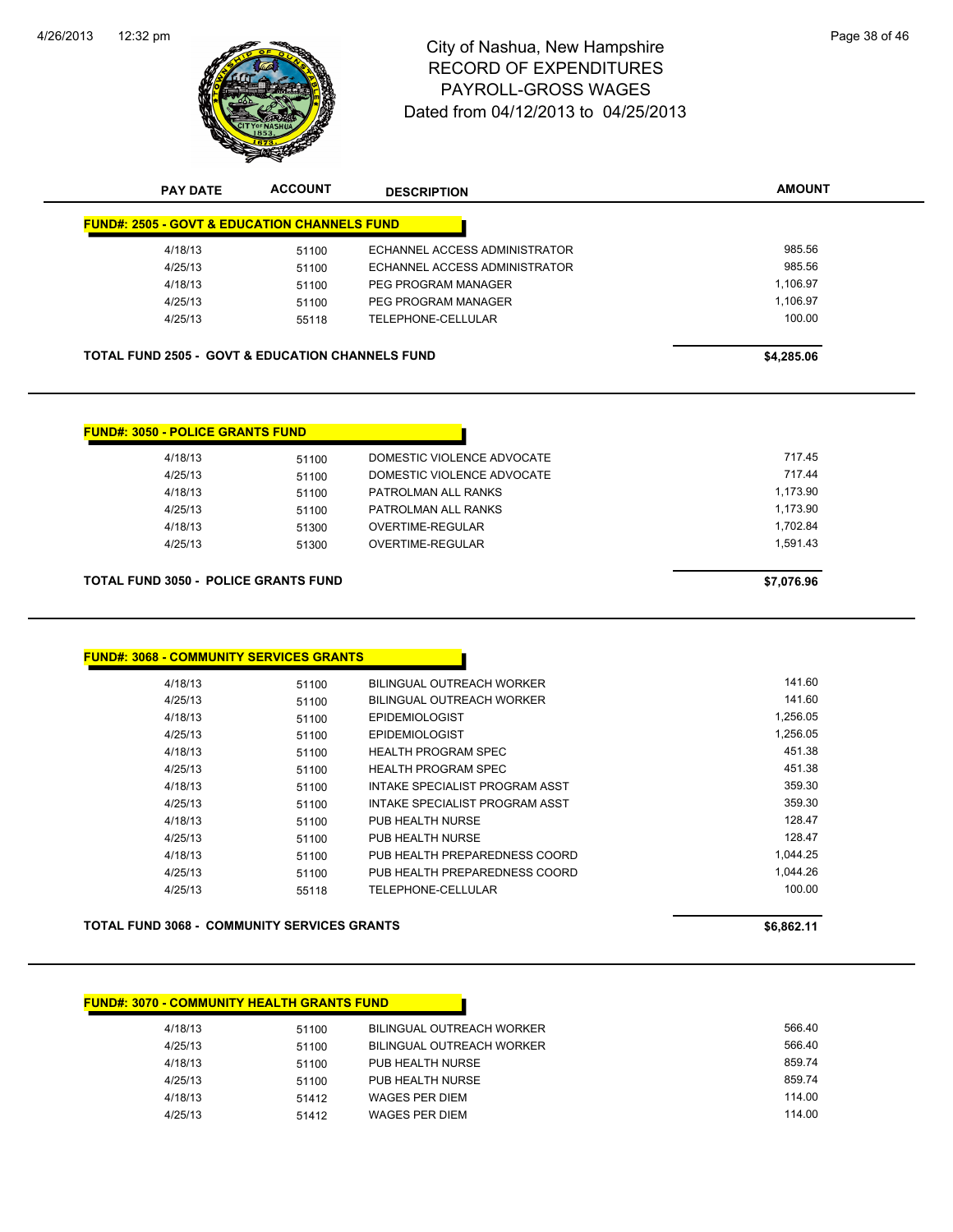# City of Nashua, New Hampshire
## RECORD OF EXPENDITURES
## PAYROLL-GROSS WAGES
## Dated from 04/12/2013 to 04/25/2013

| PAY DATE | ACCOUNT | DESCRIPTION | AMOUNT |
|---|---|---|---|

**FUND#: 2505 - GOVT & EDUCATION CHANNELS FUND**

| PAY DATE | ACCOUNT | DESCRIPTION | AMOUNT |
|---|---|---|---|
| 4/18/13 | 51100 | ECHANNEL ACCESS ADMINISTRATOR | 985.56 |
| 4/25/13 | 51100 | ECHANNEL ACCESS ADMINISTRATOR | 985.56 |
| 4/18/13 | 51100 | PEG PROGRAM MANAGER | 1,106.97 |
| 4/25/13 | 51100 | PEG PROGRAM MANAGER | 1,106.97 |
| 4/25/13 | 55118 | TELEPHONE-CELLULAR | 100.00 |

**TOTAL FUND 2505 - GOVT & EDUCATION CHANNELS FUND** **$4,285.06**

**FUND#: 3050 - POLICE GRANTS FUND**

| PAY DATE | ACCOUNT | DESCRIPTION | AMOUNT |
|---|---|---|---|
| 4/18/13 | 51100 | DOMESTIC VIOLENCE ADVOCATE | 717.45 |
| 4/25/13 | 51100 | DOMESTIC VIOLENCE ADVOCATE | 717.44 |
| 4/18/13 | 51100 | PATROLMAN ALL RANKS | 1,173.90 |
| 4/25/13 | 51100 | PATROLMAN ALL RANKS | 1,173.90 |
| 4/18/13 | 51300 | OVERTIME-REGULAR | 1,702.84 |
| 4/25/13 | 51300 | OVERTIME-REGULAR | 1,591.43 |

**TOTAL FUND 3050 - POLICE GRANTS FUND** **$7,076.96**

**FUND#: 3068 - COMMUNITY SERVICES GRANTS**

| PAY DATE | ACCOUNT | DESCRIPTION | AMOUNT |
|---|---|---|---|
| 4/18/13 | 51100 | BILINGUAL OUTREACH WORKER | 141.60 |
| 4/25/13 | 51100 | BILINGUAL OUTREACH WORKER | 141.60 |
| 4/18/13 | 51100 | EPIDEMIOLOGIST | 1,256.05 |
| 4/25/13 | 51100 | EPIDEMIOLOGIST | 1,256.05 |
| 4/18/13 | 51100 | HEALTH PROGRAM SPEC | 451.38 |
| 4/25/13 | 51100 | HEALTH PROGRAM SPEC | 451.38 |
| 4/18/13 | 51100 | INTAKE SPECIALIST PROGRAM ASST | 359.30 |
| 4/25/13 | 51100 | INTAKE SPECIALIST PROGRAM ASST | 359.30 |
| 4/18/13 | 51100 | PUB HEALTH NURSE | 128.47 |
| 4/25/13 | 51100 | PUB HEALTH NURSE | 128.47 |
| 4/18/13 | 51100 | PUB HEALTH PREPAREDNESS COORD | 1,044.25 |
| 4/25/13 | 51100 | PUB HEALTH PREPAREDNESS COORD | 1,044.26 |
| 4/25/13 | 55118 | TELEPHONE-CELLULAR | 100.00 |

**TOTAL FUND 3068 - COMMUNITY SERVICES GRANTS** **$6,862.11**

**FUND#: 3070 - COMMUNITY HEALTH GRANTS FUND**

| PAY DATE | ACCOUNT | DESCRIPTION | AMOUNT |
|---|---|---|---|
| 4/18/13 | 51100 | BILINGUAL OUTREACH WORKER | 566.40 |
| 4/25/13 | 51100 | BILINGUAL OUTREACH WORKER | 566.40 |
| 4/18/13 | 51100 | PUB HEALTH NURSE | 859.74 |
| 4/25/13 | 51100 | PUB HEALTH NURSE | 859.74 |
| 4/18/13 | 51412 | WAGES PER DIEM | 114.00 |
| 4/25/13 | 51412 | WAGES PER DIEM | 114.00 |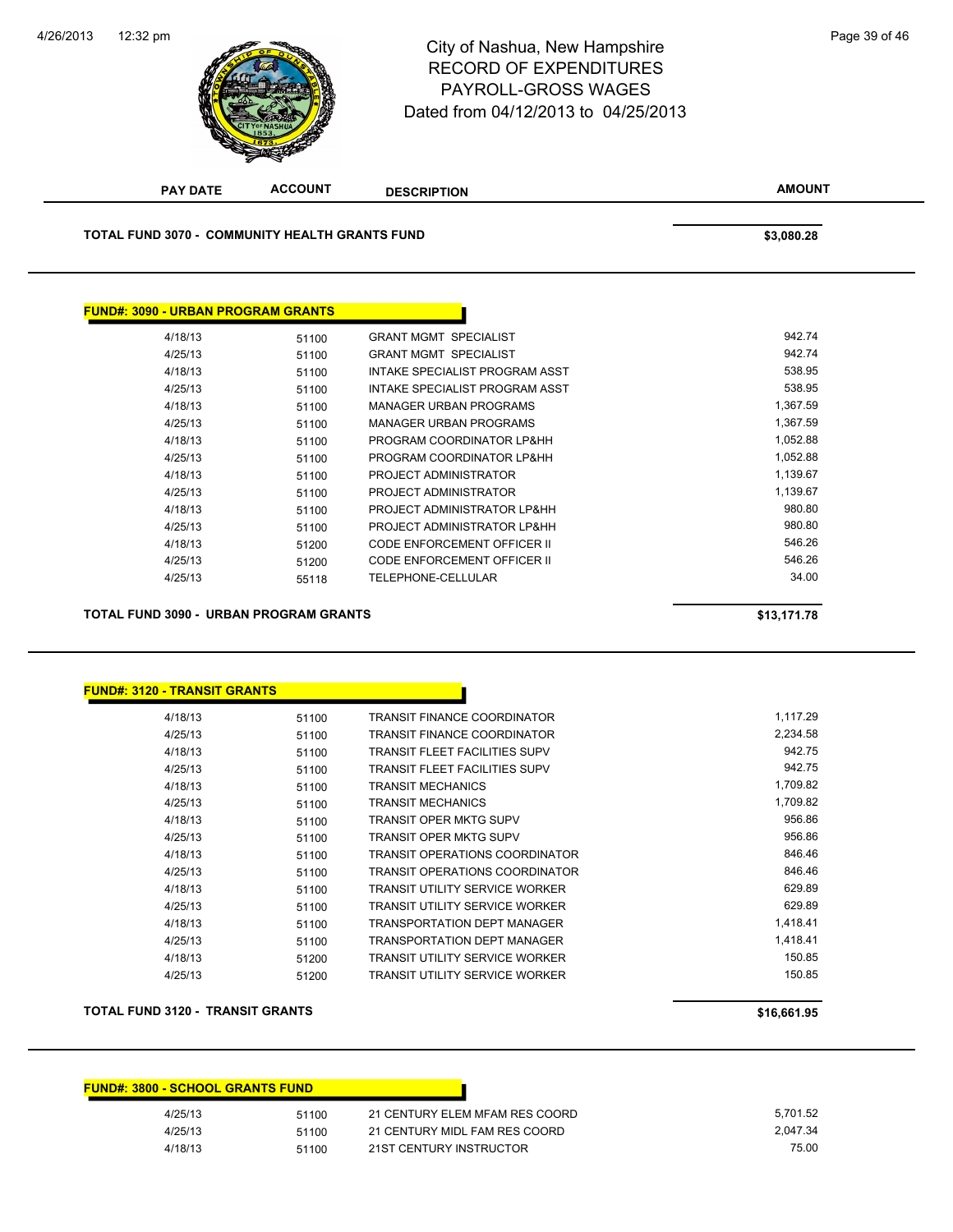City of Nashua, New Hampshire
RECORD OF EXPENDITURES
PAYROLL-GROSS WAGES
Dated from 04/12/2013 to 04/25/2013

| PAY DATE | ACCOUNT | DESCRIPTION | AMOUNT |
|---|---|---|---|

**TOTAL FUND 3070 - COMMUNITY HEALTH GRANTS FUND** **$3,080.28**

**FUND#: 3090 - URBAN PROGRAM GRANTS**

| PAY DATE | ACCOUNT | DESCRIPTION | AMOUNT |
|---|---|---|---|
| 4/18/13 | 51100 | GRANT MGMT SPECIALIST | 942.74 |
| 4/25/13 | 51100 | GRANT MGMT SPECIALIST | 942.74 |
| 4/18/13 | 51100 | INTAKE SPECIALIST PROGRAM ASST | 538.95 |
| 4/25/13 | 51100 | INTAKE SPECIALIST PROGRAM ASST | 538.95 |
| 4/18/13 | 51100 | MANAGER URBAN PROGRAMS | 1,367.59 |
| 4/25/13 | 51100 | MANAGER URBAN PROGRAMS | 1,367.59 |
| 4/18/13 | 51100 | PROGRAM COORDINATOR LP&HH | 1,052.88 |
| 4/25/13 | 51100 | PROGRAM COORDINATOR LP&HH | 1,052.88 |
| 4/18/13 | 51100 | PROJECT ADMINISTRATOR | 1,139.67 |
| 4/25/13 | 51100 | PROJECT ADMINISTRATOR | 1,139.67 |
| 4/18/13 | 51100 | PROJECT ADMINISTRATOR LP&HH | 980.80 |
| 4/25/13 | 51100 | PROJECT ADMINISTRATOR LP&HH | 980.80 |
| 4/18/13 | 51200 | CODE ENFORCEMENT OFFICER II | 546.26 |
| 4/25/13 | 51200 | CODE ENFORCEMENT OFFICER II | 546.26 |
| 4/25/13 | 55118 | TELEPHONE-CELLULAR | 34.00 |

**TOTAL FUND 3090 - URBAN PROGRAM GRANTS** **$13,171.78**

**FUND#: 3120 - TRANSIT GRANTS**

| PAY DATE | ACCOUNT | DESCRIPTION | AMOUNT |
|---|---|---|---|
| 4/18/13 | 51100 | TRANSIT FINANCE COORDINATOR | 1,117.29 |
| 4/25/13 | 51100 | TRANSIT FINANCE COORDINATOR | 2,234.58 |
| 4/18/13 | 51100 | TRANSIT FLEET FACILITIES SUPV | 942.75 |
| 4/25/13 | 51100 | TRANSIT FLEET FACILITIES SUPV | 942.75 |
| 4/18/13 | 51100 | TRANSIT MECHANICS | 1,709.82 |
| 4/25/13 | 51100 | TRANSIT MECHANICS | 1,709.82 |
| 4/18/13 | 51100 | TRANSIT OPER MKTG SUPV | 956.86 |
| 4/25/13 | 51100 | TRANSIT OPER MKTG SUPV | 956.86 |
| 4/18/13 | 51100 | TRANSIT OPERATIONS COORDINATOR | 846.46 |
| 4/25/13 | 51100 | TRANSIT OPERATIONS COORDINATOR | 846.46 |
| 4/18/13 | 51100 | TRANSIT UTILITY SERVICE WORKER | 629.89 |
| 4/25/13 | 51100 | TRANSIT UTILITY SERVICE WORKER | 629.89 |
| 4/18/13 | 51100 | TRANSPORTATION DEPT MANAGER | 1,418.41 |
| 4/25/13 | 51100 | TRANSPORTATION DEPT MANAGER | 1,418.41 |
| 4/18/13 | 51200 | TRANSIT UTILITY SERVICE WORKER | 150.85 |
| 4/25/13 | 51200 | TRANSIT UTILITY SERVICE WORKER | 150.85 |

**TOTAL FUND 3120 - TRANSIT GRANTS** **$16,661.95**

**FUND#: 3800 - SCHOOL GRANTS FUND**

| PAY DATE | ACCOUNT | DESCRIPTION | AMOUNT |
|---|---|---|---|
| 4/25/13 | 51100 | 21 CENTURY ELEM MFAM RES COORD | 5,701.52 |
| 4/25/13 | 51100 | 21 CENTURY MIDL FAM RES COORD | 2,047.34 |
| 4/18/13 | 51100 | 21ST CENTURY INSTRUCTOR | 75.00 |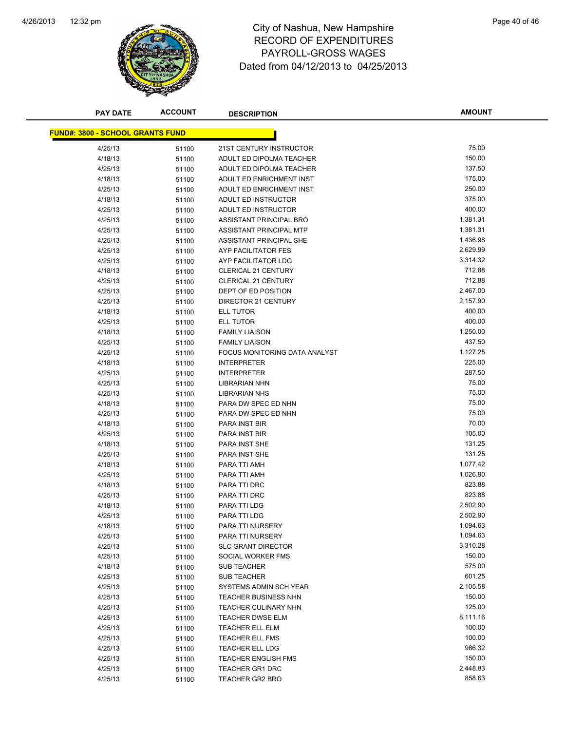# City of Nashua, New Hampshire
## RECORD OF EXPENDITURES
## PAYROLL-GROSS WAGES
### Dated from 04/12/2013 to 04/25/2013

| PAY DATE | ACCOUNT | DESCRIPTION | AMOUNT |
|---|---|---|---|
| **FUND#: 3800 - SCHOOL GRANTS FUND** | | | |
| 4/25/13 | 51100 | 21ST CENTURY INSTRUCTOR | 75.00 |
| 4/18/13 | 51100 | ADULT ED DIPOLMA TEACHER | 150.00 |
| 4/25/13 | 51100 | ADULT ED DIPOLMA TEACHER | 137.50 |
| 4/18/13 | 51100 | ADULT ED ENRICHMENT INST | 175.00 |
| 4/25/13 | 51100 | ADULT ED ENRICHMENT INST | 250.00 |
| 4/18/13 | 51100 | ADULT ED INSTRUCTOR | 375.00 |
| 4/25/13 | 51100 | ADULT ED INSTRUCTOR | 400.00 |
| 4/25/13 | 51100 | ASSISTANT PRINCIPAL BRO | 1,381.31 |
| 4/25/13 | 51100 | ASSISTANT PRINCIPAL MTP | 1,381.31 |
| 4/25/13 | 51100 | ASSISTANT PRINCIPAL SHE | 1,436.98 |
| 4/25/13 | 51100 | AYP FACILITATOR FES | 2,629.99 |
| 4/25/13 | 51100 | AYP FACILITATOR LDG | 3,314.32 |
| 4/18/13 | 51100 | CLERICAL 21 CENTURY | 712.88 |
| 4/25/13 | 51100 | CLERICAL 21 CENTURY | 712.88 |
| 4/25/13 | 51100 | DEPT OF ED POSITION | 2,467.00 |
| 4/25/13 | 51100 | DIRECTOR 21 CENTURY | 2,157.90 |
| 4/18/13 | 51100 | ELL TUTOR | 400.00 |
| 4/25/13 | 51100 | ELL TUTOR | 400.00 |
| 4/18/13 | 51100 | FAMILY LIAISON | 1,250.00 |
| 4/25/13 | 51100 | FAMILY LIAISON | 437.50 |
| 4/25/13 | 51100 | FOCUS MONITORING DATA ANALYST | 1,127.25 |
| 4/18/13 | 51100 | INTERPRETER | 225.00 |
| 4/25/13 | 51100 | INTERPRETER | 287.50 |
| 4/25/13 | 51100 | LIBRARIAN NHN | 75.00 |
| 4/25/13 | 51100 | LIBRARIAN NHS | 75.00 |
| 4/18/13 | 51100 | PARA DW SPEC ED NHN | 75.00 |
| 4/25/13 | 51100 | PARA DW SPEC ED NHN | 75.00 |
| 4/18/13 | 51100 | PARA INST BIR | 70.00 |
| 4/25/13 | 51100 | PARA INST BIR | 105.00 |
| 4/18/13 | 51100 | PARA INST SHE | 131.25 |
| 4/25/13 | 51100 | PARA INST SHE | 131.25 |
| 4/18/13 | 51100 | PARA TTI AMH | 1,077.42 |
| 4/25/13 | 51100 | PARA TTI AMH | 1,026.90 |
| 4/18/13 | 51100 | PARA TTI DRC | 823.88 |
| 4/25/13 | 51100 | PARA TTI DRC | 823.88 |
| 4/18/13 | 51100 | PARA TTI LDG | 2,502.90 |
| 4/25/13 | 51100 | PARA TTI LDG | 2,502.90 |
| 4/18/13 | 51100 | PARA TTI NURSERY | 1,094.63 |
| 4/25/13 | 51100 | PARA TTI NURSERY | 1,094.63 |
| 4/25/13 | 51100 | SLC GRANT DIRECTOR | 3,310.28 |
| 4/25/13 | 51100 | SOCIAL WORKER FMS | 150.00 |
| 4/18/13 | 51100 | SUB TEACHER | 575.00 |
| 4/25/13 | 51100 | SUB TEACHER | 601.25 |
| 4/25/13 | 51100 | SYSTEMS ADMIN SCH YEAR | 2,105.58 |
| 4/25/13 | 51100 | TEACHER BUSINESS NHN | 150.00 |
| 4/25/13 | 51100 | TEACHER CULINARY NHN | 125.00 |
| 4/25/13 | 51100 | TEACHER DWSE ELM | 8,111.16 |
| 4/25/13 | 51100 | TEACHER ELL ELM | 100.00 |
| 4/25/13 | 51100 | TEACHER ELL FMS | 100.00 |
| 4/25/13 | 51100 | TEACHER ELL LDG | 986.32 |
| 4/25/13 | 51100 | TEACHER ENGLISH FMS | 150.00 |
| 4/25/13 | 51100 | TEACHER GR1 DRC | 2,448.83 |
| 4/25/13 | 51100 | TEACHER GR2 BRO | 858.63 |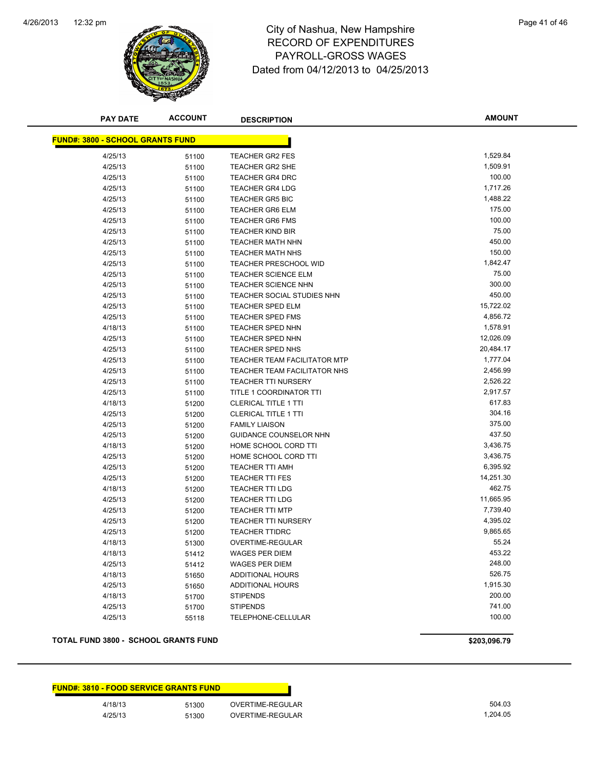City of Nashua, New Hampshire
RECORD OF EXPENDITURES
PAYROLL-GROSS WAGES
Dated from 04/12/2013 to 04/25/2013

| PAY DATE | ACCOUNT | DESCRIPTION | AMOUNT |
|---|---|---|---|

**FUND#: 3800 - SCHOOL GRANTS FUND**

| PAY DATE | ACCOUNT | DESCRIPTION | AMOUNT |
|---|---|---|---|
| 4/25/13 | 51100 | TEACHER GR2 FES | 1,529.84 |
| 4/25/13 | 51100 | TEACHER GR2 SHE | 1,509.91 |
| 4/25/13 | 51100 | TEACHER GR4 DRC | 100.00 |
| 4/25/13 | 51100 | TEACHER GR4 LDG | 1,717.26 |
| 4/25/13 | 51100 | TEACHER GR5 BIC | 1,488.22 |
| 4/25/13 | 51100 | TEACHER GR6 ELM | 175.00 |
| 4/25/13 | 51100 | TEACHER GR6 FMS | 100.00 |
| 4/25/13 | 51100 | TEACHER KIND BIR | 75.00 |
| 4/25/13 | 51100 | TEACHER MATH NHN | 450.00 |
| 4/25/13 | 51100 | TEACHER MATH NHS | 150.00 |
| 4/25/13 | 51100 | TEACHER PRESCHOOL WID | 1,842.47 |
| 4/25/13 | 51100 | TEACHER SCIENCE ELM | 75.00 |
| 4/25/13 | 51100 | TEACHER SCIENCE NHN | 300.00 |
| 4/25/13 | 51100 | TEACHER SOCIAL STUDIES NHN | 450.00 |
| 4/25/13 | 51100 | TEACHER SPED ELM | 15,722.02 |
| 4/25/13 | 51100 | TEACHER SPED FMS | 4,856.72 |
| 4/18/13 | 51100 | TEACHER SPED NHN | 1,578.91 |
| 4/25/13 | 51100 | TEACHER SPED NHN | 12,026.09 |
| 4/25/13 | 51100 | TEACHER SPED NHS | 20,484.17 |
| 4/25/13 | 51100 | TEACHER TEAM FACILITATOR MTP | 1,777.04 |
| 4/25/13 | 51100 | TEACHER TEAM FACILITATOR NHS | 2,456.99 |
| 4/25/13 | 51100 | TEACHER TTI NURSERY | 2,526.22 |
| 4/25/13 | 51100 | TITLE 1 COORDINATOR TTI | 2,917.57 |
| 4/18/13 | 51200 | CLERICAL TITLE 1 TTI | 617.83 |
| 4/25/13 | 51200 | CLERICAL TITLE 1 TTI | 304.16 |
| 4/25/13 | 51200 | FAMILY LIAISON | 375.00 |
| 4/25/13 | 51200 | GUIDANCE COUNSELOR NHN | 437.50 |
| 4/18/13 | 51200 | HOME SCHOOL CORD TTI | 3,436.75 |
| 4/25/13 | 51200 | HOME SCHOOL CORD TTI | 3,436.75 |
| 4/25/13 | 51200 | TEACHER TTI AMH | 6,395.92 |
| 4/25/13 | 51200 | TEACHER TTI FES | 14,251.30 |
| 4/18/13 | 51200 | TEACHER TTI LDG | 462.75 |
| 4/25/13 | 51200 | TEACHER TTI LDG | 11,665.95 |
| 4/25/13 | 51200 | TEACHER TTI MTP | 7,739.40 |
| 4/25/13 | 51200 | TEACHER TTI NURSERY | 4,395.02 |
| 4/25/13 | 51200 | TEACHER TTIDRC | 9,865.65 |
| 4/18/13 | 51300 | OVERTIME-REGULAR | 55.24 |
| 4/18/13 | 51412 | WAGES PER DIEM | 453.22 |
| 4/25/13 | 51412 | WAGES PER DIEM | 248.00 |
| 4/18/13 | 51650 | ADDITIONAL HOURS | 526.75 |
| 4/25/13 | 51650 | ADDITIONAL HOURS | 1,915.30 |
| 4/18/13 | 51700 | STIPENDS | 200.00 |
| 4/25/13 | 51700 | STIPENDS | 741.00 |
| 4/25/13 | 55118 | TELEPHONE-CELLULAR | 100.00 |

**TOTAL FUND 3800 - SCHOOL GRANTS FUND** **$203,096.79**

**FUND#: 3810 - FOOD SERVICE GRANTS FUND**

| PAY DATE | ACCOUNT | DESCRIPTION | AMOUNT |
|---|---|---|---|
| 4/18/13 | 51300 | OVERTIME-REGULAR | 504.03 |
| 4/25/13 | 51300 | OVERTIME-REGULAR | 1,204.05 |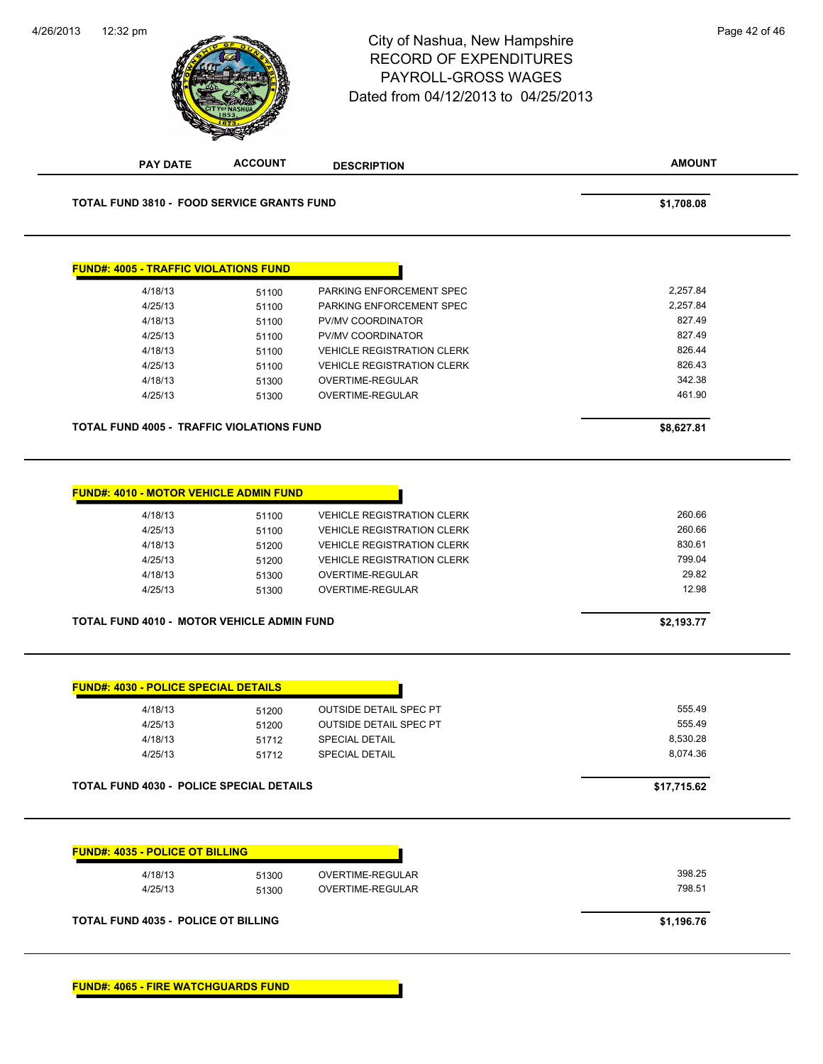# City of Nashua, New Hampshire
## RECORD OF EXPENDITURES
## PAYROLL-GROSS WAGES
### Dated from 04/12/2013 to 04/25/2013

| PAY DATE | ACCOUNT | DESCRIPTION | AMOUNT |
|---|---|---|---|
| **TOTAL FUND 3810 - FOOD SERVICE GRANTS FUND** | | | **$1,708.08** |

**FUND#: 4005 - TRAFFIC VIOLATIONS FUND**

| PAY DATE | ACCOUNT | DESCRIPTION | AMOUNT |
|---|---|---|---|
| 4/18/13 | 51100 | PARKING ENFORCEMENT SPEC | 2,257.84 |
| 4/25/13 | 51100 | PARKING ENFORCEMENT SPEC | 2,257.84 |
| 4/18/13 | 51100 | PV/MV COORDINATOR | 827.49 |
| 4/25/13 | 51100 | PV/MV COORDINATOR | 827.49 |
| 4/18/13 | 51100 | VEHICLE REGISTRATION CLERK | 826.44 |
| 4/25/13 | 51100 | VEHICLE REGISTRATION CLERK | 826.43 |
| 4/18/13 | 51300 | OVERTIME-REGULAR | 342.38 |
| 4/25/13 | 51300 | OVERTIME-REGULAR | 461.90 |
| **TOTAL FUND 4005 - TRAFFIC VIOLATIONS FUND** | | | **$8,627.81** |

**FUND#: 4010 - MOTOR VEHICLE ADMIN FUND**

| PAY DATE | ACCOUNT | DESCRIPTION | AMOUNT |
|---|---|---|---|
| 4/18/13 | 51100 | VEHICLE REGISTRATION CLERK | 260.66 |
| 4/25/13 | 51100 | VEHICLE REGISTRATION CLERK | 260.66 |
| 4/18/13 | 51200 | VEHICLE REGISTRATION CLERK | 830.61 |
| 4/25/13 | 51200 | VEHICLE REGISTRATION CLERK | 799.04 |
| 4/18/13 | 51300 | OVERTIME-REGULAR | 29.82 |
| 4/25/13 | 51300 | OVERTIME-REGULAR | 12.98 |
| **TOTAL FUND 4010 - MOTOR VEHICLE ADMIN FUND** | | | **$2,193.77** |

**FUND#: 4030 - POLICE SPECIAL DETAILS**

| PAY DATE | ACCOUNT | DESCRIPTION | AMOUNT |
|---|---|---|---|
| 4/18/13 | 51200 | OUTSIDE DETAIL SPEC PT | 555.49 |
| 4/25/13 | 51200 | OUTSIDE DETAIL SPEC PT | 555.49 |
| 4/18/13 | 51712 | SPECIAL DETAIL | 8,530.28 |
| 4/25/13 | 51712 | SPECIAL DETAIL | 8,074.36 |
| **TOTAL FUND 4030 - POLICE SPECIAL DETAILS** | | | **$17,715.62** |

**FUND#: 4035 - POLICE OT BILLING**

| PAY DATE | ACCOUNT | DESCRIPTION | AMOUNT |
|---|---|---|---|
| 4/18/13 | 51300 | OVERTIME-REGULAR | 398.25 |
| 4/25/13 | 51300 | OVERTIME-REGULAR | 798.51 |
| **TOTAL FUND 4035 - POLICE OT BILLING** | | | **$1,196.76** |

**FUND#: 4065 - FIRE WATCHGUARDS FUND**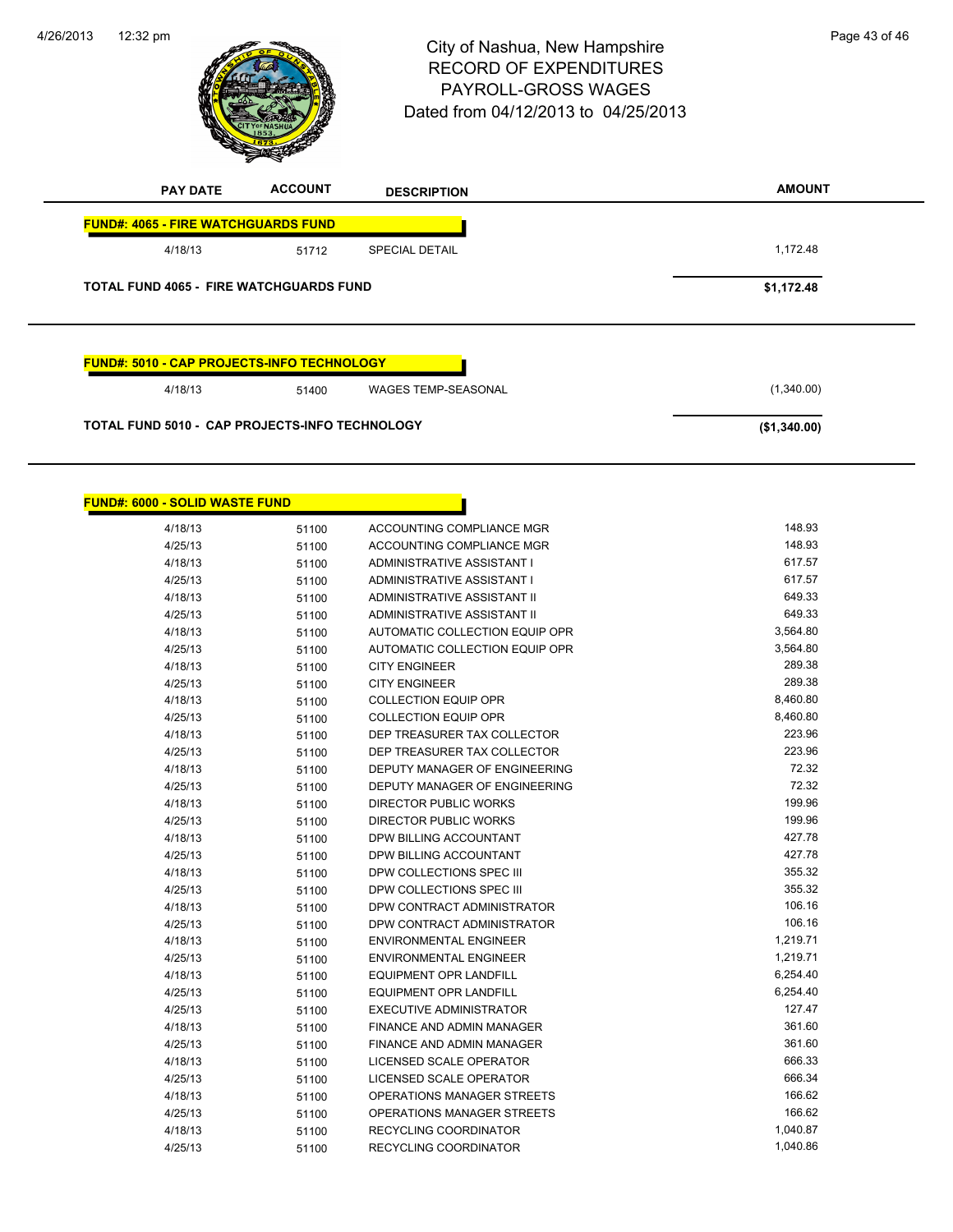City of Nashua, New Hampshire
RECORD OF EXPENDITURES
PAYROLL-GROSS WAGES
Dated from 04/12/2013 to 04/25/2013

| PAY DATE | ACCOUNT | DESCRIPTION | AMOUNT |
|---|---|---|---|
| **FUND#: 4065 - FIRE WATCHGUARDS FUND** | | | |
| 4/18/13 | 51712 | SPECIAL DETAIL | 1,172.48 |
| **TOTAL FUND 4065 - FIRE WATCHGUARDS FUND** | | | **$1,172.48** |

| PAY DATE | ACCOUNT | DESCRIPTION | AMOUNT |
|---|---|---|---|
| **FUND#: 5010 - CAP PROJECTS-INFO TECHNOLOGY** | | | |
| 4/18/13 | 51400 | WAGES TEMP-SEASONAL | (1,340.00) |
| **TOTAL FUND 5010 - CAP PROJECTS-INFO TECHNOLOGY** | | | **($1,340.00)** |

| PAY DATE | ACCOUNT | DESCRIPTION | AMOUNT |
|---|---|---|---|
| **FUND#: 6000 - SOLID WASTE FUND** | | | |
| 4/18/13 | 51100 | ACCOUNTING COMPLIANCE MGR | 148.93 |
| 4/25/13 | 51100 | ACCOUNTING COMPLIANCE MGR | 148.93 |
| 4/18/13 | 51100 | ADMINISTRATIVE ASSISTANT I | 617.57 |
| 4/25/13 | 51100 | ADMINISTRATIVE ASSISTANT I | 617.57 |
| 4/18/13 | 51100 | ADMINISTRATIVE ASSISTANT II | 649.33 |
| 4/25/13 | 51100 | ADMINISTRATIVE ASSISTANT II | 649.33 |
| 4/18/13 | 51100 | AUTOMATIC COLLECTION EQUIP OPR | 3,564.80 |
| 4/25/13 | 51100 | AUTOMATIC COLLECTION EQUIP OPR | 3,564.80 |
| 4/18/13 | 51100 | CITY ENGINEER | 289.38 |
| 4/25/13 | 51100 | CITY ENGINEER | 289.38 |
| 4/18/13 | 51100 | COLLECTION EQUIP OPR | 8,460.80 |
| 4/25/13 | 51100 | COLLECTION EQUIP OPR | 8,460.80 |
| 4/18/13 | 51100 | DEP TREASURER TAX COLLECTOR | 223.96 |
| 4/25/13 | 51100 | DEP TREASURER TAX COLLECTOR | 223.96 |
| 4/18/13 | 51100 | DEPUTY MANAGER OF ENGINEERING | 72.32 |
| 4/25/13 | 51100 | DEPUTY MANAGER OF ENGINEERING | 72.32 |
| 4/18/13 | 51100 | DIRECTOR PUBLIC WORKS | 199.96 |
| 4/25/13 | 51100 | DIRECTOR PUBLIC WORKS | 199.96 |
| 4/18/13 | 51100 | DPW BILLING ACCOUNTANT | 427.78 |
| 4/25/13 | 51100 | DPW BILLING ACCOUNTANT | 427.78 |
| 4/18/13 | 51100 | DPW COLLECTIONS SPEC III | 355.32 |
| 4/25/13 | 51100 | DPW COLLECTIONS SPEC III | 355.32 |
| 4/18/13 | 51100 | DPW CONTRACT ADMINISTRATOR | 106.16 |
| 4/25/13 | 51100 | DPW CONTRACT ADMINISTRATOR | 106.16 |
| 4/18/13 | 51100 | ENVIRONMENTAL ENGINEER | 1,219.71 |
| 4/25/13 | 51100 | ENVIRONMENTAL ENGINEER | 1,219.71 |
| 4/18/13 | 51100 | EQUIPMENT OPR LANDFILL | 6,254.40 |
| 4/25/13 | 51100 | EQUIPMENT OPR LANDFILL | 6,254.40 |
| 4/25/13 | 51100 | EXECUTIVE ADMINISTRATOR | 127.47 |
| 4/18/13 | 51100 | FINANCE AND ADMIN MANAGER | 361.60 |
| 4/25/13 | 51100 | FINANCE AND ADMIN MANAGER | 361.60 |
| 4/18/13 | 51100 | LICENSED SCALE OPERATOR | 666.33 |
| 4/25/13 | 51100 | LICENSED SCALE OPERATOR | 666.34 |
| 4/18/13 | 51100 | OPERATIONS MANAGER STREETS | 166.62 |
| 4/25/13 | 51100 | OPERATIONS MANAGER STREETS | 166.62 |
| 4/18/13 | 51100 | RECYCLING COORDINATOR | 1,040.87 |
| 4/25/13 | 51100 | RECYCLING COORDINATOR | 1,040.86 |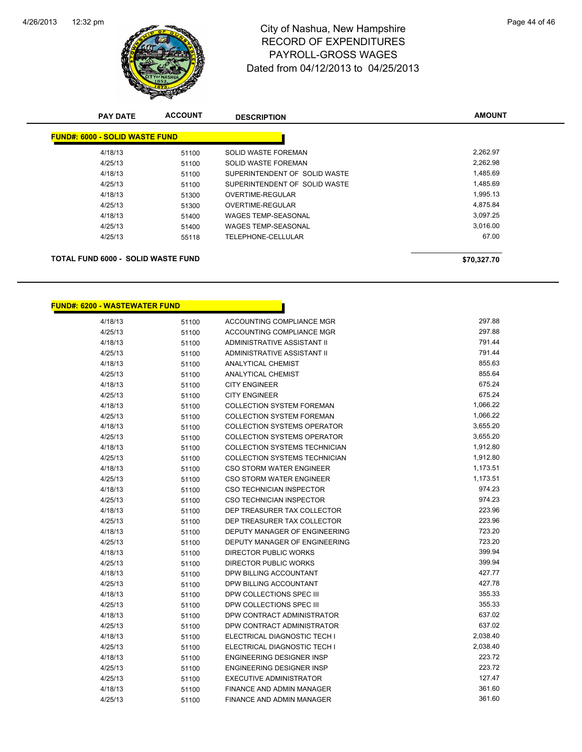# City of Nashua, New Hampshire
## RECORD OF EXPENDITURES
## PAYROLL-GROSS WAGES
## Dated from 04/12/2013 to 04/25/2013

| PAY DATE | ACCOUNT | DESCRIPTION | AMOUNT |
|---|---|---|---|
| **FUND#: 6000 - SOLID WASTE FUND** | | | |
| 4/18/13 | 51100 | SOLID WASTE FOREMAN | 2,262.97 |
| 4/25/13 | 51100 | SOLID WASTE FOREMAN | 2,262.98 |
| 4/18/13 | 51100 | SUPERINTENDENT OF SOLID WASTE | 1,485.69 |
| 4/25/13 | 51100 | SUPERINTENDENT OF SOLID WASTE | 1,485.69 |
| 4/18/13 | 51300 | OVERTIME-REGULAR | 1,995.13 |
| 4/25/13 | 51300 | OVERTIME-REGULAR | 4,875.84 |
| 4/18/13 | 51400 | WAGES TEMP-SEASONAL | 3,097.25 |
| 4/25/13 | 51400 | WAGES TEMP-SEASONAL | 3,016.00 |
| 4/25/13 | 55118 | TELEPHONE-CELLULAR | 67.00 |
| **TOTAL FUND 6000 - SOLID WASTE FUND** | | | **$70,327.70** |

| PAY DATE | ACCOUNT | DESCRIPTION | AMOUNT |
|---|---|---|---|
| **FUND#: 6200 - WASTEWATER FUND** | | | |
| 4/18/13 | 51100 | ACCOUNTING COMPLIANCE MGR | 297.88 |
| 4/25/13 | 51100 | ACCOUNTING COMPLIANCE MGR | 297.88 |
| 4/18/13 | 51100 | ADMINISTRATIVE ASSISTANT II | 791.44 |
| 4/25/13 | 51100 | ADMINISTRATIVE ASSISTANT II | 791.44 |
| 4/18/13 | 51100 | ANALYTICAL CHEMIST | 855.63 |
| 4/25/13 | 51100 | ANALYTICAL CHEMIST | 855.64 |
| 4/18/13 | 51100 | CITY ENGINEER | 675.24 |
| 4/25/13 | 51100 | CITY ENGINEER | 675.24 |
| 4/18/13 | 51100 | COLLECTION SYSTEM FOREMAN | 1,066.22 |
| 4/25/13 | 51100 | COLLECTION SYSTEM FOREMAN | 1,066.22 |
| 4/18/13 | 51100 | COLLECTION SYSTEMS OPERATOR | 3,655.20 |
| 4/25/13 | 51100 | COLLECTION SYSTEMS OPERATOR | 3,655.20 |
| 4/18/13 | 51100 | COLLECTION SYSTEMS TECHNICIAN | 1,912.80 |
| 4/25/13 | 51100 | COLLECTION SYSTEMS TECHNICIAN | 1,912.80 |
| 4/18/13 | 51100 | CSO STORM WATER ENGINEER | 1,173.51 |
| 4/25/13 | 51100 | CSO STORM WATER ENGINEER | 1,173.51 |
| 4/18/13 | 51100 | CSO TECHNICIAN INSPECTOR | 974.23 |
| 4/25/13 | 51100 | CSO TECHNICIAN INSPECTOR | 974.23 |
| 4/18/13 | 51100 | DEP TREASURER TAX COLLECTOR | 223.96 |
| 4/25/13 | 51100 | DEP TREASURER TAX COLLECTOR | 223.96 |
| 4/18/13 | 51100 | DEPUTY MANAGER OF ENGINEERING | 723.20 |
| 4/25/13 | 51100 | DEPUTY MANAGER OF ENGINEERING | 723.20 |
| 4/18/13 | 51100 | DIRECTOR PUBLIC WORKS | 399.94 |
| 4/25/13 | 51100 | DIRECTOR PUBLIC WORKS | 399.94 |
| 4/18/13 | 51100 | DPW BILLING ACCOUNTANT | 427.77 |
| 4/25/13 | 51100 | DPW BILLING ACCOUNTANT | 427.78 |
| 4/18/13 | 51100 | DPW COLLECTIONS SPEC III | 355.33 |
| 4/25/13 | 51100 | DPW COLLECTIONS SPEC III | 355.33 |
| 4/18/13 | 51100 | DPW CONTRACT ADMINISTRATOR | 637.02 |
| 4/25/13 | 51100 | DPW CONTRACT ADMINISTRATOR | 637.02 |
| 4/18/13 | 51100 | ELECTRICAL DIAGNOSTIC TECH I | 2,038.40 |
| 4/25/13 | 51100 | ELECTRICAL DIAGNOSTIC TECH I | 2,038.40 |
| 4/18/13 | 51100 | ENGINEERING DESIGNER INSP | 223.72 |
| 4/25/13 | 51100 | ENGINEERING DESIGNER INSP | 223.72 |
| 4/25/13 | 51100 | EXECUTIVE ADMINISTRATOR | 127.47 |
| 4/18/13 | 51100 | FINANCE AND ADMIN MANAGER | 361.60 |
| 4/25/13 | 51100 | FINANCE AND ADMIN MANAGER | 361.60 |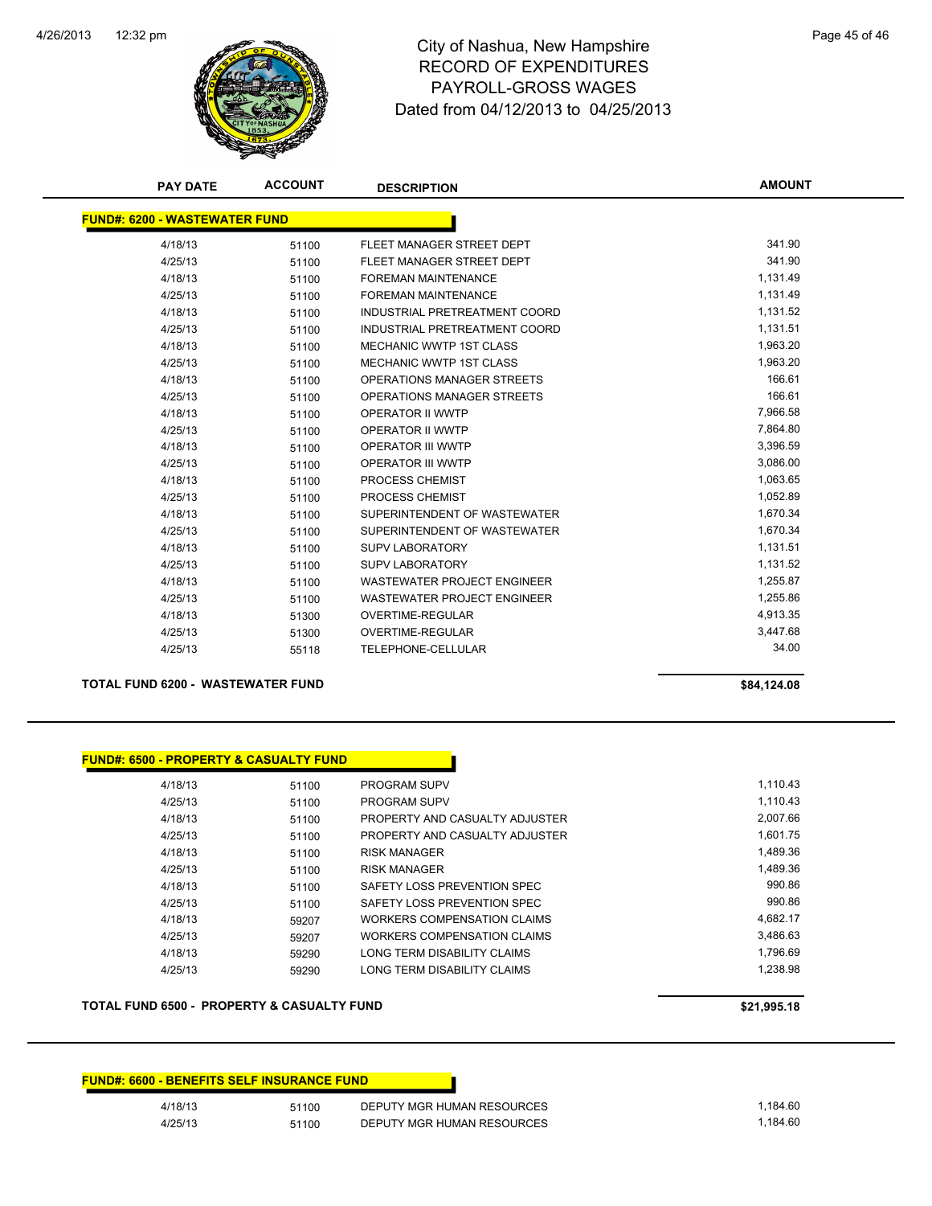# City of Nashua, New Hampshire
## RECORD OF EXPENDITURES
## PAYROLL-GROSS WAGES
## Dated from 04/12/2013 to 04/25/2013

| PAY DATE | ACCOUNT | DESCRIPTION | AMOUNT |
|---|---|---|---|
| **FUND#: 6200 - WASTEWATER FUND** | | | |
| 4/18/13 | 51100 | FLEET MANAGER STREET DEPT | 341.90 |
| 4/25/13 | 51100 | FLEET MANAGER STREET DEPT | 341.90 |
| 4/18/13 | 51100 | FOREMAN MAINTENANCE | 1,131.49 |
| 4/25/13 | 51100 | FOREMAN MAINTENANCE | 1,131.49 |
| 4/18/13 | 51100 | INDUSTRIAL PRETREATMENT COORD | 1,131.52 |
| 4/25/13 | 51100 | INDUSTRIAL PRETREATMENT COORD | 1,131.51 |
| 4/18/13 | 51100 | MECHANIC WWTP 1ST CLASS | 1,963.20 |
| 4/25/13 | 51100 | MECHANIC WWTP 1ST CLASS | 1,963.20 |
| 4/18/13 | 51100 | OPERATIONS MANAGER STREETS | 166.61 |
| 4/25/13 | 51100 | OPERATIONS MANAGER STREETS | 166.61 |
| 4/18/13 | 51100 | OPERATOR II WWTP | 7,966.58 |
| 4/25/13 | 51100 | OPERATOR II WWTP | 7,864.80 |
| 4/18/13 | 51100 | OPERATOR III WWTP | 3,396.59 |
| 4/25/13 | 51100 | OPERATOR III WWTP | 3,086.00 |
| 4/18/13 | 51100 | PROCESS CHEMIST | 1,063.65 |
| 4/25/13 | 51100 | PROCESS CHEMIST | 1,052.89 |
| 4/18/13 | 51100 | SUPERINTENDENT OF WASTEWATER | 1,670.34 |
| 4/25/13 | 51100 | SUPERINTENDENT OF WASTEWATER | 1,670.34 |
| 4/18/13 | 51100 | SUPV LABORATORY | 1,131.51 |
| 4/25/13 | 51100 | SUPV LABORATORY | 1,131.52 |
| 4/18/13 | 51100 | WASTEWATER PROJECT ENGINEER | 1,255.87 |
| 4/25/13 | 51100 | WASTEWATER PROJECT ENGINEER | 1,255.86 |
| 4/18/13 | 51300 | OVERTIME-REGULAR | 4,913.35 |
| 4/25/13 | 51300 | OVERTIME-REGULAR | 3,447.68 |
| 4/25/13 | 55118 | TELEPHONE-CELLULAR | 34.00 |
| **TOTAL FUND 6200 - WASTEWATER FUND** | | | **$84,124.08** |

| PAY DATE | ACCOUNT | DESCRIPTION | AMOUNT |
|---|---|---|---|
| **FUND#: 6500 - PROPERTY & CASUALTY FUND** | | | |
| 4/18/13 | 51100 | PROGRAM SUPV | 1,110.43 |
| 4/25/13 | 51100 | PROGRAM SUPV | 1,110.43 |
| 4/18/13 | 51100 | PROPERTY AND CASUALTY ADJUSTER | 2,007.66 |
| 4/25/13 | 51100 | PROPERTY AND CASUALTY ADJUSTER | 1,601.75 |
| 4/18/13 | 51100 | RISK MANAGER | 1,489.36 |
| 4/25/13 | 51100 | RISK MANAGER | 1,489.36 |
| 4/18/13 | 51100 | SAFETY LOSS PREVENTION SPEC | 990.86 |
| 4/25/13 | 51100 | SAFETY LOSS PREVENTION SPEC | 990.86 |
| 4/18/13 | 59207 | WORKERS COMPENSATION CLAIMS | 4,682.17 |
| 4/25/13 | 59207 | WORKERS COMPENSATION CLAIMS | 3,486.63 |
| 4/18/13 | 59290 | LONG TERM DISABILITY CLAIMS | 1,796.69 |
| 4/25/13 | 59290 | LONG TERM DISABILITY CLAIMS | 1,238.98 |
| **TOTAL FUND 6500 - PROPERTY & CASUALTY FUND** | | | **$21,995.18** |

| PAY DATE | ACCOUNT | DESCRIPTION | AMOUNT |
|---|---|---|---|
| **FUND#: 6600 - BENEFITS SELF INSURANCE FUND** | | | |
| 4/18/13 | 51100 | DEPUTY MGR HUMAN RESOURCES | 1,184.60 |
| 4/25/13 | 51100 | DEPUTY MGR HUMAN RESOURCES | 1,184.60 |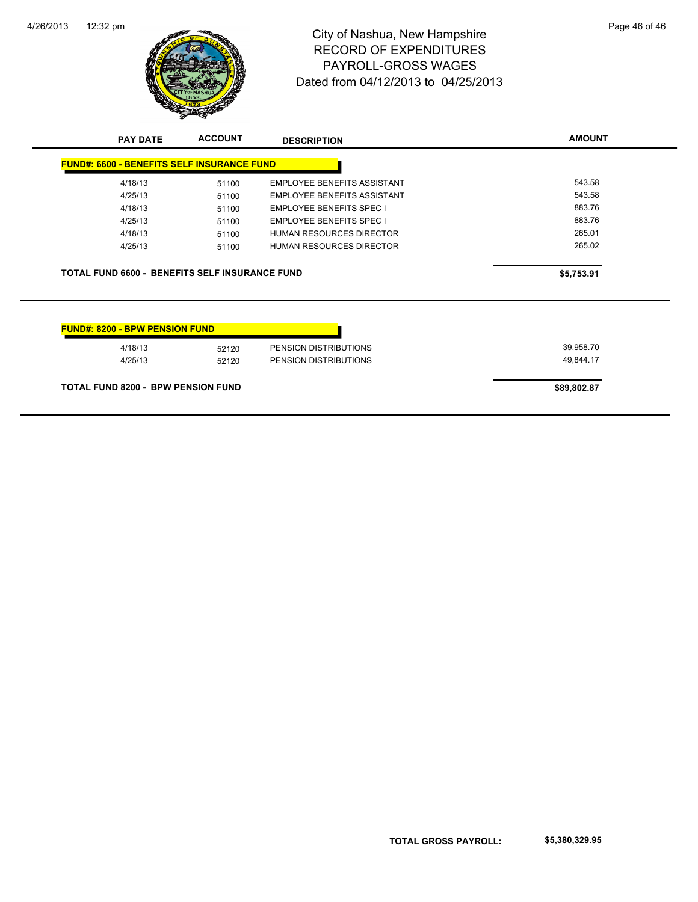# City of Nashua, New Hampshire
## RECORD OF EXPENDITURES
## PAYROLL-GROSS WAGES
## Dated from 04/12/2013 to 04/25/2013

| PAY DATE | ACCOUNT | DESCRIPTION | AMOUNT |
|---|---|---|---|
| **FUND#: 6600 - BENEFITS SELF INSURANCE FUND** | | | |
| 4/18/13 | 51100 | EMPLOYEE BENEFITS ASSISTANT | 543.58 |
| 4/25/13 | 51100 | EMPLOYEE BENEFITS ASSISTANT | 543.58 |
| 4/18/13 | 51100 | EMPLOYEE BENEFITS SPEC I | 883.76 |
| 4/25/13 | 51100 | EMPLOYEE BENEFITS SPEC I | 883.76 |
| 4/18/13 | 51100 | HUMAN RESOURCES DIRECTOR | 265.01 |
| 4/25/13 | 51100 | HUMAN RESOURCES DIRECTOR | 265.02 |
| **TOTAL FUND 6600 - BENEFITS SELF INSURANCE FUND** | | | **$5,753.91** |

| PAY DATE | ACCOUNT | DESCRIPTION | AMOUNT |
|---|---|---|---|
| **FUND#: 8200 - BPW PENSION FUND** | | | |
| 4/18/13 | 52120 | PENSION DISTRIBUTIONS | 39,958.70 |
| 4/25/13 | 52120 | PENSION DISTRIBUTIONS | 49,844.17 |
| **TOTAL FUND 8200 - BPW PENSION FUND** | | | **$89,802.87** |

**TOTAL GROSS PAYROLL: $5,380,329.95**